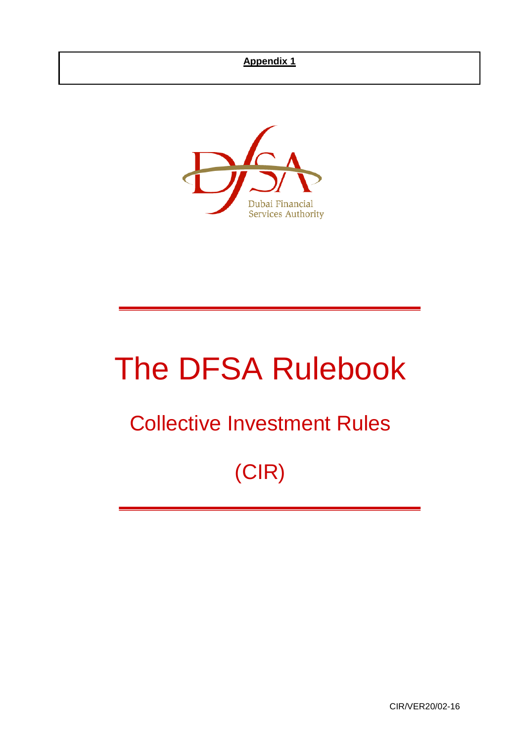**Appendix 1**

Dubai Financial Services Authority

# The DFSA Rulebook

## Collective Investment Rules

## (CIR)

CIR/VER20/02-16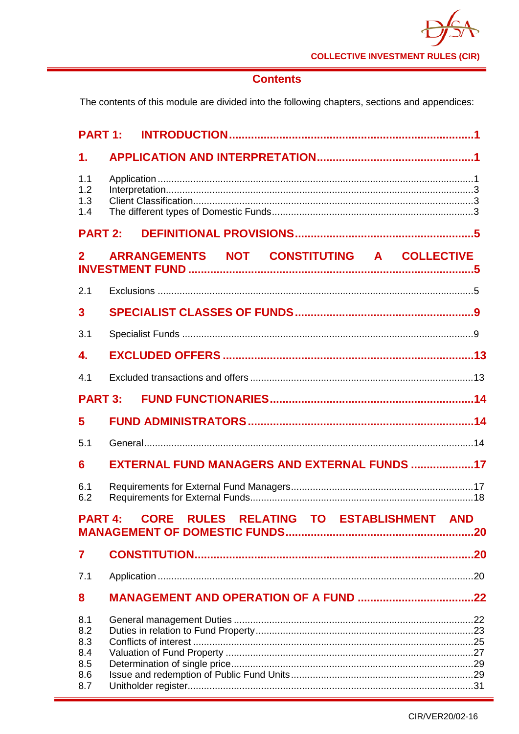## Contents

The contents of this module are divided into the following chapters, sections and appendices:

**PART 1: INTRODUCTION ..... 1**

**1. APPLICATION AND INTERPRETATION ..... 1**

1.1 Application ..... 1
1.2 Interpretation ..... 3
1.3 Client Classification ..... 3
1.4 The different types of Domestic Funds ..... 3

**PART 2: DEFINITIONAL PROVISIONS ..... 5**

**2 ARRANGEMENTS NOT CONSTITUTING A COLLECTIVE INVESTMENT FUND ..... 5**

2.1 Exclusions ..... 5

**3 SPECIALIST CLASSES OF FUNDS ..... 9**

3.1 Specialist Funds ..... 9

**4. EXCLUDED OFFERS ..... 13**

4.1 Excluded transactions and offers ..... 13

**PART 3: FUND FUNCTIONARIES ..... 14**

**5 FUND ADMINISTRATORS ..... 14**

5.1 General ..... 14

**6 EXTERNAL FUND MANAGERS AND EXTERNAL FUNDS ..... 17**

6.1 Requirements for External Fund Managers ..... 17
6.2 Requirements for External Funds ..... 18

**PART 4: CORE RULES RELATING TO ESTABLISHMENT AND MANAGEMENT OF DOMESTIC FUNDS ..... 20**

**7 CONSTITUTION ..... 20**

7.1 Application ..... 20

**8 MANAGEMENT AND OPERATION OF A FUND ..... 22**

8.1 General management Duties ..... 22
8.2 Duties in relation to Fund Property ..... 23
8.3 Conflicts of interest ..... 25
8.4 Valuation of Fund Property ..... 27
8.5 Determination of single price ..... 29
8.6 Issue and redemption of Public Fund Units ..... 29
8.7 Unitholder register ..... 31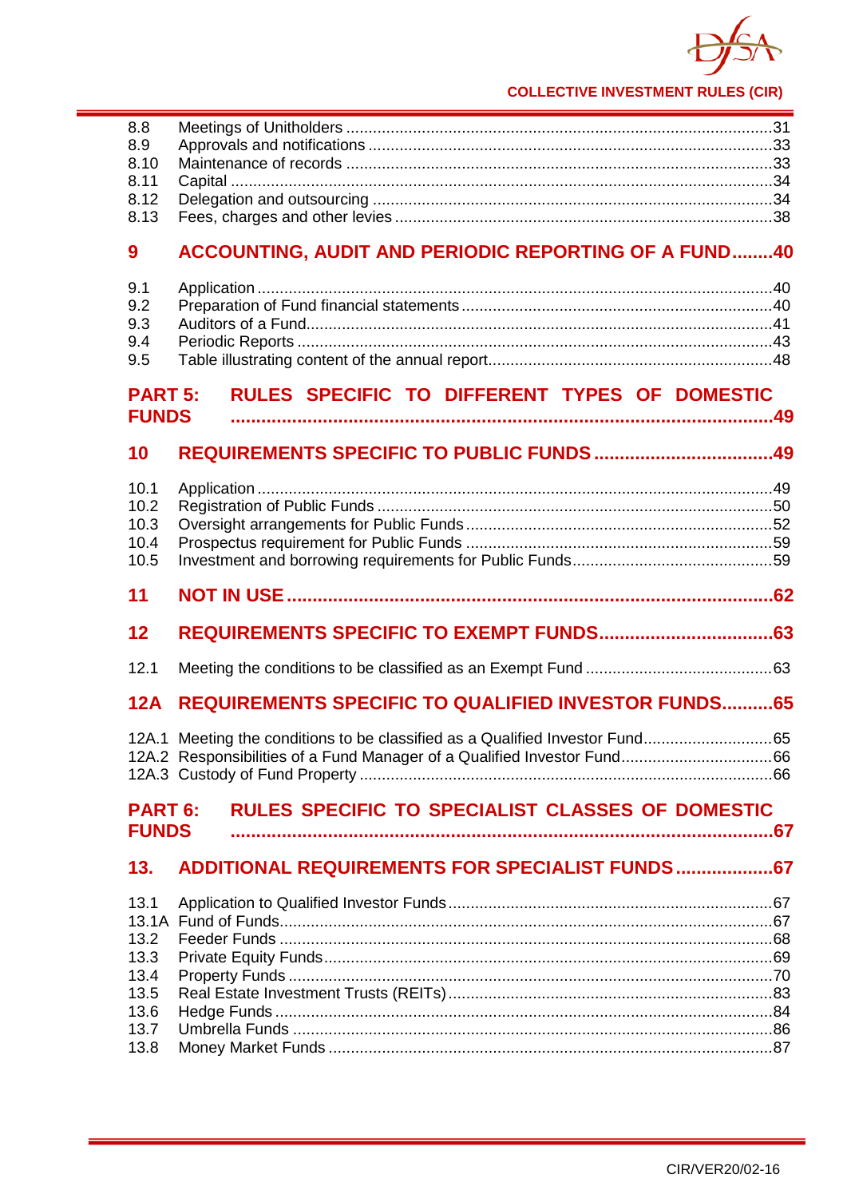8.8 Meetings of Unitholders ....................................................................................31
8.9 Approvals and notifications ..............................................................................33
8.10 Maintenance of records ..................................................................................33
8.11 Capital .............................................................................................................34
8.12 Delegation and outsourcing .............................................................................34
8.13 Fees, charges and other levies ........................................................................38

**9 ACCOUNTING, AUDIT AND PERIODIC REPORTING OF A FUND........40**

9.1 Application .......................................................................................................40
9.2 Preparation of Fund financial statements .........................................................40
9.3 Auditors of a Fund............................................................................................41
9.4 Periodic Reports ..............................................................................................43
9.5 Table illustrating content of the annual report...................................................48

**PART 5: RULES SPECIFIC TO DIFFERENT TYPES OF DOMESTIC FUNDS ........................................................................................................49**

**10 REQUIREMENTS SPECIFIC TO PUBLIC FUNDS ..................................49**

10.1 Application .......................................................................................................49
10.2 Registration of Public Funds ............................................................................50
10.3 Oversight arrangements for Public Funds ........................................................52
10.4 Prospectus requirement for Public Funds ........................................................59
10.5 Investment and borrowing requirements for Public Funds................................59

**11 NOT IN USE ...............................................................................................62**

**12 REQUIREMENTS SPECIFIC TO EXEMPT FUNDS..................................63**

12.1 Meeting the conditions to be classified as an Exempt Fund .............................63

**12A REQUIREMENTS SPECIFIC TO QUALIFIED INVESTOR FUNDS..........65**

12A.1 Meeting the conditions to be classified as a Qualified Investor Fund...............65
12A.2 Responsibilities of a Fund Manager of a Qualified Investor Fund....................66
12A.3 Custody of Fund Property ...............................................................................66

**PART 6: RULES SPECIFIC TO SPECIALIST CLASSES OF DOMESTIC FUNDS ........................................................................................................67**

**13. ADDITIONAL REQUIREMENTS FOR SPECIALIST FUNDS ...................67**

13.1 Application to Qualified Investor Funds ...........................................................67
13.1A Fund of Funds.................................................................................................67
13.2 Feeder Funds ..................................................................................................68
13.3 Private Equity Funds........................................................................................69
13.4 Property Funds ................................................................................................70
13.5 Real Estate Investment Trusts (REITs)............................................................83
13.6 Hedge Funds ...................................................................................................84
13.7 Umbrella Funds ...............................................................................................86
13.8 Money Market Funds ......................................................................................87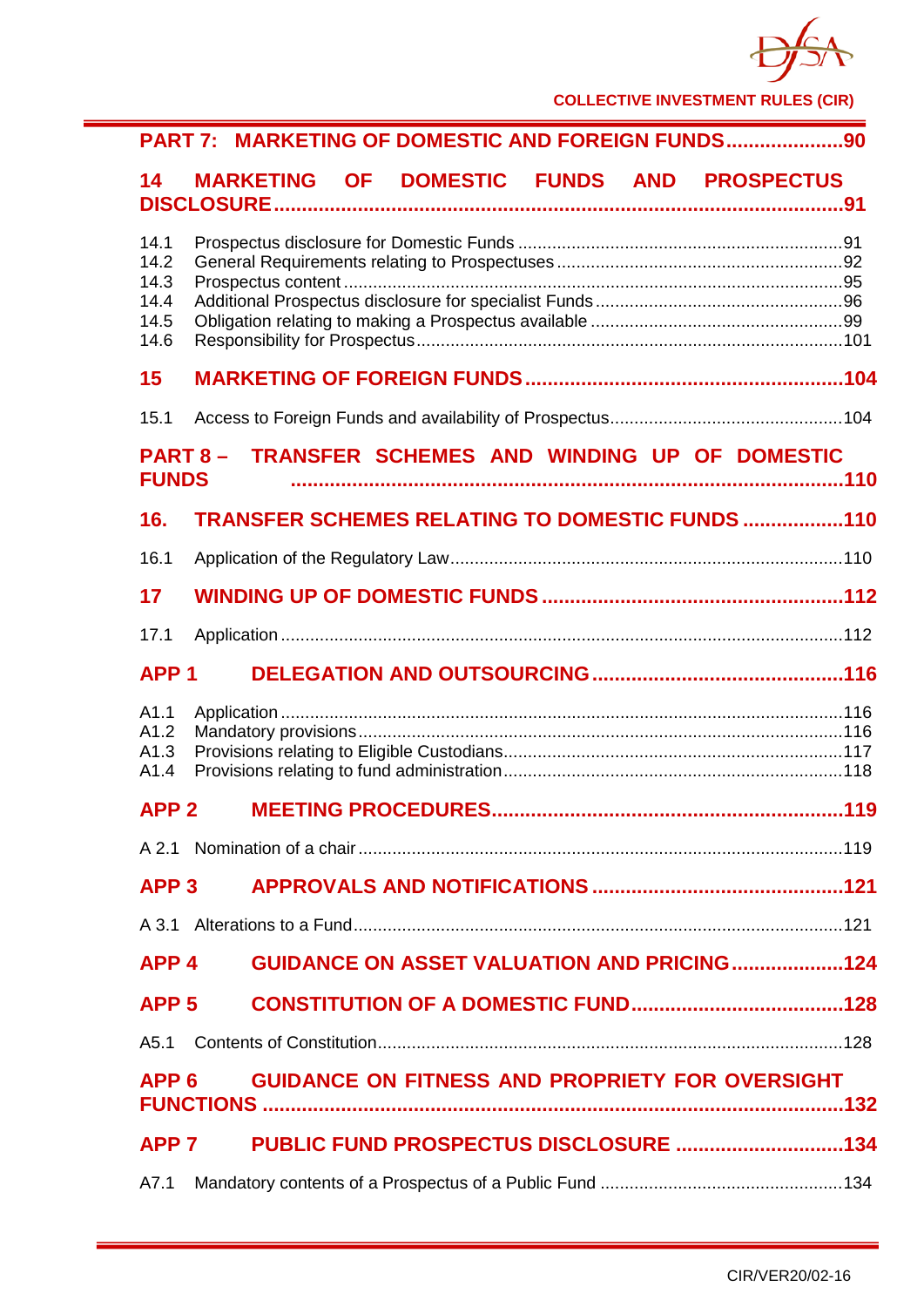PART 7: MARKETING OF DOMESTIC AND FOREIGN FUNDS ..................... 90

14 MARKETING OF DOMESTIC FUNDS AND PROSPECTUS DISCLOSURE ..................... 91

14.1 Prospectus disclosure for Domestic Funds ..................... 91
14.2 General Requirements relating to Prospectuses ..................... 92
14.3 Prospectus content ..................... 95
14.4 Additional Prospectus disclosure for specialist Funds ..................... 96
14.5 Obligation relating to making a Prospectus available ..................... 99
14.6 Responsibility for Prospectus ..................... 101

15 MARKETING OF FOREIGN FUNDS ..................... 104

15.1 Access to Foreign Funds and availability of Prospectus ..................... 104

PART 8 – TRANSFER SCHEMES AND WINDING UP OF DOMESTIC FUNDS ..................... 110

16. TRANSFER SCHEMES RELATING TO DOMESTIC FUNDS ..................... 110

16.1 Application of the Regulatory Law ..................... 110

17 WINDING UP OF DOMESTIC FUNDS ..................... 112

17.1 Application ..................... 112

APP 1 DELEGATION AND OUTSOURCING ..................... 116

A1.1 Application ..................... 116
A1.2 Mandatory provisions ..................... 116
A1.3 Provisions relating to Eligible Custodians ..................... 117
A1.4 Provisions relating to fund administration ..................... 118

APP 2 MEETING PROCEDURES ..................... 119

A 2.1 Nomination of a chair ..................... 119

APP 3 APPROVALS AND NOTIFICATIONS ..................... 121

A 3.1 Alterations to a Fund ..................... 121

APP 4 GUIDANCE ON ASSET VALUATION AND PRICING ..................... 124

APP 5 CONSTITUTION OF A DOMESTIC FUND ..................... 128

A5.1 Contents of Constitution ..................... 128

APP 6 GUIDANCE ON FITNESS AND PROPRIETY FOR OVERSIGHT FUNCTIONS ..................... 132

APP 7 PUBLIC FUND PROSPECTUS DISCLOSURE ..................... 134

A7.1 Mandatory contents of a Prospectus of a Public Fund ..................... 134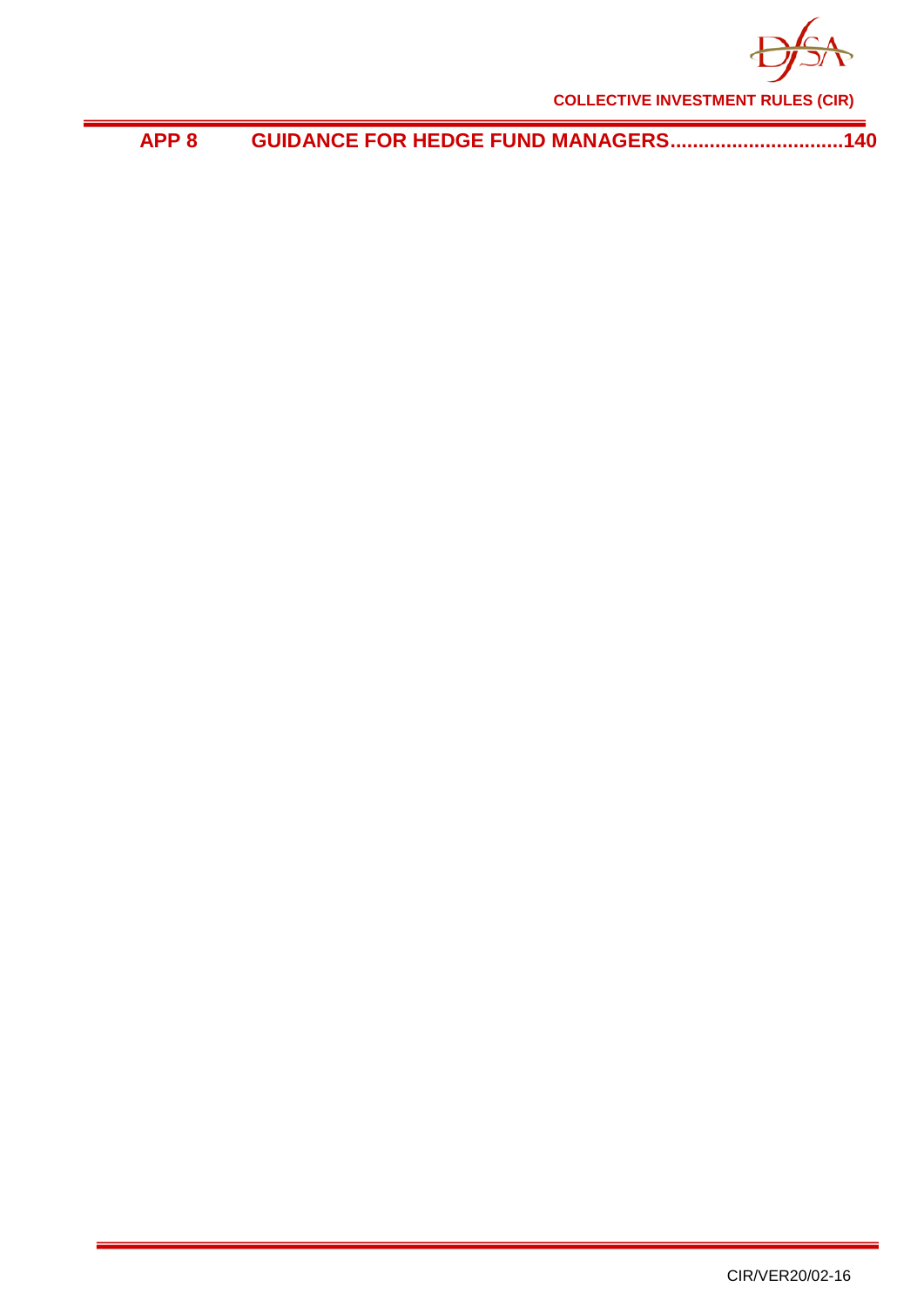APP 8 GUIDANCE FOR HEDGE FUND MANAGERS...............................140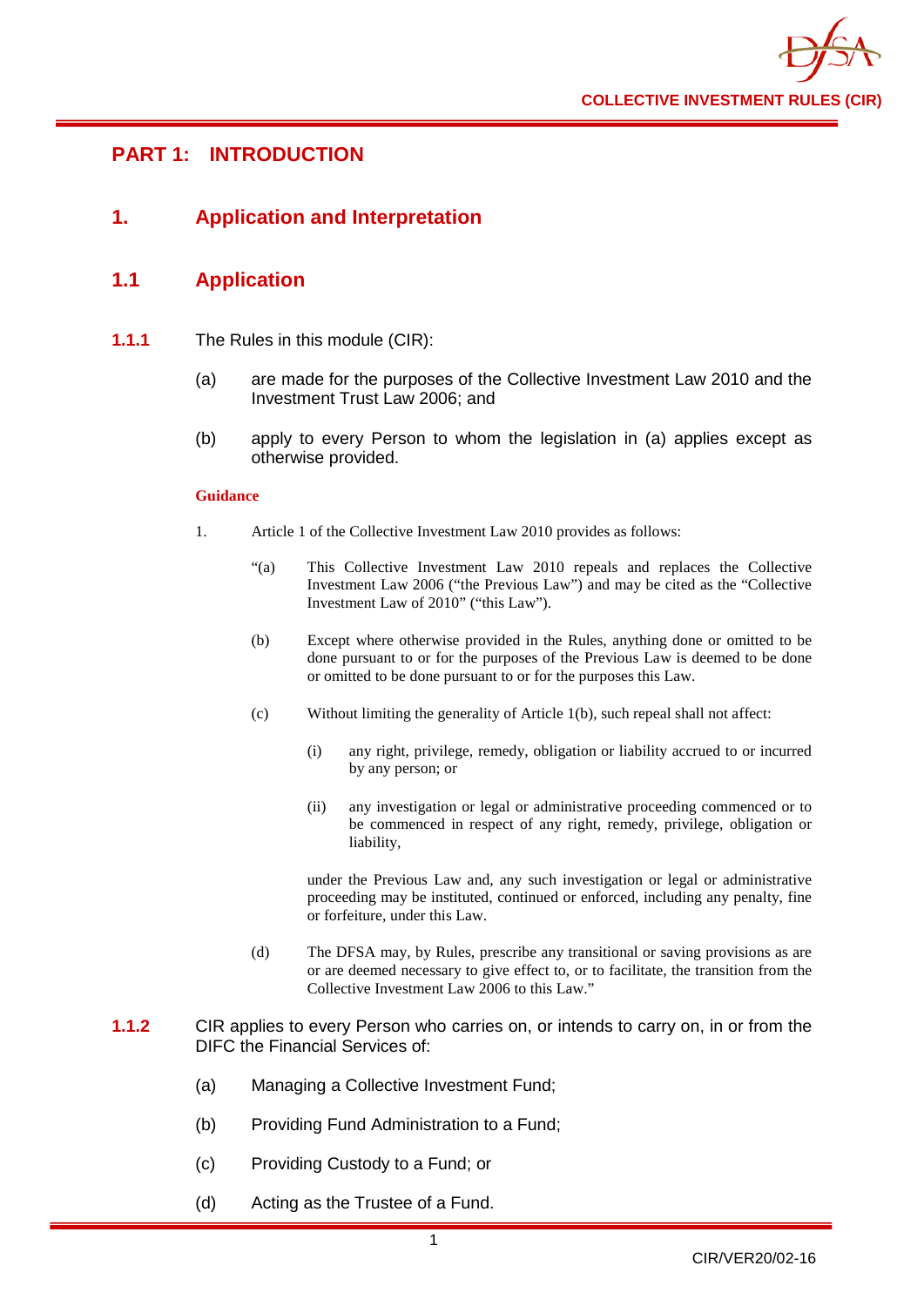# PART 1: INTRODUCTION

## 1. Application and Interpretation

### 1.1 Application

**1.1.1** The Rules in this module (CIR):

(a) are made for the purposes of the Collective Investment Law 2010 and the Investment Trust Law 2006; and

(b) apply to every Person to whom the legislation in (a) applies except as otherwise provided.

**Guidance**

1. Article 1 of the Collective Investment Law 2010 provides as follows:

"(a) This Collective Investment Law 2010 repeals and replaces the Collective Investment Law 2006 ("the Previous Law") and may be cited as the "Collective Investment Law of 2010" ("this Law").

(b) Except where otherwise provided in the Rules, anything done or omitted to be done pursuant to or for the purposes of the Previous Law is deemed to be done or omitted to be done pursuant to or for the purposes this Law.

(c) Without limiting the generality of Article 1(b), such repeal shall not affect:

(i) any right, privilege, remedy, obligation or liability accrued to or incurred by any person; or

(ii) any investigation or legal or administrative proceeding commenced or to be commenced in respect of any right, remedy, privilege, obligation or liability,

under the Previous Law and, any such investigation or legal or administrative proceeding may be instituted, continued or enforced, including any penalty, fine or forfeiture, under this Law.

(d) The DFSA may, by Rules, prescribe any transitional or saving provisions as are or are deemed necessary to give effect to, or to facilitate, the transition from the Collective Investment Law 2006 to this Law."

**1.1.2** CIR applies to every Person who carries on, or intends to carry on, in or from the DIFC the Financial Services of:

(a) Managing a Collective Investment Fund;

(b) Providing Fund Administration to a Fund;

(c) Providing Custody to a Fund; or

(d) Acting as the Trustee of a Fund.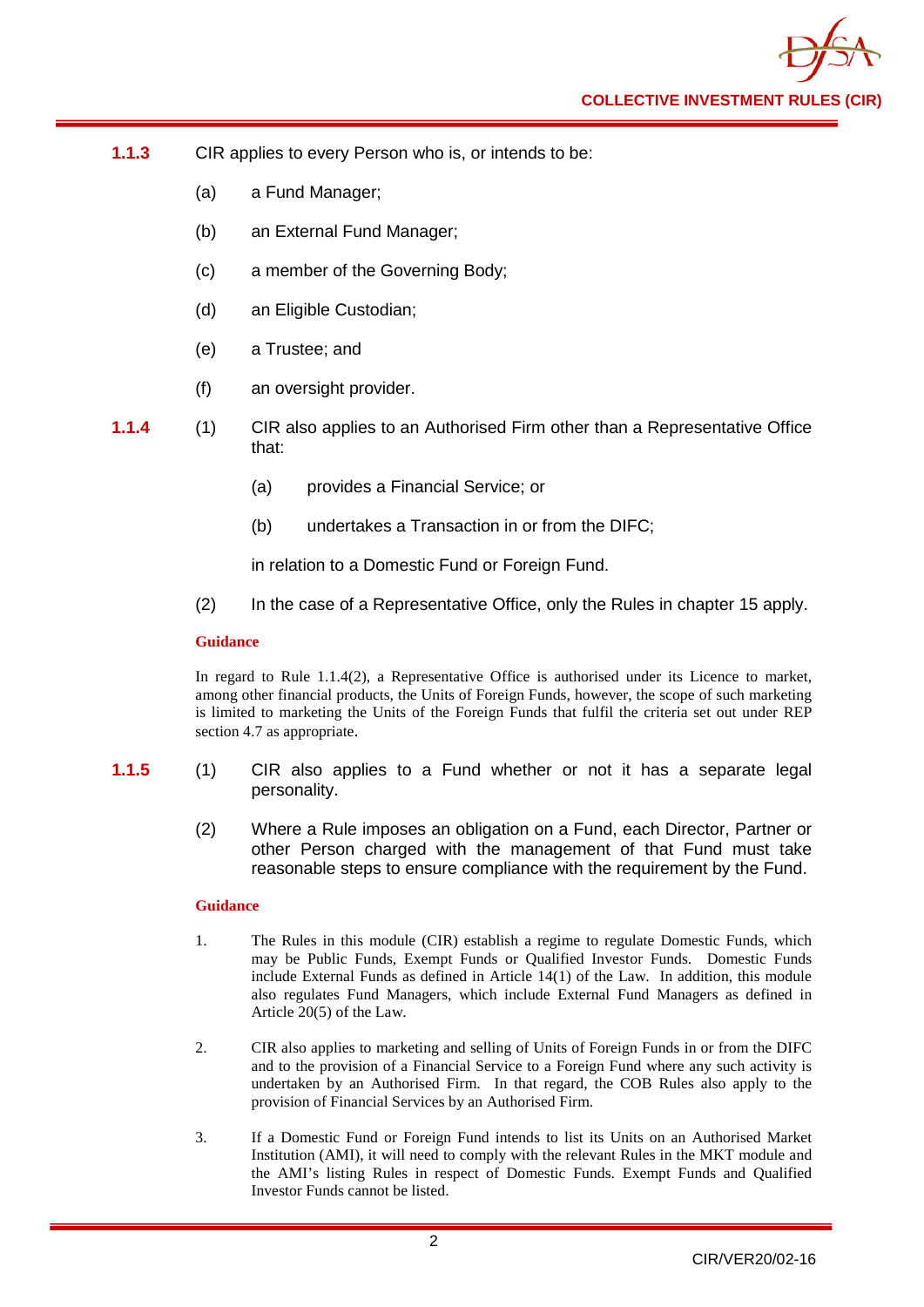**1.1.3** CIR applies to every Person who is, or intends to be:

(a) a Fund Manager;

(b) an External Fund Manager;

(c) a member of the Governing Body;

(d) an Eligible Custodian;

(e) a Trustee; and

(f) an oversight provider.

**1.1.4** (1) CIR also applies to an Authorised Firm other than a Representative Office that:

(a) provides a Financial Service; or

(b) undertakes a Transaction in or from the DIFC;

in relation to a Domestic Fund or Foreign Fund.

(2) In the case of a Representative Office, only the Rules in chapter 15 apply.

**Guidance**

In regard to Rule 1.1.4(2), a Representative Office is authorised under its Licence to market, among other financial products, the Units of Foreign Funds, however, the scope of such marketing is limited to marketing the Units of the Foreign Funds that fulfil the criteria set out under REP section 4.7 as appropriate.

**1.1.5** (1) CIR also applies to a Fund whether or not it has a separate legal personality.

(2) Where a Rule imposes an obligation on a Fund, each Director, Partner or other Person charged with the management of that Fund must take reasonable steps to ensure compliance with the requirement by the Fund.

**Guidance**

1. The Rules in this module (CIR) establish a regime to regulate Domestic Funds, which may be Public Funds, Exempt Funds or Qualified Investor Funds. Domestic Funds include External Funds as defined in Article 14(1) of the Law. In addition, this module also regulates Fund Managers, which include External Fund Managers as defined in Article 20(5) of the Law.

2. CIR also applies to marketing and selling of Units of Foreign Funds in or from the DIFC and to the provision of a Financial Service to a Foreign Fund where any such activity is undertaken by an Authorised Firm. In that regard, the COB Rules also apply to the provision of Financial Services by an Authorised Firm.

3. If a Domestic Fund or Foreign Fund intends to list its Units on an Authorised Market Institution (AMI), it will need to comply with the relevant Rules in the MKT module and the AMI's listing Rules in respect of Domestic Funds. Exempt Funds and Qualified Investor Funds cannot be listed.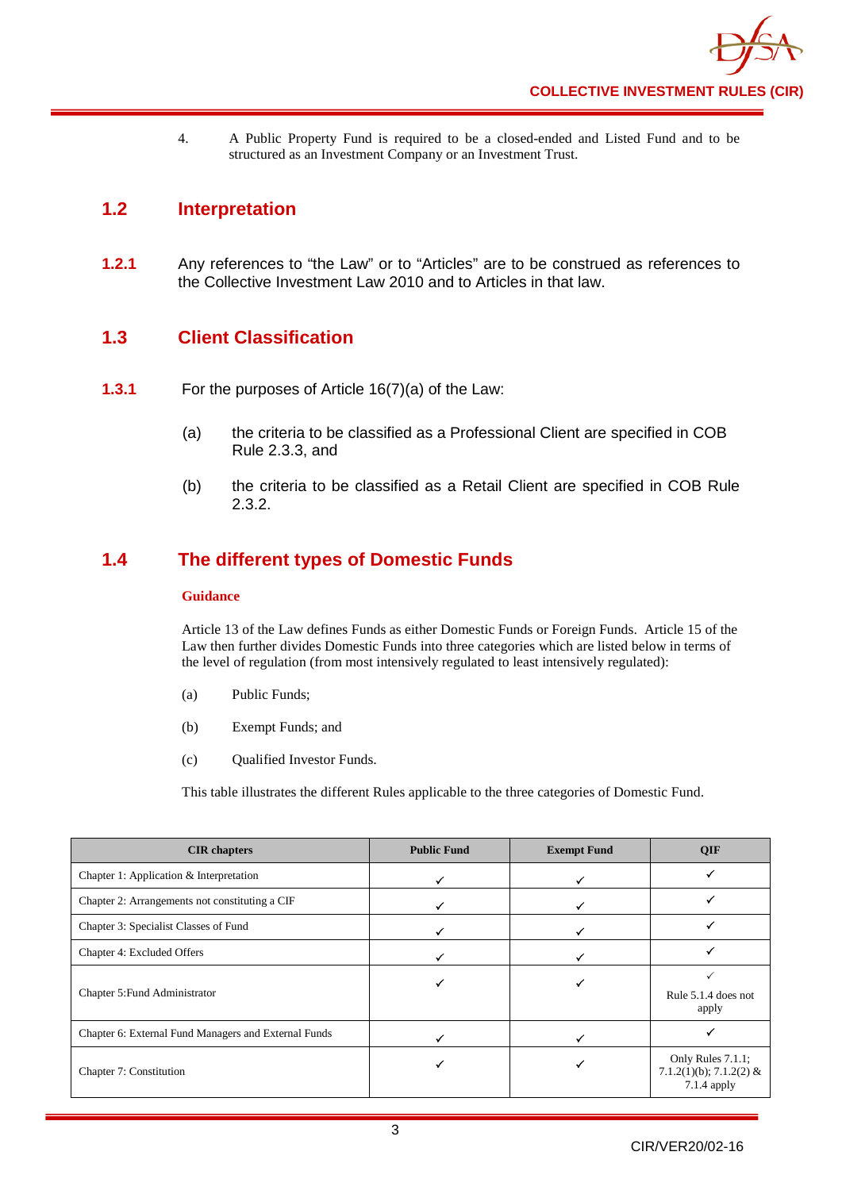4. A Public Property Fund is required to be a closed-ended and Listed Fund and to be structured as an Investment Company or an Investment Trust.

## 1.2 Interpretation

**1.2.1** Any references to "the Law" or to "Articles" are to be construed as references to the Collective Investment Law 2010 and to Articles in that law.

## 1.3 Client Classification

**1.3.1** For the purposes of Article 16(7)(a) of the Law:

(a) the criteria to be classified as a Professional Client are specified in COB Rule 2.3.3, and

(b) the criteria to be classified as a Retail Client are specified in COB Rule 2.3.2.

## 1.4 The different types of Domestic Funds

**Guidance**

Article 13 of the Law defines Funds as either Domestic Funds or Foreign Funds. Article 15 of the Law then further divides Domestic Funds into three categories which are listed below in terms of the level of regulation (from most intensively regulated to least intensively regulated):

(a) Public Funds;

(b) Exempt Funds; and

(c) Qualified Investor Funds.

This table illustrates the different Rules applicable to the three categories of Domestic Fund.

| CIR chapters | Public Fund | Exempt Fund | QIF |
|---|---|---|---|
| Chapter 1: Application & Interpretation | ✓ | ✓ | ✓ |
| Chapter 2: Arrangements not constituting a CIF | ✓ | ✓ | ✓ |
| Chapter 3: Specialist Classes of Fund | ✓ | ✓ | ✓ |
| Chapter 4: Excluded Offers | ✓ | ✓ | ✓ |
| Chapter 5:Fund Administrator | ✓ | ✓ | ✓ Rule 5.1.4 does not apply |
| Chapter 6: External Fund Managers and External Funds | ✓ | ✓ | ✓ |
| Chapter 7: Constitution | ✓ | ✓ | Only Rules 7.1.1; 7.1.2(1)(b); 7.1.2(2) & 7.1.4 apply |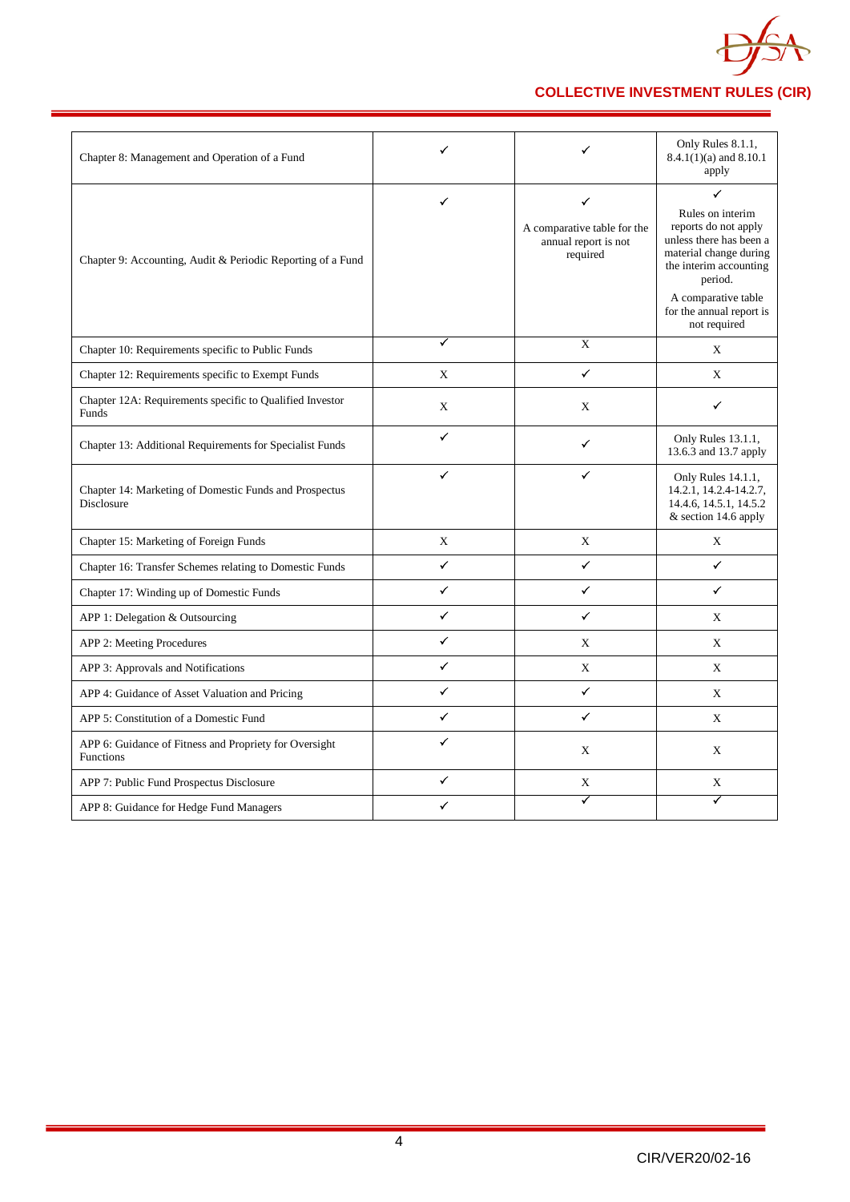| | | | |
|---|---|---|---|
| Chapter 8: Management and Operation of a Fund | ✓ | ✓ | Only Rules 8.1.1, 8.4.1(1)(a) and 8.10.1 apply |
| Chapter 9: Accounting, Audit & Periodic Reporting of a Fund | ✓ | ✓ A comparative table for the annual report is not required | ✓ Rules on interim reports do not apply unless there has been a material change during the interim accounting period. A comparative table for the annual report is not required |
| Chapter 10: Requirements specific to Public Funds | ✓ | X | X |
| Chapter 12: Requirements specific to Exempt Funds | X | ✓ | X |
| Chapter 12A: Requirements specific to Qualified Investor Funds | X | X | ✓ |
| Chapter 13: Additional Requirements for Specialist Funds | ✓ | ✓ | Only Rules 13.1.1, 13.6.3 and 13.7 apply |
| Chapter 14: Marketing of Domestic Funds and Prospectus Disclosure | ✓ | ✓ | Only Rules 14.1.1, 14.2.1, 14.2.4-14.2.7, 14.4.6, 14.5.1, 14.5.2 & section 14.6 apply |
| Chapter 15: Marketing of Foreign Funds | X | X | X |
| Chapter 16: Transfer Schemes relating to Domestic Funds | ✓ | ✓ | ✓ |
| Chapter 17: Winding up of Domestic Funds | ✓ | ✓ | ✓ |
| APP 1: Delegation & Outsourcing | ✓ | ✓ | X |
| APP 2: Meeting Procedures | ✓ | X | X |
| APP 3: Approvals and Notifications | ✓ | X | X |
| APP 4: Guidance of Asset Valuation and Pricing | ✓ | ✓ | X |
| APP 5: Constitution of a Domestic Fund | ✓ | ✓ | X |
| APP 6: Guidance of Fitness and Propriety for Oversight Functions | ✓ | X | X |
| APP 7: Public Fund Prospectus Disclosure | ✓ | X | X |
| APP 8: Guidance for Hedge Fund Managers | ✓ | ✓ | ✓ |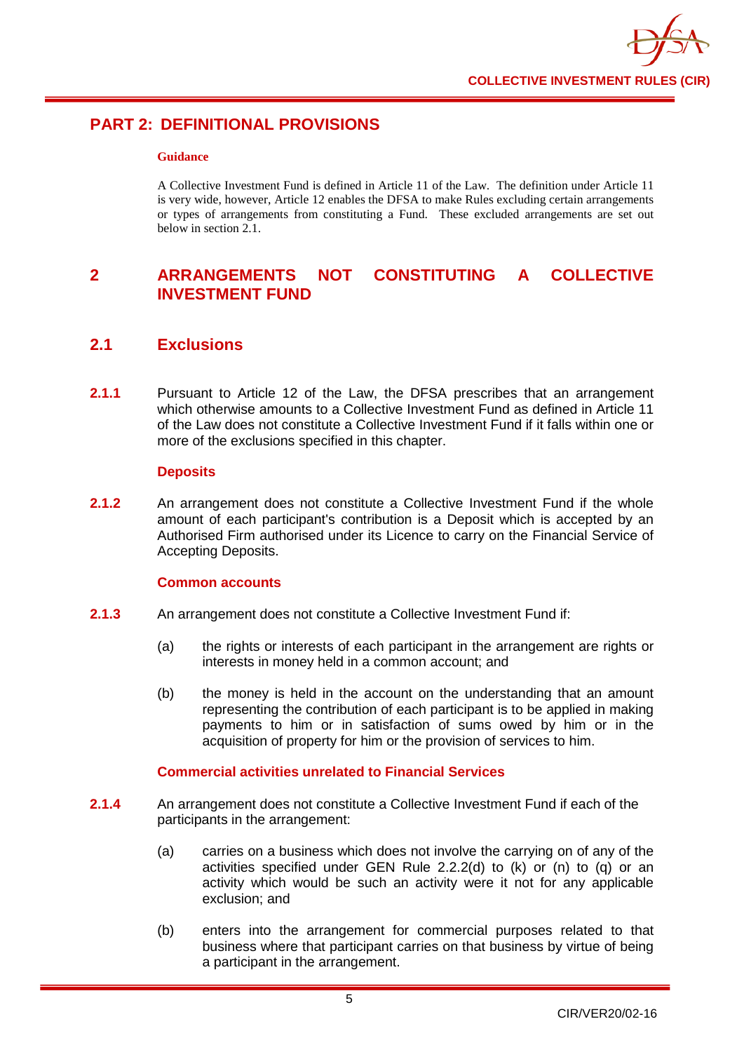# PART 2: DEFINITIONAL PROVISIONS

**Guidance**

A Collective Investment Fund is defined in Article 11 of the Law. The definition under Article 11 is very wide, however, Article 12 enables the DFSA to make Rules excluding certain arrangements or types of arrangements from constituting a Fund. These excluded arrangements are set out below in section 2.1.

## 2 ARRANGEMENTS NOT CONSTITUTING A COLLECTIVE INVESTMENT FUND

### 2.1 Exclusions

**2.1.1** Pursuant to Article 12 of the Law, the DFSA prescribes that an arrangement which otherwise amounts to a Collective Investment Fund as defined in Article 11 of the Law does not constitute a Collective Investment Fund if it falls within one or more of the exclusions specified in this chapter.

**Deposits**

**2.1.2** An arrangement does not constitute a Collective Investment Fund if the whole amount of each participant's contribution is a Deposit which is accepted by an Authorised Firm authorised under its Licence to carry on the Financial Service of Accepting Deposits.

**Common accounts**

**2.1.3** An arrangement does not constitute a Collective Investment Fund if:

(a) the rights or interests of each participant in the arrangement are rights or interests in money held in a common account; and

(b) the money is held in the account on the understanding that an amount representing the contribution of each participant is to be applied in making payments to him or in satisfaction of sums owed by him or in the acquisition of property for him or the provision of services to him.

**Commercial activities unrelated to Financial Services**

**2.1.4** An arrangement does not constitute a Collective Investment Fund if each of the participants in the arrangement:

(a) carries on a business which does not involve the carrying on of any of the activities specified under GEN Rule 2.2.2(d) to (k) or (n) to (q) or an activity which would be such an activity were it not for any applicable exclusion; and

(b) enters into the arrangement for commercial purposes related to that business where that participant carries on that business by virtue of being a participant in the arrangement.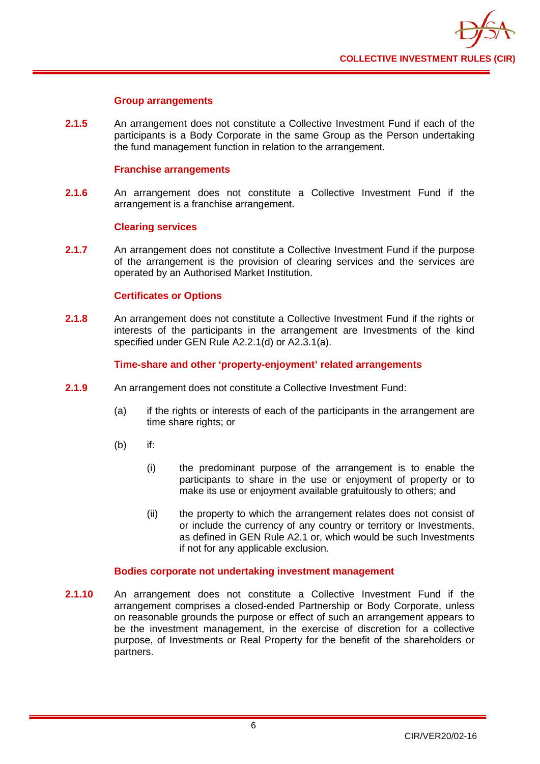#### Group arrangements

**2.1.5** An arrangement does not constitute a Collective Investment Fund if each of the participants is a Body Corporate in the same Group as the Person undertaking the fund management function in relation to the arrangement.

#### Franchise arrangements

**2.1.6** An arrangement does not constitute a Collective Investment Fund if the arrangement is a franchise arrangement.

#### Clearing services

**2.1.7** An arrangement does not constitute a Collective Investment Fund if the purpose of the arrangement is the provision of clearing services and the services are operated by an Authorised Market Institution.

#### Certificates or Options

**2.1.8** An arrangement does not constitute a Collective Investment Fund if the rights or interests of the participants in the arrangement are Investments of the kind specified under GEN Rule A2.2.1(d) or A2.3.1(a).

#### Time-share and other 'property-enjoyment' related arrangements

**2.1.9** An arrangement does not constitute a Collective Investment Fund:

(a) if the rights or interests of each of the participants in the arrangement are time share rights; or

(b) if:

(i) the predominant purpose of the arrangement is to enable the participants to share in the use or enjoyment of property or to make its use or enjoyment available gratuitously to others; and

(ii) the property to which the arrangement relates does not consist of or include the currency of any country or territory or Investments, as defined in GEN Rule A2.1 or, which would be such Investments if not for any applicable exclusion.

#### Bodies corporate not undertaking investment management

**2.1.10** An arrangement does not constitute a Collective Investment Fund if the arrangement comprises a closed-ended Partnership or Body Corporate, unless on reasonable grounds the purpose or effect of such an arrangement appears to be the investment management, in the exercise of discretion for a collective purpose, of Investments or Real Property for the benefit of the shareholders or partners.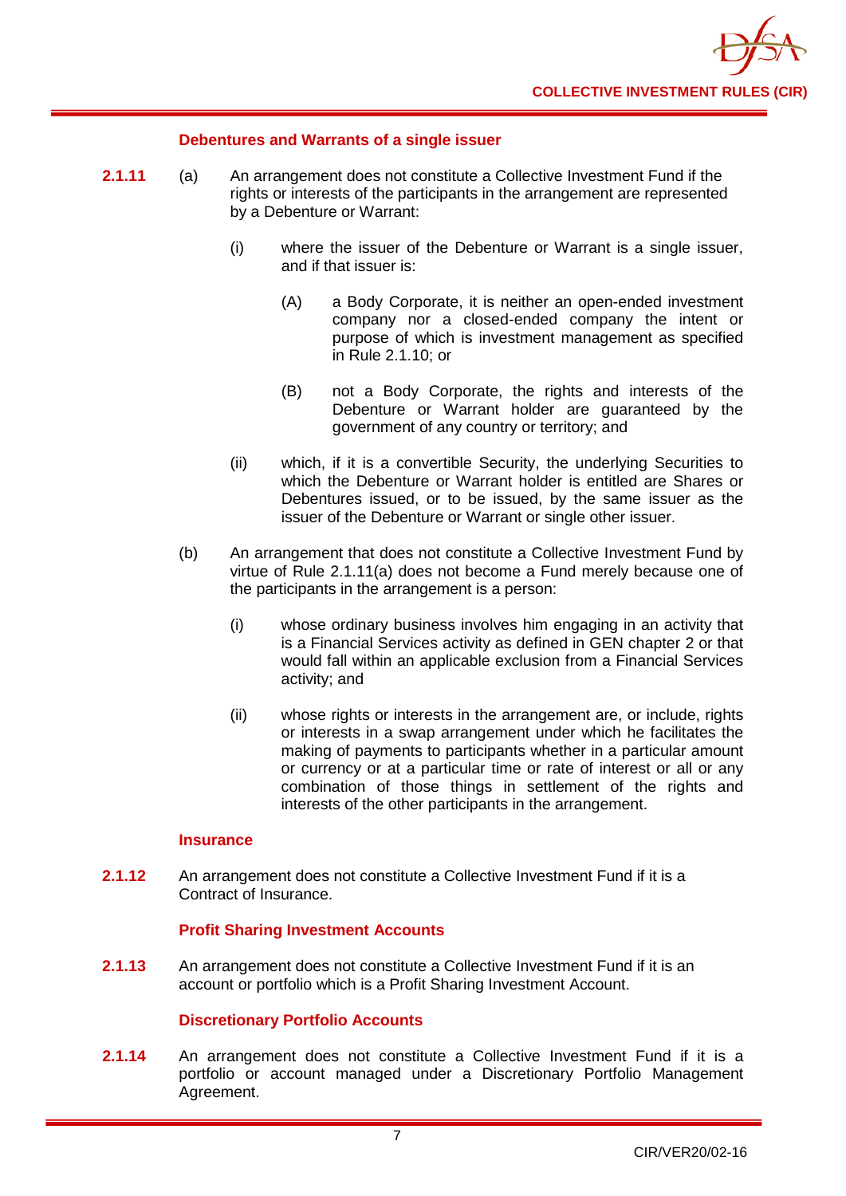### Debentures and Warrants of a single issuer

**2.1.11** (a) An arrangement does not constitute a Collective Investment Fund if the rights or interests of the participants in the arrangement are represented by a Debenture or Warrant:

(i) where the issuer of the Debenture or Warrant is a single issuer, and if that issuer is:

(A) a Body Corporate, it is neither an open-ended investment company nor a closed-ended company the intent or purpose of which is investment management as specified in Rule 2.1.10; or

(B) not a Body Corporate, the rights and interests of the Debenture or Warrant holder are guaranteed by the government of any country or territory; and

(ii) which, if it is a convertible Security, the underlying Securities to which the Debenture or Warrant holder is entitled are Shares or Debentures issued, or to be issued, by the same issuer as the issuer of the Debenture or Warrant or single other issuer.

(b) An arrangement that does not constitute a Collective Investment Fund by virtue of Rule 2.1.11(a) does not become a Fund merely because one of the participants in the arrangement is a person:

(i) whose ordinary business involves him engaging in an activity that is a Financial Services activity as defined in GEN chapter 2 or that would fall within an applicable exclusion from a Financial Services activity; and

(ii) whose rights or interests in the arrangement are, or include, rights or interests in a swap arrangement under which he facilitates the making of payments to participants whether in a particular amount or currency or at a particular time or rate of interest or all or any combination of those things in settlement of the rights and interests of the other participants in the arrangement.

### Insurance

**2.1.12** An arrangement does not constitute a Collective Investment Fund if it is a Contract of Insurance.

### Profit Sharing Investment Accounts

**2.1.13** An arrangement does not constitute a Collective Investment Fund if it is an account or portfolio which is a Profit Sharing Investment Account.

### Discretionary Portfolio Accounts

**2.1.14** An arrangement does not constitute a Collective Investment Fund if it is a portfolio or account managed under a Discretionary Portfolio Management Agreement.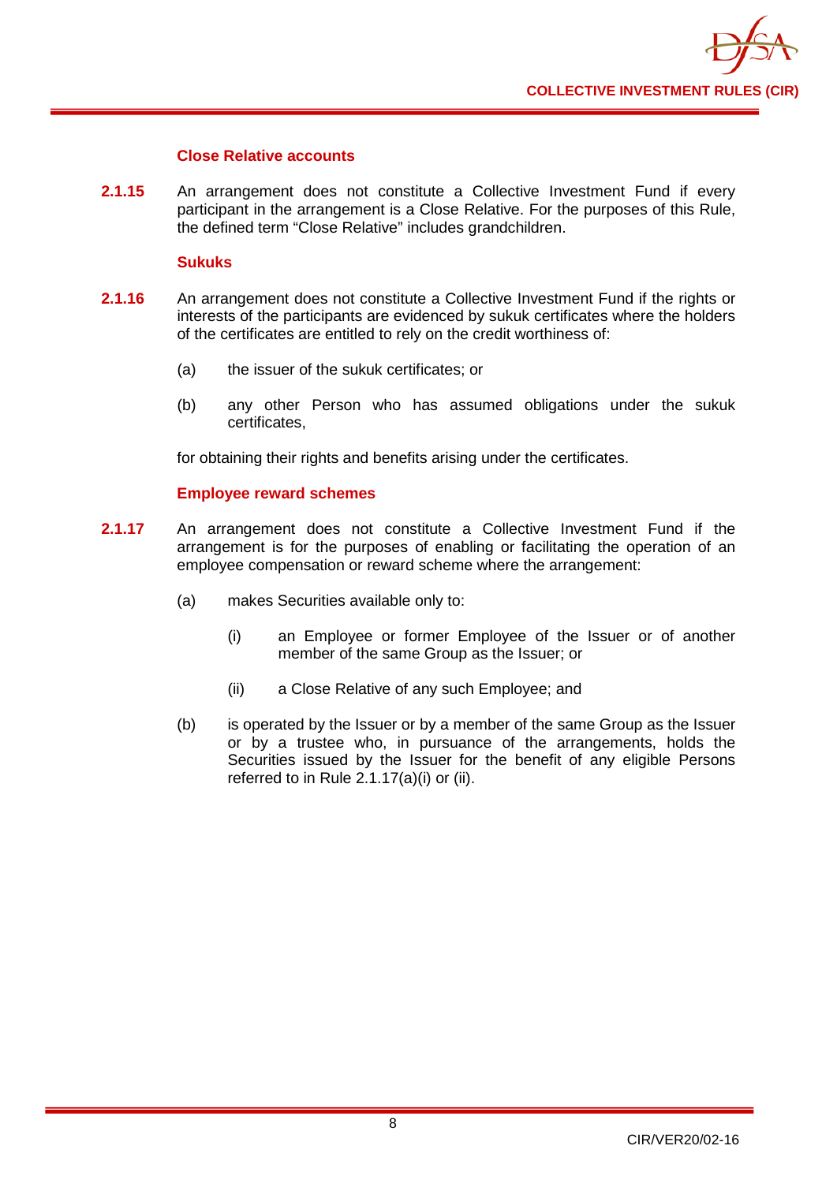#### Close Relative accounts

**2.1.15** An arrangement does not constitute a Collective Investment Fund if every participant in the arrangement is a Close Relative. For the purposes of this Rule, the defined term "Close Relative" includes grandchildren.

#### Sukuks

**2.1.16** An arrangement does not constitute a Collective Investment Fund if the rights or interests of the participants are evidenced by sukuk certificates where the holders of the certificates are entitled to rely on the credit worthiness of:

(a) the issuer of the sukuk certificates; or

(b) any other Person who has assumed obligations under the sukuk certificates,

for obtaining their rights and benefits arising under the certificates.

#### Employee reward schemes

**2.1.17** An arrangement does not constitute a Collective Investment Fund if the arrangement is for the purposes of enabling or facilitating the operation of an employee compensation or reward scheme where the arrangement:

(a) makes Securities available only to:

  (i) an Employee or former Employee of the Issuer or of another member of the same Group as the Issuer; or

  (ii) a Close Relative of any such Employee; and

(b) is operated by the Issuer or by a member of the same Group as the Issuer or by a trustee who, in pursuance of the arrangements, holds the Securities issued by the Issuer for the benefit of any eligible Persons referred to in Rule 2.1.17(a)(i) or (ii).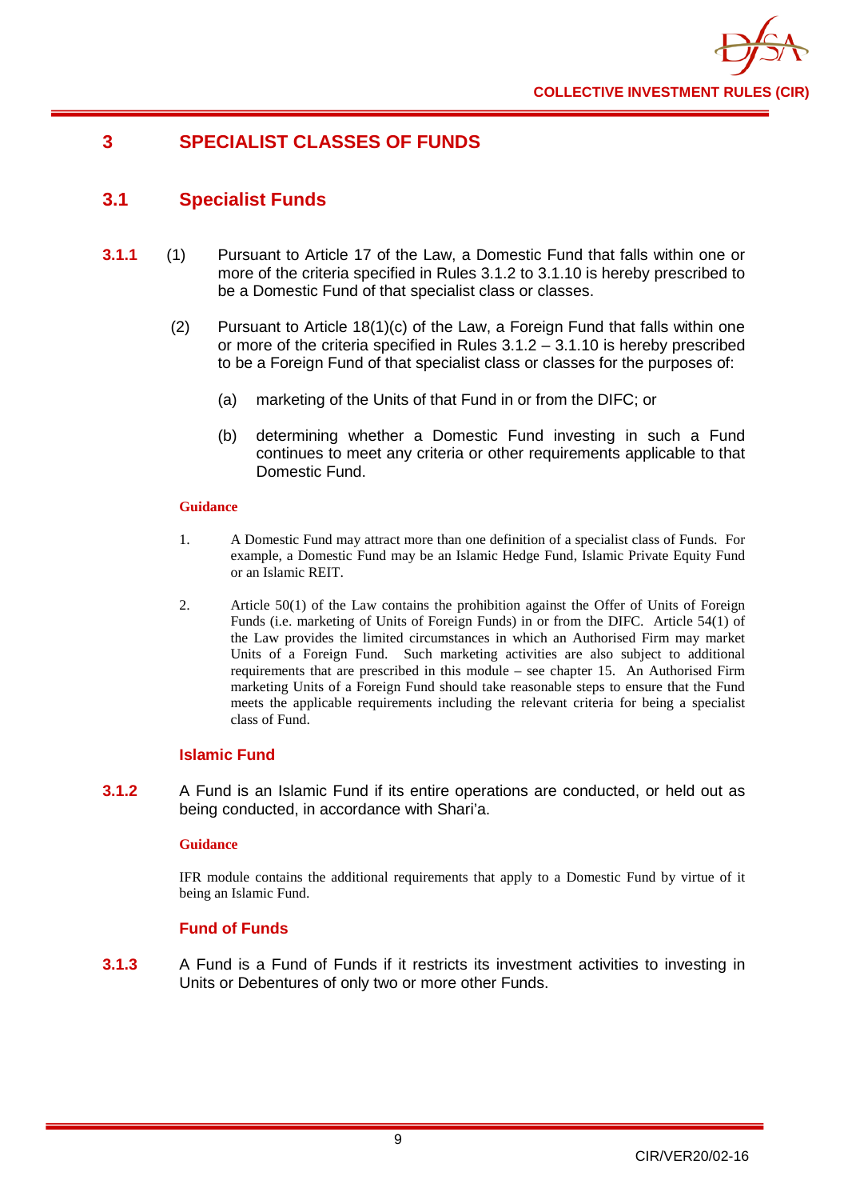# 3 SPECIALIST CLASSES OF FUNDS

## 3.1 Specialist Funds

**3.1.1** (1) Pursuant to Article 17 of the Law, a Domestic Fund that falls within one or more of the criteria specified in Rules 3.1.2 to 3.1.10 is hereby prescribed to be a Domestic Fund of that specialist class or classes.

(2) Pursuant to Article 18(1)(c) of the Law, a Foreign Fund that falls within one or more of the criteria specified in Rules 3.1.2 – 3.1.10 is hereby prescribed to be a Foreign Fund of that specialist class or classes for the purposes of:

(a) marketing of the Units of that Fund in or from the DIFC; or

(b) determining whether a Domestic Fund investing in such a Fund continues to meet any criteria or other requirements applicable to that Domestic Fund.

**Guidance**

1. A Domestic Fund may attract more than one definition of a specialist class of Funds. For example, a Domestic Fund may be an Islamic Hedge Fund, Islamic Private Equity Fund or an Islamic REIT.

2. Article 50(1) of the Law contains the prohibition against the Offer of Units of Foreign Funds (i.e. marketing of Units of Foreign Funds) in or from the DIFC. Article 54(1) of the Law provides the limited circumstances in which an Authorised Firm may market Units of a Foreign Fund. Such marketing activities are also subject to additional requirements that are prescribed in this module – see chapter 15. An Authorised Firm marketing Units of a Foreign Fund should take reasonable steps to ensure that the Fund meets the applicable requirements including the relevant criteria for being a specialist class of Fund.

### Islamic Fund

**3.1.2** A Fund is an Islamic Fund if its entire operations are conducted, or held out as being conducted, in accordance with Shari'a.

**Guidance**

IFR module contains the additional requirements that apply to a Domestic Fund by virtue of it being an Islamic Fund.

### Fund of Funds

**3.1.3** A Fund is a Fund of Funds if it restricts its investment activities to investing in Units or Debentures of only two or more other Funds.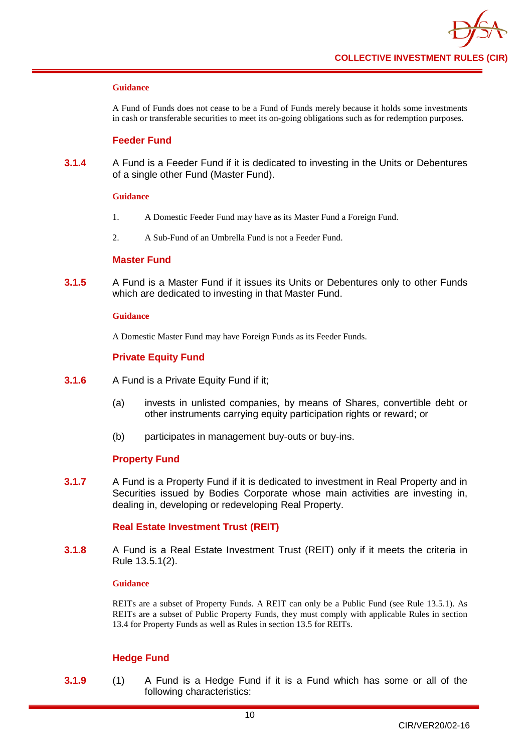#### Guidance

A Fund of Funds does not cease to be a Fund of Funds merely because it holds some investments in cash or transferable securities to meet its on-going obligations such as for redemption purposes.

### Feeder Fund

**3.1.4** A Fund is a Feeder Fund if it is dedicated to investing in the Units or Debentures of a single other Fund (Master Fund).

#### Guidance

1. A Domestic Feeder Fund may have as its Master Fund a Foreign Fund.
2. A Sub-Fund of an Umbrella Fund is not a Feeder Fund.

### Master Fund

**3.1.5** A Fund is a Master Fund if it issues its Units or Debentures only to other Funds which are dedicated to investing in that Master Fund.

#### Guidance

A Domestic Master Fund may have Foreign Funds as its Feeder Funds.

### Private Equity Fund

**3.1.6** A Fund is a Private Equity Fund if it;

(a) invests in unlisted companies, by means of Shares, convertible debt or other instruments carrying equity participation rights or reward; or

(b) participates in management buy-outs or buy-ins.

### Property Fund

**3.1.7** A Fund is a Property Fund if it is dedicated to investment in Real Property and in Securities issued by Bodies Corporate whose main activities are investing in, dealing in, developing or redeveloping Real Property.

### Real Estate Investment Trust (REIT)

**3.1.8** A Fund is a Real Estate Investment Trust (REIT) only if it meets the criteria in Rule 13.5.1(2).

#### Guidance

REITs are a subset of Property Funds. A REIT can only be a Public Fund (see Rule 13.5.1). As REITs are a subset of Public Property Funds, they must comply with applicable Rules in section 13.4 for Property Funds as well as Rules in section 13.5 for REITs.

### Hedge Fund

**3.1.9** (1) A Fund is a Hedge Fund if it is a Fund which has some or all of the following characteristics: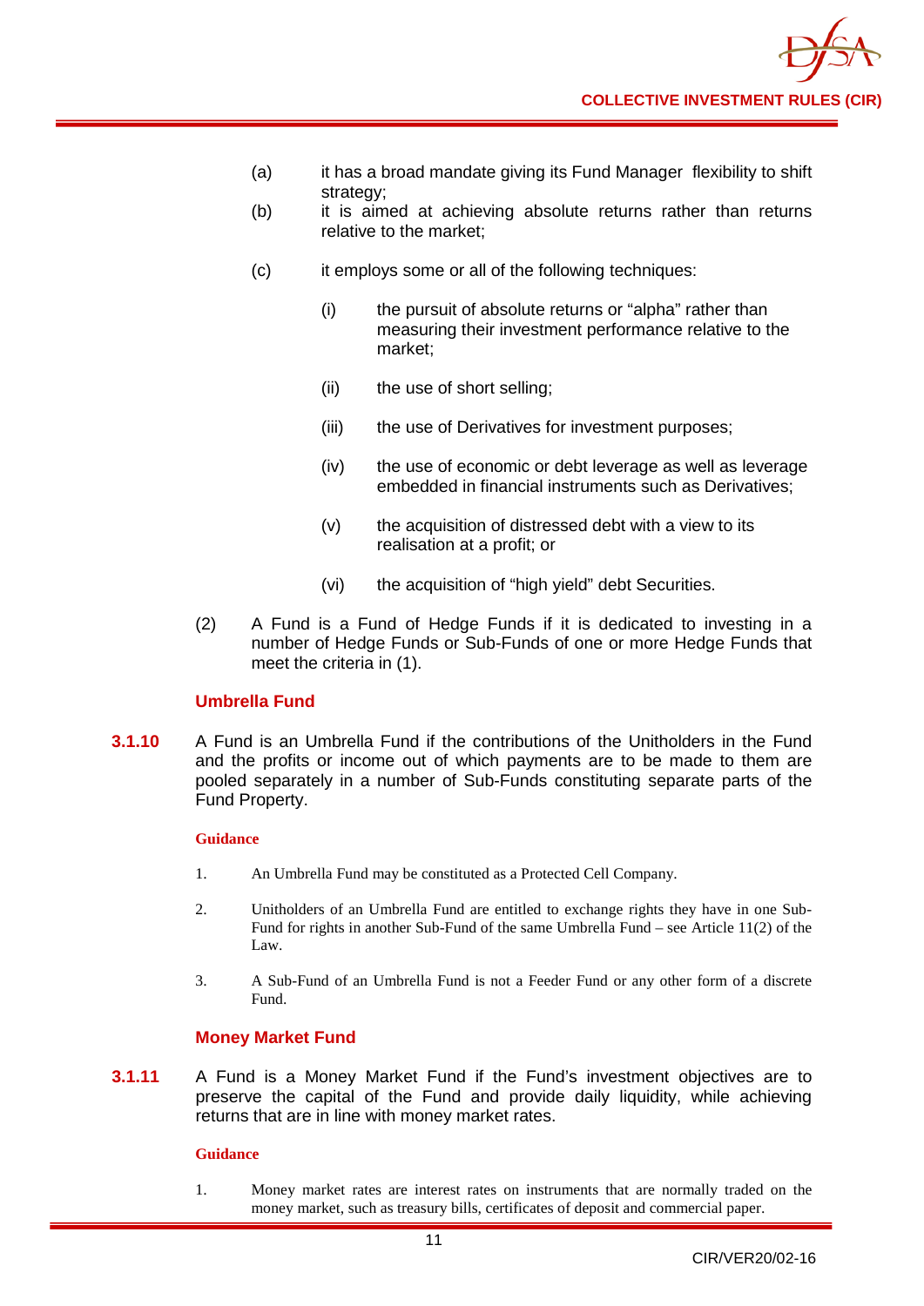(a) it has a broad mandate giving its Fund Manager flexibility to shift strategy;

(b) it is aimed at achieving absolute returns rather than returns relative to the market;

(c) it employs some or all of the following techniques:

(i) the pursuit of absolute returns or "alpha" rather than measuring their investment performance relative to the market;

(ii) the use of short selling;

(iii) the use of Derivatives for investment purposes;

(iv) the use of economic or debt leverage as well as leverage embedded in financial instruments such as Derivatives;

(v) the acquisition of distressed debt with a view to its realisation at a profit; or

(vi) the acquisition of "high yield" debt Securities.

(2) A Fund is a Fund of Hedge Funds if it is dedicated to investing in a number of Hedge Funds or Sub-Funds of one or more Hedge Funds that meet the criteria in (1).

### Umbrella Fund

**3.1.10** A Fund is an Umbrella Fund if the contributions of the Unitholders in the Fund and the profits or income out of which payments are to be made to them are pooled separately in a number of Sub-Funds constituting separate parts of the Fund Property.

**Guidance**

1. An Umbrella Fund may be constituted as a Protected Cell Company.

2. Unitholders of an Umbrella Fund are entitled to exchange rights they have in one Sub-Fund for rights in another Sub-Fund of the same Umbrella Fund – see Article 11(2) of the Law.

3. A Sub-Fund of an Umbrella Fund is not a Feeder Fund or any other form of a discrete Fund.

### Money Market Fund

**3.1.11** A Fund is a Money Market Fund if the Fund's investment objectives are to preserve the capital of the Fund and provide daily liquidity, while achieving returns that are in line with money market rates.

**Guidance**

1. Money market rates are interest rates on instruments that are normally traded on the money market, such as treasury bills, certificates of deposit and commercial paper.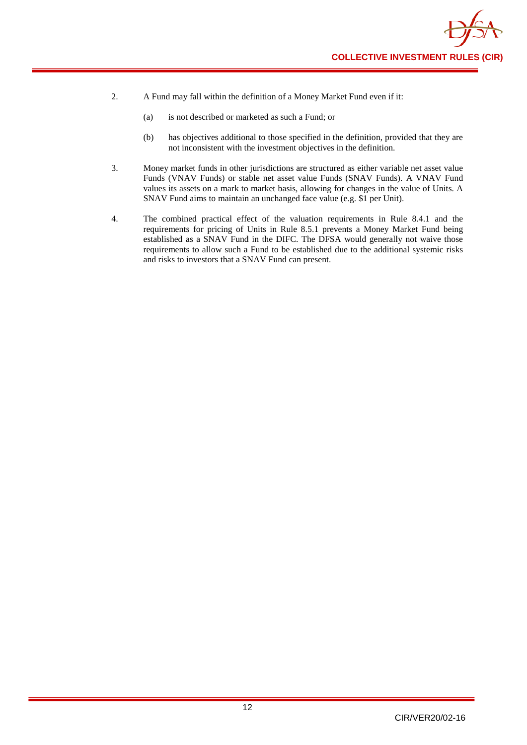2. A Fund may fall within the definition of a Money Market Fund even if it:

   (a) is not described or marketed as such a Fund; or

   (b) has objectives additional to those specified in the definition, provided that they are not inconsistent with the investment objectives in the definition.

3. Money market funds in other jurisdictions are structured as either variable net asset value Funds (VNAV Funds) or stable net asset value Funds (SNAV Funds). A VNAV Fund values its assets on a mark to market basis, allowing for changes in the value of Units. A SNAV Fund aims to maintain an unchanged face value (e.g. $1 per Unit).

4. The combined practical effect of the valuation requirements in Rule 8.4.1 and the requirements for pricing of Units in Rule 8.5.1 prevents a Money Market Fund being established as a SNAV Fund in the DIFC. The DFSA would generally not waive those requirements to allow such a Fund to be established due to the additional systemic risks and risks to investors that a SNAV Fund can present.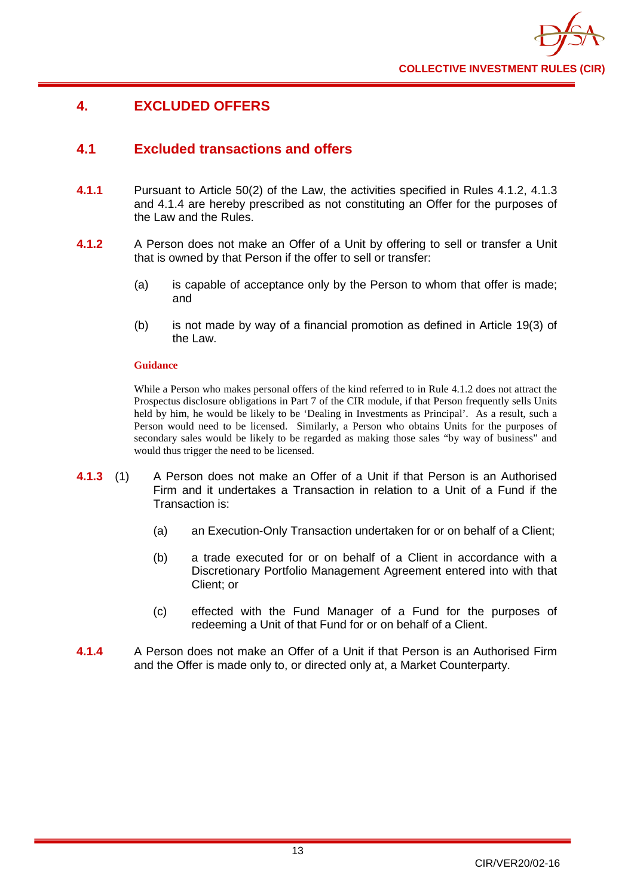# 4. EXCLUDED OFFERS

## 4.1 Excluded transactions and offers

**4.1.1** Pursuant to Article 50(2) of the Law, the activities specified in Rules 4.1.2, 4.1.3 and 4.1.4 are hereby prescribed as not constituting an Offer for the purposes of the Law and the Rules.

**4.1.2** A Person does not make an Offer of a Unit by offering to sell or transfer a Unit that is owned by that Person if the offer to sell or transfer:

(a) is capable of acceptance only by the Person to whom that offer is made; and

(b) is not made by way of a financial promotion as defined in Article 19(3) of the Law.

**Guidance**

While a Person who makes personal offers of the kind referred to in Rule 4.1.2 does not attract the Prospectus disclosure obligations in Part 7 of the CIR module, if that Person frequently sells Units held by him, he would be likely to be 'Dealing in Investments as Principal'. As a result, such a Person would need to be licensed. Similarly, a Person who obtains Units for the purposes of secondary sales would be likely to be regarded as making those sales "by way of business" and would thus trigger the need to be licensed.

**4.1.3** (1) A Person does not make an Offer of a Unit if that Person is an Authorised Firm and it undertakes a Transaction in relation to a Unit of a Fund if the Transaction is:

(a) an Execution-Only Transaction undertaken for or on behalf of a Client;

(b) a trade executed for or on behalf of a Client in accordance with a Discretionary Portfolio Management Agreement entered into with that Client; or

(c) effected with the Fund Manager of a Fund for the purposes of redeeming a Unit of that Fund for or on behalf of a Client.

**4.1.4** A Person does not make an Offer of a Unit if that Person is an Authorised Firm and the Offer is made only to, or directed only at, a Market Counterparty.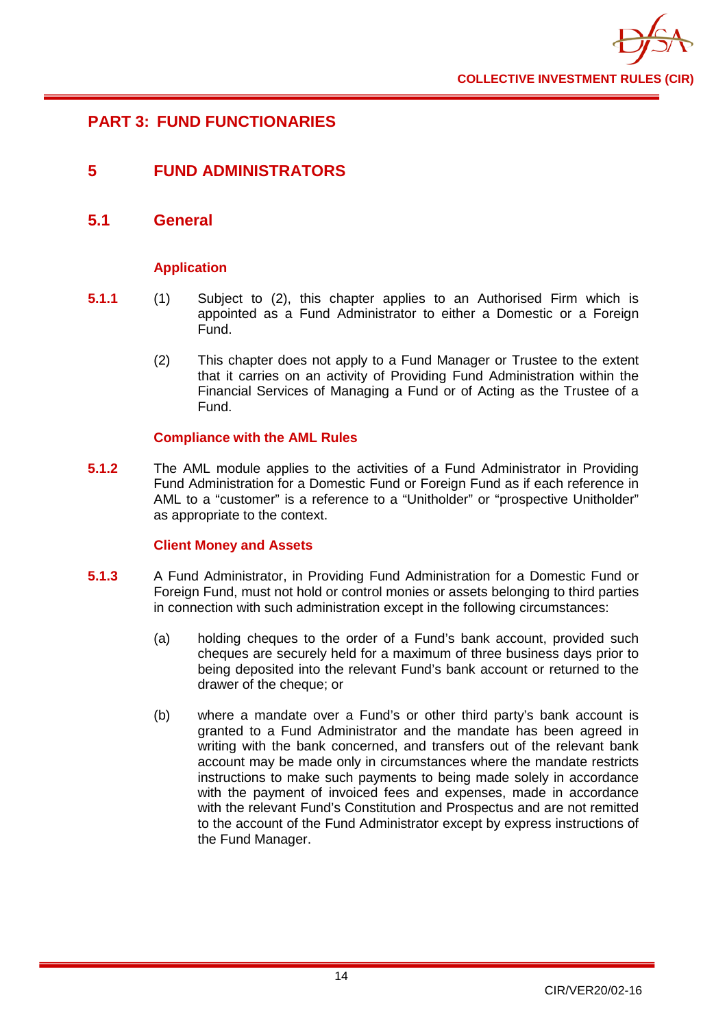## PART 3: FUND FUNCTIONARIES

## 5 FUND ADMINISTRATORS

### 5.1 General

#### Application

**5.1.1** (1) Subject to (2), this chapter applies to an Authorised Firm which is appointed as a Fund Administrator to either a Domestic or a Foreign Fund.

(2) This chapter does not apply to a Fund Manager or Trustee to the extent that it carries on an activity of Providing Fund Administration within the Financial Services of Managing a Fund or of Acting as the Trustee of a Fund.

#### Compliance with the AML Rules

**5.1.2** The AML module applies to the activities of a Fund Administrator in Providing Fund Administration for a Domestic Fund or Foreign Fund as if each reference in AML to a "customer" is a reference to a "Unitholder" or "prospective Unitholder" as appropriate to the context.

#### Client Money and Assets

**5.1.3** A Fund Administrator, in Providing Fund Administration for a Domestic Fund or Foreign Fund, must not hold or control monies or assets belonging to third parties in connection with such administration except in the following circumstances:

(a) holding cheques to the order of a Fund's bank account, provided such cheques are securely held for a maximum of three business days prior to being deposited into the relevant Fund's bank account or returned to the drawer of the cheque; or

(b) where a mandate over a Fund's or other third party's bank account is granted to a Fund Administrator and the mandate has been agreed in writing with the bank concerned, and transfers out of the relevant bank account may be made only in circumstances where the mandate restricts instructions to make such payments to being made solely in accordance with the payment of invoiced fees and expenses, made in accordance with the relevant Fund's Constitution and Prospectus and are not remitted to the account of the Fund Administrator except by express instructions of the Fund Manager.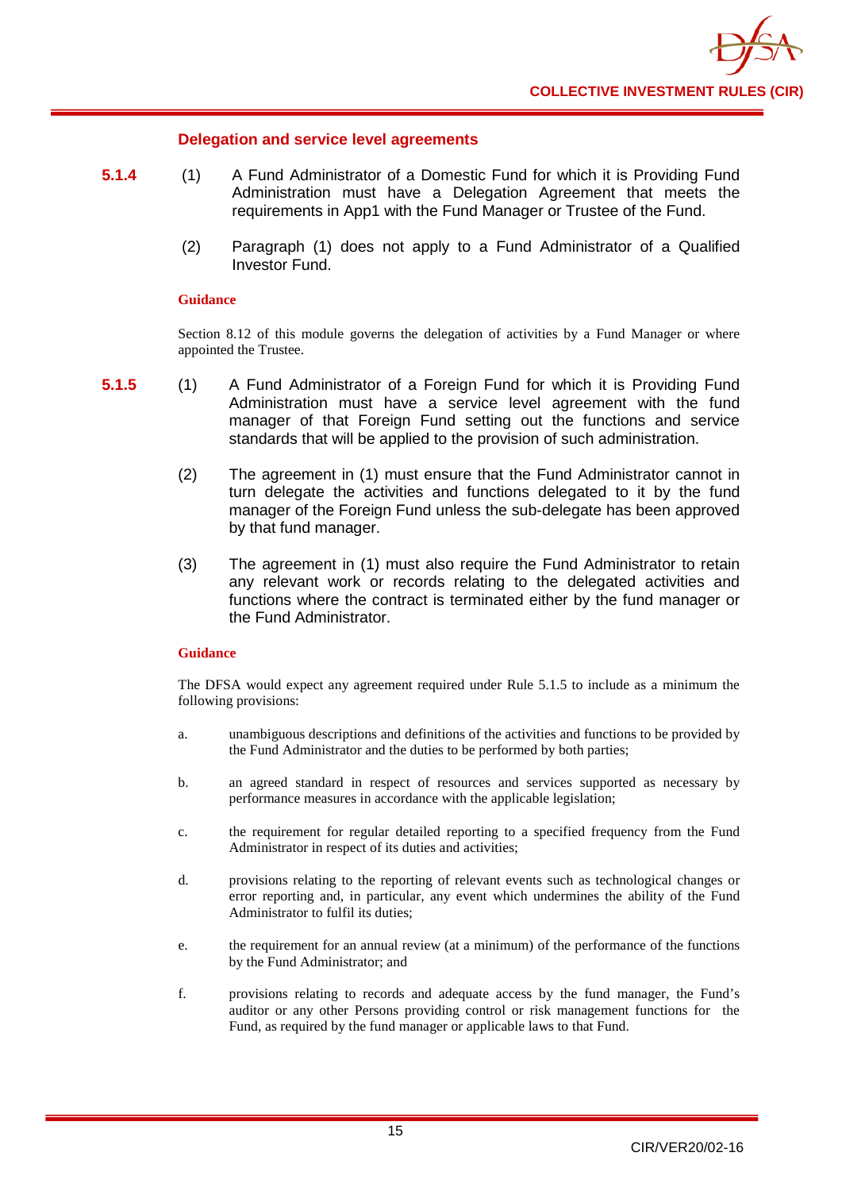### Delegation and service level agreements

**5.1.4** (1) A Fund Administrator of a Domestic Fund for which it is Providing Fund Administration must have a Delegation Agreement that meets the requirements in App1 with the Fund Manager or Trustee of the Fund.

(2) Paragraph (1) does not apply to a Fund Administrator of a Qualified Investor Fund.

**Guidance**

Section 8.12 of this module governs the delegation of activities by a Fund Manager or where appointed the Trustee.

**5.1.5** (1) A Fund Administrator of a Foreign Fund for which it is Providing Fund Administration must have a service level agreement with the fund manager of that Foreign Fund setting out the functions and service standards that will be applied to the provision of such administration.

(2) The agreement in (1) must ensure that the Fund Administrator cannot in turn delegate the activities and functions delegated to it by the fund manager of the Foreign Fund unless the sub-delegate has been approved by that fund manager.

(3) The agreement in (1) must also require the Fund Administrator to retain any relevant work or records relating to the delegated activities and functions where the contract is terminated either by the fund manager or the Fund Administrator.

**Guidance**

The DFSA would expect any agreement required under Rule 5.1.5 to include as a minimum the following provisions:

a. unambiguous descriptions and definitions of the activities and functions to be provided by the Fund Administrator and the duties to be performed by both parties;

b. an agreed standard in respect of resources and services supported as necessary by performance measures in accordance with the applicable legislation;

c. the requirement for regular detailed reporting to a specified frequency from the Fund Administrator in respect of its duties and activities;

d. provisions relating to the reporting of relevant events such as technological changes or error reporting and, in particular, any event which undermines the ability of the Fund Administrator to fulfil its duties;

e. the requirement for an annual review (at a minimum) of the performance of the functions by the Fund Administrator; and

f. provisions relating to records and adequate access by the fund manager, the Fund's auditor or any other Persons providing control or risk management functions for the Fund, as required by the fund manager or applicable laws to that Fund.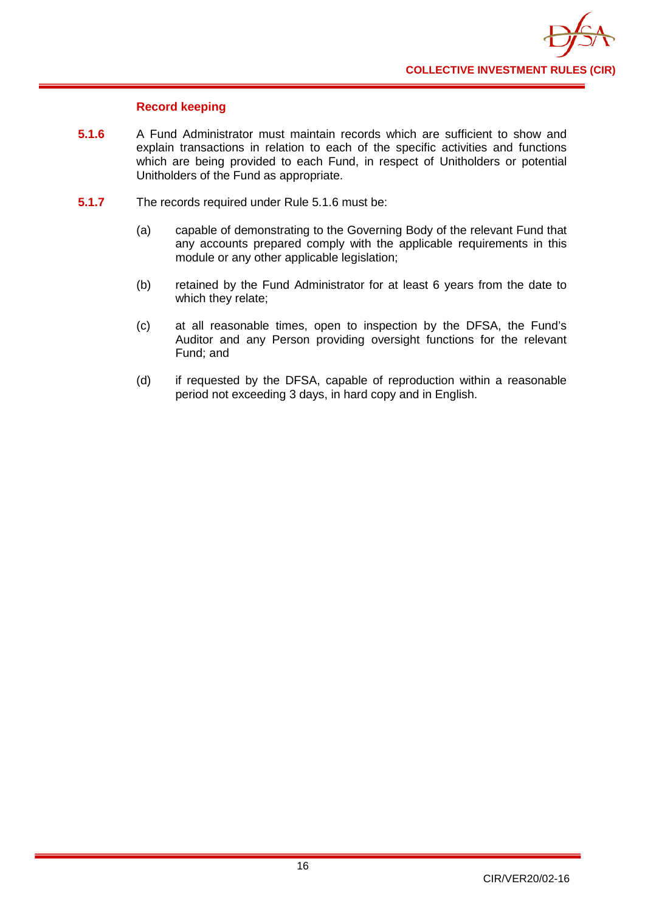### Record keeping

**5.1.6** A Fund Administrator must maintain records which are sufficient to show and explain transactions in relation to each of the specific activities and functions which are being provided to each Fund, in respect of Unitholders or potential Unitholders of the Fund as appropriate.

**5.1.7** The records required under Rule 5.1.6 must be:

(a) capable of demonstrating to the Governing Body of the relevant Fund that any accounts prepared comply with the applicable requirements in this module or any other applicable legislation;

(b) retained by the Fund Administrator for at least 6 years from the date to which they relate;

(c) at all reasonable times, open to inspection by the DFSA, the Fund's Auditor and any Person providing oversight functions for the relevant Fund; and

(d) if requested by the DFSA, capable of reproduction within a reasonable period not exceeding 3 days, in hard copy and in English.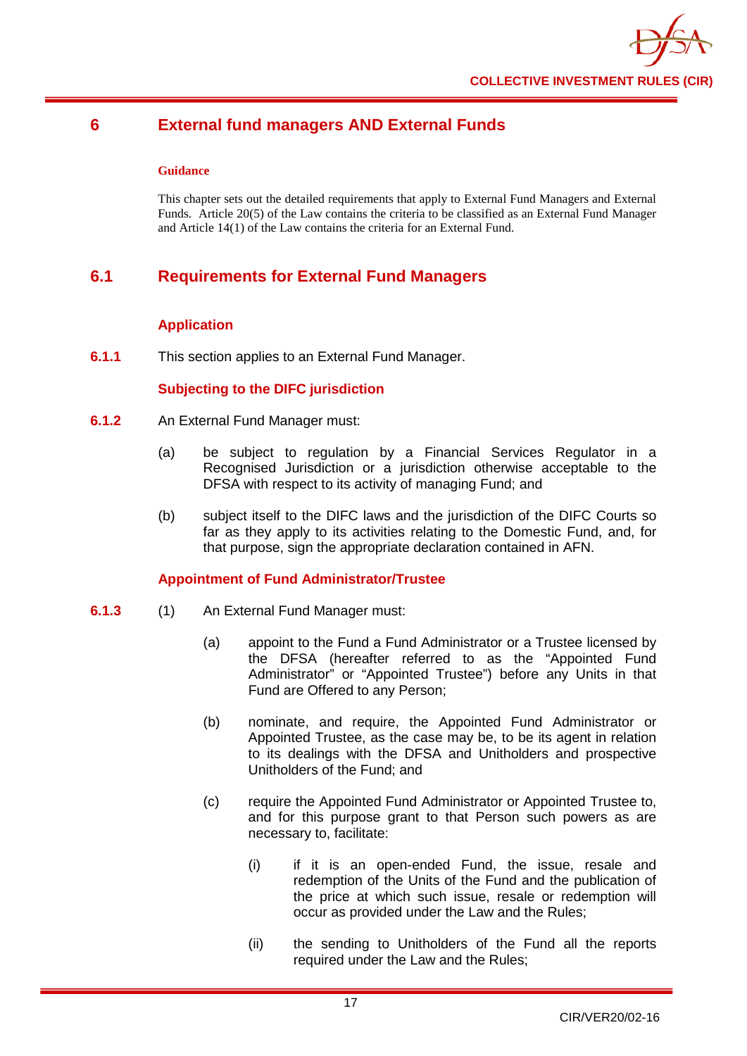# 6 External fund managers AND External Funds

**Guidance**

This chapter sets out the detailed requirements that apply to External Fund Managers and External Funds. Article 20(5) of the Law contains the criteria to be classified as an External Fund Manager and Article 14(1) of the Law contains the criteria for an External Fund.

## 6.1 Requirements for External Fund Managers

### Application

**6.1.1** This section applies to an External Fund Manager.

### Subjecting to the DIFC jurisdiction

**6.1.2** An External Fund Manager must:

(a) be subject to regulation by a Financial Services Regulator in a Recognised Jurisdiction or a jurisdiction otherwise acceptable to the DFSA with respect to its activity of managing Fund; and

(b) subject itself to the DIFC laws and the jurisdiction of the DIFC Courts so far as they apply to its activities relating to the Domestic Fund, and, for that purpose, sign the appropriate declaration contained in AFN.

### Appointment of Fund Administrator/Trustee

**6.1.3** (1) An External Fund Manager must:

(a) appoint to the Fund a Fund Administrator or a Trustee licensed by the DFSA (hereafter referred to as the "Appointed Fund Administrator" or "Appointed Trustee") before any Units in that Fund are Offered to any Person;

(b) nominate, and require, the Appointed Fund Administrator or Appointed Trustee, as the case may be, to be its agent in relation to its dealings with the DFSA and Unitholders and prospective Unitholders of the Fund; and

(c) require the Appointed Fund Administrator or Appointed Trustee to, and for this purpose grant to that Person such powers as are necessary to, facilitate:

(i) if it is an open-ended Fund, the issue, resale and redemption of the Units of the Fund and the publication of the price at which such issue, resale or redemption will occur as provided under the Law and the Rules;

(ii) the sending to Unitholders of the Fund all the reports required under the Law and the Rules;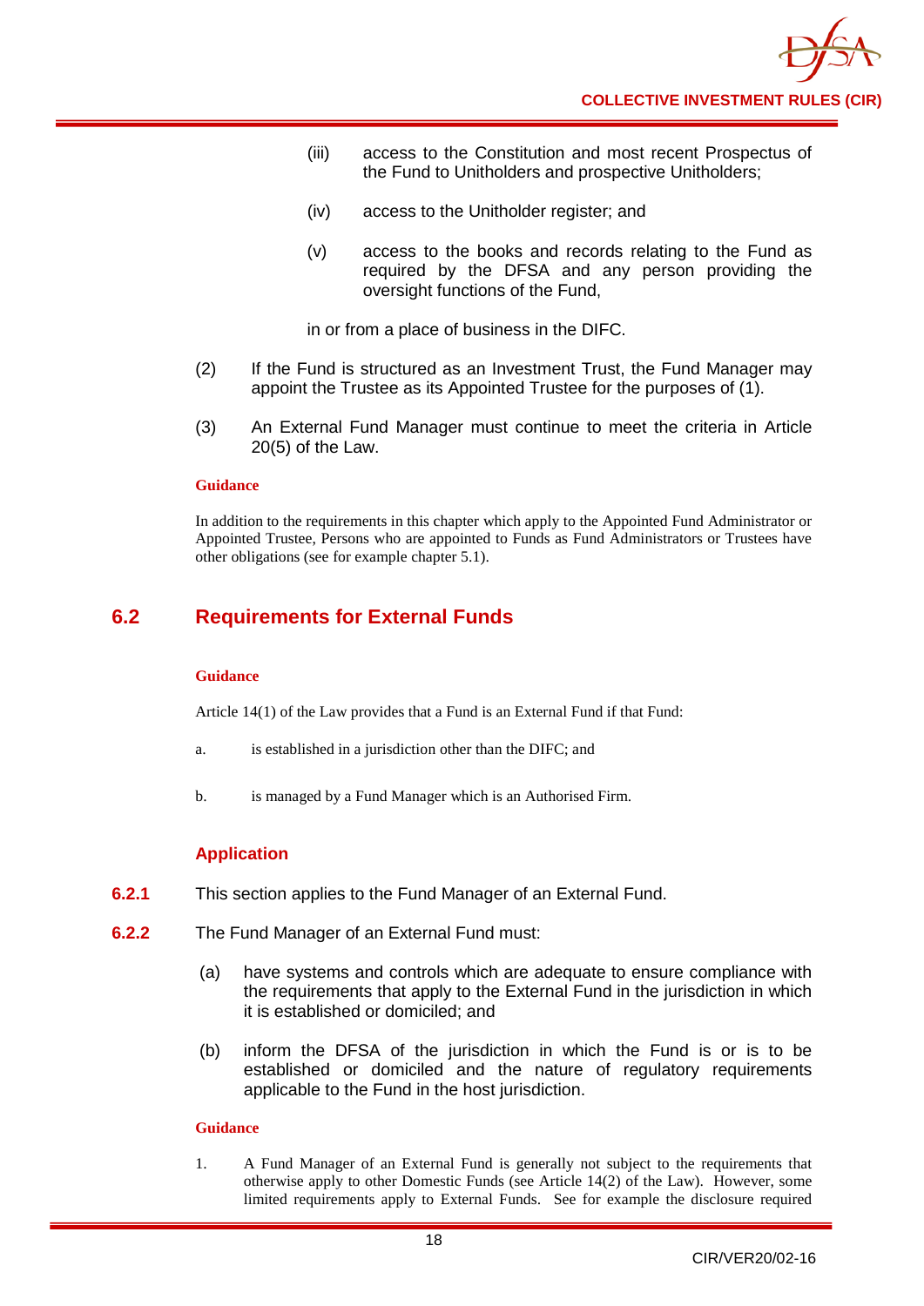(iii) access to the Constitution and most recent Prospectus of the Fund to Unitholders and prospective Unitholders;

(iv) access to the Unitholder register; and

(v) access to the books and records relating to the Fund as required by the DFSA and any person providing the oversight functions of the Fund,

in or from a place of business in the DIFC.

(2) If the Fund is structured as an Investment Trust, the Fund Manager may appoint the Trustee as its Appointed Trustee for the purposes of (1).

(3) An External Fund Manager must continue to meet the criteria in Article 20(5) of the Law.

**Guidance**

In addition to the requirements in this chapter which apply to the Appointed Fund Administrator or Appointed Trustee, Persons who are appointed to Funds as Fund Administrators or Trustees have other obligations (see for example chapter 5.1).

## 6.2 Requirements for External Funds

**Guidance**

Article 14(1) of the Law provides that a Fund is an External Fund if that Fund:

a. is established in a jurisdiction other than the DIFC; and

b. is managed by a Fund Manager which is an Authorised Firm.

### Application

**6.2.1** This section applies to the Fund Manager of an External Fund.

**6.2.2** The Fund Manager of an External Fund must:

(a) have systems and controls which are adequate to ensure compliance with the requirements that apply to the External Fund in the jurisdiction in which it is established or domiciled; and

(b) inform the DFSA of the jurisdiction in which the Fund is or is to be established or domiciled and the nature of regulatory requirements applicable to the Fund in the host jurisdiction.

**Guidance**

1. A Fund Manager of an External Fund is generally not subject to the requirements that otherwise apply to other Domestic Funds (see Article 14(2) of the Law). However, some limited requirements apply to External Funds. See for example the disclosure required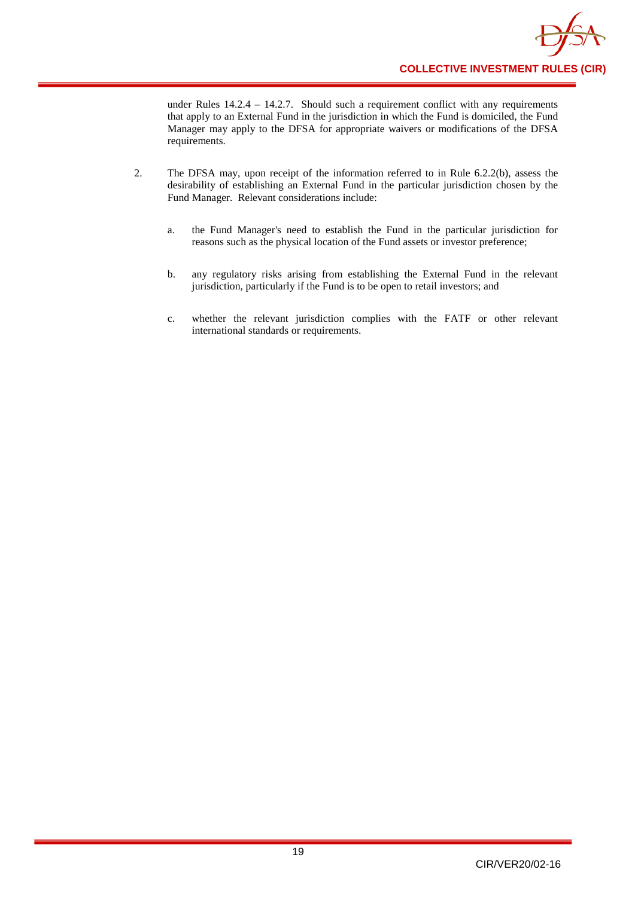under Rules 14.2.4 – 14.2.7. Should such a requirement conflict with any requirements that apply to an External Fund in the jurisdiction in which the Fund is domiciled, the Fund Manager may apply to the DFSA for appropriate waivers or modifications of the DFSA requirements.

2. The DFSA may, upon receipt of the information referred to in Rule 6.2.2(b), assess the desirability of establishing an External Fund in the particular jurisdiction chosen by the Fund Manager. Relevant considerations include:

   a. the Fund Manager's need to establish the Fund in the particular jurisdiction for reasons such as the physical location of the Fund assets or investor preference;

   b. any regulatory risks arising from establishing the External Fund in the relevant jurisdiction, particularly if the Fund is to be open to retail investors; and

   c. whether the relevant jurisdiction complies with the FATF or other relevant international standards or requirements.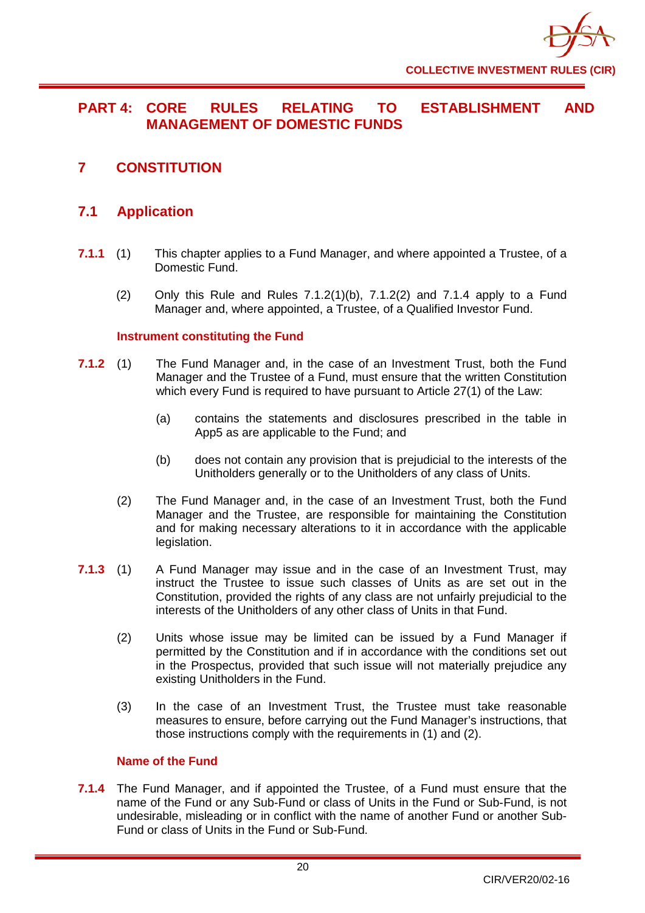# PART 4: CORE RULES RELATING TO ESTABLISHMENT AND MANAGEMENT OF DOMESTIC FUNDS

## 7 CONSTITUTION

### 7.1 Application

**7.1.1** (1) This chapter applies to a Fund Manager, and where appointed a Trustee, of a Domestic Fund.

(2) Only this Rule and Rules 7.1.2(1)(b), 7.1.2(2) and 7.1.4 apply to a Fund Manager and, where appointed, a Trustee, of a Qualified Investor Fund.

#### Instrument constituting the Fund

**7.1.2** (1) The Fund Manager and, in the case of an Investment Trust, both the Fund Manager and the Trustee of a Fund, must ensure that the written Constitution which every Fund is required to have pursuant to Article 27(1) of the Law:

(a) contains the statements and disclosures prescribed in the table in App5 as are applicable to the Fund; and

(b) does not contain any provision that is prejudicial to the interests of the Unitholders generally or to the Unitholders of any class of Units.

(2) The Fund Manager and, in the case of an Investment Trust, both the Fund Manager and the Trustee, are responsible for maintaining the Constitution and for making necessary alterations to it in accordance with the applicable legislation.

**7.1.3** (1) A Fund Manager may issue and in the case of an Investment Trust, may instruct the Trustee to issue such classes of Units as are set out in the Constitution, provided the rights of any class are not unfairly prejudicial to the interests of the Unitholders of any other class of Units in that Fund.

(2) Units whose issue may be limited can be issued by a Fund Manager if permitted by the Constitution and if in accordance with the conditions set out in the Prospectus, provided that such issue will not materially prejudice any existing Unitholders in the Fund.

(3) In the case of an Investment Trust, the Trustee must take reasonable measures to ensure, before carrying out the Fund Manager's instructions, that those instructions comply with the requirements in (1) and (2).

#### Name of the Fund

**7.1.4** The Fund Manager, and if appointed the Trustee, of a Fund must ensure that the name of the Fund or any Sub-Fund or class of Units in the Fund or Sub-Fund, is not undesirable, misleading or in conflict with the name of another Fund or another Sub-Fund or class of Units in the Fund or Sub-Fund.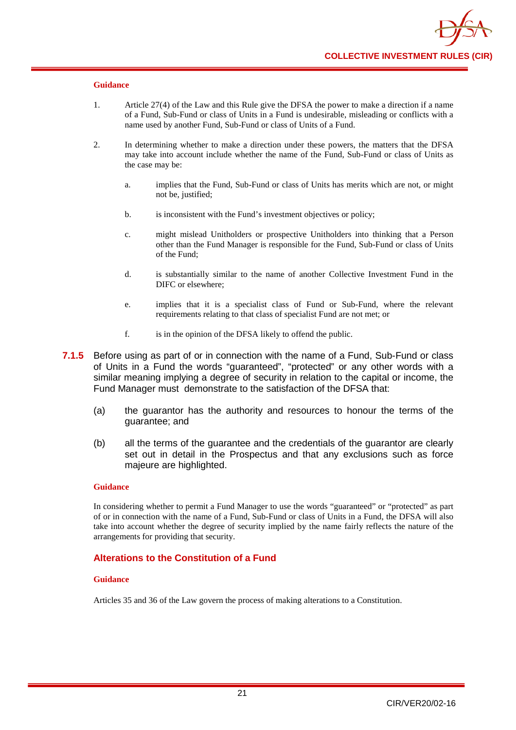**Guidance**

1. Article 27(4) of the Law and this Rule give the DFSA the power to make a direction if a name of a Fund, Sub-Fund or class of Units in a Fund is undesirable, misleading or conflicts with a name used by another Fund, Sub-Fund or class of Units of a Fund.

2. In determining whether to make a direction under these powers, the matters that the DFSA may take into account include whether the name of the Fund, Sub-Fund or class of Units as the case may be:

   a. implies that the Fund, Sub-Fund or class of Units has merits which are not, or might not be, justified;

   b. is inconsistent with the Fund's investment objectives or policy;

   c. might mislead Unitholders or prospective Unitholders into thinking that a Person other than the Fund Manager is responsible for the Fund, Sub-Fund or class of Units of the Fund;

   d. is substantially similar to the name of another Collective Investment Fund in the DIFC or elsewhere;

   e. implies that it is a specialist class of Fund or Sub-Fund, where the relevant requirements relating to that class of specialist Fund are not met; or

   f. is in the opinion of the DFSA likely to offend the public.

**7.1.5** Before using as part of or in connection with the name of a Fund, Sub-Fund or class of Units in a Fund the words "guaranteed", "protected" or any other words with a similar meaning implying a degree of security in relation to the capital or income, the Fund Manager must demonstrate to the satisfaction of the DFSA that:

(a) the guarantor has the authority and resources to honour the terms of the guarantee; and

(b) all the terms of the guarantee and the credentials of the guarantor are clearly set out in detail in the Prospectus and that any exclusions such as force majeure are highlighted.

**Guidance**

In considering whether to permit a Fund Manager to use the words "guaranteed" or "protected" as part of or in connection with the name of a Fund, Sub-Fund or class of Units in a Fund, the DFSA will also take into account whether the degree of security implied by the name fairly reflects the nature of the arrangements for providing that security.

### Alterations to the Constitution of a Fund

**Guidance**

Articles 35 and 36 of the Law govern the process of making alterations to a Constitution.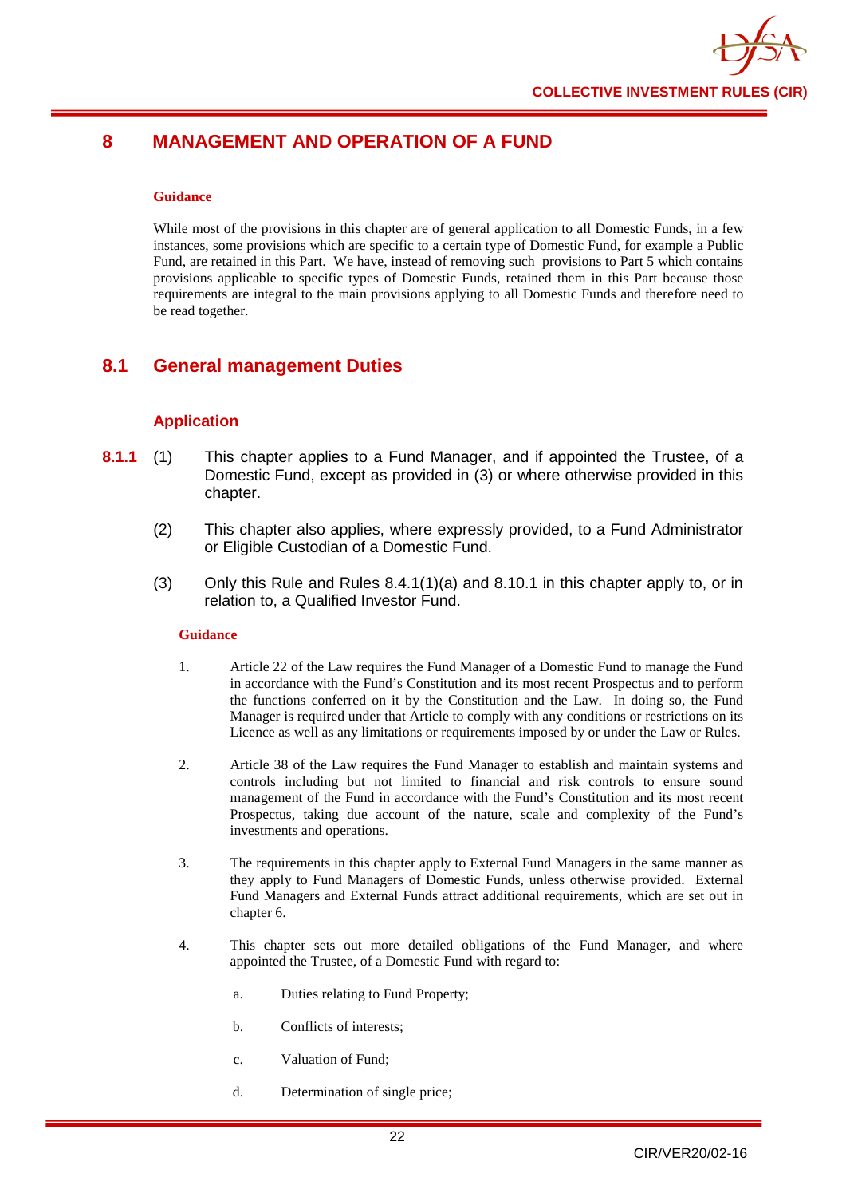# 8 MANAGEMENT AND OPERATION OF A FUND

**Guidance**

While most of the provisions in this chapter are of general application to all Domestic Funds, in a few instances, some provisions which are specific to a certain type of Domestic Fund, for example a Public Fund, are retained in this Part. We have, instead of removing such provisions to Part 5 which contains provisions applicable to specific types of Domestic Funds, retained them in this Part because those requirements are integral to the main provisions applying to all Domestic Funds and therefore need to be read together.

## 8.1 General management Duties

### Application

**8.1.1** (1) This chapter applies to a Fund Manager, and if appointed the Trustee, of a Domestic Fund, except as provided in (3) or where otherwise provided in this chapter.

(2) This chapter also applies, where expressly provided, to a Fund Administrator or Eligible Custodian of a Domestic Fund.

(3) Only this Rule and Rules 8.4.1(1)(a) and 8.10.1 in this chapter apply to, or in relation to, a Qualified Investor Fund.

**Guidance**

1. Article 22 of the Law requires the Fund Manager of a Domestic Fund to manage the Fund in accordance with the Fund's Constitution and its most recent Prospectus and to perform the functions conferred on it by the Constitution and the Law. In doing so, the Fund Manager is required under that Article to comply with any conditions or restrictions on its Licence as well as any limitations or requirements imposed by or under the Law or Rules.

2. Article 38 of the Law requires the Fund Manager to establish and maintain systems and controls including but not limited to financial and risk controls to ensure sound management of the Fund in accordance with the Fund's Constitution and its most recent Prospectus, taking due account of the nature, scale and complexity of the Fund's investments and operations.

3. The requirements in this chapter apply to External Fund Managers in the same manner as they apply to Fund Managers of Domestic Funds, unless otherwise provided. External Fund Managers and External Funds attract additional requirements, which are set out in chapter 6.

4. This chapter sets out more detailed obligations of the Fund Manager, and where appointed the Trustee, of a Domestic Fund with regard to:

   a. Duties relating to Fund Property;

   b. Conflicts of interests;

   c. Valuation of Fund;

   d. Determination of single price;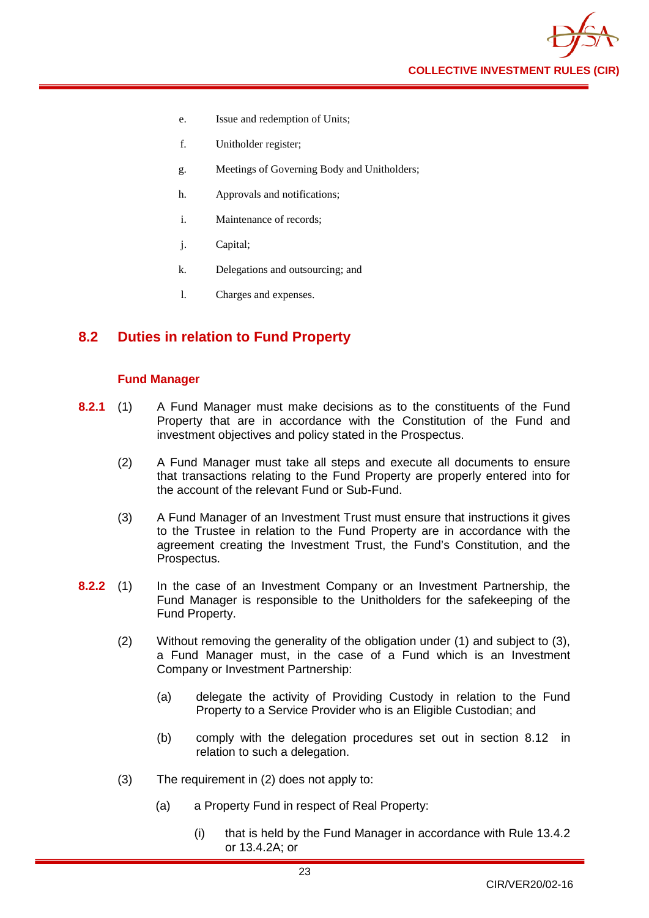e. Issue and redemption of Units;

f. Unitholder register;

g. Meetings of Governing Body and Unitholders;

h. Approvals and notifications;

i. Maintenance of records;

j. Capital;

k. Delegations and outsourcing; and

l. Charges and expenses.

## 8.2 Duties in relation to Fund Property

### Fund Manager

**8.2.1** (1) A Fund Manager must make decisions as to the constituents of the Fund Property that are in accordance with the Constitution of the Fund and investment objectives and policy stated in the Prospectus.

(2) A Fund Manager must take all steps and execute all documents to ensure that transactions relating to the Fund Property are properly entered into for the account of the relevant Fund or Sub-Fund.

(3) A Fund Manager of an Investment Trust must ensure that instructions it gives to the Trustee in relation to the Fund Property are in accordance with the agreement creating the Investment Trust, the Fund's Constitution, and the Prospectus.

**8.2.2** (1) In the case of an Investment Company or an Investment Partnership, the Fund Manager is responsible to the Unitholders for the safekeeping of the Fund Property.

(2) Without removing the generality of the obligation under (1) and subject to (3), a Fund Manager must, in the case of a Fund which is an Investment Company or Investment Partnership:

(a) delegate the activity of Providing Custody in relation to the Fund Property to a Service Provider who is an Eligible Custodian; and

(b) comply with the delegation procedures set out in section 8.12 in relation to such a delegation.

(3) The requirement in (2) does not apply to:

(a) a Property Fund in respect of Real Property:

(i) that is held by the Fund Manager in accordance with Rule 13.4.2 or 13.4.2A; or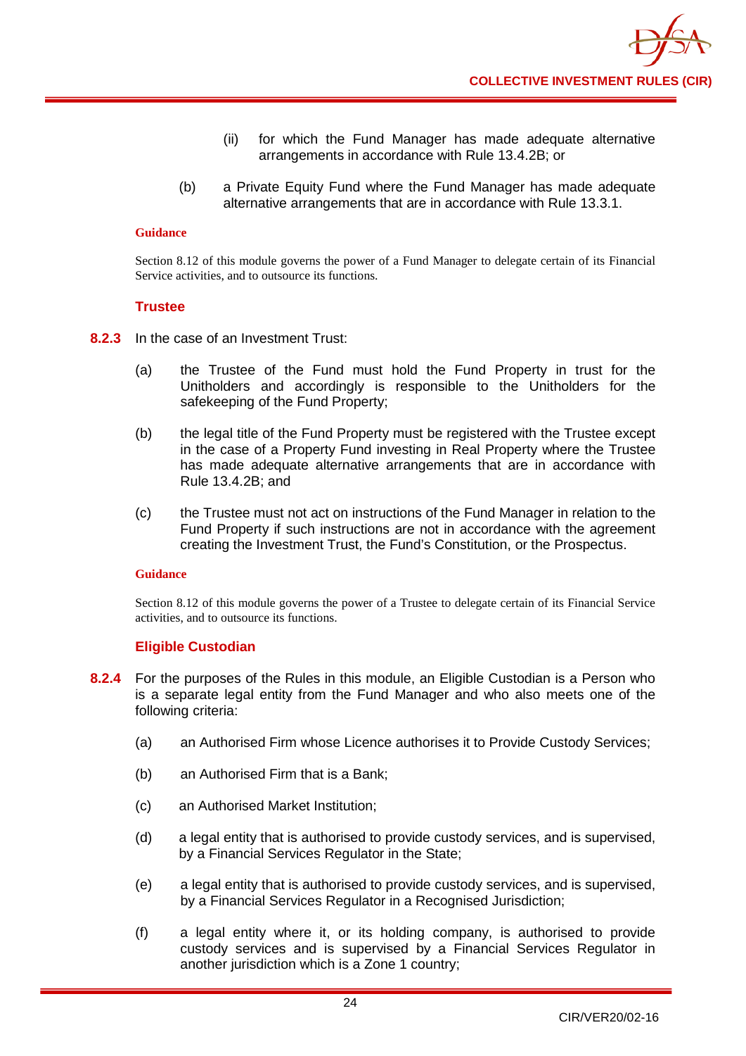(ii) for which the Fund Manager has made adequate alternative arrangements in accordance with Rule 13.4.2B; or

(b) a Private Equity Fund where the Fund Manager has made adequate alternative arrangements that are in accordance with Rule 13.3.1.

**Guidance**

Section 8.12 of this module governs the power of a Fund Manager to delegate certain of its Financial Service activities, and to outsource its functions.

### Trustee

**8.2.3** In the case of an Investment Trust:

(a) the Trustee of the Fund must hold the Fund Property in trust for the Unitholders and accordingly is responsible to the Unitholders for the safekeeping of the Fund Property;

(b) the legal title of the Fund Property must be registered with the Trustee except in the case of a Property Fund investing in Real Property where the Trustee has made adequate alternative arrangements that are in accordance with Rule 13.4.2B; and

(c) the Trustee must not act on instructions of the Fund Manager in relation to the Fund Property if such instructions are not in accordance with the agreement creating the Investment Trust, the Fund's Constitution, or the Prospectus.

**Guidance**

Section 8.12 of this module governs the power of a Trustee to delegate certain of its Financial Service activities, and to outsource its functions.

### Eligible Custodian

**8.2.4** For the purposes of the Rules in this module, an Eligible Custodian is a Person who is a separate legal entity from the Fund Manager and who also meets one of the following criteria:

(a) an Authorised Firm whose Licence authorises it to Provide Custody Services;

(b) an Authorised Firm that is a Bank;

(c) an Authorised Market Institution;

(d) a legal entity that is authorised to provide custody services, and is supervised, by a Financial Services Regulator in the State;

(e) a legal entity that is authorised to provide custody services, and is supervised, by a Financial Services Regulator in a Recognised Jurisdiction;

(f) a legal entity where it, or its holding company, is authorised to provide custody services and is supervised by a Financial Services Regulator in another jurisdiction which is a Zone 1 country;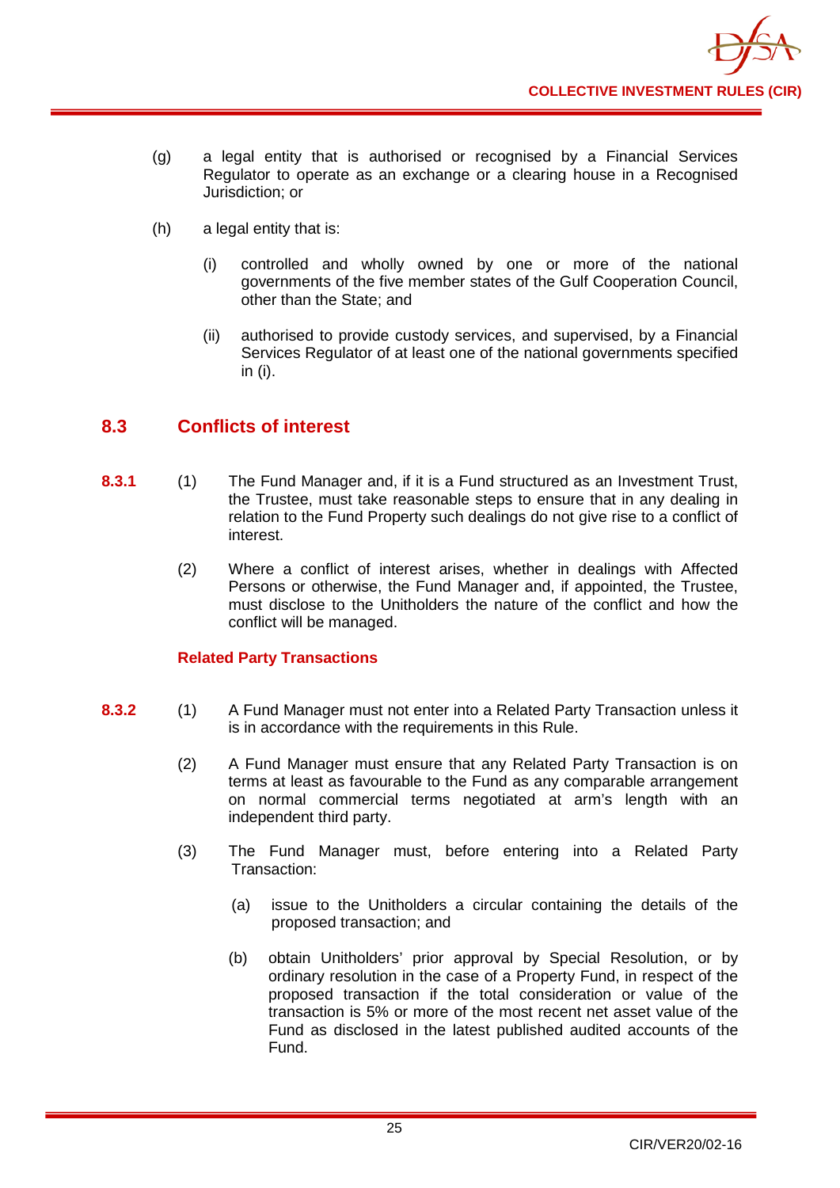(g) a legal entity that is authorised or recognised by a Financial Services Regulator to operate as an exchange or a clearing house in a Recognised Jurisdiction; or

(h) a legal entity that is:

  (i) controlled and wholly owned by one or more of the national governments of the five member states of the Gulf Cooperation Council, other than the State; and

  (ii) authorised to provide custody services, and supervised, by a Financial Services Regulator of at least one of the national governments specified in (i).

## 8.3 Conflicts of interest

**8.3.1** (1) The Fund Manager and, if it is a Fund structured as an Investment Trust, the Trustee, must take reasonable steps to ensure that in any dealing in relation to the Fund Property such dealings do not give rise to a conflict of interest.

(2) Where a conflict of interest arises, whether in dealings with Affected Persons or otherwise, the Fund Manager and, if appointed, the Trustee, must disclose to the Unitholders the nature of the conflict and how the conflict will be managed.

### Related Party Transactions

**8.3.2** (1) A Fund Manager must not enter into a Related Party Transaction unless it is in accordance with the requirements in this Rule.

(2) A Fund Manager must ensure that any Related Party Transaction is on terms at least as favourable to the Fund as any comparable arrangement on normal commercial terms negotiated at arm's length with an independent third party.

(3) The Fund Manager must, before entering into a Related Party Transaction:

  (a) issue to the Unitholders a circular containing the details of the proposed transaction; and

  (b) obtain Unitholders' prior approval by Special Resolution, or by ordinary resolution in the case of a Property Fund, in respect of the proposed transaction if the total consideration or value of the transaction is 5% or more of the most recent net asset value of the Fund as disclosed in the latest published audited accounts of the Fund.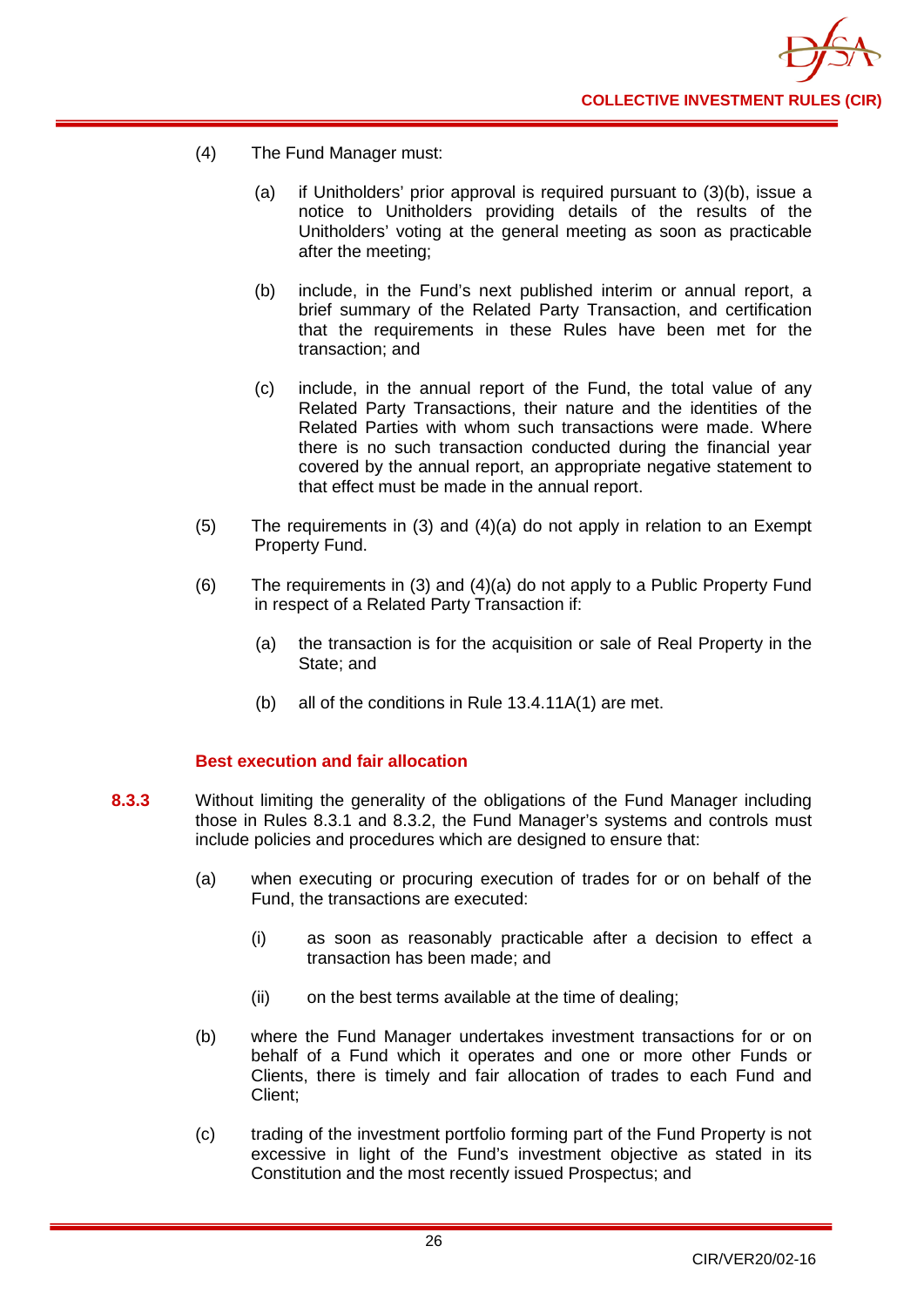(4) The Fund Manager must:

(a) if Unitholders' prior approval is required pursuant to (3)(b), issue a notice to Unitholders providing details of the results of the Unitholders' voting at the general meeting as soon as practicable after the meeting;

(b) include, in the Fund's next published interim or annual report, a brief summary of the Related Party Transaction, and certification that the requirements in these Rules have been met for the transaction; and

(c) include, in the annual report of the Fund, the total value of any Related Party Transactions, their nature and the identities of the Related Parties with whom such transactions were made. Where there is no such transaction conducted during the financial year covered by the annual report, an appropriate negative statement to that effect must be made in the annual report.

(5) The requirements in (3) and (4)(a) do not apply in relation to an Exempt Property Fund.

(6) The requirements in (3) and (4)(a) do not apply to a Public Property Fund in respect of a Related Party Transaction if:

(a) the transaction is for the acquisition or sale of Real Property in the State; and

(b) all of the conditions in Rule 13.4.11A(1) are met.

### Best execution and fair allocation

**8.3.3** Without limiting the generality of the obligations of the Fund Manager including those in Rules 8.3.1 and 8.3.2, the Fund Manager's systems and controls must include policies and procedures which are designed to ensure that:

(a) when executing or procuring execution of trades for or on behalf of the Fund, the transactions are executed:

(i) as soon as reasonably practicable after a decision to effect a transaction has been made; and

(ii) on the best terms available at the time of dealing;

(b) where the Fund Manager undertakes investment transactions for or on behalf of a Fund which it operates and one or more other Funds or Clients, there is timely and fair allocation of trades to each Fund and Client;

(c) trading of the investment portfolio forming part of the Fund Property is not excessive in light of the Fund's investment objective as stated in its Constitution and the most recently issued Prospectus; and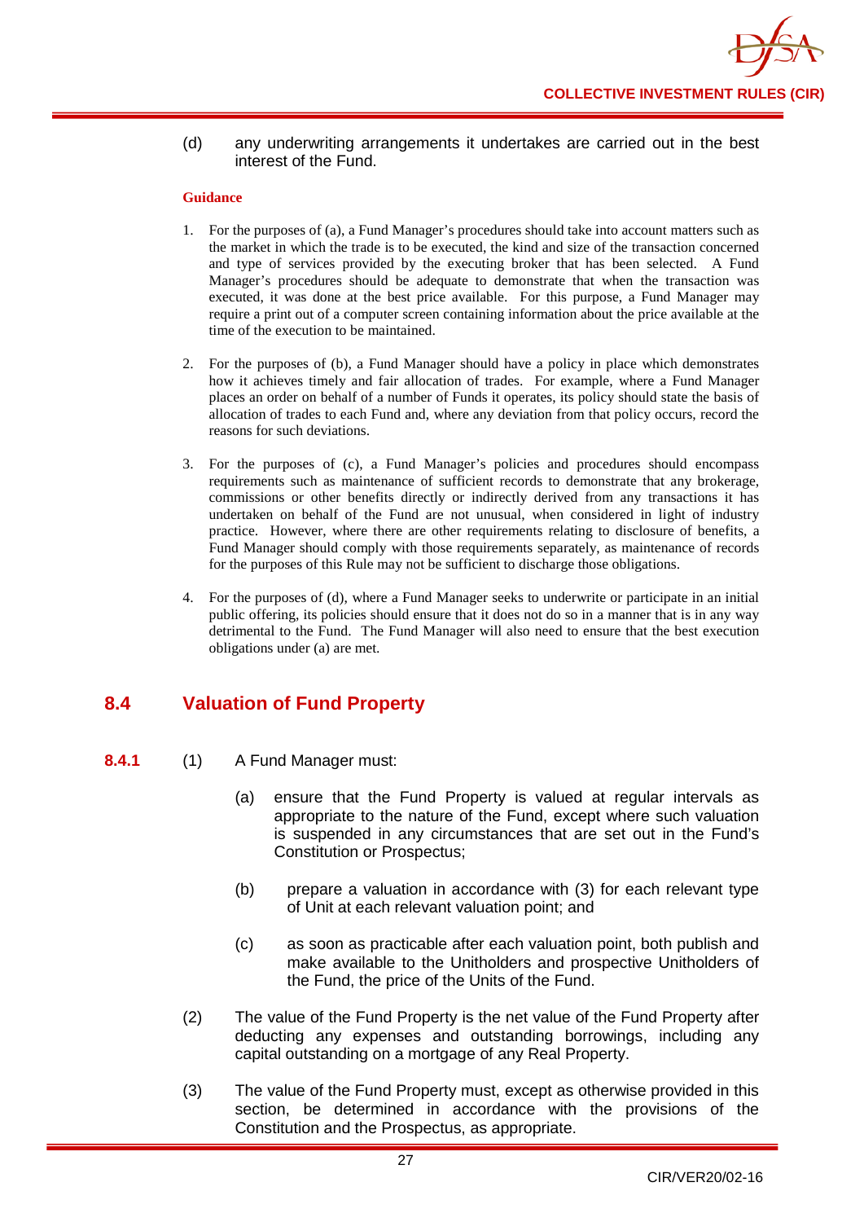(d) any underwriting arrangements it undertakes are carried out in the best interest of the Fund.

**Guidance**

1. For the purposes of (a), a Fund Manager's procedures should take into account matters such as the market in which the trade is to be executed, the kind and size of the transaction concerned and type of services provided by the executing broker that has been selected. A Fund Manager's procedures should be adequate to demonstrate that when the transaction was executed, it was done at the best price available. For this purpose, a Fund Manager may require a print out of a computer screen containing information about the price available at the time of the execution to be maintained.

2. For the purposes of (b), a Fund Manager should have a policy in place which demonstrates how it achieves timely and fair allocation of trades. For example, where a Fund Manager places an order on behalf of a number of Funds it operates, its policy should state the basis of allocation of trades to each Fund and, where any deviation from that policy occurs, record the reasons for such deviations.

3. For the purposes of (c), a Fund Manager's policies and procedures should encompass requirements such as maintenance of sufficient records to demonstrate that any brokerage, commissions or other benefits directly or indirectly derived from any transactions it has undertaken on behalf of the Fund are not unusual, when considered in light of industry practice. However, where there are other requirements relating to disclosure of benefits, a Fund Manager should comply with those requirements separately, as maintenance of records for the purposes of this Rule may not be sufficient to discharge those obligations.

4. For the purposes of (d), where a Fund Manager seeks to underwrite or participate in an initial public offering, its policies should ensure that it does not do so in a manner that is in any way detrimental to the Fund. The Fund Manager will also need to ensure that the best execution obligations under (a) are met.

## 8.4 Valuation of Fund Property

**8.4.1** (1) A Fund Manager must:

(a) ensure that the Fund Property is valued at regular intervals as appropriate to the nature of the Fund, except where such valuation is suspended in any circumstances that are set out in the Fund's Constitution or Prospectus;

(b) prepare a valuation in accordance with (3) for each relevant type of Unit at each relevant valuation point; and

(c) as soon as practicable after each valuation point, both publish and make available to the Unitholders and prospective Unitholders of the Fund, the price of the Units of the Fund.

(2) The value of the Fund Property is the net value of the Fund Property after deducting any expenses and outstanding borrowings, including any capital outstanding on a mortgage of any Real Property.

(3) The value of the Fund Property must, except as otherwise provided in this section, be determined in accordance with the provisions of the Constitution and the Prospectus, as appropriate.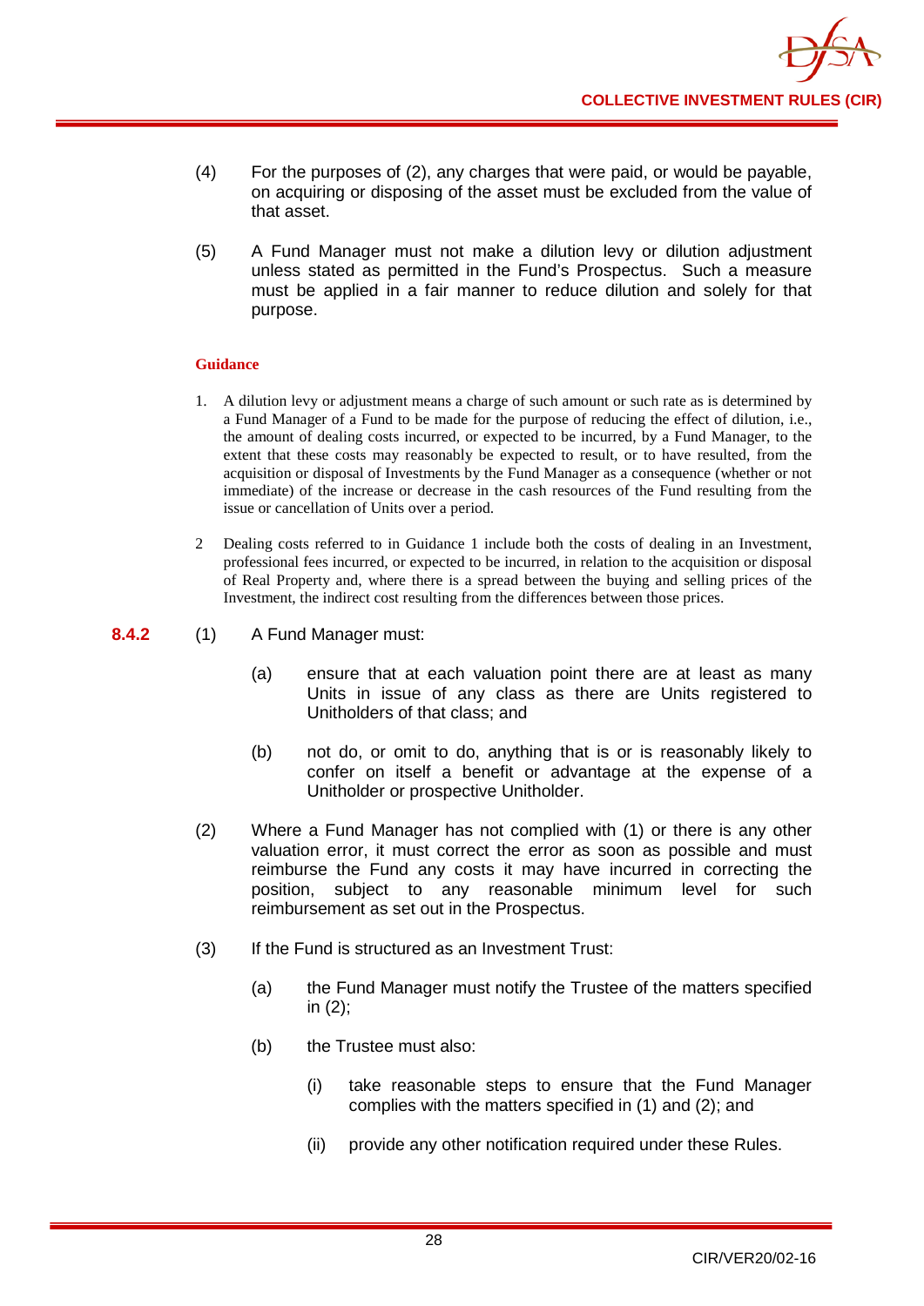(4) For the purposes of (2), any charges that were paid, or would be payable, on acquiring or disposing of the asset must be excluded from the value of that asset.

(5) A Fund Manager must not make a dilution levy or dilution adjustment unless stated as permitted in the Fund's Prospectus. Such a measure must be applied in a fair manner to reduce dilution and solely for that purpose.

**Guidance**

1. A dilution levy or adjustment means a charge of such amount or such rate as is determined by a Fund Manager of a Fund to be made for the purpose of reducing the effect of dilution, i.e., the amount of dealing costs incurred, or expected to be incurred, by a Fund Manager, to the extent that these costs may reasonably be expected to result, or to have resulted, from the acquisition or disposal of Investments by the Fund Manager as a consequence (whether or not immediate) of the increase or decrease in the cash resources of the Fund resulting from the issue or cancellation of Units over a period.

2 Dealing costs referred to in Guidance 1 include both the costs of dealing in an Investment, professional fees incurred, or expected to be incurred, in relation to the acquisition or disposal of Real Property and, where there is a spread between the buying and selling prices of the Investment, the indirect cost resulting from the differences between those prices.

**8.4.2** (1) A Fund Manager must:

(a) ensure that at each valuation point there are at least as many Units in issue of any class as there are Units registered to Unitholders of that class; and

(b) not do, or omit to do, anything that is or is reasonably likely to confer on itself a benefit or advantage at the expense of a Unitholder or prospective Unitholder.

(2) Where a Fund Manager has not complied with (1) or there is any other valuation error, it must correct the error as soon as possible and must reimburse the Fund any costs it may have incurred in correcting the position, subject to any reasonable minimum level for such reimbursement as set out in the Prospectus.

(3) If the Fund is structured as an Investment Trust:

(a) the Fund Manager must notify the Trustee of the matters specified in (2);

(b) the Trustee must also:

(i) take reasonable steps to ensure that the Fund Manager complies with the matters specified in (1) and (2); and

(ii) provide any other notification required under these Rules.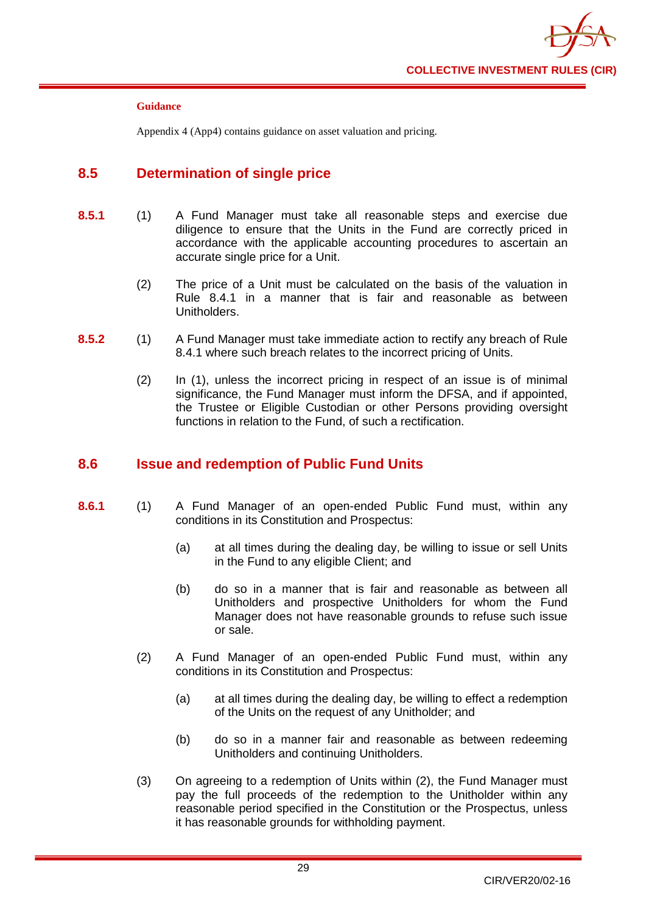**Guidance**

Appendix 4 (App4) contains guidance on asset valuation and pricing.

## 8.5 Determination of single price

**8.5.1** (1) A Fund Manager must take all reasonable steps and exercise due diligence to ensure that the Units in the Fund are correctly priced in accordance with the applicable accounting procedures to ascertain an accurate single price for a Unit.

(2) The price of a Unit must be calculated on the basis of the valuation in Rule 8.4.1 in a manner that is fair and reasonable as between Unitholders.

**8.5.2** (1) A Fund Manager must take immediate action to rectify any breach of Rule 8.4.1 where such breach relates to the incorrect pricing of Units.

(2) In (1), unless the incorrect pricing in respect of an issue is of minimal significance, the Fund Manager must inform the DFSA, and if appointed, the Trustee or Eligible Custodian or other Persons providing oversight functions in relation to the Fund, of such a rectification.

## 8.6 Issue and redemption of Public Fund Units

**8.6.1** (1) A Fund Manager of an open-ended Public Fund must, within any conditions in its Constitution and Prospectus:

(a) at all times during the dealing day, be willing to issue or sell Units in the Fund to any eligible Client; and

(b) do so in a manner that is fair and reasonable as between all Unitholders and prospective Unitholders for whom the Fund Manager does not have reasonable grounds to refuse such issue or sale.

(2) A Fund Manager of an open-ended Public Fund must, within any conditions in its Constitution and Prospectus:

(a) at all times during the dealing day, be willing to effect a redemption of the Units on the request of any Unitholder; and

(b) do so in a manner fair and reasonable as between redeeming Unitholders and continuing Unitholders.

(3) On agreeing to a redemption of Units within (2), the Fund Manager must pay the full proceeds of the redemption to the Unitholder within any reasonable period specified in the Constitution or the Prospectus, unless it has reasonable grounds for withholding payment.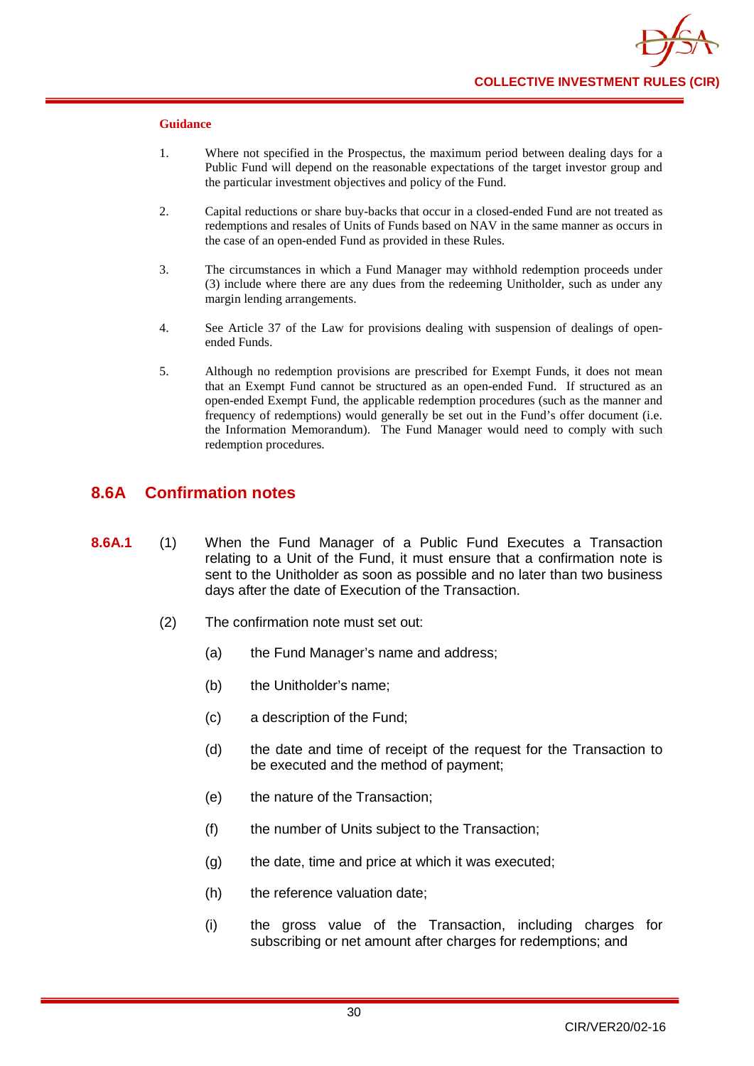**Guidance**

1. Where not specified in the Prospectus, the maximum period between dealing days for a Public Fund will depend on the reasonable expectations of the target investor group and the particular investment objectives and policy of the Fund.

2. Capital reductions or share buy-backs that occur in a closed-ended Fund are not treated as redemptions and resales of Units of Funds based on NAV in the same manner as occurs in the case of an open-ended Fund as provided in these Rules.

3. The circumstances in which a Fund Manager may withhold redemption proceeds under (3) include where there are any dues from the redeeming Unitholder, such as under any margin lending arrangements.

4. See Article 37 of the Law for provisions dealing with suspension of dealings of open-ended Funds.

5. Although no redemption provisions are prescribed for Exempt Funds, it does not mean that an Exempt Fund cannot be structured as an open-ended Fund. If structured as an open-ended Exempt Fund, the applicable redemption procedures (such as the manner and frequency of redemptions) would generally be set out in the Fund's offer document (i.e. the Information Memorandum). The Fund Manager would need to comply with such redemption procedures.

## 8.6A Confirmation notes

**8.6A.1** (1) When the Fund Manager of a Public Fund Executes a Transaction relating to a Unit of the Fund, it must ensure that a confirmation note is sent to the Unitholder as soon as possible and no later than two business days after the date of Execution of the Transaction.

(2) The confirmation note must set out:

(a) the Fund Manager's name and address;

(b) the Unitholder's name;

(c) a description of the Fund;

(d) the date and time of receipt of the request for the Transaction to be executed and the method of payment;

(e) the nature of the Transaction;

(f) the number of Units subject to the Transaction;

(g) the date, time and price at which it was executed;

(h) the reference valuation date;

(i) the gross value of the Transaction, including charges for subscribing or net amount after charges for redemptions; and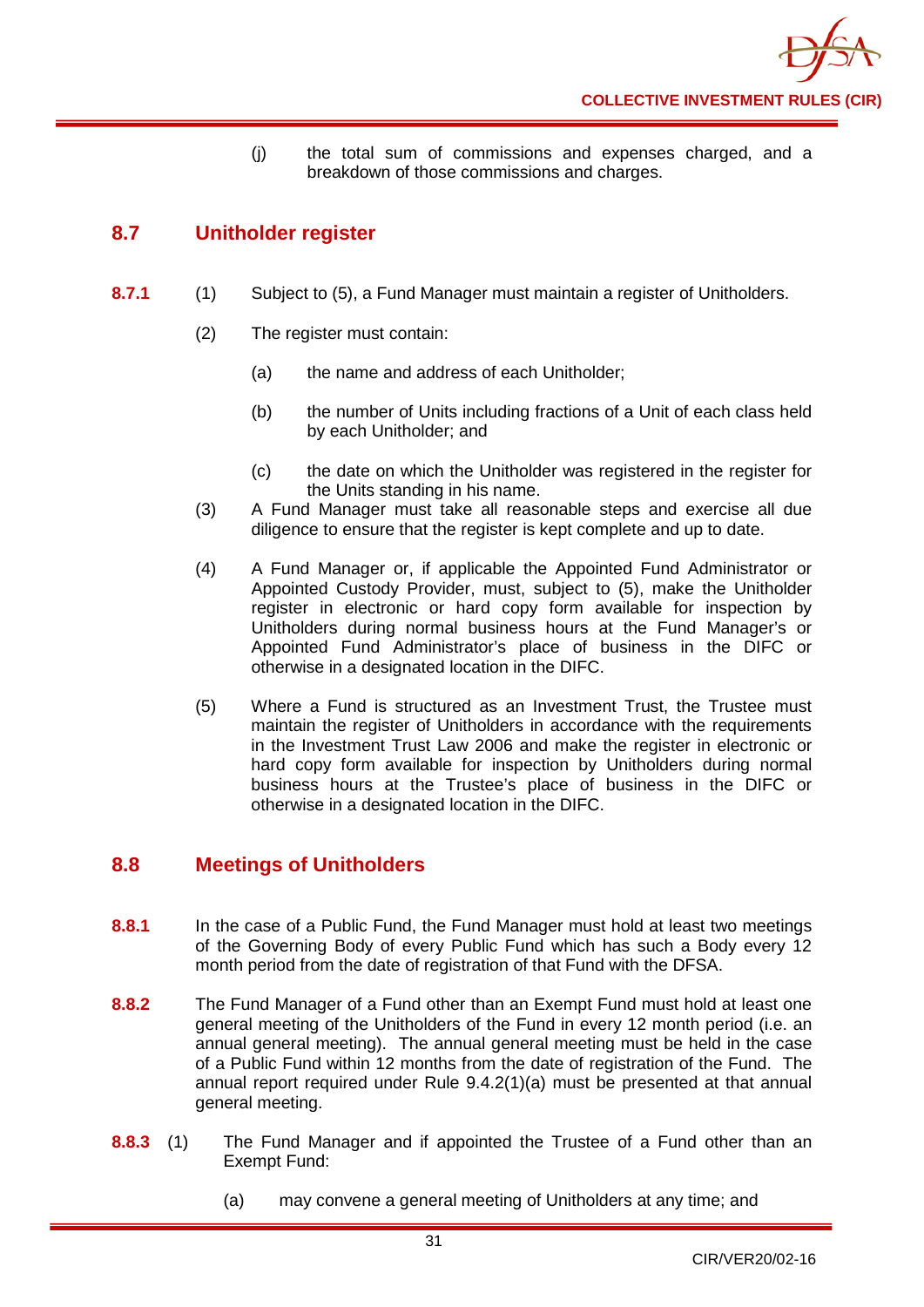(j) the total sum of commissions and expenses charged, and a breakdown of those commissions and charges.

## 8.7 Unitholder register

**8.7.1** (1) Subject to (5), a Fund Manager must maintain a register of Unitholders.

(2) The register must contain:

(a) the name and address of each Unitholder;

(b) the number of Units including fractions of a Unit of each class held by each Unitholder; and

(c) the date on which the Unitholder was registered in the register for the Units standing in his name.

(3) A Fund Manager must take all reasonable steps and exercise all due diligence to ensure that the register is kept complete and up to date.

(4) A Fund Manager or, if applicable the Appointed Fund Administrator or Appointed Custody Provider, must, subject to (5), make the Unitholder register in electronic or hard copy form available for inspection by Unitholders during normal business hours at the Fund Manager's or Appointed Fund Administrator's place of business in the DIFC or otherwise in a designated location in the DIFC.

(5) Where a Fund is structured as an Investment Trust, the Trustee must maintain the register of Unitholders in accordance with the requirements in the Investment Trust Law 2006 and make the register in electronic or hard copy form available for inspection by Unitholders during normal business hours at the Trustee's place of business in the DIFC or otherwise in a designated location in the DIFC.

## 8.8 Meetings of Unitholders

**8.8.1** In the case of a Public Fund, the Fund Manager must hold at least two meetings of the Governing Body of every Public Fund which has such a Body every 12 month period from the date of registration of that Fund with the DFSA.

**8.8.2** The Fund Manager of a Fund other than an Exempt Fund must hold at least one general meeting of the Unitholders of the Fund in every 12 month period (i.e. an annual general meeting). The annual general meeting must be held in the case of a Public Fund within 12 months from the date of registration of the Fund. The annual report required under Rule 9.4.2(1)(a) must be presented at that annual general meeting.

**8.8.3** (1) The Fund Manager and if appointed the Trustee of a Fund other than an Exempt Fund:

(a) may convene a general meeting of Unitholders at any time; and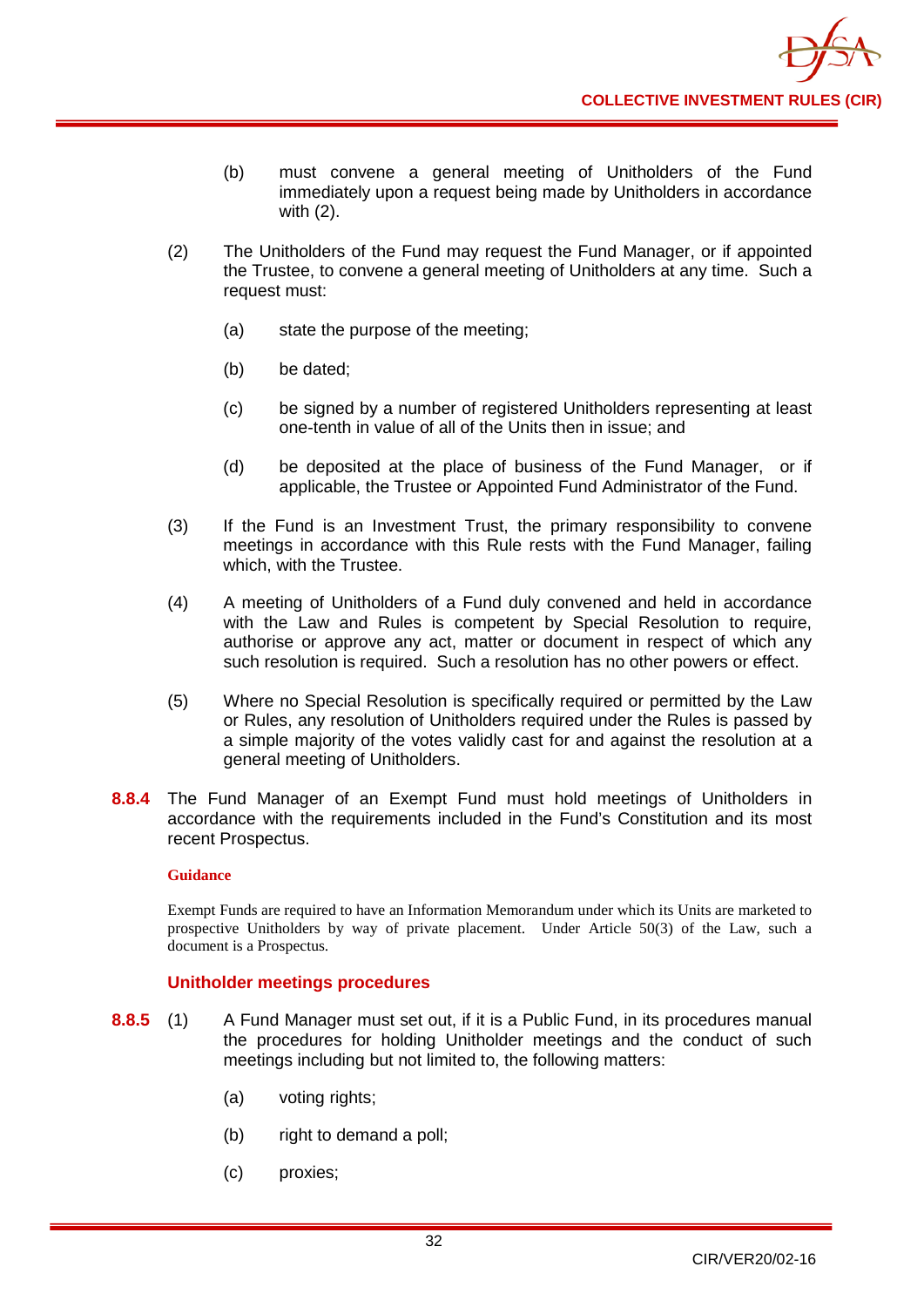(b) must convene a general meeting of Unitholders of the Fund immediately upon a request being made by Unitholders in accordance with (2).

(2) The Unitholders of the Fund may request the Fund Manager, or if appointed the Trustee, to convene a general meeting of Unitholders at any time. Such a request must:

(a) state the purpose of the meeting;

(b) be dated;

(c) be signed by a number of registered Unitholders representing at least one-tenth in value of all of the Units then in issue; and

(d) be deposited at the place of business of the Fund Manager, or if applicable, the Trustee or Appointed Fund Administrator of the Fund.

(3) If the Fund is an Investment Trust, the primary responsibility to convene meetings in accordance with this Rule rests with the Fund Manager, failing which, with the Trustee.

(4) A meeting of Unitholders of a Fund duly convened and held in accordance with the Law and Rules is competent by Special Resolution to require, authorise or approve any act, matter or document in respect of which any such resolution is required. Such a resolution has no other powers or effect.

(5) Where no Special Resolution is specifically required or permitted by the Law or Rules, any resolution of Unitholders required under the Rules is passed by a simple majority of the votes validly cast for and against the resolution at a general meeting of Unitholders.

**8.8.4** The Fund Manager of an Exempt Fund must hold meetings of Unitholders in accordance with the requirements included in the Fund's Constitution and its most recent Prospectus.

**Guidance**

Exempt Funds are required to have an Information Memorandum under which its Units are marketed to prospective Unitholders by way of private placement. Under Article 50(3) of the Law, such a document is a Prospectus.

### Unitholder meetings procedures

**8.8.5** (1) A Fund Manager must set out, if it is a Public Fund, in its procedures manual the procedures for holding Unitholder meetings and the conduct of such meetings including but not limited to, the following matters:

(a) voting rights;

(b) right to demand a poll;

(c) proxies;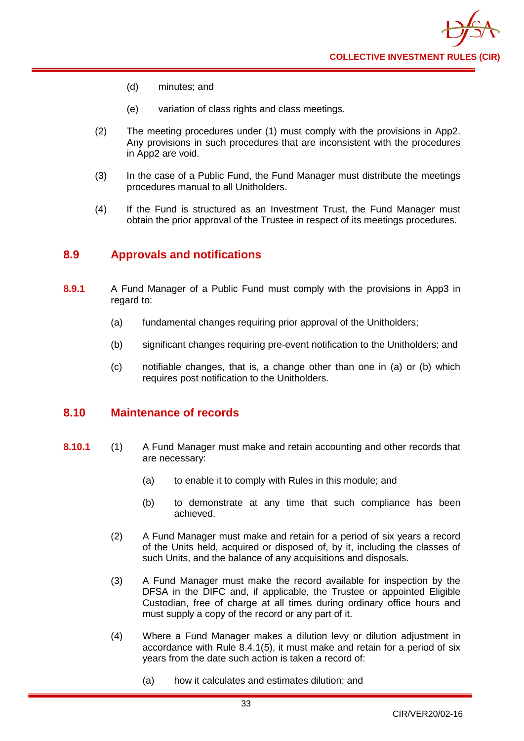(d) minutes; and

(e) variation of class rights and class meetings.

(2) The meeting procedures under (1) must comply with the provisions in App2. Any provisions in such procedures that are inconsistent with the procedures in App2 are void.

(3) In the case of a Public Fund, the Fund Manager must distribute the meetings procedures manual to all Unitholders.

(4) If the Fund is structured as an Investment Trust, the Fund Manager must obtain the prior approval of the Trustee in respect of its meetings procedures.

## 8.9 Approvals and notifications

**8.9.1** A Fund Manager of a Public Fund must comply with the provisions in App3 in regard to:

(a) fundamental changes requiring prior approval of the Unitholders;

(b) significant changes requiring pre-event notification to the Unitholders; and

(c) notifiable changes, that is, a change other than one in (a) or (b) which requires post notification to the Unitholders.

## 8.10 Maintenance of records

**8.10.1** (1) A Fund Manager must make and retain accounting and other records that are necessary:

(a) to enable it to comply with Rules in this module; and

(b) to demonstrate at any time that such compliance has been achieved.

(2) A Fund Manager must make and retain for a period of six years a record of the Units held, acquired or disposed of, by it, including the classes of such Units, and the balance of any acquisitions and disposals.

(3) A Fund Manager must make the record available for inspection by the DFSA in the DIFC and, if applicable, the Trustee or appointed Eligible Custodian, free of charge at all times during ordinary office hours and must supply a copy of the record or any part of it.

(4) Where a Fund Manager makes a dilution levy or dilution adjustment in accordance with Rule 8.4.1(5), it must make and retain for a period of six years from the date such action is taken a record of:

(a) how it calculates and estimates dilution; and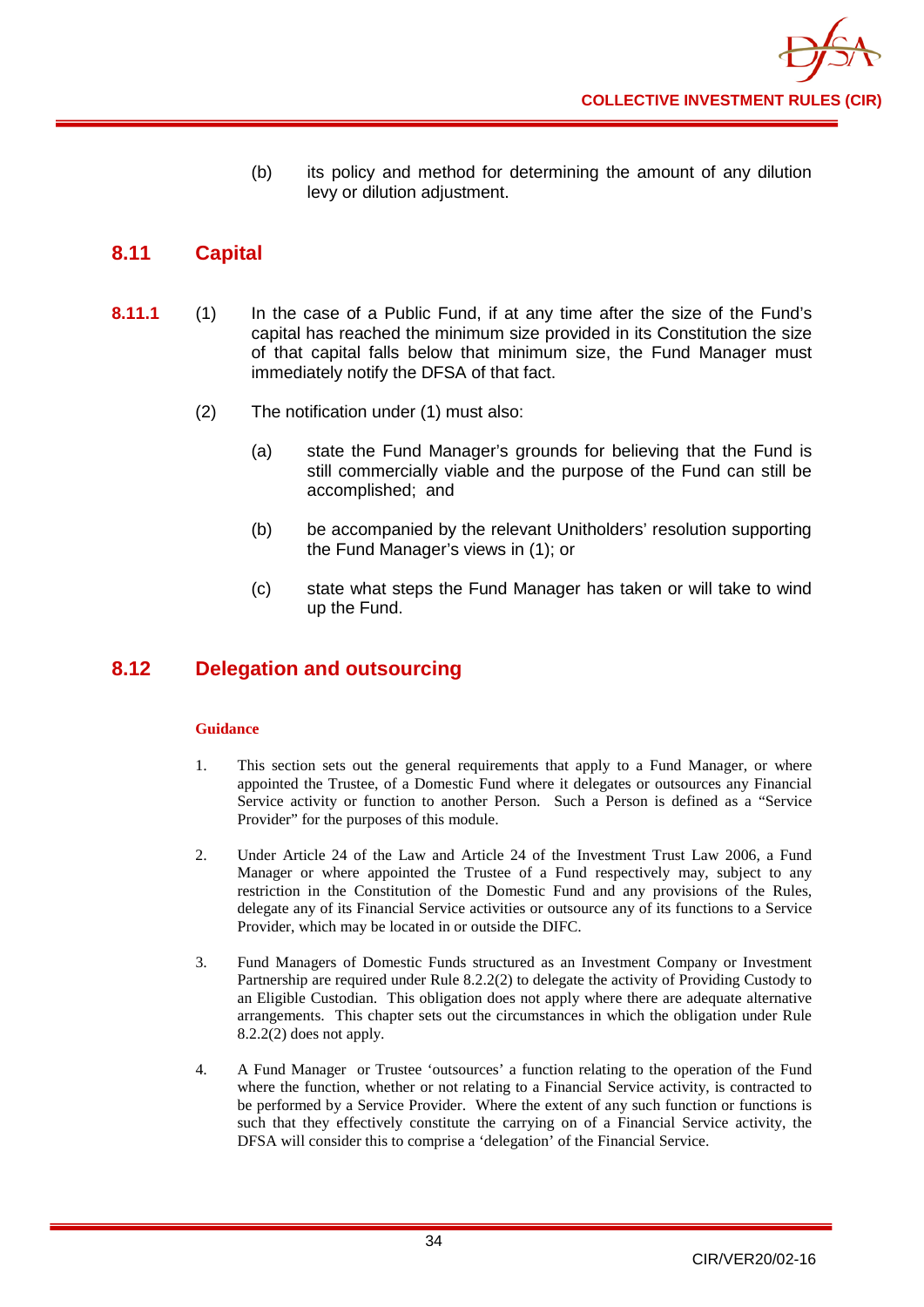(b) its policy and method for determining the amount of any dilution levy or dilution adjustment.

## 8.11 Capital

**8.11.1** (1) In the case of a Public Fund, if at any time after the size of the Fund's capital has reached the minimum size provided in its Constitution the size of that capital falls below that minimum size, the Fund Manager must immediately notify the DFSA of that fact.

(2) The notification under (1) must also:

(a) state the Fund Manager's grounds for believing that the Fund is still commercially viable and the purpose of the Fund can still be accomplished; and

(b) be accompanied by the relevant Unitholders' resolution supporting the Fund Manager's views in (1); or

(c) state what steps the Fund Manager has taken or will take to wind up the Fund.

## 8.12 Delegation and outsourcing

**Guidance**

1. This section sets out the general requirements that apply to a Fund Manager, or where appointed the Trustee, of a Domestic Fund where it delegates or outsources any Financial Service activity or function to another Person. Such a Person is defined as a "Service Provider" for the purposes of this module.

2. Under Article 24 of the Law and Article 24 of the Investment Trust Law 2006, a Fund Manager or where appointed the Trustee of a Fund respectively may, subject to any restriction in the Constitution of the Domestic Fund and any provisions of the Rules, delegate any of its Financial Service activities or outsource any of its functions to a Service Provider, which may be located in or outside the DIFC.

3. Fund Managers of Domestic Funds structured as an Investment Company or Investment Partnership are required under Rule 8.2.2(2) to delegate the activity of Providing Custody to an Eligible Custodian. This obligation does not apply where there are adequate alternative arrangements. This chapter sets out the circumstances in which the obligation under Rule 8.2.2(2) does not apply.

4. A Fund Manager or Trustee 'outsources' a function relating to the operation of the Fund where the function, whether or not relating to a Financial Service activity, is contracted to be performed by a Service Provider. Where the extent of any such function or functions is such that they effectively constitute the carrying on of a Financial Service activity, the DFSA will consider this to comprise a 'delegation' of the Financial Service.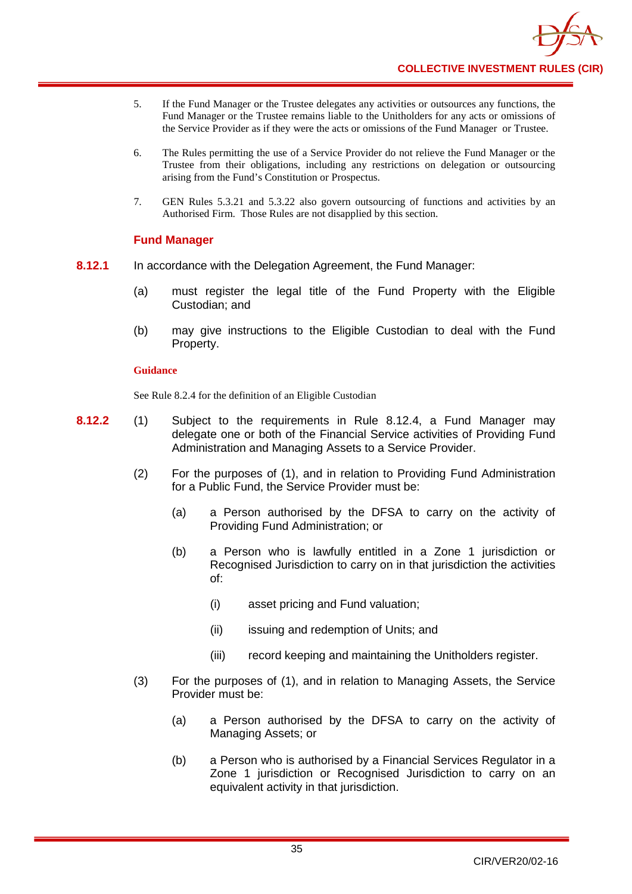5. If the Fund Manager or the Trustee delegates any activities or outsources any functions, the Fund Manager or the Trustee remains liable to the Unitholders for any acts or omissions of the Service Provider as if they were the acts or omissions of the Fund Manager or Trustee.

6. The Rules permitting the use of a Service Provider do not relieve the Fund Manager or the Trustee from their obligations, including any restrictions on delegation or outsourcing arising from the Fund's Constitution or Prospectus.

7. GEN Rules 5.3.21 and 5.3.22 also govern outsourcing of functions and activities by an Authorised Firm. Those Rules are not disapplied by this section.

### Fund Manager

**8.12.1** In accordance with the Delegation Agreement, the Fund Manager:

(a) must register the legal title of the Fund Property with the Eligible Custodian; and

(b) may give instructions to the Eligible Custodian to deal with the Fund Property.

**Guidance**

See Rule 8.2.4 for the definition of an Eligible Custodian

**8.12.2** (1) Subject to the requirements in Rule 8.12.4, a Fund Manager may delegate one or both of the Financial Service activities of Providing Fund Administration and Managing Assets to a Service Provider.

(2) For the purposes of (1), and in relation to Providing Fund Administration for a Public Fund, the Service Provider must be:

(a) a Person authorised by the DFSA to carry on the activity of Providing Fund Administration; or

(b) a Person who is lawfully entitled in a Zone 1 jurisdiction or Recognised Jurisdiction to carry on in that jurisdiction the activities of:

(i) asset pricing and Fund valuation;

(ii) issuing and redemption of Units; and

(iii) record keeping and maintaining the Unitholders register.

(3) For the purposes of (1), and in relation to Managing Assets, the Service Provider must be:

(a) a Person authorised by the DFSA to carry on the activity of Managing Assets; or

(b) a Person who is authorised by a Financial Services Regulator in a Zone 1 jurisdiction or Recognised Jurisdiction to carry on an equivalent activity in that jurisdiction.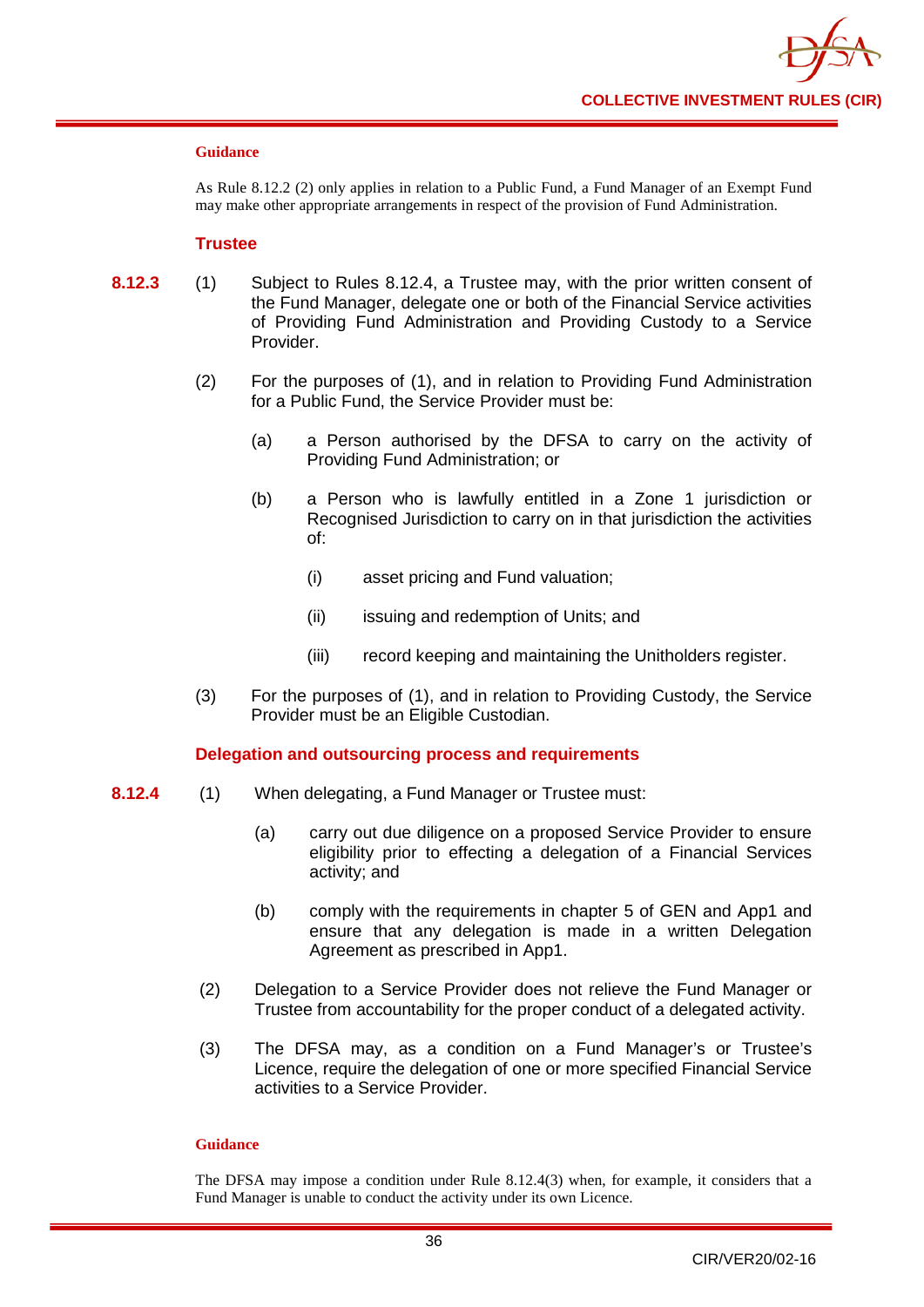**Guidance**

As Rule 8.12.2 (2) only applies in relation to a Public Fund, a Fund Manager of an Exempt Fund may make other appropriate arrangements in respect of the provision of Fund Administration.

### Trustee

**8.12.3** (1) Subject to Rules 8.12.4, a Trustee may, with the prior written consent of the Fund Manager, delegate one or both of the Financial Service activities of Providing Fund Administration and Providing Custody to a Service Provider.

(2) For the purposes of (1), and in relation to Providing Fund Administration for a Public Fund, the Service Provider must be:

(a) a Person authorised by the DFSA to carry on the activity of Providing Fund Administration; or

(b) a Person who is lawfully entitled in a Zone 1 jurisdiction or Recognised Jurisdiction to carry on in that jurisdiction the activities of:

(i) asset pricing and Fund valuation;

(ii) issuing and redemption of Units; and

(iii) record keeping and maintaining the Unitholders register.

(3) For the purposes of (1), and in relation to Providing Custody, the Service Provider must be an Eligible Custodian.

### Delegation and outsourcing process and requirements

**8.12.4** (1) When delegating, a Fund Manager or Trustee must:

(a) carry out due diligence on a proposed Service Provider to ensure eligibility prior to effecting a delegation of a Financial Services activity; and

(b) comply with the requirements in chapter 5 of GEN and App1 and ensure that any delegation is made in a written Delegation Agreement as prescribed in App1.

(2) Delegation to a Service Provider does not relieve the Fund Manager or Trustee from accountability for the proper conduct of a delegated activity.

(3) The DFSA may, as a condition on a Fund Manager's or Trustee's Licence, require the delegation of one or more specified Financial Service activities to a Service Provider.

**Guidance**

The DFSA may impose a condition under Rule 8.12.4(3) when, for example, it considers that a Fund Manager is unable to conduct the activity under its own Licence.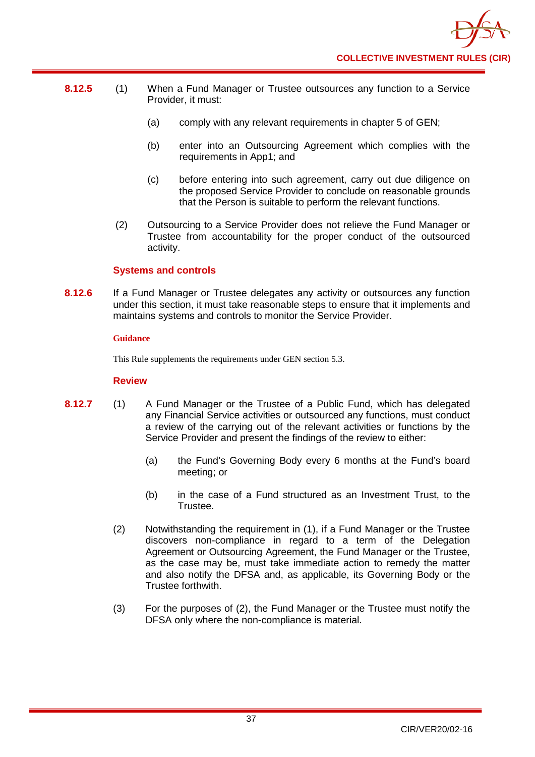**8.12.5** (1) When a Fund Manager or Trustee outsources any function to a Service Provider, it must:

(a) comply with any relevant requirements in chapter 5 of GEN;

(b) enter into an Outsourcing Agreement which complies with the requirements in App1; and

(c) before entering into such agreement, carry out due diligence on the proposed Service Provider to conclude on reasonable grounds that the Person is suitable to perform the relevant functions.

(2) Outsourcing to a Service Provider does not relieve the Fund Manager or Trustee from accountability for the proper conduct of the outsourced activity.

### Systems and controls

**8.12.6** If a Fund Manager or Trustee delegates any activity or outsources any function under this section, it must take reasonable steps to ensure that it implements and maintains systems and controls to monitor the Service Provider.

**Guidance**

This Rule supplements the requirements under GEN section 5.3.

### Review

**8.12.7** (1) A Fund Manager or the Trustee of a Public Fund, which has delegated any Financial Service activities or outsourced any functions, must conduct a review of the carrying out of the relevant activities or functions by the Service Provider and present the findings of the review to either:

(a) the Fund's Governing Body every 6 months at the Fund's board meeting; or

(b) in the case of a Fund structured as an Investment Trust, to the Trustee.

(2) Notwithstanding the requirement in (1), if a Fund Manager or the Trustee discovers non-compliance in regard to a term of the Delegation Agreement or Outsourcing Agreement, the Fund Manager or the Trustee, as the case may be, must take immediate action to remedy the matter and also notify the DFSA and, as applicable, its Governing Body or the Trustee forthwith.

(3) For the purposes of (2), the Fund Manager or the Trustee must notify the DFSA only where the non-compliance is material.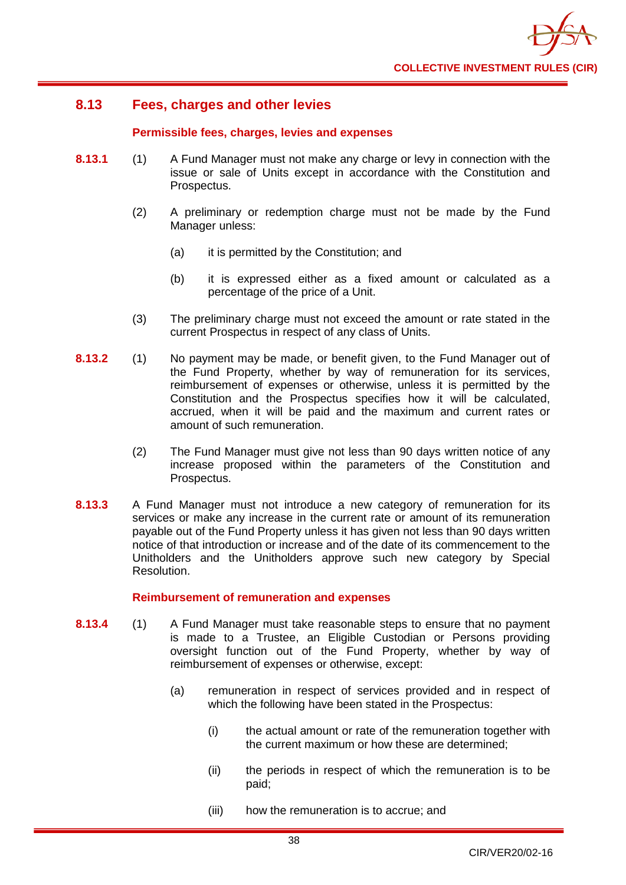## 8.13 Fees, charges and other levies

### Permissible fees, charges, levies and expenses

**8.13.1** (1) A Fund Manager must not make any charge or levy in connection with the issue or sale of Units except in accordance with the Constitution and Prospectus.

(2) A preliminary or redemption charge must not be made by the Fund Manager unless:

(a) it is permitted by the Constitution; and

(b) it is expressed either as a fixed amount or calculated as a percentage of the price of a Unit.

(3) The preliminary charge must not exceed the amount or rate stated in the current Prospectus in respect of any class of Units.

**8.13.2** (1) No payment may be made, or benefit given, to the Fund Manager out of the Fund Property, whether by way of remuneration for its services, reimbursement of expenses or otherwise, unless it is permitted by the Constitution and the Prospectus specifies how it will be calculated, accrued, when it will be paid and the maximum and current rates or amount of such remuneration.

(2) The Fund Manager must give not less than 90 days written notice of any increase proposed within the parameters of the Constitution and Prospectus.

**8.13.3** A Fund Manager must not introduce a new category of remuneration for its services or make any increase in the current rate or amount of its remuneration payable out of the Fund Property unless it has given not less than 90 days written notice of that introduction or increase and of the date of its commencement to the Unitholders and the Unitholders approve such new category by Special Resolution.

### Reimbursement of remuneration and expenses

**8.13.4** (1) A Fund Manager must take reasonable steps to ensure that no payment is made to a Trustee, an Eligible Custodian or Persons providing oversight function out of the Fund Property, whether by way of reimbursement of expenses or otherwise, except:

(a) remuneration in respect of services provided and in respect of which the following have been stated in the Prospectus:

(i) the actual amount or rate of the remuneration together with the current maximum or how these are determined;

(ii) the periods in respect of which the remuneration is to be paid;

(iii) how the remuneration is to accrue; and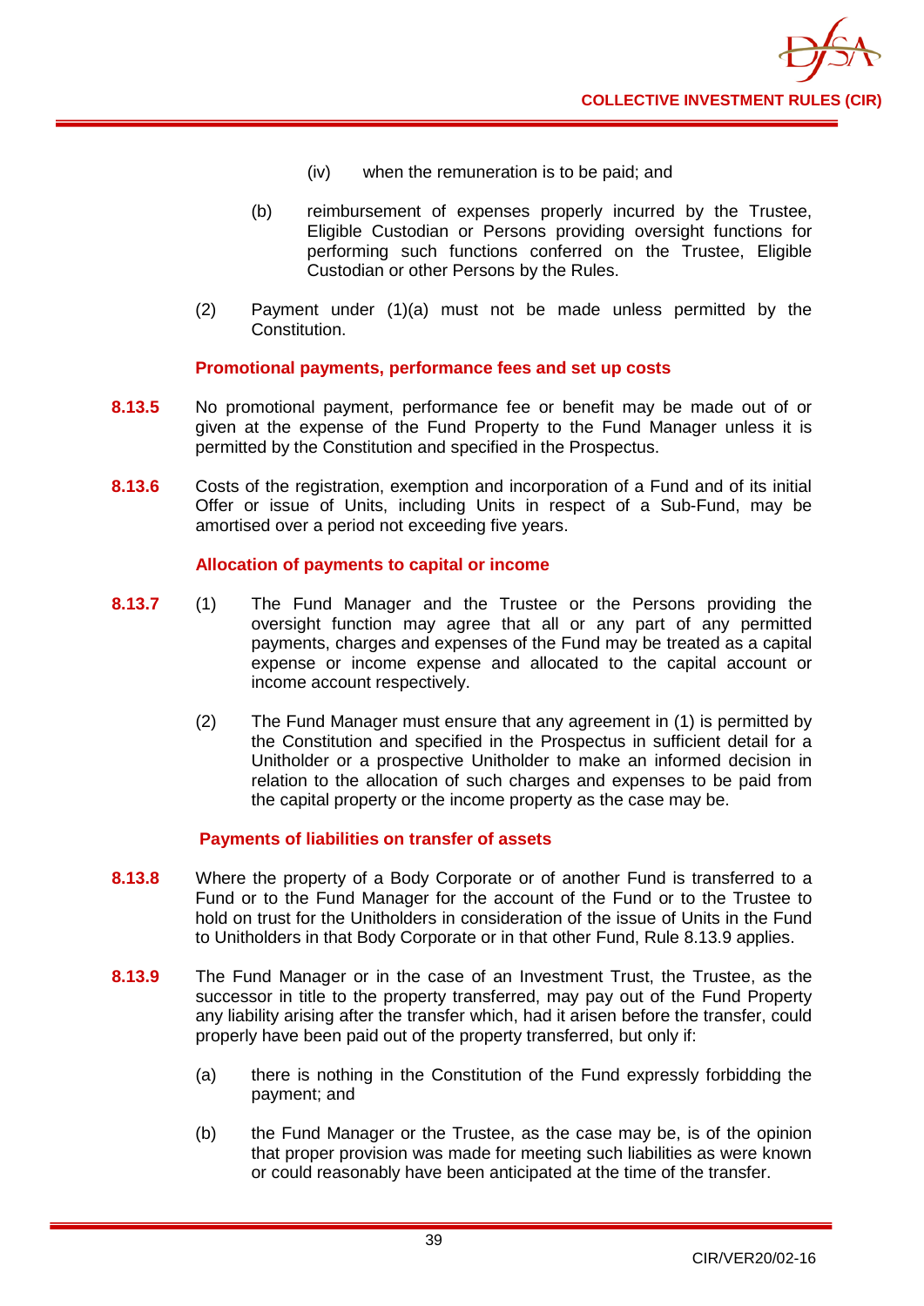(iv) when the remuneration is to be paid; and

(b) reimbursement of expenses properly incurred by the Trustee, Eligible Custodian or Persons providing oversight functions for performing such functions conferred on the Trustee, Eligible Custodian or other Persons by the Rules.

(2) Payment under (1)(a) must not be made unless permitted by the Constitution.

**Promotional payments, performance fees and set up costs**

**8.13.5** No promotional payment, performance fee or benefit may be made out of or given at the expense of the Fund Property to the Fund Manager unless it is permitted by the Constitution and specified in the Prospectus.

**8.13.6** Costs of the registration, exemption and incorporation of a Fund and of its initial Offer or issue of Units, including Units in respect of a Sub-Fund, may be amortised over a period not exceeding five years.

**Allocation of payments to capital or income**

**8.13.7** (1) The Fund Manager and the Trustee or the Persons providing the oversight function may agree that all or any part of any permitted payments, charges and expenses of the Fund may be treated as a capital expense or income expense and allocated to the capital account or income account respectively.

(2) The Fund Manager must ensure that any agreement in (1) is permitted by the Constitution and specified in the Prospectus in sufficient detail for a Unitholder or a prospective Unitholder to make an informed decision in relation to the allocation of such charges and expenses to be paid from the capital property or the income property as the case may be.

**Payments of liabilities on transfer of assets**

**8.13.8** Where the property of a Body Corporate or of another Fund is transferred to a Fund or to the Fund Manager for the account of the Fund or to the Trustee to hold on trust for the Unitholders in consideration of the issue of Units in the Fund to Unitholders in that Body Corporate or in that other Fund, Rule 8.13.9 applies.

**8.13.9** The Fund Manager or in the case of an Investment Trust, the Trustee, as the successor in title to the property transferred, may pay out of the Fund Property any liability arising after the transfer which, had it arisen before the transfer, could properly have been paid out of the property transferred, but only if:

(a) there is nothing in the Constitution of the Fund expressly forbidding the payment; and

(b) the Fund Manager or the Trustee, as the case may be, is of the opinion that proper provision was made for meeting such liabilities as were known or could reasonably have been anticipated at the time of the transfer.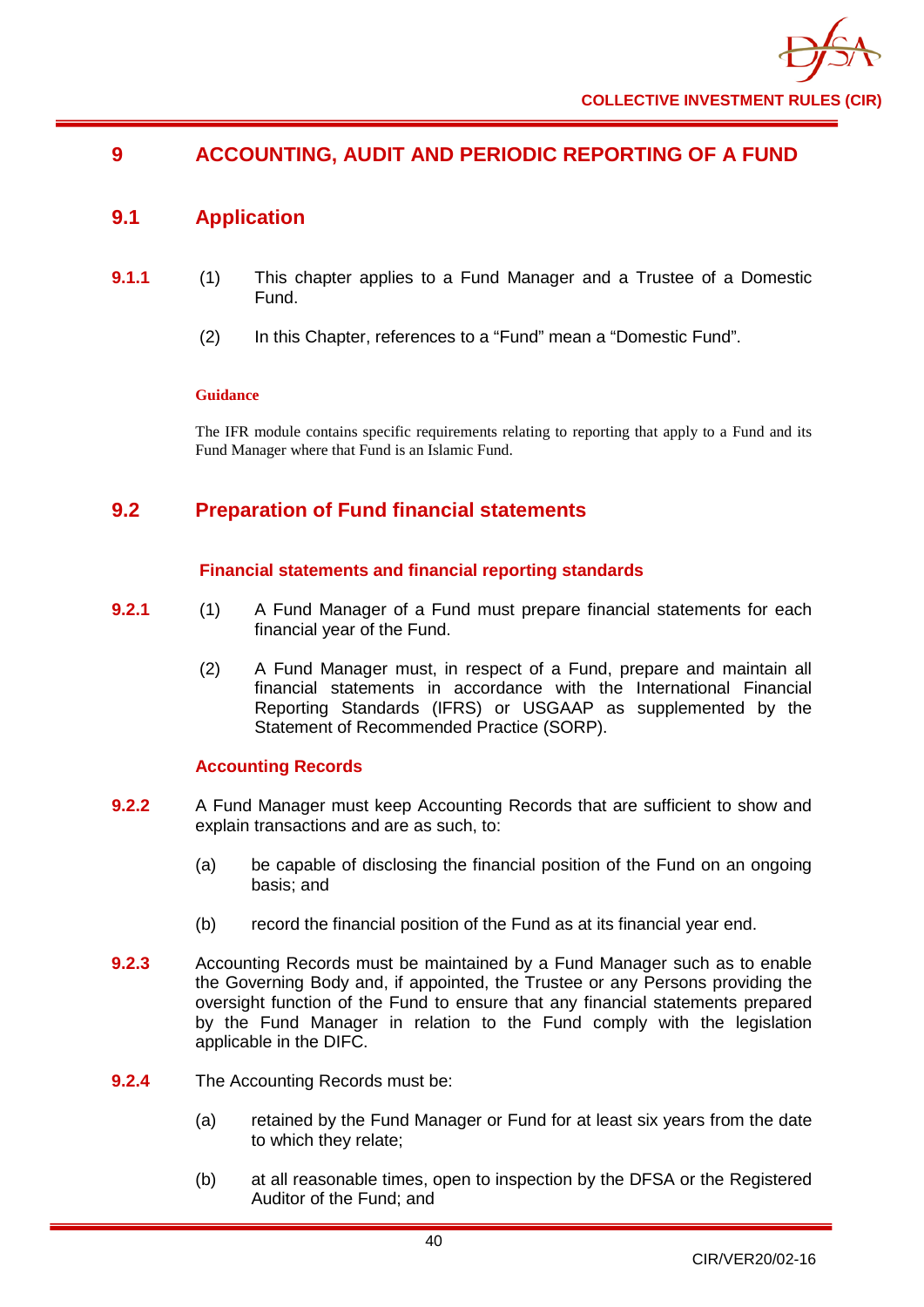# 9 ACCOUNTING, AUDIT AND PERIODIC REPORTING OF A FUND

## 9.1 Application

**9.1.1** (1) This chapter applies to a Fund Manager and a Trustee of a Domestic Fund.

(2) In this Chapter, references to a "Fund" mean a "Domestic Fund".

**Guidance**

The IFR module contains specific requirements relating to reporting that apply to a Fund and its Fund Manager where that Fund is an Islamic Fund.

## 9.2 Preparation of Fund financial statements

### Financial statements and financial reporting standards

**9.2.1** (1) A Fund Manager of a Fund must prepare financial statements for each financial year of the Fund.

(2) A Fund Manager must, in respect of a Fund, prepare and maintain all financial statements in accordance with the International Financial Reporting Standards (IFRS) or USGAAP as supplemented by the Statement of Recommended Practice (SORP).

### Accounting Records

**9.2.2** A Fund Manager must keep Accounting Records that are sufficient to show and explain transactions and are as such, to:

(a) be capable of disclosing the financial position of the Fund on an ongoing basis; and

(b) record the financial position of the Fund as at its financial year end.

**9.2.3** Accounting Records must be maintained by a Fund Manager such as to enable the Governing Body and, if appointed, the Trustee or any Persons providing the oversight function of the Fund to ensure that any financial statements prepared by the Fund Manager in relation to the Fund comply with the legislation applicable in the DIFC.

**9.2.4** The Accounting Records must be:

(a) retained by the Fund Manager or Fund for at least six years from the date to which they relate;

(b) at all reasonable times, open to inspection by the DFSA or the Registered Auditor of the Fund; and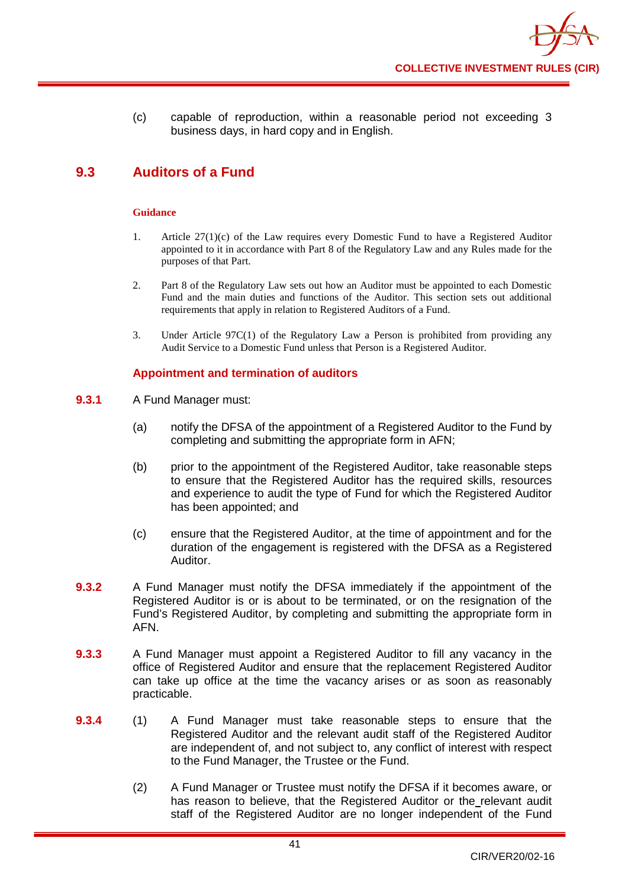(c) capable of reproduction, within a reasonable period not exceeding 3 business days, in hard copy and in English.

## 9.3 Auditors of a Fund

**Guidance**

1. Article 27(1)(c) of the Law requires every Domestic Fund to have a Registered Auditor appointed to it in accordance with Part 8 of the Regulatory Law and any Rules made for the purposes of that Part.

2. Part 8 of the Regulatory Law sets out how an Auditor must be appointed to each Domestic Fund and the main duties and functions of the Auditor. This section sets out additional requirements that apply in relation to Registered Auditors of a Fund.

3. Under Article 97C(1) of the Regulatory Law a Person is prohibited from providing any Audit Service to a Domestic Fund unless that Person is a Registered Auditor.

### Appointment and termination of auditors

**9.3.1** A Fund Manager must:

(a) notify the DFSA of the appointment of a Registered Auditor to the Fund by completing and submitting the appropriate form in AFN;

(b) prior to the appointment of the Registered Auditor, take reasonable steps to ensure that the Registered Auditor has the required skills, resources and experience to audit the type of Fund for which the Registered Auditor has been appointed; and

(c) ensure that the Registered Auditor, at the time of appointment and for the duration of the engagement is registered with the DFSA as a Registered Auditor.

**9.3.2** A Fund Manager must notify the DFSA immediately if the appointment of the Registered Auditor is or is about to be terminated, or on the resignation of the Fund's Registered Auditor, by completing and submitting the appropriate form in AFN.

**9.3.3** A Fund Manager must appoint a Registered Auditor to fill any vacancy in the office of Registered Auditor and ensure that the replacement Registered Auditor can take up office at the time the vacancy arises or as soon as reasonably practicable.

**9.3.4** (1) A Fund Manager must take reasonable steps to ensure that the Registered Auditor and the relevant audit staff of the Registered Auditor are independent of, and not subject to, any conflict of interest with respect to the Fund Manager, the Trustee or the Fund.

(2) A Fund Manager or Trustee must notify the DFSA if it becomes aware, or has reason to believe, that the Registered Auditor or the relevant audit staff of the Registered Auditor are no longer independent of the Fund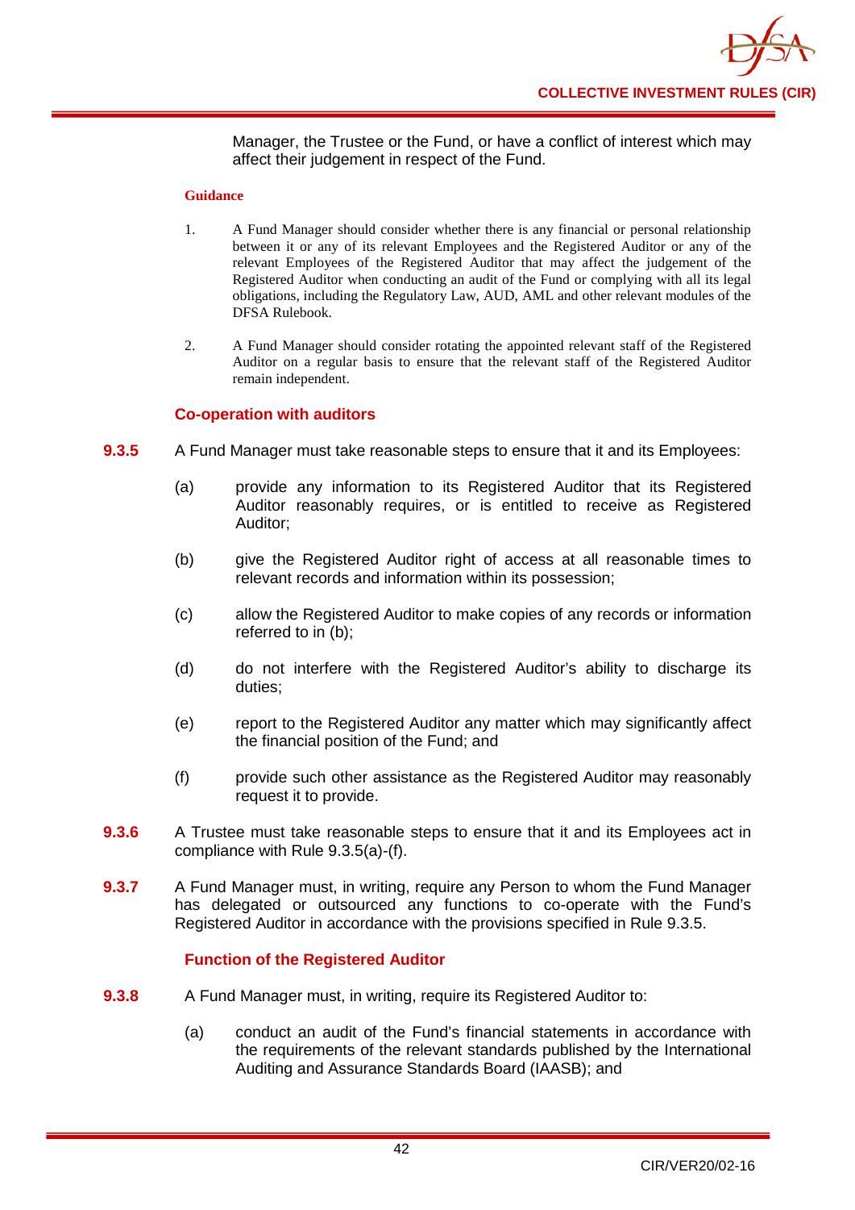Manager, the Trustee or the Fund, or have a conflict of interest which may affect their judgement in respect of the Fund.

**Guidance**

1. A Fund Manager should consider whether there is any financial or personal relationship between it or any of its relevant Employees and the Registered Auditor or any of the relevant Employees of the Registered Auditor that may affect the judgement of the Registered Auditor when conducting an audit of the Fund or complying with all its legal obligations, including the Regulatory Law, AUD, AML and other relevant modules of the DFSA Rulebook.

2. A Fund Manager should consider rotating the appointed relevant staff of the Registered Auditor on a regular basis to ensure that the relevant staff of the Registered Auditor remain independent.

### Co-operation with auditors

**9.3.5** A Fund Manager must take reasonable steps to ensure that it and its Employees:

(a) provide any information to its Registered Auditor that its Registered Auditor reasonably requires, or is entitled to receive as Registered Auditor;

(b) give the Registered Auditor right of access at all reasonable times to relevant records and information within its possession;

(c) allow the Registered Auditor to make copies of any records or information referred to in (b);

(d) do not interfere with the Registered Auditor's ability to discharge its duties;

(e) report to the Registered Auditor any matter which may significantly affect the financial position of the Fund; and

(f) provide such other assistance as the Registered Auditor may reasonably request it to provide.

**9.3.6** A Trustee must take reasonable steps to ensure that it and its Employees act in compliance with Rule 9.3.5(a)-(f).

**9.3.7** A Fund Manager must, in writing, require any Person to whom the Fund Manager has delegated or outsourced any functions to co-operate with the Fund's Registered Auditor in accordance with the provisions specified in Rule 9.3.5.

### Function of the Registered Auditor

**9.3.8** A Fund Manager must, in writing, require its Registered Auditor to:

(a) conduct an audit of the Fund's financial statements in accordance with the requirements of the relevant standards published by the International Auditing and Assurance Standards Board (IAASB); and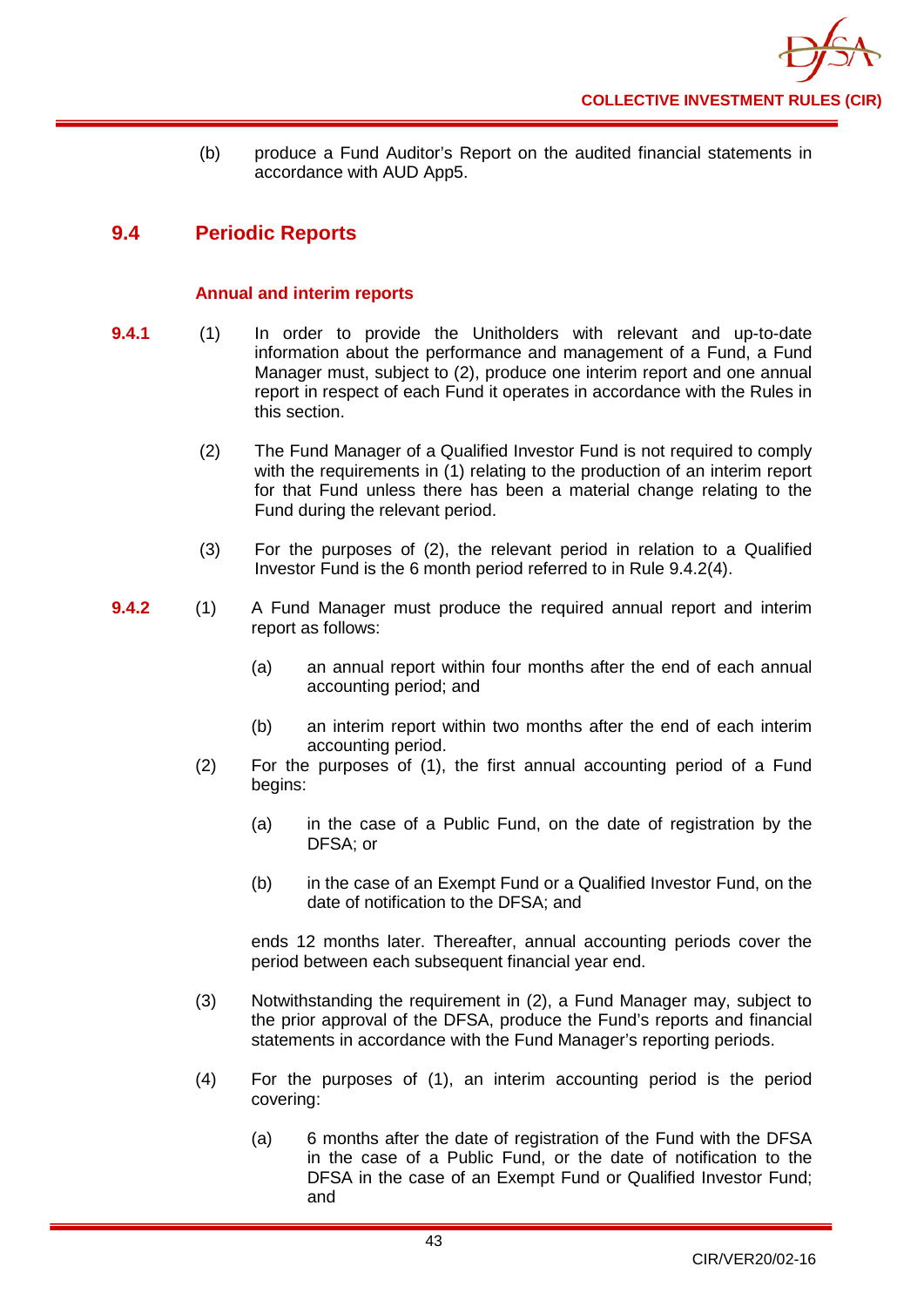(b) produce a Fund Auditor's Report on the audited financial statements in accordance with AUD App5.

## 9.4 Periodic Reports

### Annual and interim reports

**9.4.1** (1) In order to provide the Unitholders with relevant and up-to-date information about the performance and management of a Fund, a Fund Manager must, subject to (2), produce one interim report and one annual report in respect of each Fund it operates in accordance with the Rules in this section.

(2) The Fund Manager of a Qualified Investor Fund is not required to comply with the requirements in (1) relating to the production of an interim report for that Fund unless there has been a material change relating to the Fund during the relevant period.

(3) For the purposes of (2), the relevant period in relation to a Qualified Investor Fund is the 6 month period referred to in Rule 9.4.2(4).

**9.4.2** (1) A Fund Manager must produce the required annual report and interim report as follows:

(a) an annual report within four months after the end of each annual accounting period; and

(b) an interim report within two months after the end of each interim accounting period.

(2) For the purposes of (1), the first annual accounting period of a Fund begins:

(a) in the case of a Public Fund, on the date of registration by the DFSA; or

(b) in the case of an Exempt Fund or a Qualified Investor Fund, on the date of notification to the DFSA; and

ends 12 months later. Thereafter, annual accounting periods cover the period between each subsequent financial year end.

(3) Notwithstanding the requirement in (2), a Fund Manager may, subject to the prior approval of the DFSA, produce the Fund's reports and financial statements in accordance with the Fund Manager's reporting periods.

(4) For the purposes of (1), an interim accounting period is the period covering:

(a) 6 months after the date of registration of the Fund with the DFSA in the case of a Public Fund, or the date of notification to the DFSA in the case of an Exempt Fund or Qualified Investor Fund; and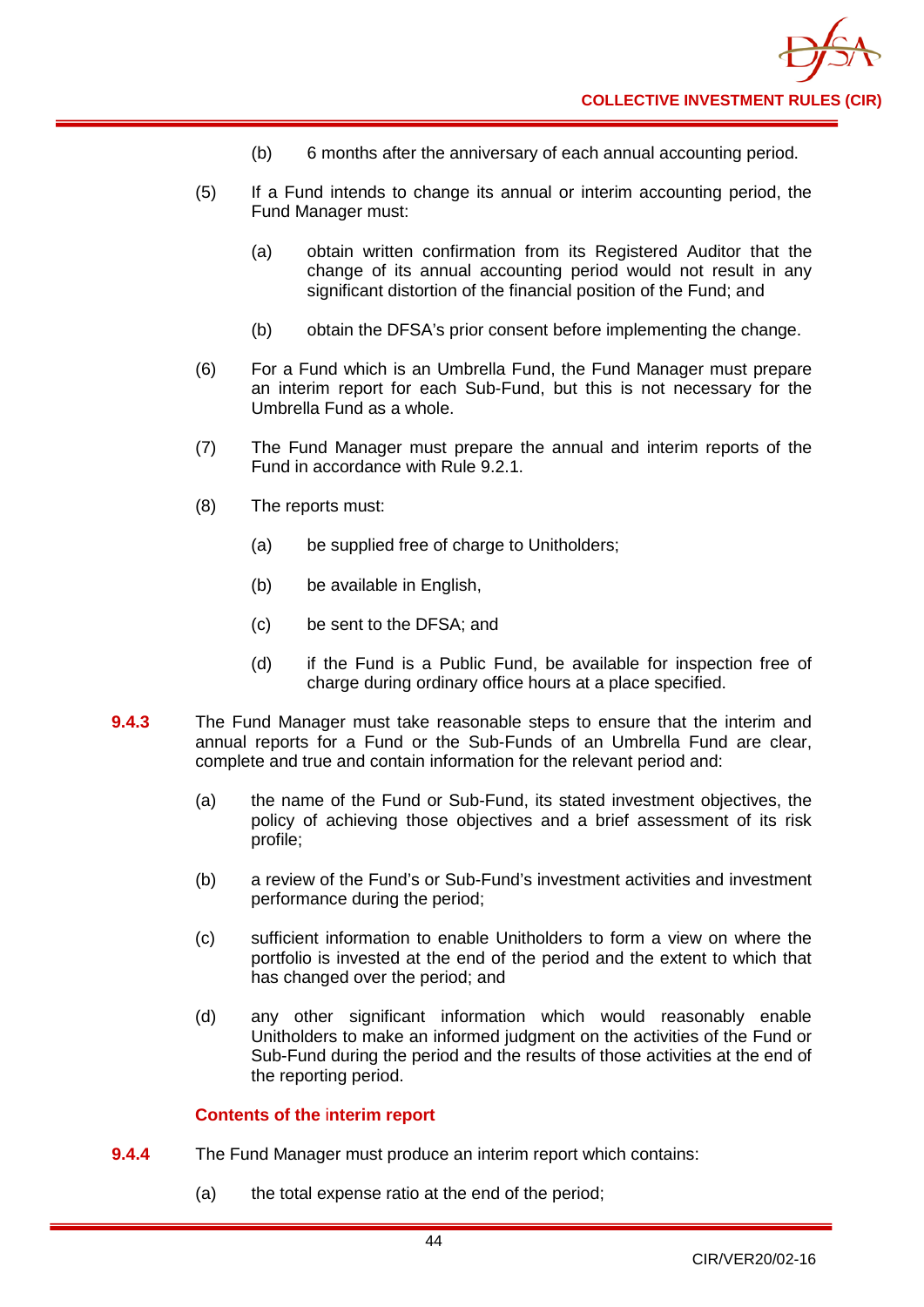(b) 6 months after the anniversary of each annual accounting period.

(5) If a Fund intends to change its annual or interim accounting period, the Fund Manager must:

(a) obtain written confirmation from its Registered Auditor that the change of its annual accounting period would not result in any significant distortion of the financial position of the Fund; and

(b) obtain the DFSA's prior consent before implementing the change.

(6) For a Fund which is an Umbrella Fund, the Fund Manager must prepare an interim report for each Sub-Fund, but this is not necessary for the Umbrella Fund as a whole.

(7) The Fund Manager must prepare the annual and interim reports of the Fund in accordance with Rule 9.2.1.

(8) The reports must:

(a) be supplied free of charge to Unitholders;

(b) be available in English,

(c) be sent to the DFSA; and

(d) if the Fund is a Public Fund, be available for inspection free of charge during ordinary office hours at a place specified.

**9.4.3** The Fund Manager must take reasonable steps to ensure that the interim and annual reports for a Fund or the Sub-Funds of an Umbrella Fund are clear, complete and true and contain information for the relevant period and:

(a) the name of the Fund or Sub-Fund, its stated investment objectives, the policy of achieving those objectives and a brief assessment of its risk profile;

(b) a review of the Fund's or Sub-Fund's investment activities and investment performance during the period;

(c) sufficient information to enable Unitholders to form a view on where the portfolio is invested at the end of the period and the extent to which that has changed over the period; and

(d) any other significant information which would reasonably enable Unitholders to make an informed judgment on the activities of the Fund or Sub-Fund during the period and the results of those activities at the end of the reporting period.

### Contents of the interim report

**9.4.4** The Fund Manager must produce an interim report which contains:

(a) the total expense ratio at the end of the period;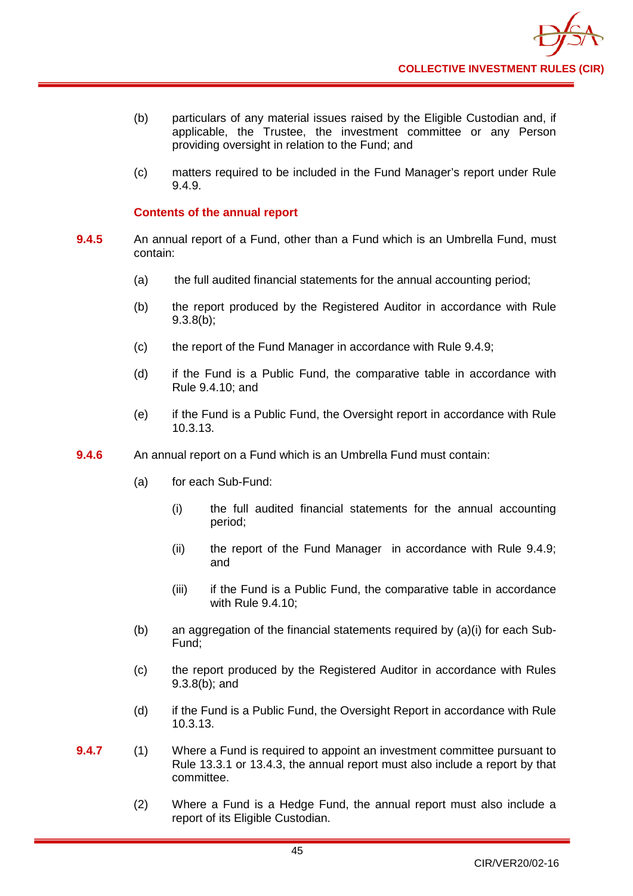(b) particulars of any material issues raised by the Eligible Custodian and, if applicable, the Trustee, the investment committee or any Person providing oversight in relation to the Fund; and

(c) matters required to be included in the Fund Manager's report under Rule 9.4.9.

### Contents of the annual report

**9.4.5** An annual report of a Fund, other than a Fund which is an Umbrella Fund, must contain:

(a) the full audited financial statements for the annual accounting period;

(b) the report produced by the Registered Auditor in accordance with Rule 9.3.8(b);

(c) the report of the Fund Manager in accordance with Rule 9.4.9;

(d) if the Fund is a Public Fund, the comparative table in accordance with Rule 9.4.10; and

(e) if the Fund is a Public Fund, the Oversight report in accordance with Rule 10.3.13.

**9.4.6** An annual report on a Fund which is an Umbrella Fund must contain:

(a) for each Sub-Fund:

(i) the full audited financial statements for the annual accounting period;

(ii) the report of the Fund Manager in accordance with Rule 9.4.9; and

(iii) if the Fund is a Public Fund, the comparative table in accordance with Rule 9.4.10;

(b) an aggregation of the financial statements required by (a)(i) for each Sub-Fund;

(c) the report produced by the Registered Auditor in accordance with Rules 9.3.8(b); and

(d) if the Fund is a Public Fund, the Oversight Report in accordance with Rule 10.3.13.

**9.4.7** (1) Where a Fund is required to appoint an investment committee pursuant to Rule 13.3.1 or 13.4.3, the annual report must also include a report by that committee.

(2) Where a Fund is a Hedge Fund, the annual report must also include a report of its Eligible Custodian.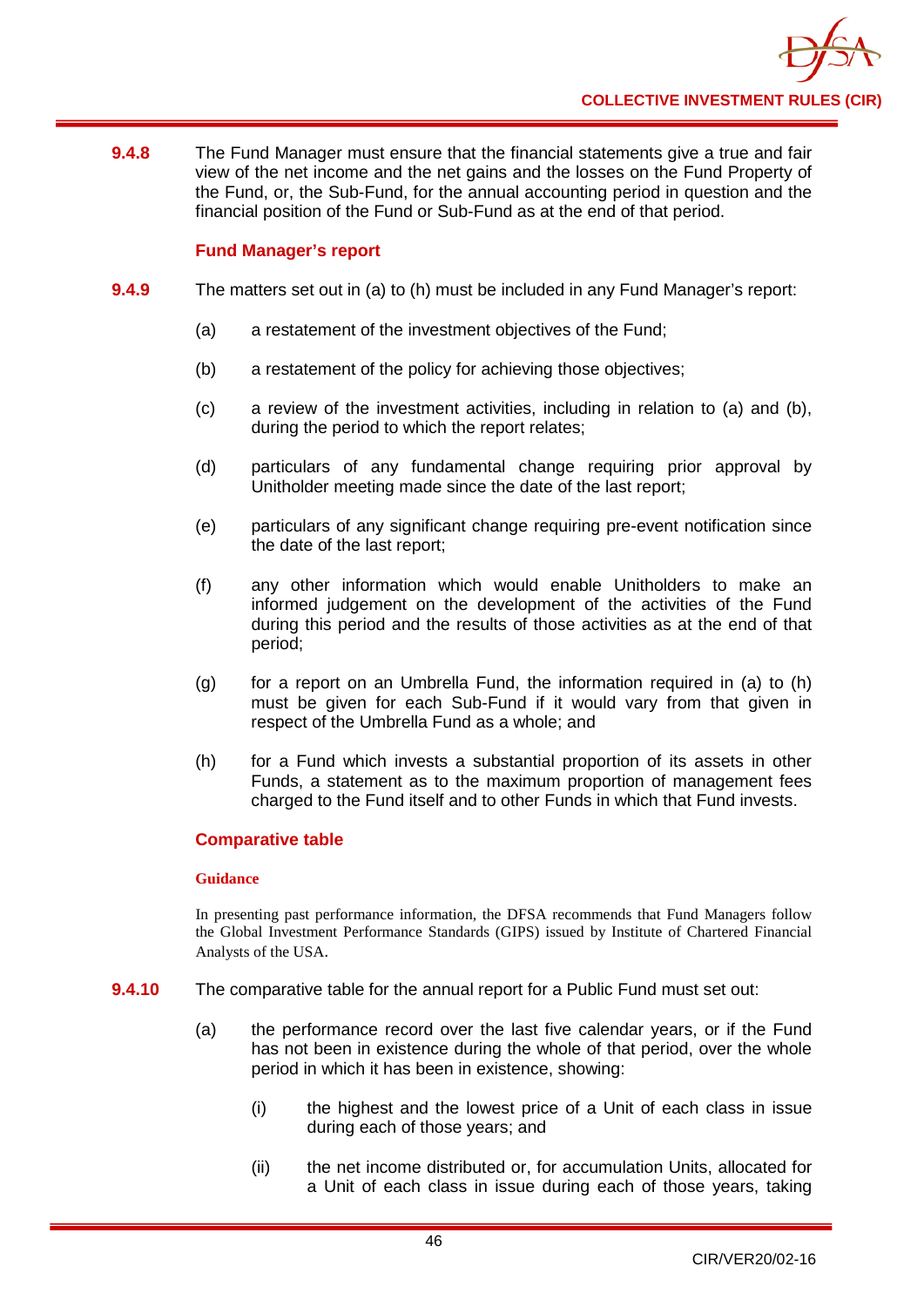**9.4.8** The Fund Manager must ensure that the financial statements give a true and fair view of the net income and the net gains and the losses on the Fund Property of the Fund, or, the Sub-Fund, for the annual accounting period in question and the financial position of the Fund or Sub-Fund as at the end of that period.

### Fund Manager's report

**9.4.9** The matters set out in (a) to (h) must be included in any Fund Manager's report:

(a) a restatement of the investment objectives of the Fund;

(b) a restatement of the policy for achieving those objectives;

(c) a review of the investment activities, including in relation to (a) and (b), during the period to which the report relates;

(d) particulars of any fundamental change requiring prior approval by Unitholder meeting made since the date of the last report;

(e) particulars of any significant change requiring pre-event notification since the date of the last report;

(f) any other information which would enable Unitholders to make an informed judgement on the development of the activities of the Fund during this period and the results of those activities as at the end of that period;

(g) for a report on an Umbrella Fund, the information required in (a) to (h) must be given for each Sub-Fund if it would vary from that given in respect of the Umbrella Fund as a whole; and

(h) for a Fund which invests a substantial proportion of its assets in other Funds, a statement as to the maximum proportion of management fees charged to the Fund itself and to other Funds in which that Fund invests.

### Comparative table

**Guidance**

In presenting past performance information, the DFSA recommends that Fund Managers follow the Global Investment Performance Standards (GIPS) issued by Institute of Chartered Financial Analysts of the USA.

**9.4.10** The comparative table for the annual report for a Public Fund must set out:

(a) the performance record over the last five calendar years, or if the Fund has not been in existence during the whole of that period, over the whole period in which it has been in existence, showing:

(i) the highest and the lowest price of a Unit of each class in issue during each of those years; and

(ii) the net income distributed or, for accumulation Units, allocated for a Unit of each class in issue during each of those years, taking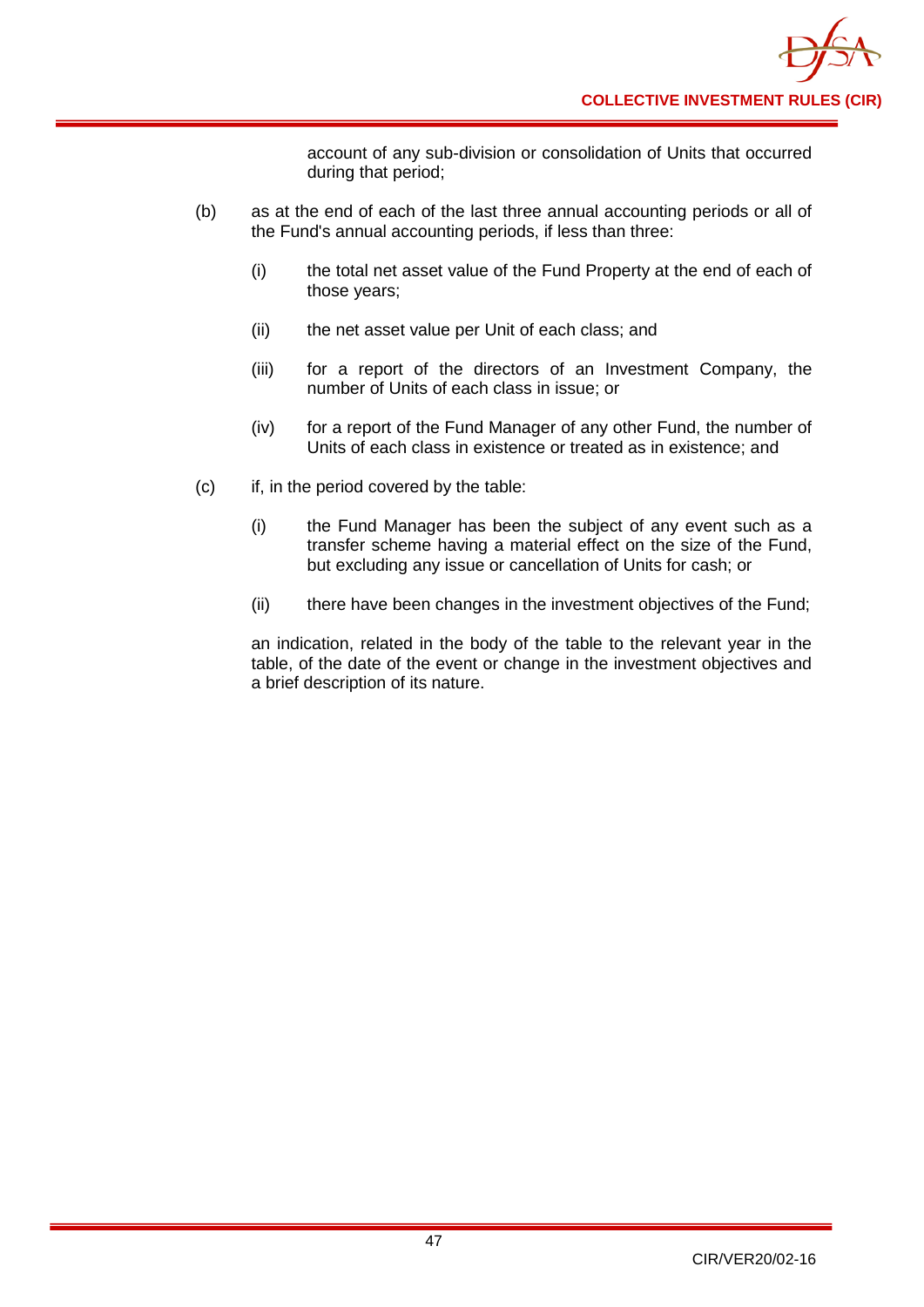account of any sub-division or consolidation of Units that occurred during that period;

(b) as at the end of each of the last three annual accounting periods or all of the Fund's annual accounting periods, if less than three:

   (i) the total net asset value of the Fund Property at the end of each of those years;

   (ii) the net asset value per Unit of each class; and

   (iii) for a report of the directors of an Investment Company, the number of Units of each class in issue; or

   (iv) for a report of the Fund Manager of any other Fund, the number of Units of each class in existence or treated as in existence; and

(c) if, in the period covered by the table:

   (i) the Fund Manager has been the subject of any event such as a transfer scheme having a material effect on the size of the Fund, but excluding any issue or cancellation of Units for cash; or

   (ii) there have been changes in the investment objectives of the Fund;

   an indication, related in the body of the table to the relevant year in the table, of the date of the event or change in the investment objectives and a brief description of its nature.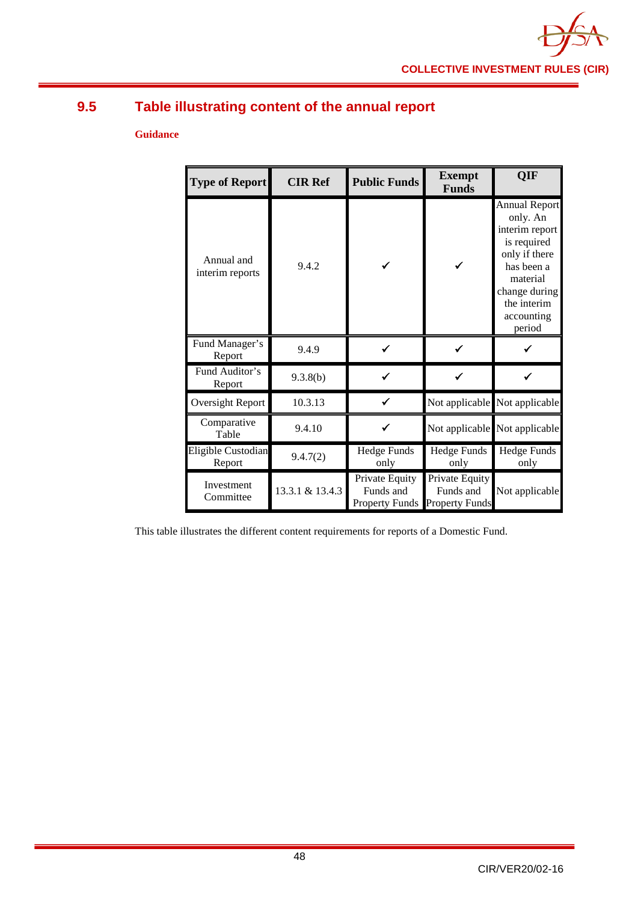## 9.5 Table illustrating content of the annual report

**Guidance**

| Type of Report | CIR Ref | Public Funds | Exempt Funds | QIF |
|---|---|---|---|---|
| Annual and interim reports | 9.4.2 | ✓ | ✓ | Annual Report only. An interim report is required only if there has been a material change during the interim accounting period |
| Fund Manager's Report | 9.4.9 | ✓ | ✓ | ✓ |
| Fund Auditor's Report | 9.3.8(b) | ✓ | ✓ | ✓ |
| Oversight Report | 10.3.13 | ✓ | Not applicable | Not applicable |
| Comparative Table | 9.4.10 | ✓ | Not applicable | Not applicable |
| Eligible Custodian Report | 9.4.7(2) | Hedge Funds only | Hedge Funds only | Hedge Funds only |
| Investment Committee | 13.3.1 & 13.4.3 | Private Equity Funds and Property Funds | Private Equity Funds and Property Funds | Not applicable |

This table illustrates the different content requirements for reports of a Domestic Fund.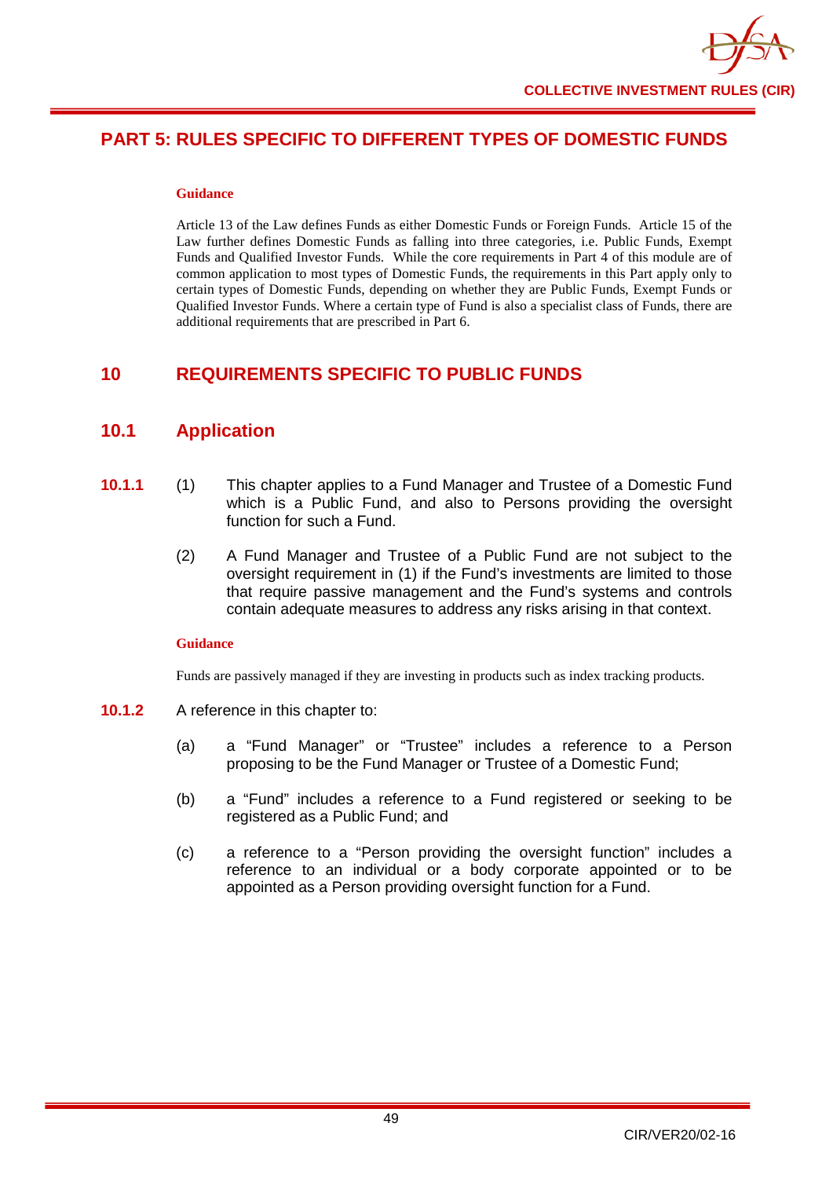# PART 5: RULES SPECIFIC TO DIFFERENT TYPES OF DOMESTIC FUNDS

**Guidance**

Article 13 of the Law defines Funds as either Domestic Funds or Foreign Funds. Article 15 of the Law further defines Domestic Funds as falling into three categories, i.e. Public Funds, Exempt Funds and Qualified Investor Funds. While the core requirements in Part 4 of this module are of common application to most types of Domestic Funds, the requirements in this Part apply only to certain types of Domestic Funds, depending on whether they are Public Funds, Exempt Funds or Qualified Investor Funds. Where a certain type of Fund is also a specialist class of Funds, there are additional requirements that are prescribed in Part 6.

## 10 REQUIREMENTS SPECIFIC TO PUBLIC FUNDS

### 10.1 Application

**10.1.1** (1) This chapter applies to a Fund Manager and Trustee of a Domestic Fund which is a Public Fund, and also to Persons providing the oversight function for such a Fund.

(2) A Fund Manager and Trustee of a Public Fund are not subject to the oversight requirement in (1) if the Fund's investments are limited to those that require passive management and the Fund's systems and controls contain adequate measures to address any risks arising in that context.

**Guidance**

Funds are passively managed if they are investing in products such as index tracking products.

**10.1.2** A reference in this chapter to:

(a) a "Fund Manager" or "Trustee" includes a reference to a Person proposing to be the Fund Manager or Trustee of a Domestic Fund;

(b) a "Fund" includes a reference to a Fund registered or seeking to be registered as a Public Fund; and

(c) a reference to a "Person providing the oversight function" includes a reference to an individual or a body corporate appointed or to be appointed as a Person providing oversight function for a Fund.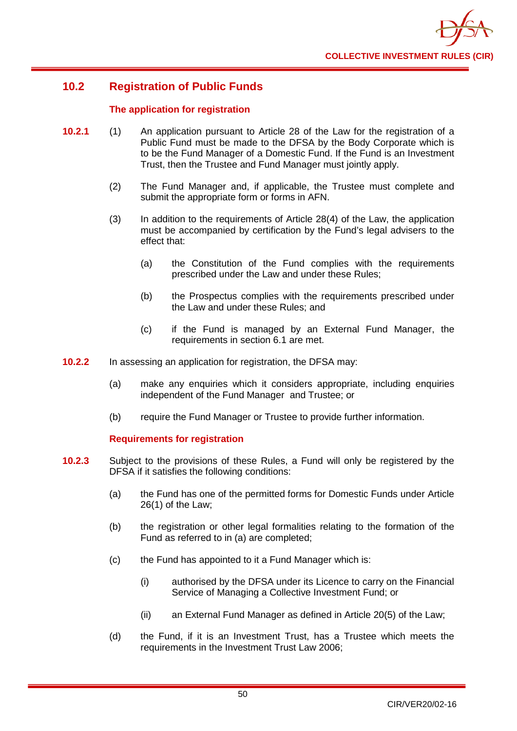## 10.2 Registration of Public Funds

### The application for registration

**10.2.1** (1) An application pursuant to Article 28 of the Law for the registration of a Public Fund must be made to the DFSA by the Body Corporate which is to be the Fund Manager of a Domestic Fund. If the Fund is an Investment Trust, then the Trustee and Fund Manager must jointly apply.

(2) The Fund Manager and, if applicable, the Trustee must complete and submit the appropriate form or forms in AFN.

(3) In addition to the requirements of Article 28(4) of the Law, the application must be accompanied by certification by the Fund's legal advisers to the effect that:

- (a) the Constitution of the Fund complies with the requirements prescribed under the Law and under these Rules;
- (b) the Prospectus complies with the requirements prescribed under the Law and under these Rules; and
- (c) if the Fund is managed by an External Fund Manager, the requirements in section 6.1 are met.

**10.2.2** In assessing an application for registration, the DFSA may:

- (a) make any enquiries which it considers appropriate, including enquiries independent of the Fund Manager and Trustee; or
- (b) require the Fund Manager or Trustee to provide further information.

### Requirements for registration

**10.2.3** Subject to the provisions of these Rules, a Fund will only be registered by the DFSA if it satisfies the following conditions:

- (a) the Fund has one of the permitted forms for Domestic Funds under Article 26(1) of the Law;
- (b) the registration or other legal formalities relating to the formation of the Fund as referred to in (a) are completed;
- (c) the Fund has appointed to it a Fund Manager which is:
  - (i) authorised by the DFSA under its Licence to carry on the Financial Service of Managing a Collective Investment Fund; or
  - (ii) an External Fund Manager as defined in Article 20(5) of the Law;
- (d) the Fund, if it is an Investment Trust, has a Trustee which meets the requirements in the Investment Trust Law 2006;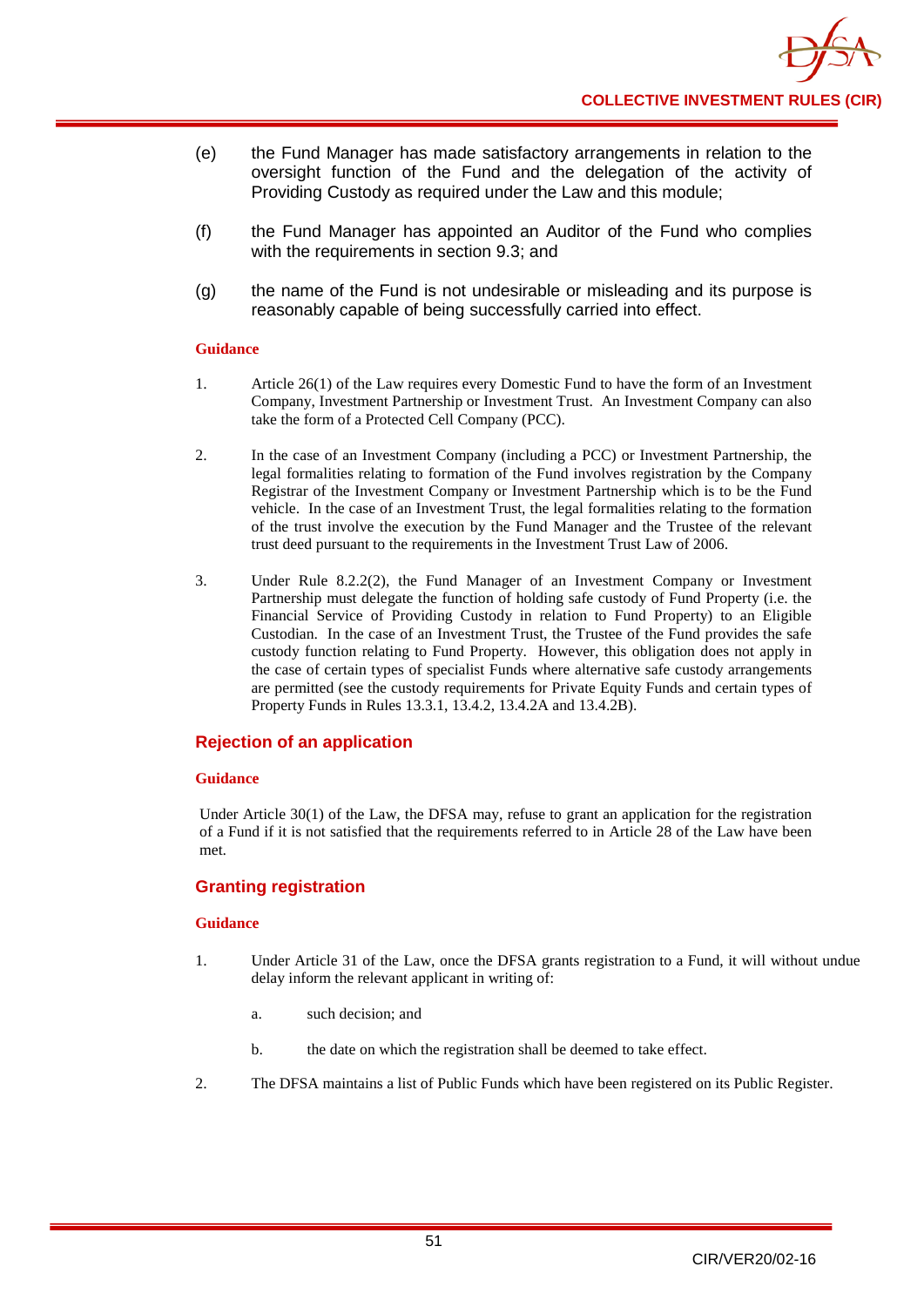(e) the Fund Manager has made satisfactory arrangements in relation to the oversight function of the Fund and the delegation of the activity of Providing Custody as required under the Law and this module;

(f) the Fund Manager has appointed an Auditor of the Fund who complies with the requirements in section 9.3; and

(g) the name of the Fund is not undesirable or misleading and its purpose is reasonably capable of being successfully carried into effect.

**Guidance**

1. Article 26(1) of the Law requires every Domestic Fund to have the form of an Investment Company, Investment Partnership or Investment Trust. An Investment Company can also take the form of a Protected Cell Company (PCC).

2. In the case of an Investment Company (including a PCC) or Investment Partnership, the legal formalities relating to formation of the Fund involves registration by the Company Registrar of the Investment Company or Investment Partnership which is to be the Fund vehicle. In the case of an Investment Trust, the legal formalities relating to the formation of the trust involve the execution by the Fund Manager and the Trustee of the relevant trust deed pursuant to the requirements in the Investment Trust Law of 2006.

3. Under Rule 8.2.2(2), the Fund Manager of an Investment Company or Investment Partnership must delegate the function of holding safe custody of Fund Property (i.e. the Financial Service of Providing Custody in relation to Fund Property) to an Eligible Custodian. In the case of an Investment Trust, the Trustee of the Fund provides the safe custody function relating to Fund Property. However, this obligation does not apply in the case of certain types of specialist Funds where alternative safe custody arrangements are permitted (see the custody requirements for Private Equity Funds and certain types of Property Funds in Rules 13.3.1, 13.4.2, 13.4.2A and 13.4.2B).

## Rejection of an application

**Guidance**

Under Article 30(1) of the Law, the DFSA may, refuse to grant an application for the registration of a Fund if it is not satisfied that the requirements referred to in Article 28 of the Law have been met.

## Granting registration

**Guidance**

1. Under Article 31 of the Law, once the DFSA grants registration to a Fund, it will without undue delay inform the relevant applicant in writing of:

   a. such decision; and

   b. the date on which the registration shall be deemed to take effect.

2. The DFSA maintains a list of Public Funds which have been registered on its Public Register.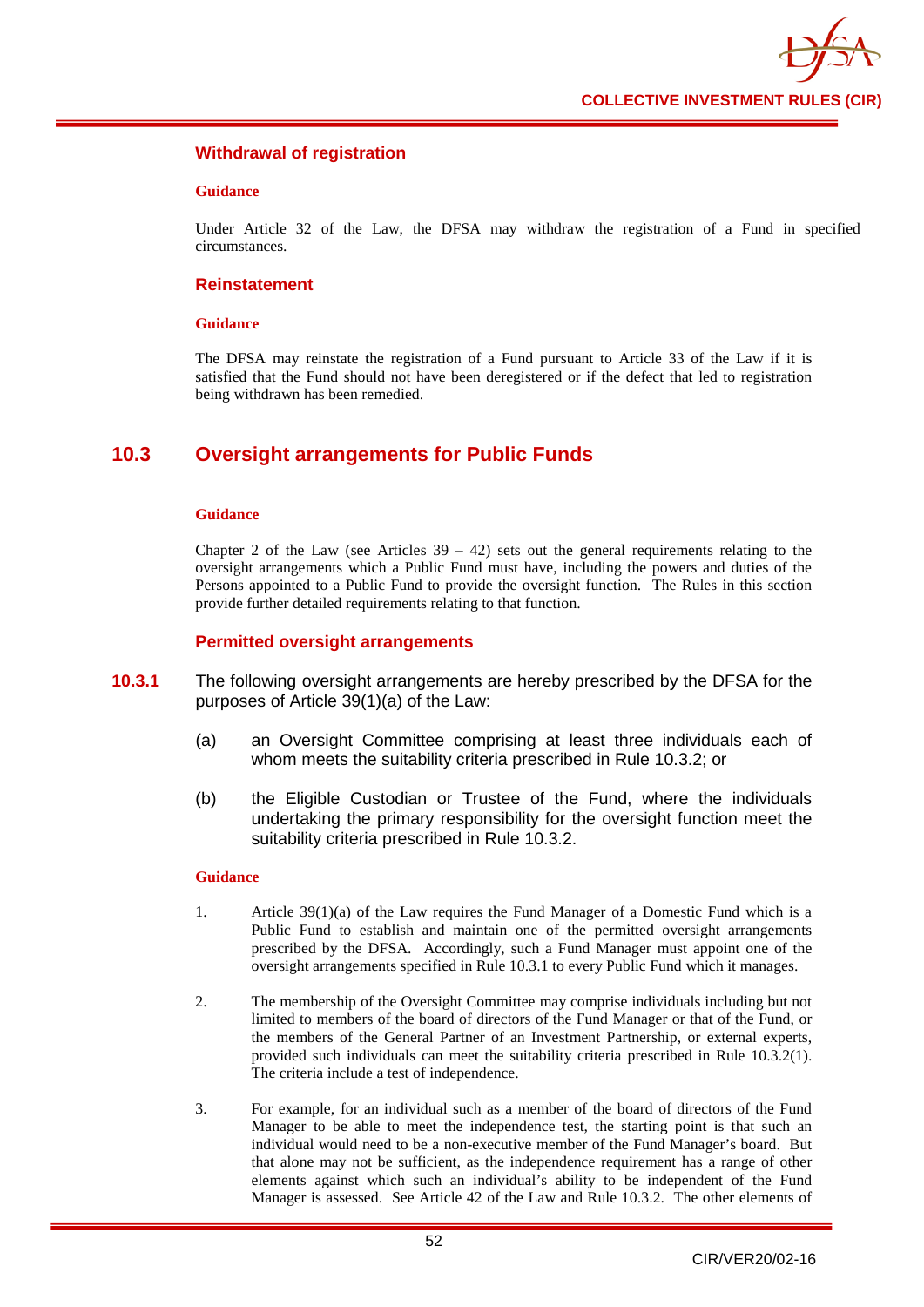### Withdrawal of registration

**Guidance**

Under Article 32 of the Law, the DFSA may withdraw the registration of a Fund in specified circumstances.

### Reinstatement

**Guidance**

The DFSA may reinstate the registration of a Fund pursuant to Article 33 of the Law if it is satisfied that the Fund should not have been deregistered or if the defect that led to registration being withdrawn has been remedied.

## 10.3 Oversight arrangements for Public Funds

**Guidance**

Chapter 2 of the Law (see Articles 39 – 42) sets out the general requirements relating to the oversight arrangements which a Public Fund must have, including the powers and duties of the Persons appointed to a Public Fund to provide the oversight function. The Rules in this section provide further detailed requirements relating to that function.

### Permitted oversight arrangements

**10.3.1** The following oversight arrangements are hereby prescribed by the DFSA for the purposes of Article 39(1)(a) of the Law:

(a) an Oversight Committee comprising at least three individuals each of whom meets the suitability criteria prescribed in Rule 10.3.2; or

(b) the Eligible Custodian or Trustee of the Fund, where the individuals undertaking the primary responsibility for the oversight function meet the suitability criteria prescribed in Rule 10.3.2.

**Guidance**

1. Article 39(1)(a) of the Law requires the Fund Manager of a Domestic Fund which is a Public Fund to establish and maintain one of the permitted oversight arrangements prescribed by the DFSA. Accordingly, such a Fund Manager must appoint one of the oversight arrangements specified in Rule 10.3.1 to every Public Fund which it manages.

2. The membership of the Oversight Committee may comprise individuals including but not limited to members of the board of directors of the Fund Manager or that of the Fund, or the members of the General Partner of an Investment Partnership, or external experts, provided such individuals can meet the suitability criteria prescribed in Rule 10.3.2(1). The criteria include a test of independence.

3. For example, for an individual such as a member of the board of directors of the Fund Manager to be able to meet the independence test, the starting point is that such an individual would need to be a non-executive member of the Fund Manager's board. But that alone may not be sufficient, as the independence requirement has a range of other elements against which such an individual's ability to be independent of the Fund Manager is assessed. See Article 42 of the Law and Rule 10.3.2. The other elements of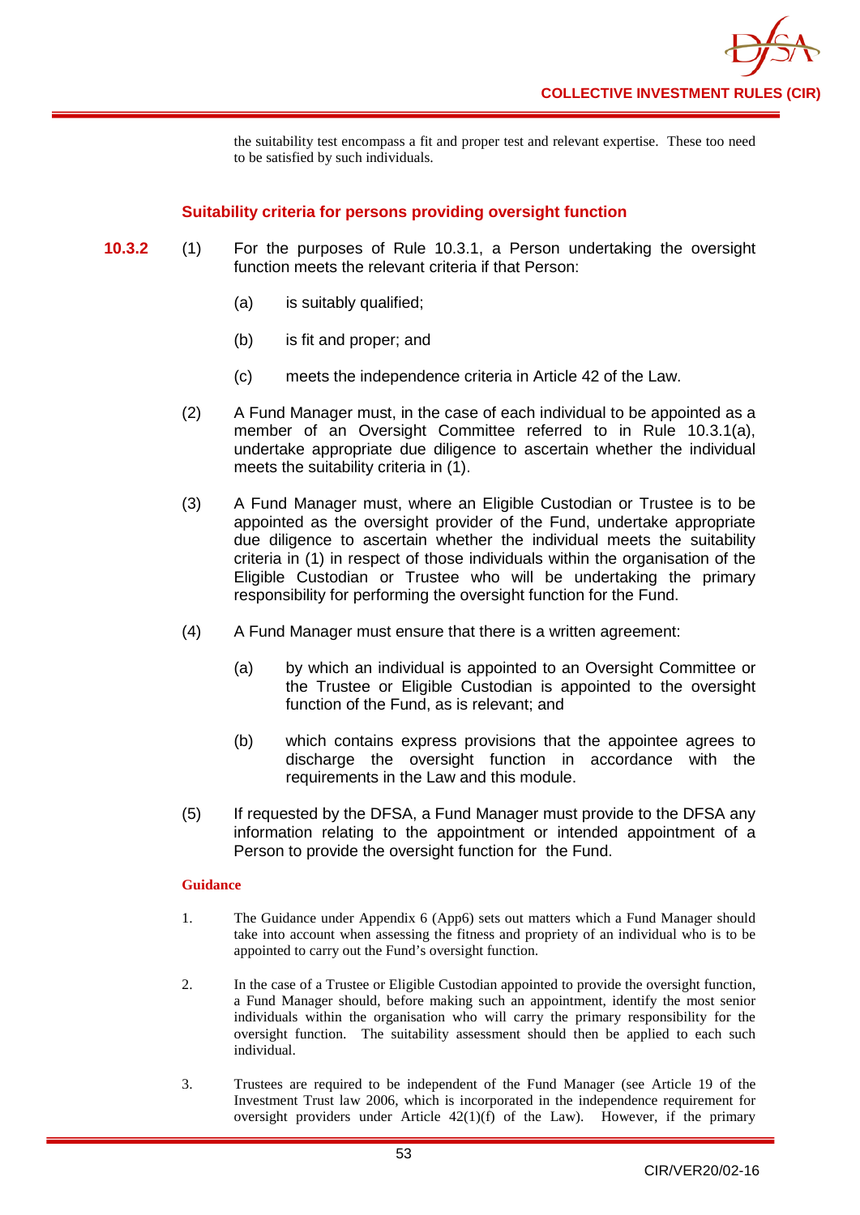the suitability test encompass a fit and proper test and relevant expertise. These too need to be satisfied by such individuals.

### Suitability criteria for persons providing oversight function

**10.3.2** (1) For the purposes of Rule 10.3.1, a Person undertaking the oversight function meets the relevant criteria if that Person:

(a) is suitably qualified;

(b) is fit and proper; and

(c) meets the independence criteria in Article 42 of the Law.

(2) A Fund Manager must, in the case of each individual to be appointed as a member of an Oversight Committee referred to in Rule 10.3.1(a), undertake appropriate due diligence to ascertain whether the individual meets the suitability criteria in (1).

(3) A Fund Manager must, where an Eligible Custodian or Trustee is to be appointed as the oversight provider of the Fund, undertake appropriate due diligence to ascertain whether the individual meets the suitability criteria in (1) in respect of those individuals within the organisation of the Eligible Custodian or Trustee who will be undertaking the primary responsibility for performing the oversight function for the Fund.

(4) A Fund Manager must ensure that there is a written agreement:

(a) by which an individual is appointed to an Oversight Committee or the Trustee or Eligible Custodian is appointed to the oversight function of the Fund, as is relevant; and

(b) which contains express provisions that the appointee agrees to discharge the oversight function in accordance with the requirements in the Law and this module.

(5) If requested by the DFSA, a Fund Manager must provide to the DFSA any information relating to the appointment or intended appointment of a Person to provide the oversight function for the Fund.

**Guidance**

1. The Guidance under Appendix 6 (App6) sets out matters which a Fund Manager should take into account when assessing the fitness and propriety of an individual who is to be appointed to carry out the Fund's oversight function.

2. In the case of a Trustee or Eligible Custodian appointed to provide the oversight function, a Fund Manager should, before making such an appointment, identify the most senior individuals within the organisation who will carry the primary responsibility for the oversight function. The suitability assessment should then be applied to each such individual.

3. Trustees are required to be independent of the Fund Manager (see Article 19 of the Investment Trust law 2006, which is incorporated in the independence requirement for oversight providers under Article 42(1)(f) of the Law). However, if the primary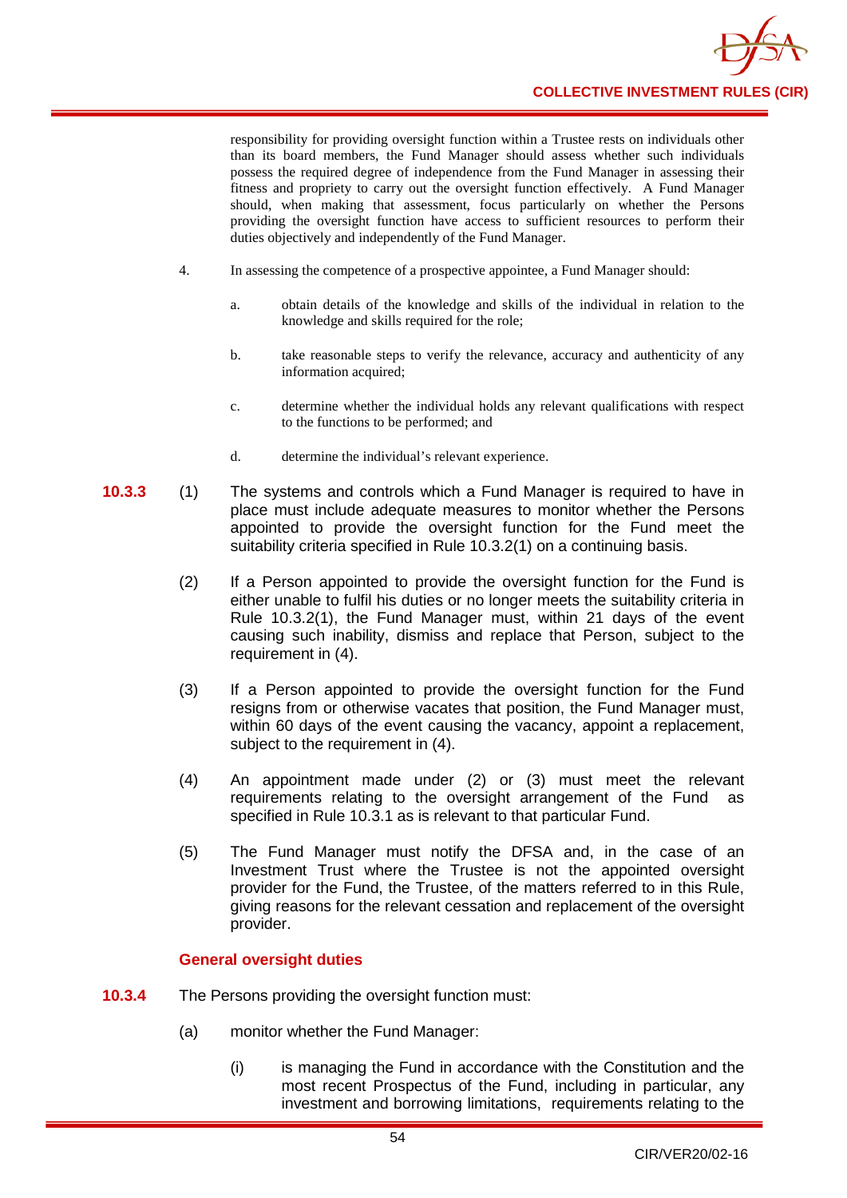responsibility for providing oversight function within a Trustee rests on individuals other than its board members, the Fund Manager should assess whether such individuals possess the required degree of independence from the Fund Manager in assessing their fitness and propriety to carry out the oversight function effectively. A Fund Manager should, when making that assessment, focus particularly on whether the Persons providing the oversight function have access to sufficient resources to perform their duties objectively and independently of the Fund Manager.

4. In assessing the competence of a prospective appointee, a Fund Manager should:

   a. obtain details of the knowledge and skills of the individual in relation to the knowledge and skills required for the role;

   b. take reasonable steps to verify the relevance, accuracy and authenticity of any information acquired;

   c. determine whether the individual holds any relevant qualifications with respect to the functions to be performed; and

   d. determine the individual's relevant experience.

**10.3.3** (1) The systems and controls which a Fund Manager is required to have in place must include adequate measures to monitor whether the Persons appointed to provide the oversight function for the Fund meet the suitability criteria specified in Rule 10.3.2(1) on a continuing basis.

(2) If a Person appointed to provide the oversight function for the Fund is either unable to fulfil his duties or no longer meets the suitability criteria in Rule 10.3.2(1), the Fund Manager must, within 21 days of the event causing such inability, dismiss and replace that Person, subject to the requirement in (4).

(3) If a Person appointed to provide the oversight function for the Fund resigns from or otherwise vacates that position, the Fund Manager must, within 60 days of the event causing the vacancy, appoint a replacement, subject to the requirement in (4).

(4) An appointment made under (2) or (3) must meet the relevant requirements relating to the oversight arrangement of the Fund as specified in Rule 10.3.1 as is relevant to that particular Fund.

(5) The Fund Manager must notify the DFSA and, in the case of an Investment Trust where the Trustee is not the appointed oversight provider for the Fund, the Trustee, of the matters referred to in this Rule, giving reasons for the relevant cessation and replacement of the oversight provider.

### General oversight duties

**10.3.4** The Persons providing the oversight function must:

(a) monitor whether the Fund Manager:

   (i) is managing the Fund in accordance with the Constitution and the most recent Prospectus of the Fund, including in particular, any investment and borrowing limitations, requirements relating to the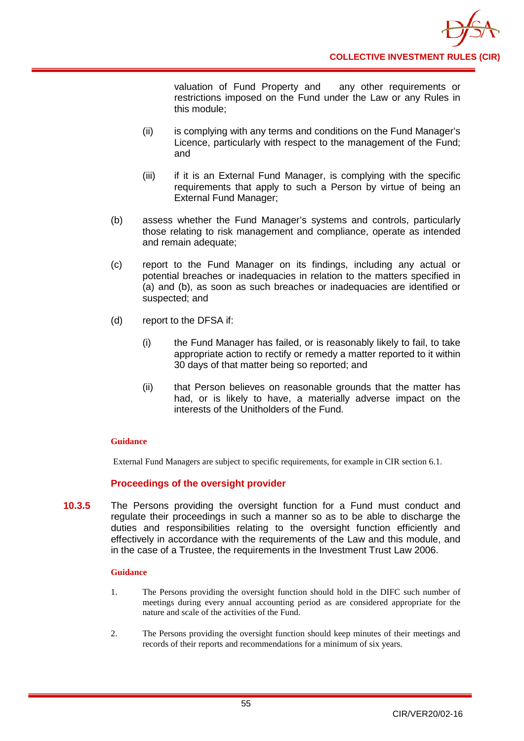valuation of Fund Property and any other requirements or restrictions imposed on the Fund under the Law or any Rules in this module;

(ii) is complying with any terms and conditions on the Fund Manager's Licence, particularly with respect to the management of the Fund; and

(iii) if it is an External Fund Manager, is complying with the specific requirements that apply to such a Person by virtue of being an External Fund Manager;

(b) assess whether the Fund Manager's systems and controls, particularly those relating to risk management and compliance, operate as intended and remain adequate;

(c) report to the Fund Manager on its findings, including any actual or potential breaches or inadequacies in relation to the matters specified in (a) and (b), as soon as such breaches or inadequacies are identified or suspected; and

(d) report to the DFSA if:

(i) the Fund Manager has failed, or is reasonably likely to fail, to take appropriate action to rectify or remedy a matter reported to it within 30 days of that matter being so reported; and

(ii) that Person believes on reasonable grounds that the matter has had, or is likely to have, a materially adverse impact on the interests of the Unitholders of the Fund.

**Guidance**

External Fund Managers are subject to specific requirements, for example in CIR section 6.1.

### Proceedings of the oversight provider

**10.3.5** The Persons providing the oversight function for a Fund must conduct and regulate their proceedings in such a manner so as to be able to discharge the duties and responsibilities relating to the oversight function efficiently and effectively in accordance with the requirements of the Law and this module, and in the case of a Trustee, the requirements in the Investment Trust Law 2006.

**Guidance**

1. The Persons providing the oversight function should hold in the DIFC such number of meetings during every annual accounting period as are considered appropriate for the nature and scale of the activities of the Fund.

2. The Persons providing the oversight function should keep minutes of their meetings and records of their reports and recommendations for a minimum of six years.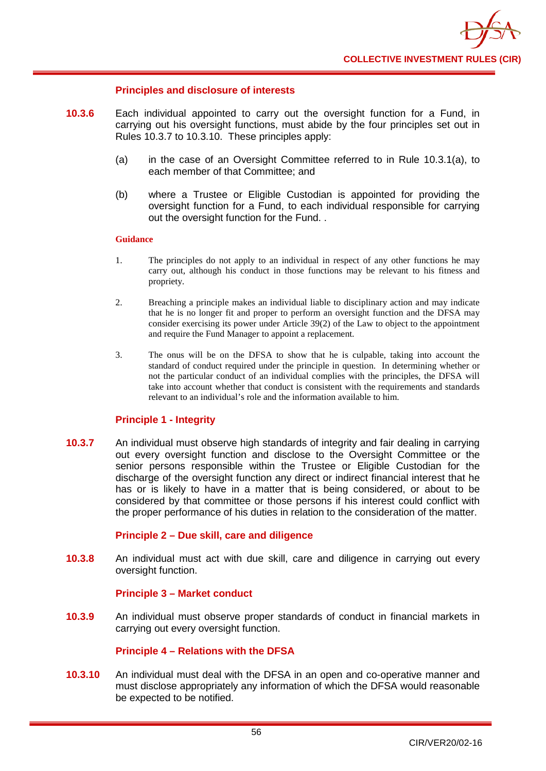### Principles and disclosure of interests

**10.3.6** Each individual appointed to carry out the oversight function for a Fund, in carrying out his oversight functions, must abide by the four principles set out in Rules 10.3.7 to 10.3.10. These principles apply:

(a) in the case of an Oversight Committee referred to in Rule 10.3.1(a), to each member of that Committee; and

(b) where a Trustee or Eligible Custodian is appointed for providing the oversight function for a Fund, to each individual responsible for carrying out the oversight function for the Fund. .

**Guidance**

1. The principles do not apply to an individual in respect of any other functions he may carry out, although his conduct in those functions may be relevant to his fitness and propriety.

2. Breaching a principle makes an individual liable to disciplinary action and may indicate that he is no longer fit and proper to perform an oversight function and the DFSA may consider exercising its power under Article 39(2) of the Law to object to the appointment and require the Fund Manager to appoint a replacement.

3. The onus will be on the DFSA to show that he is culpable, taking into account the standard of conduct required under the principle in question. In determining whether or not the particular conduct of an individual complies with the principles, the DFSA will take into account whether that conduct is consistent with the requirements and standards relevant to an individual's role and the information available to him.

### Principle 1 - Integrity

**10.3.7** An individual must observe high standards of integrity and fair dealing in carrying out every oversight function and disclose to the Oversight Committee or the senior persons responsible within the Trustee or Eligible Custodian for the discharge of the oversight function any direct or indirect financial interest that he has or is likely to have in a matter that is being considered, or about to be considered by that committee or those persons if his interest could conflict with the proper performance of his duties in relation to the consideration of the matter.

### Principle 2 – Due skill, care and diligence

**10.3.8** An individual must act with due skill, care and diligence in carrying out every oversight function.

### Principle 3 – Market conduct

**10.3.9** An individual must observe proper standards of conduct in financial markets in carrying out every oversight function.

### Principle 4 – Relations with the DFSA

**10.3.10** An individual must deal with the DFSA in an open and co-operative manner and must disclose appropriately any information of which the DFSA would reasonable be expected to be notified.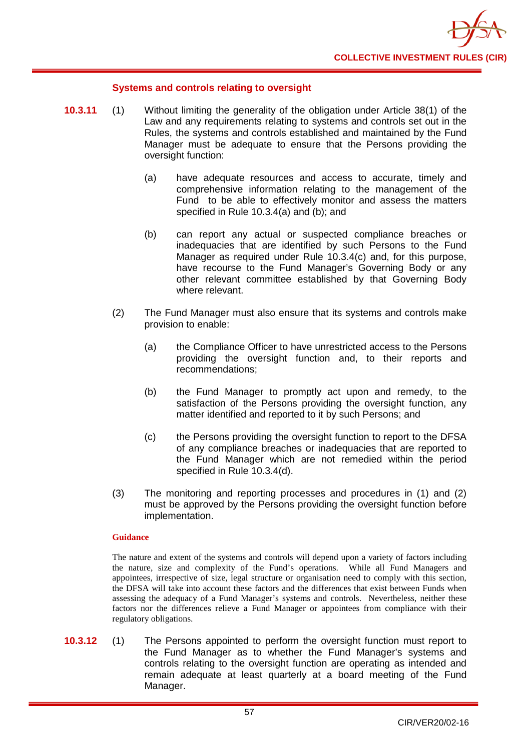### Systems and controls relating to oversight

**10.3.11** (1) Without limiting the generality of the obligation under Article 38(1) of the Law and any requirements relating to systems and controls set out in the Rules, the systems and controls established and maintained by the Fund Manager must be adequate to ensure that the Persons providing the oversight function:

(a) have adequate resources and access to accurate, timely and comprehensive information relating to the management of the Fund to be able to effectively monitor and assess the matters specified in Rule 10.3.4(a) and (b); and

(b) can report any actual or suspected compliance breaches or inadequacies that are identified by such Persons to the Fund Manager as required under Rule 10.3.4(c) and, for this purpose, have recourse to the Fund Manager's Governing Body or any other relevant committee established by that Governing Body where relevant.

(2) The Fund Manager must also ensure that its systems and controls make provision to enable:

(a) the Compliance Officer to have unrestricted access to the Persons providing the oversight function and, to their reports and recommendations;

(b) the Fund Manager to promptly act upon and remedy, to the satisfaction of the Persons providing the oversight function, any matter identified and reported to it by such Persons; and

(c) the Persons providing the oversight function to report to the DFSA of any compliance breaches or inadequacies that are reported to the Fund Manager which are not remedied within the period specified in Rule 10.3.4(d).

(3) The monitoring and reporting processes and procedures in (1) and (2) must be approved by the Persons providing the oversight function before implementation.

**Guidance**

The nature and extent of the systems and controls will depend upon a variety of factors including the nature, size and complexity of the Fund's operations. While all Fund Managers and appointees, irrespective of size, legal structure or organisation need to comply with this section, the DFSA will take into account these factors and the differences that exist between Funds when assessing the adequacy of a Fund Manager's systems and controls. Nevertheless, neither these factors nor the differences relieve a Fund Manager or appointees from compliance with their regulatory obligations.

**10.3.12** (1) The Persons appointed to perform the oversight function must report to the Fund Manager as to whether the Fund Manager's systems and controls relating to the oversight function are operating as intended and remain adequate at least quarterly at a board meeting of the Fund Manager.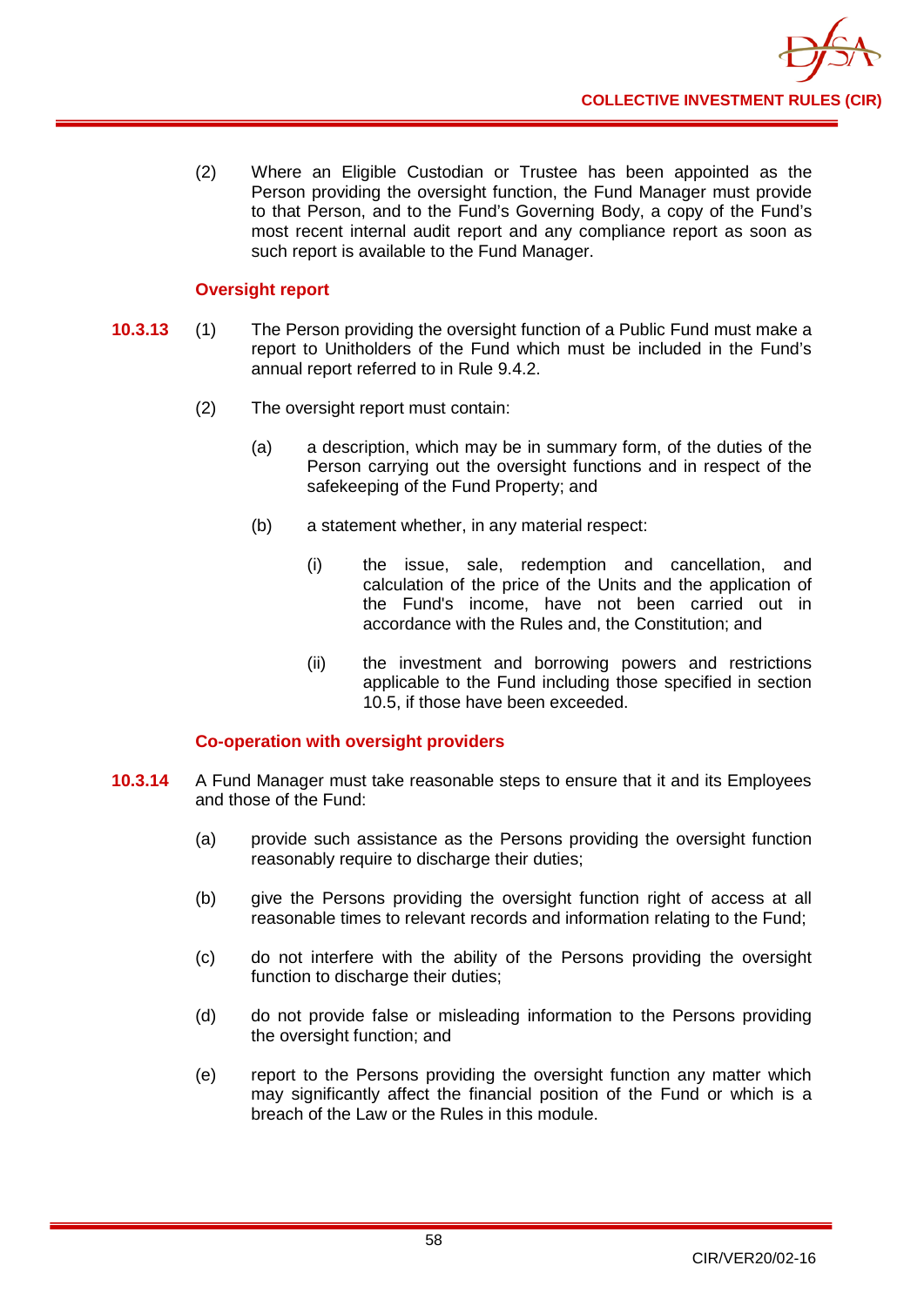(2) Where an Eligible Custodian or Trustee has been appointed as the Person providing the oversight function, the Fund Manager must provide to that Person, and to the Fund's Governing Body, a copy of the Fund's most recent internal audit report and any compliance report as soon as such report is available to the Fund Manager.

### Oversight report

**10.3.13** (1) The Person providing the oversight function of a Public Fund must make a report to Unitholders of the Fund which must be included in the Fund's annual report referred to in Rule 9.4.2.

(2) The oversight report must contain:

(a) a description, which may be in summary form, of the duties of the Person carrying out the oversight functions and in respect of the safekeeping of the Fund Property; and

(b) a statement whether, in any material respect:

(i) the issue, sale, redemption and cancellation, and calculation of the price of the Units and the application of the Fund's income, have not been carried out in accordance with the Rules and, the Constitution; and

(ii) the investment and borrowing powers and restrictions applicable to the Fund including those specified in section 10.5, if those have been exceeded.

### Co-operation with oversight providers

**10.3.14** A Fund Manager must take reasonable steps to ensure that it and its Employees and those of the Fund:

(a) provide such assistance as the Persons providing the oversight function reasonably require to discharge their duties;

(b) give the Persons providing the oversight function right of access at all reasonable times to relevant records and information relating to the Fund;

(c) do not interfere with the ability of the Persons providing the oversight function to discharge their duties;

(d) do not provide false or misleading information to the Persons providing the oversight function; and

(e) report to the Persons providing the oversight function any matter which may significantly affect the financial position of the Fund or which is a breach of the Law or the Rules in this module.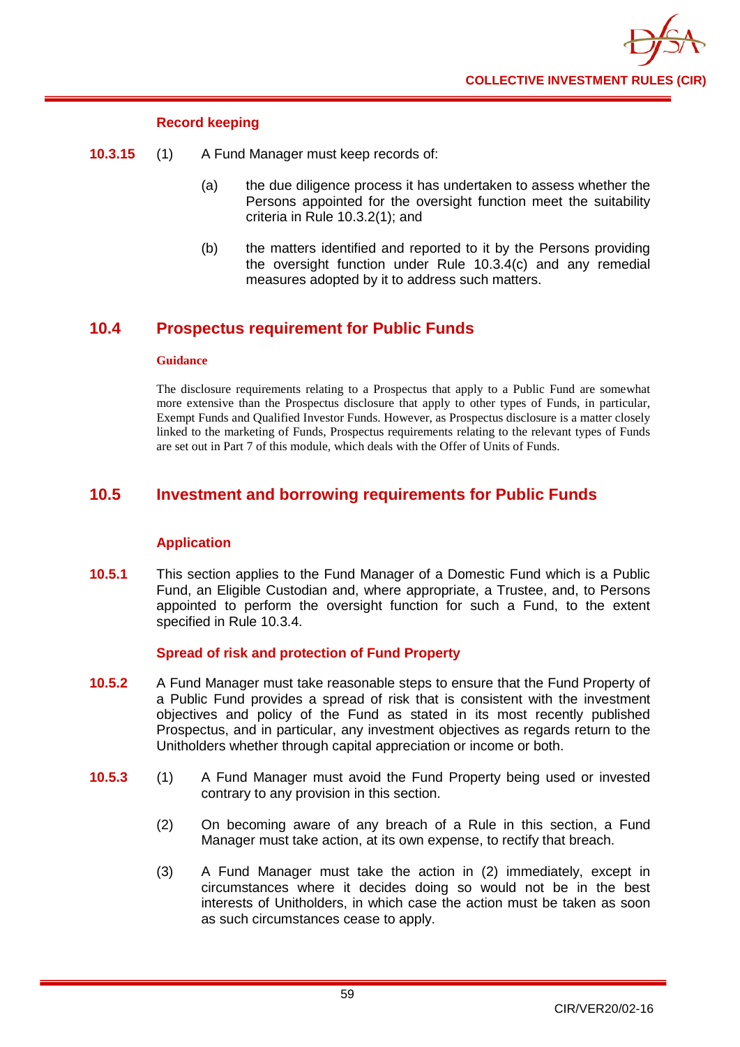#### Record keeping

**10.3.15** (1) A Fund Manager must keep records of:

(a) the due diligence process it has undertaken to assess whether the Persons appointed for the oversight function meet the suitability criteria in Rule 10.3.2(1); and

(b) the matters identified and reported to it by the Persons providing the oversight function under Rule 10.3.4(c) and any remedial measures adopted by it to address such matters.

## 10.4 Prospectus requirement for Public Funds

**Guidance**

The disclosure requirements relating to a Prospectus that apply to a Public Fund are somewhat more extensive than the Prospectus disclosure that apply to other types of Funds, in particular, Exempt Funds and Qualified Investor Funds. However, as Prospectus disclosure is a matter closely linked to the marketing of Funds, Prospectus requirements relating to the relevant types of Funds are set out in Part 7 of this module, which deals with the Offer of Units of Funds.

## 10.5 Investment and borrowing requirements for Public Funds

#### Application

**10.5.1** This section applies to the Fund Manager of a Domestic Fund which is a Public Fund, an Eligible Custodian and, where appropriate, a Trustee, and, to Persons appointed to perform the oversight function for such a Fund, to the extent specified in Rule 10.3.4.

#### Spread of risk and protection of Fund Property

**10.5.2** A Fund Manager must take reasonable steps to ensure that the Fund Property of a Public Fund provides a spread of risk that is consistent with the investment objectives and policy of the Fund as stated in its most recently published Prospectus, and in particular, any investment objectives as regards return to the Unitholders whether through capital appreciation or income or both.

**10.5.3** (1) A Fund Manager must avoid the Fund Property being used or invested contrary to any provision in this section.

(2) On becoming aware of any breach of a Rule in this section, a Fund Manager must take action, at its own expense, to rectify that breach.

(3) A Fund Manager must take the action in (2) immediately, except in circumstances where it decides doing so would not be in the best interests of Unitholders, in which case the action must be taken as soon as such circumstances cease to apply.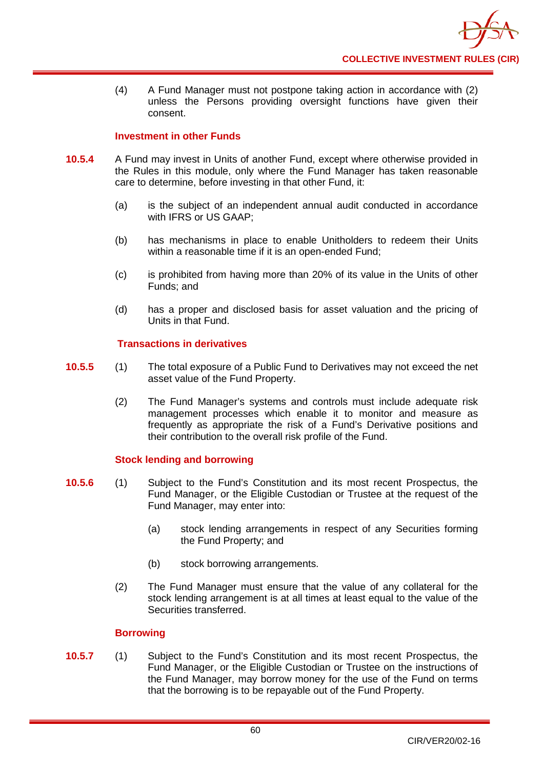(4) A Fund Manager must not postpone taking action in accordance with (2) unless the Persons providing oversight functions have given their consent.

### Investment in other Funds

**10.5.4** A Fund may invest in Units of another Fund, except where otherwise provided in the Rules in this module, only where the Fund Manager has taken reasonable care to determine, before investing in that other Fund, it:

(a) is the subject of an independent annual audit conducted in accordance with IFRS or US GAAP;

(b) has mechanisms in place to enable Unitholders to redeem their Units within a reasonable time if it is an open-ended Fund;

(c) is prohibited from having more than 20% of its value in the Units of other Funds; and

(d) has a proper and disclosed basis for asset valuation and the pricing of Units in that Fund.

### Transactions in derivatives

**10.5.5** (1) The total exposure of a Public Fund to Derivatives may not exceed the net asset value of the Fund Property.

(2) The Fund Manager's systems and controls must include adequate risk management processes which enable it to monitor and measure as frequently as appropriate the risk of a Fund's Derivative positions and their contribution to the overall risk profile of the Fund.

### Stock lending and borrowing

**10.5.6** (1) Subject to the Fund's Constitution and its most recent Prospectus, the Fund Manager, or the Eligible Custodian or Trustee at the request of the Fund Manager, may enter into:

(a) stock lending arrangements in respect of any Securities forming the Fund Property; and

(b) stock borrowing arrangements.

(2) The Fund Manager must ensure that the value of any collateral for the stock lending arrangement is at all times at least equal to the value of the Securities transferred.

### Borrowing

**10.5.7** (1) Subject to the Fund's Constitution and its most recent Prospectus, the Fund Manager, or the Eligible Custodian or Trustee on the instructions of the Fund Manager, may borrow money for the use of the Fund on terms that the borrowing is to be repayable out of the Fund Property.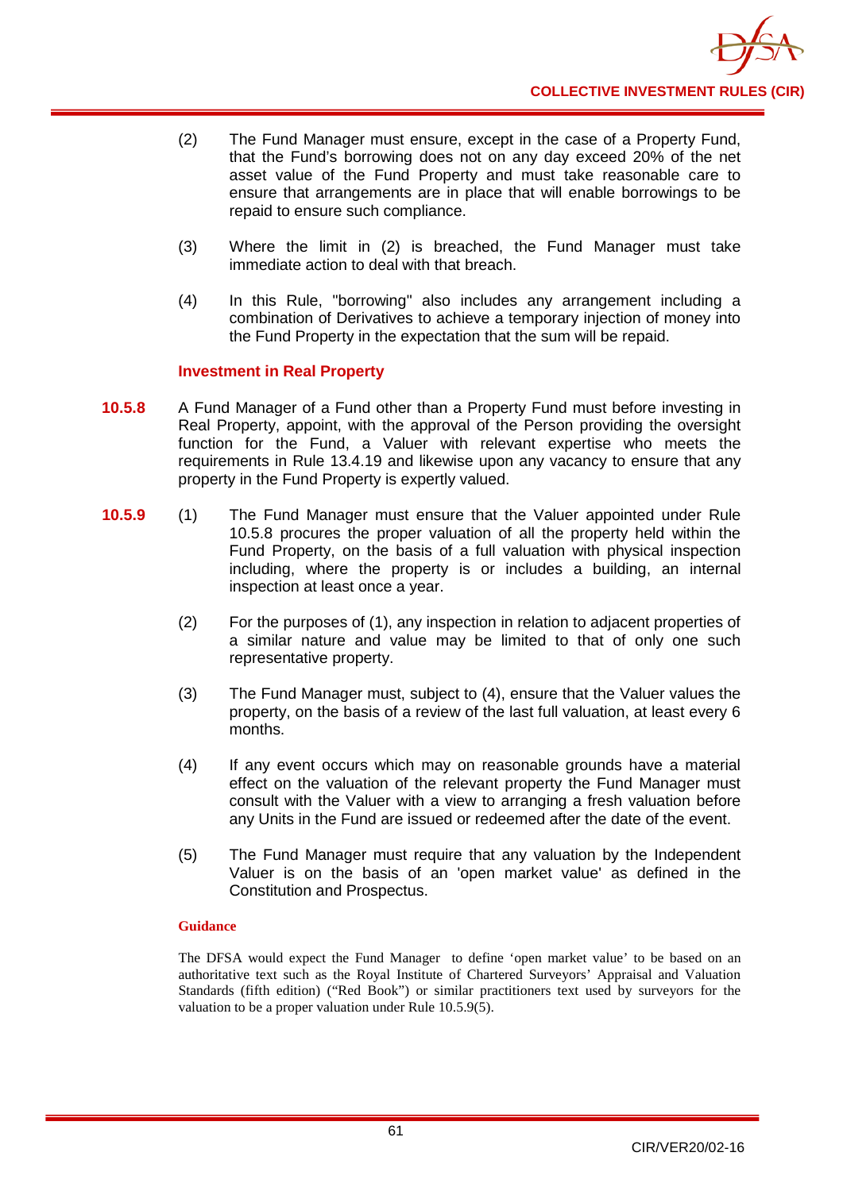(2) The Fund Manager must ensure, except in the case of a Property Fund, that the Fund's borrowing does not on any day exceed 20% of the net asset value of the Fund Property and must take reasonable care to ensure that arrangements are in place that will enable borrowings to be repaid to ensure such compliance.

(3) Where the limit in (2) is breached, the Fund Manager must take immediate action to deal with that breach.

(4) In this Rule, "borrowing" also includes any arrangement including a combination of Derivatives to achieve a temporary injection of money into the Fund Property in the expectation that the sum will be repaid.

### Investment in Real Property

**10.5.8** A Fund Manager of a Fund other than a Property Fund must before investing in Real Property, appoint, with the approval of the Person providing the oversight function for the Fund, a Valuer with relevant expertise who meets the requirements in Rule 13.4.19 and likewise upon any vacancy to ensure that any property in the Fund Property is expertly valued.

**10.5.9** (1) The Fund Manager must ensure that the Valuer appointed under Rule 10.5.8 procures the proper valuation of all the property held within the Fund Property, on the basis of a full valuation with physical inspection including, where the property is or includes a building, an internal inspection at least once a year.

(2) For the purposes of (1), any inspection in relation to adjacent properties of a similar nature and value may be limited to that of only one such representative property.

(3) The Fund Manager must, subject to (4), ensure that the Valuer values the property, on the basis of a review of the last full valuation, at least every 6 months.

(4) If any event occurs which may on reasonable grounds have a material effect on the valuation of the relevant property the Fund Manager must consult with the Valuer with a view to arranging a fresh valuation before any Units in the Fund are issued or redeemed after the date of the event.

(5) The Fund Manager must require that any valuation by the Independent Valuer is on the basis of an 'open market value' as defined in the Constitution and Prospectus.

**Guidance**

The DFSA would expect the Fund Manager to define 'open market value' to be based on an authoritative text such as the Royal Institute of Chartered Surveyors' Appraisal and Valuation Standards (fifth edition) ("Red Book") or similar practitioners text used by surveyors for the valuation to be a proper valuation under Rule 10.5.9(5).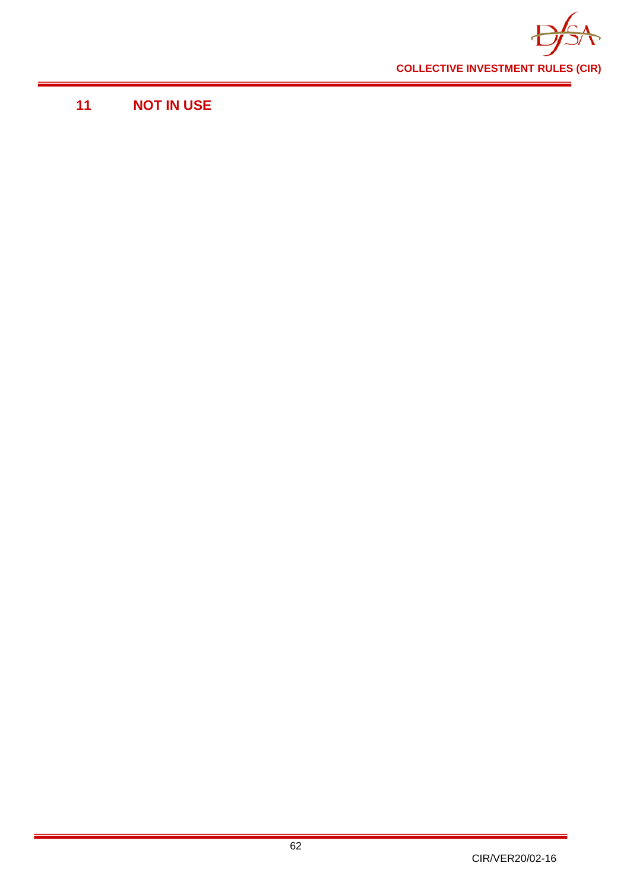# 11 NOT IN USE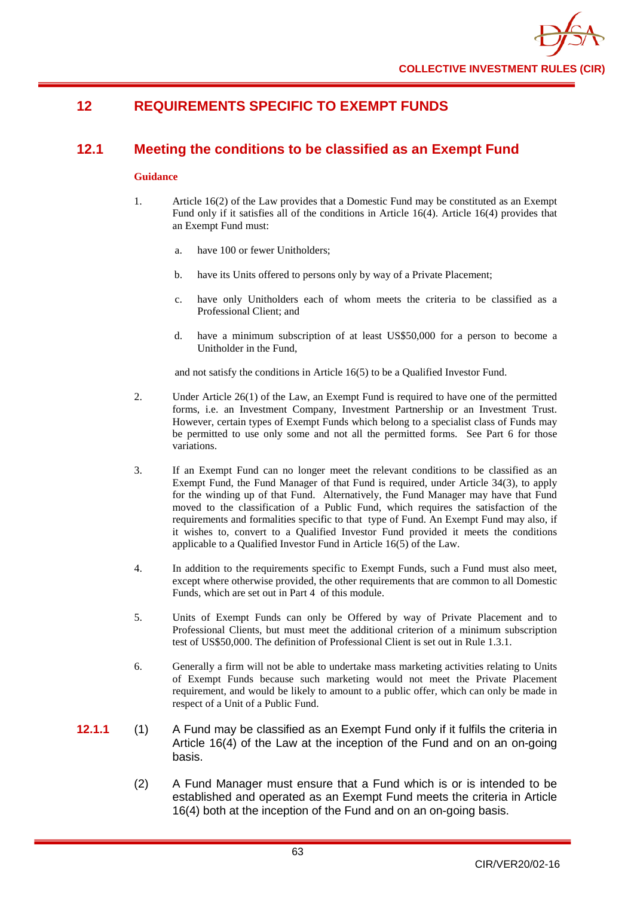## 12 REQUIREMENTS SPECIFIC TO EXEMPT FUNDS

### 12.1 Meeting the conditions to be classified as an Exempt Fund

**Guidance**

1. Article 16(2) of the Law provides that a Domestic Fund may be constituted as an Exempt Fund only if it satisfies all of the conditions in Article 16(4). Article 16(4) provides that an Exempt Fund must:

   a. have 100 or fewer Unitholders;

   b. have its Units offered to persons only by way of a Private Placement;

   c. have only Unitholders each of whom meets the criteria to be classified as a Professional Client; and

   d. have a minimum subscription of at least US$50,000 for a person to become a Unitholder in the Fund,

   and not satisfy the conditions in Article 16(5) to be a Qualified Investor Fund.

2. Under Article 26(1) of the Law, an Exempt Fund is required to have one of the permitted forms, i.e. an Investment Company, Investment Partnership or an Investment Trust. However, certain types of Exempt Funds which belong to a specialist class of Funds may be permitted to use only some and not all the permitted forms. See Part 6 for those variations.

3. If an Exempt Fund can no longer meet the relevant conditions to be classified as an Exempt Fund, the Fund Manager of that Fund is required, under Article 34(3), to apply for the winding up of that Fund. Alternatively, the Fund Manager may have that Fund moved to the classification of a Public Fund, which requires the satisfaction of the requirements and formalities specific to that type of Fund. An Exempt Fund may also, if it wishes to, convert to a Qualified Investor Fund provided it meets the conditions applicable to a Qualified Investor Fund in Article 16(5) of the Law.

4. In addition to the requirements specific to Exempt Funds, such a Fund must also meet, except where otherwise provided, the other requirements that are common to all Domestic Funds, which are set out in Part 4 of this module.

5. Units of Exempt Funds can only be Offered by way of Private Placement and to Professional Clients, but must meet the additional criterion of a minimum subscription test of US$50,000. The definition of Professional Client is set out in Rule 1.3.1.

6. Generally a firm will not be able to undertake mass marketing activities relating to Units of Exempt Funds because such marketing would not meet the Private Placement requirement, and would be likely to amount to a public offer, which can only be made in respect of a Unit of a Public Fund.

**12.1.1** (1) A Fund may be classified as an Exempt Fund only if it fulfils the criteria in Article 16(4) of the Law at the inception of the Fund and on an on-going basis.

(2) A Fund Manager must ensure that a Fund which is or is intended to be established and operated as an Exempt Fund meets the criteria in Article 16(4) both at the inception of the Fund and on an on-going basis.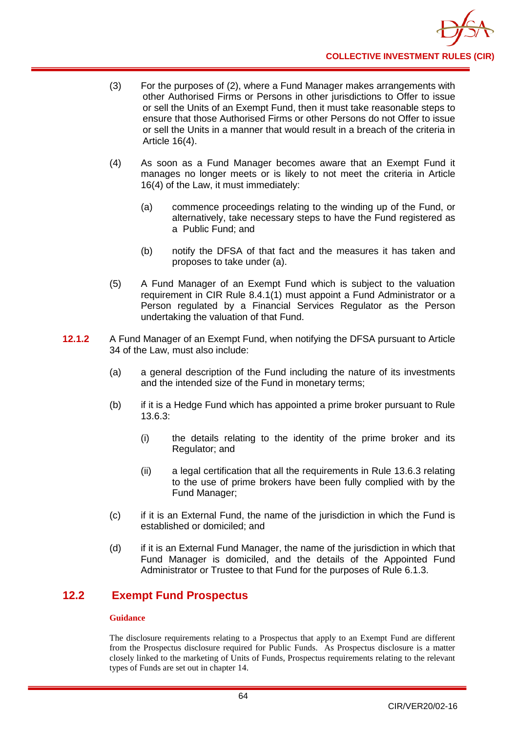(3) For the purposes of (2), where a Fund Manager makes arrangements with other Authorised Firms or Persons in other jurisdictions to Offer to issue or sell the Units of an Exempt Fund, then it must take reasonable steps to ensure that those Authorised Firms or other Persons do not Offer to issue or sell the Units in a manner that would result in a breach of the criteria in Article 16(4).

(4) As soon as a Fund Manager becomes aware that an Exempt Fund it manages no longer meets or is likely to not meet the criteria in Article 16(4) of the Law, it must immediately:

   (a) commence proceedings relating to the winding up of the Fund, or alternatively, take necessary steps to have the Fund registered as a Public Fund; and

   (b) notify the DFSA of that fact and the measures it has taken and proposes to take under (a).

(5) A Fund Manager of an Exempt Fund which is subject to the valuation requirement in CIR Rule 8.4.1(1) must appoint a Fund Administrator or a Person regulated by a Financial Services Regulator as the Person undertaking the valuation of that Fund.

**12.1.2** A Fund Manager of an Exempt Fund, when notifying the DFSA pursuant to Article 34 of the Law, must also include:

(a) a general description of the Fund including the nature of its investments and the intended size of the Fund in monetary terms;

(b) if it is a Hedge Fund which has appointed a prime broker pursuant to Rule 13.6.3:

   (i) the details relating to the identity of the prime broker and its Regulator; and

   (ii) a legal certification that all the requirements in Rule 13.6.3 relating to the use of prime brokers have been fully complied with by the Fund Manager;

(c) if it is an External Fund, the name of the jurisdiction in which the Fund is established or domiciled; and

(d) if it is an External Fund Manager, the name of the jurisdiction in which that Fund Manager is domiciled, and the details of the Appointed Fund Administrator or Trustee to that Fund for the purposes of Rule 6.1.3.

## 12.2 Exempt Fund Prospectus

**Guidance**

The disclosure requirements relating to a Prospectus that apply to an Exempt Fund are different from the Prospectus disclosure required for Public Funds. As Prospectus disclosure is a matter closely linked to the marketing of Units of Funds, Prospectus requirements relating to the relevant types of Funds are set out in chapter 14.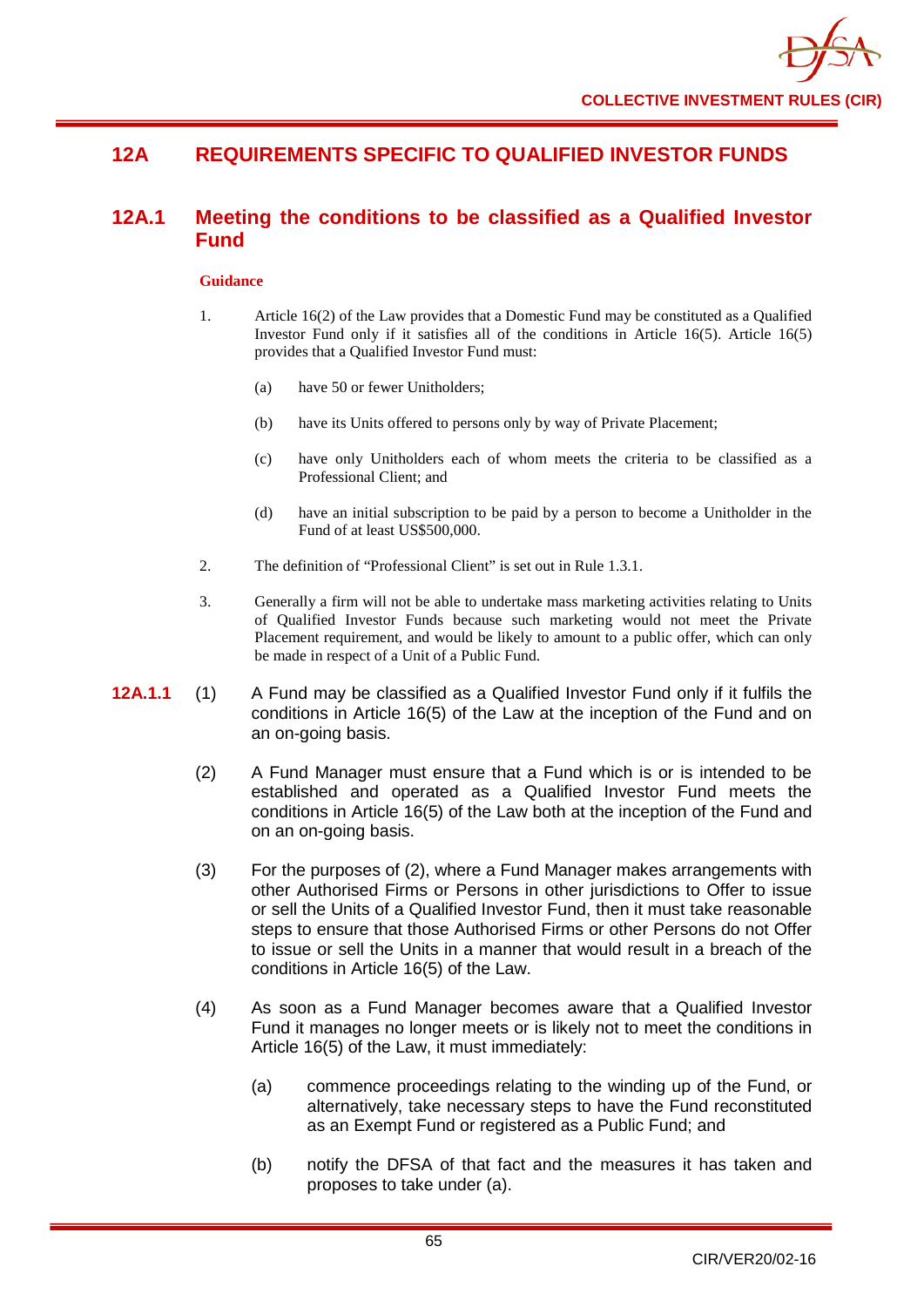## 12A REQUIREMENTS SPECIFIC TO QUALIFIED INVESTOR FUNDS

### 12A.1 Meeting the conditions to be classified as a Qualified Investor Fund

**Guidance**

1. Article 16(2) of the Law provides that a Domestic Fund may be constituted as a Qualified Investor Fund only if it satisfies all of the conditions in Article 16(5). Article 16(5) provides that a Qualified Investor Fund must:

   (a) have 50 or fewer Unitholders;

   (b) have its Units offered to persons only by way of Private Placement;

   (c) have only Unitholders each of whom meets the criteria to be classified as a Professional Client; and

   (d) have an initial subscription to be paid by a person to become a Unitholder in the Fund of at least US$500,000.

2. The definition of "Professional Client" is set out in Rule 1.3.1.

3. Generally a firm will not be able to undertake mass marketing activities relating to Units of Qualified Investor Funds because such marketing would not meet the Private Placement requirement, and would be likely to amount to a public offer, which can only be made in respect of a Unit of a Public Fund.

**12A.1.1** (1) A Fund may be classified as a Qualified Investor Fund only if it fulfils the conditions in Article 16(5) of the Law at the inception of the Fund and on an on-going basis.

(2) A Fund Manager must ensure that a Fund which is or is intended to be established and operated as a Qualified Investor Fund meets the conditions in Article 16(5) of the Law both at the inception of the Fund and on an on-going basis.

(3) For the purposes of (2), where a Fund Manager makes arrangements with other Authorised Firms or Persons in other jurisdictions to Offer to issue or sell the Units of a Qualified Investor Fund, then it must take reasonable steps to ensure that those Authorised Firms or other Persons do not Offer to issue or sell the Units in a manner that would result in a breach of the conditions in Article 16(5) of the Law.

(4) As soon as a Fund Manager becomes aware that a Qualified Investor Fund it manages no longer meets or is likely not to meet the conditions in Article 16(5) of the Law, it must immediately:

   (a) commence proceedings relating to the winding up of the Fund, or alternatively, take necessary steps to have the Fund reconstituted as an Exempt Fund or registered as a Public Fund; and

   (b) notify the DFSA of that fact and the measures it has taken and proposes to take under (a).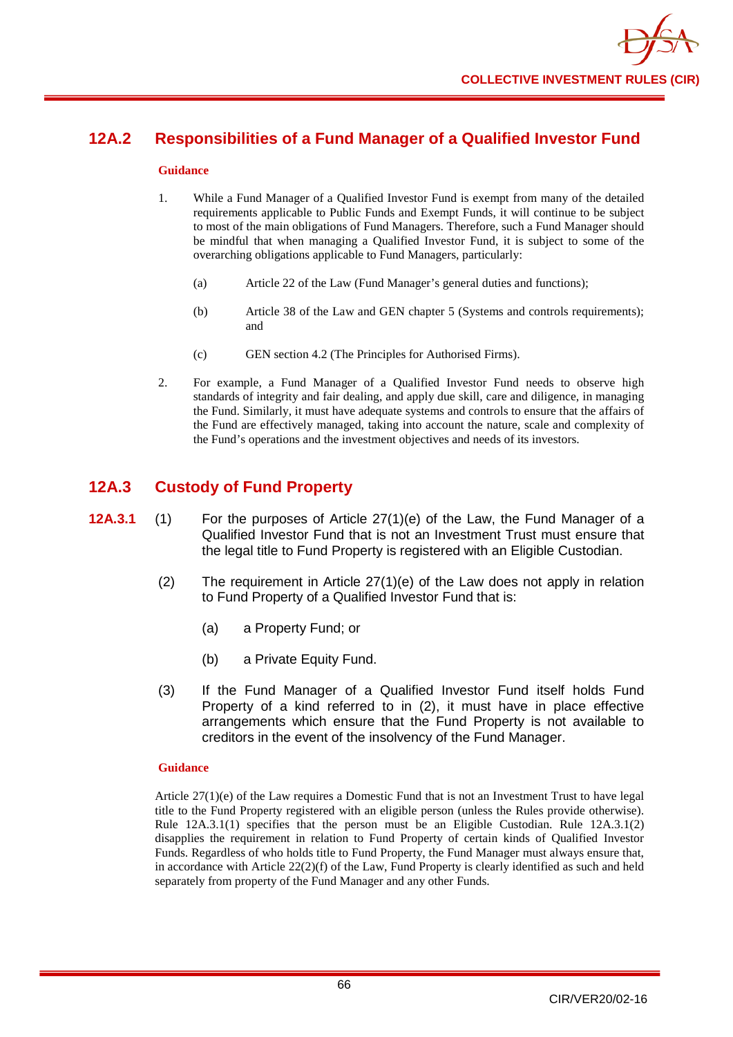## 12A.2 Responsibilities of a Fund Manager of a Qualified Investor Fund

**Guidance**

1. While a Fund Manager of a Qualified Investor Fund is exempt from many of the detailed requirements applicable to Public Funds and Exempt Funds, it will continue to be subject to most of the main obligations of Fund Managers. Therefore, such a Fund Manager should be mindful that when managing a Qualified Investor Fund, it is subject to some of the overarching obligations applicable to Fund Managers, particularly:

   (a) Article 22 of the Law (Fund Manager's general duties and functions);

   (b) Article 38 of the Law and GEN chapter 5 (Systems and controls requirements); and

   (c) GEN section 4.2 (The Principles for Authorised Firms).

2. For example, a Fund Manager of a Qualified Investor Fund needs to observe high standards of integrity and fair dealing, and apply due skill, care and diligence, in managing the Fund. Similarly, it must have adequate systems and controls to ensure that the affairs of the Fund are effectively managed, taking into account the nature, scale and complexity of the Fund's operations and the investment objectives and needs of its investors.

## 12A.3 Custody of Fund Property

**12A.3.1** (1) For the purposes of Article 27(1)(e) of the Law, the Fund Manager of a Qualified Investor Fund that is not an Investment Trust must ensure that the legal title to Fund Property is registered with an Eligible Custodian.

(2) The requirement in Article 27(1)(e) of the Law does not apply in relation to Fund Property of a Qualified Investor Fund that is:

   (a) a Property Fund; or

   (b) a Private Equity Fund.

(3) If the Fund Manager of a Qualified Investor Fund itself holds Fund Property of a kind referred to in (2), it must have in place effective arrangements which ensure that the Fund Property is not available to creditors in the event of the insolvency of the Fund Manager.

**Guidance**

Article 27(1)(e) of the Law requires a Domestic Fund that is not an Investment Trust to have legal title to the Fund Property registered with an eligible person (unless the Rules provide otherwise). Rule 12A.3.1(1) specifies that the person must be an Eligible Custodian. Rule 12A.3.1(2) disapplies the requirement in relation to Fund Property of certain kinds of Qualified Investor Funds. Regardless of who holds title to Fund Property, the Fund Manager must always ensure that, in accordance with Article 22(2)(f) of the Law, Fund Property is clearly identified as such and held separately from property of the Fund Manager and any other Funds.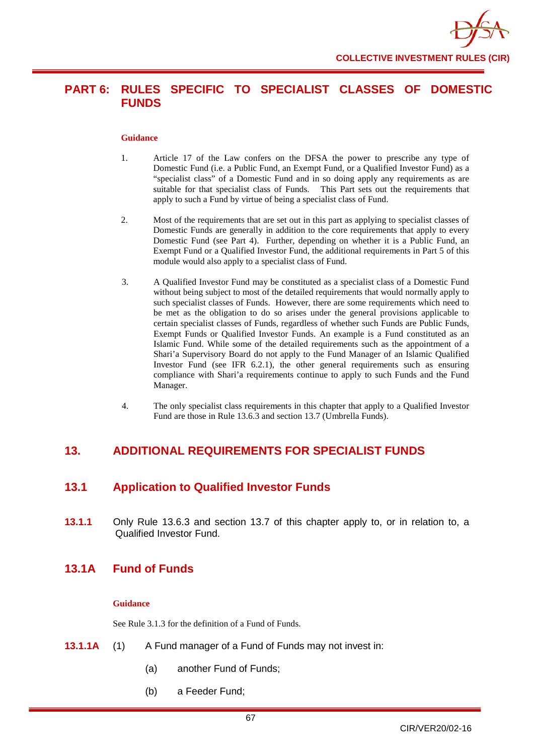# PART 6: RULES SPECIFIC TO SPECIALIST CLASSES OF DOMESTIC FUNDS

**Guidance**

1. Article 17 of the Law confers on the DFSA the power to prescribe any type of Domestic Fund (i.e. a Public Fund, an Exempt Fund, or a Qualified Investor Fund) as a "specialist class" of a Domestic Fund and in so doing apply any requirements as are suitable for that specialist class of Funds. This Part sets out the requirements that apply to such a Fund by virtue of being a specialist class of Fund.

2. Most of the requirements that are set out in this part as applying to specialist classes of Domestic Funds are generally in addition to the core requirements that apply to every Domestic Fund (see Part 4). Further, depending on whether it is a Public Fund, an Exempt Fund or a Qualified Investor Fund, the additional requirements in Part 5 of this module would also apply to a specialist class of Fund.

3. A Qualified Investor Fund may be constituted as a specialist class of a Domestic Fund without being subject to most of the detailed requirements that would normally apply to such specialist classes of Funds. However, there are some requirements which need to be met as the obligation to do so arises under the general provisions applicable to certain specialist classes of Funds, regardless of whether such Funds are Public Funds, Exempt Funds or Qualified Investor Funds. An example is a Fund constituted as an Islamic Fund. While some of the detailed requirements such as the appointment of a Shari'a Supervisory Board do not apply to the Fund Manager of an Islamic Qualified Investor Fund (see IFR 6.2.1), the other general requirements such as ensuring compliance with Shari'a requirements continue to apply to such Funds and the Fund Manager.

4. The only specialist class requirements in this chapter that apply to a Qualified Investor Fund are those in Rule 13.6.3 and section 13.7 (Umbrella Funds).

## 13. ADDITIONAL REQUIREMENTS FOR SPECIALIST FUNDS

### 13.1 Application to Qualified Investor Funds

**13.1.1** Only Rule 13.6.3 and section 13.7 of this chapter apply to, or in relation to, a Qualified Investor Fund.

### 13.1A Fund of Funds

**Guidance**

See Rule 3.1.3 for the definition of a Fund of Funds.

**13.1.1A** (1) A Fund manager of a Fund of Funds may not invest in:

(a) another Fund of Funds;

(b) a Feeder Fund;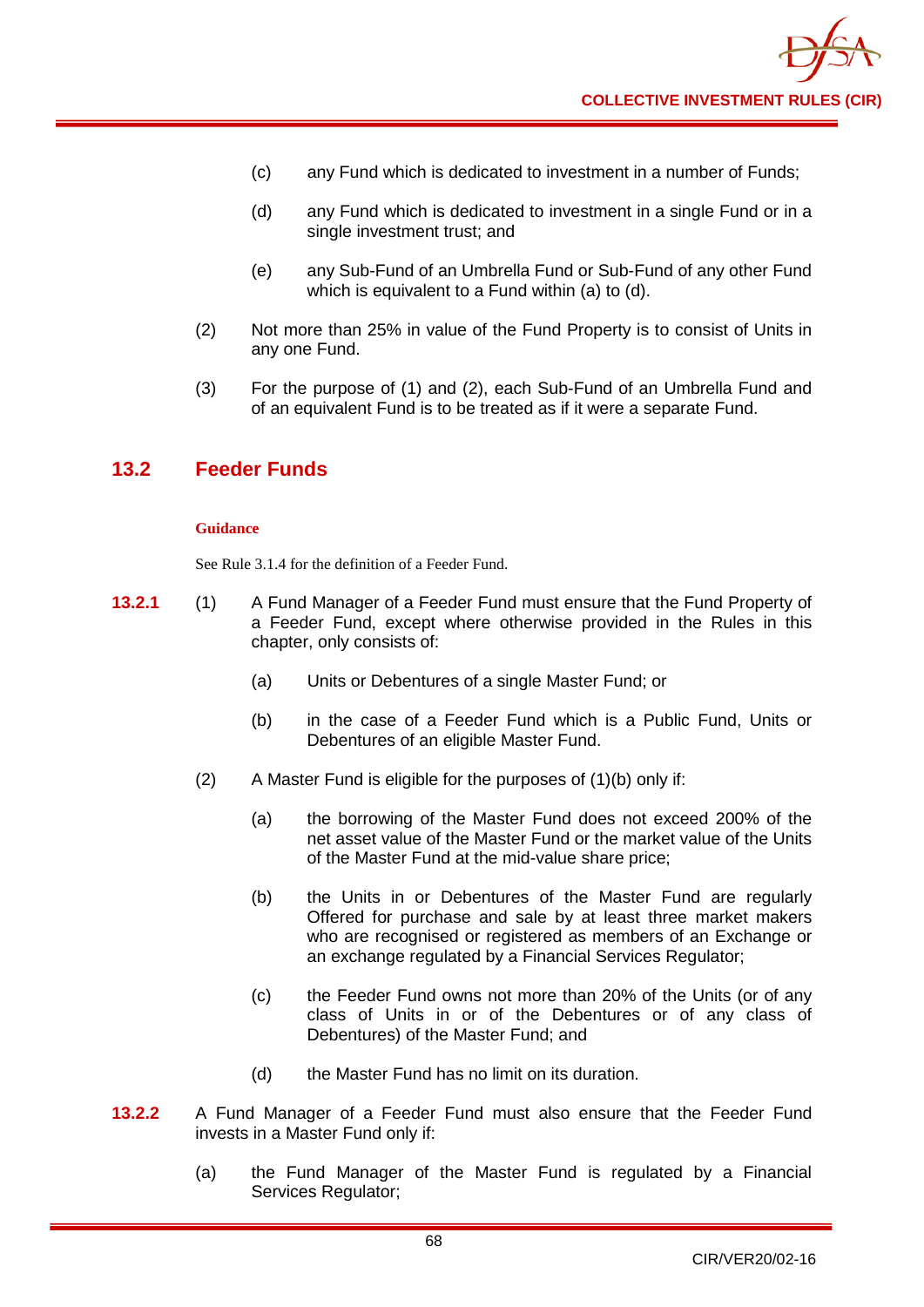(c) any Fund which is dedicated to investment in a number of Funds;

(d) any Fund which is dedicated to investment in a single Fund or in a single investment trust; and

(e) any Sub-Fund of an Umbrella Fund or Sub-Fund of any other Fund which is equivalent to a Fund within (a) to (d).

(2) Not more than 25% in value of the Fund Property is to consist of Units in any one Fund.

(3) For the purpose of (1) and (2), each Sub-Fund of an Umbrella Fund and of an equivalent Fund is to be treated as if it were a separate Fund.

## 13.2 Feeder Funds

**Guidance**

See Rule 3.1.4 for the definition of a Feeder Fund.

**13.2.1** (1) A Fund Manager of a Feeder Fund must ensure that the Fund Property of a Feeder Fund, except where otherwise provided in the Rules in this chapter, only consists of:

(a) Units or Debentures of a single Master Fund; or

(b) in the case of a Feeder Fund which is a Public Fund, Units or Debentures of an eligible Master Fund.

(2) A Master Fund is eligible for the purposes of (1)(b) only if:

(a) the borrowing of the Master Fund does not exceed 200% of the net asset value of the Master Fund or the market value of the Units of the Master Fund at the mid-value share price;

(b) the Units in or Debentures of the Master Fund are regularly Offered for purchase and sale by at least three market makers who are recognised or registered as members of an Exchange or an exchange regulated by a Financial Services Regulator;

(c) the Feeder Fund owns not more than 20% of the Units (or of any class of Units in or of the Debentures or of any class of Debentures) of the Master Fund; and

(d) the Master Fund has no limit on its duration.

**13.2.2** A Fund Manager of a Feeder Fund must also ensure that the Feeder Fund invests in a Master Fund only if:

(a) the Fund Manager of the Master Fund is regulated by a Financial Services Regulator;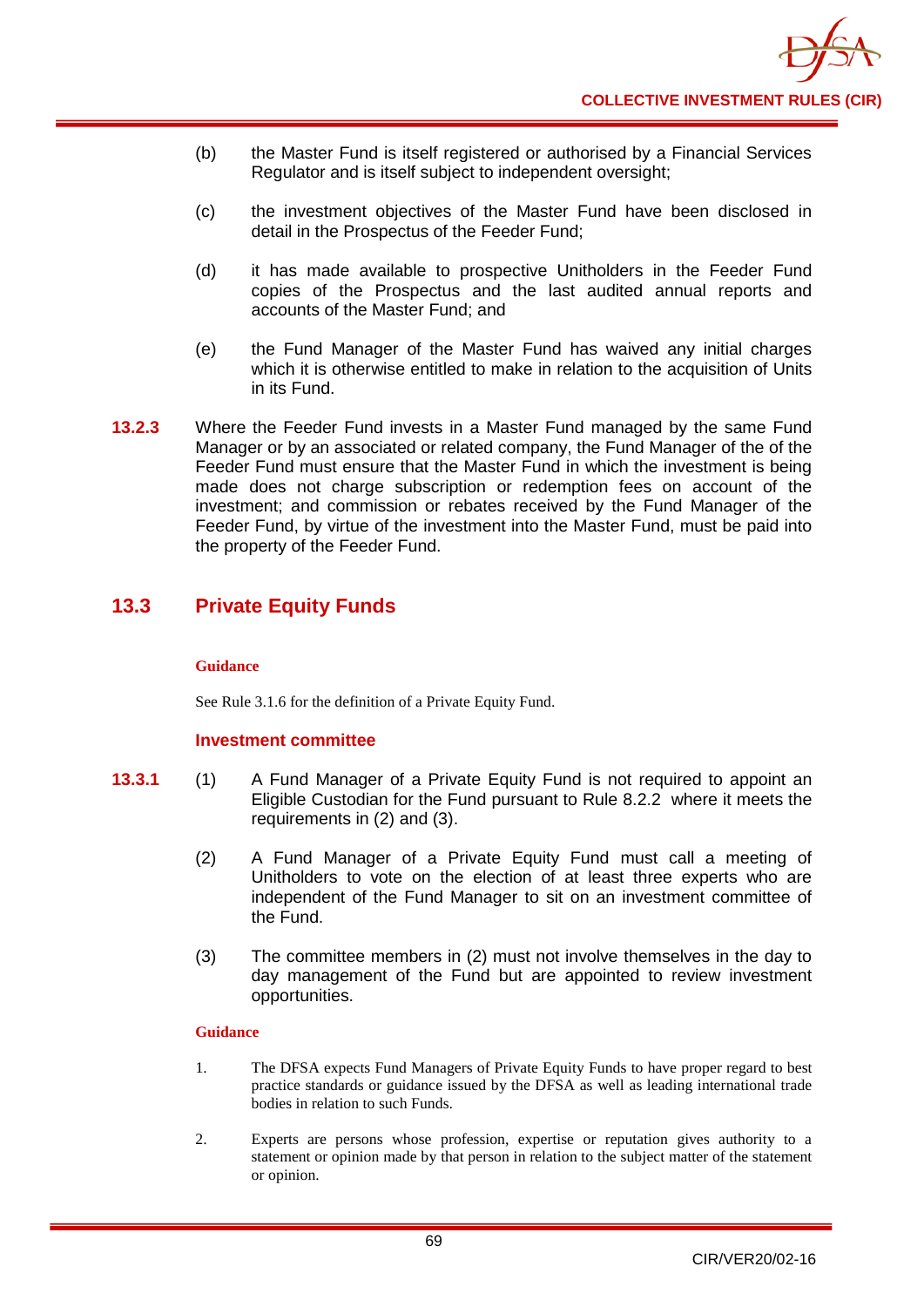(b) the Master Fund is itself registered or authorised by a Financial Services Regulator and is itself subject to independent oversight;

(c) the investment objectives of the Master Fund have been disclosed in detail in the Prospectus of the Feeder Fund;

(d) it has made available to prospective Unitholders in the Feeder Fund copies of the Prospectus and the last audited annual reports and accounts of the Master Fund; and

(e) the Fund Manager of the Master Fund has waived any initial charges which it is otherwise entitled to make in relation to the acquisition of Units in its Fund.

**13.2.3** Where the Feeder Fund invests in a Master Fund managed by the same Fund Manager or by an associated or related company, the Fund Manager of the of the Feeder Fund must ensure that the Master Fund in which the investment is being made does not charge subscription or redemption fees on account of the investment; and commission or rebates received by the Fund Manager of the Feeder Fund, by virtue of the investment into the Master Fund, must be paid into the property of the Feeder Fund.

## 13.3 Private Equity Funds

**Guidance**

See Rule 3.1.6 for the definition of a Private Equity Fund.

### Investment committee

**13.3.1** (1) A Fund Manager of a Private Equity Fund is not required to appoint an Eligible Custodian for the Fund pursuant to Rule 8.2.2 where it meets the requirements in (2) and (3).

(2) A Fund Manager of a Private Equity Fund must call a meeting of Unitholders to vote on the election of at least three experts who are independent of the Fund Manager to sit on an investment committee of the Fund.

(3) The committee members in (2) must not involve themselves in the day to day management of the Fund but are appointed to review investment opportunities.

**Guidance**

1. The DFSA expects Fund Managers of Private Equity Funds to have proper regard to best practice standards or guidance issued by the DFSA as well as leading international trade bodies in relation to such Funds.

2. Experts are persons whose profession, expertise or reputation gives authority to a statement or opinion made by that person in relation to the subject matter of the statement or opinion.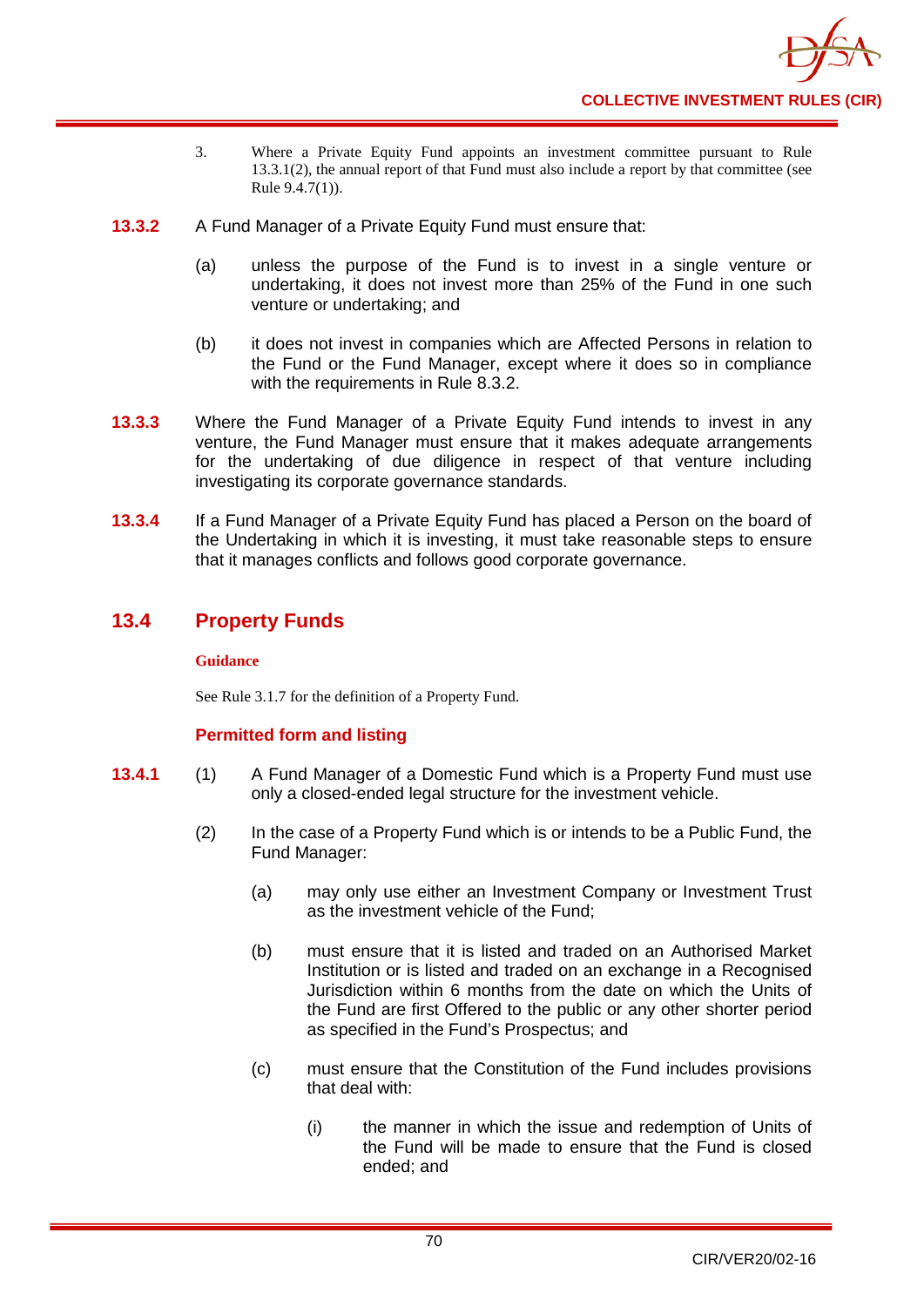3. Where a Private Equity Fund appoints an investment committee pursuant to Rule 13.3.1(2), the annual report of that Fund must also include a report by that committee (see Rule 9.4.7(1)).

**13.3.2** A Fund Manager of a Private Equity Fund must ensure that:

(a) unless the purpose of the Fund is to invest in a single venture or undertaking, it does not invest more than 25% of the Fund in one such venture or undertaking; and

(b) it does not invest in companies which are Affected Persons in relation to the Fund or the Fund Manager, except where it does so in compliance with the requirements in Rule 8.3.2.

**13.3.3** Where the Fund Manager of a Private Equity Fund intends to invest in any venture, the Fund Manager must ensure that it makes adequate arrangements for the undertaking of due diligence in respect of that venture including investigating its corporate governance standards.

**13.3.4** If a Fund Manager of a Private Equity Fund has placed a Person on the board of the Undertaking in which it is investing, it must take reasonable steps to ensure that it manages conflicts and follows good corporate governance.

## 13.4 Property Funds

**Guidance**

See Rule 3.1.7 for the definition of a Property Fund.

### Permitted form and listing

**13.4.1** (1) A Fund Manager of a Domestic Fund which is a Property Fund must use only a closed-ended legal structure for the investment vehicle.

(2) In the case of a Property Fund which is or intends to be a Public Fund, the Fund Manager:

(a) may only use either an Investment Company or Investment Trust as the investment vehicle of the Fund;

(b) must ensure that it is listed and traded on an Authorised Market Institution or is listed and traded on an exchange in a Recognised Jurisdiction within 6 months from the date on which the Units of the Fund are first Offered to the public or any other shorter period as specified in the Fund's Prospectus; and

(c) must ensure that the Constitution of the Fund includes provisions that deal with:

(i) the manner in which the issue and redemption of Units of the Fund will be made to ensure that the Fund is closed ended; and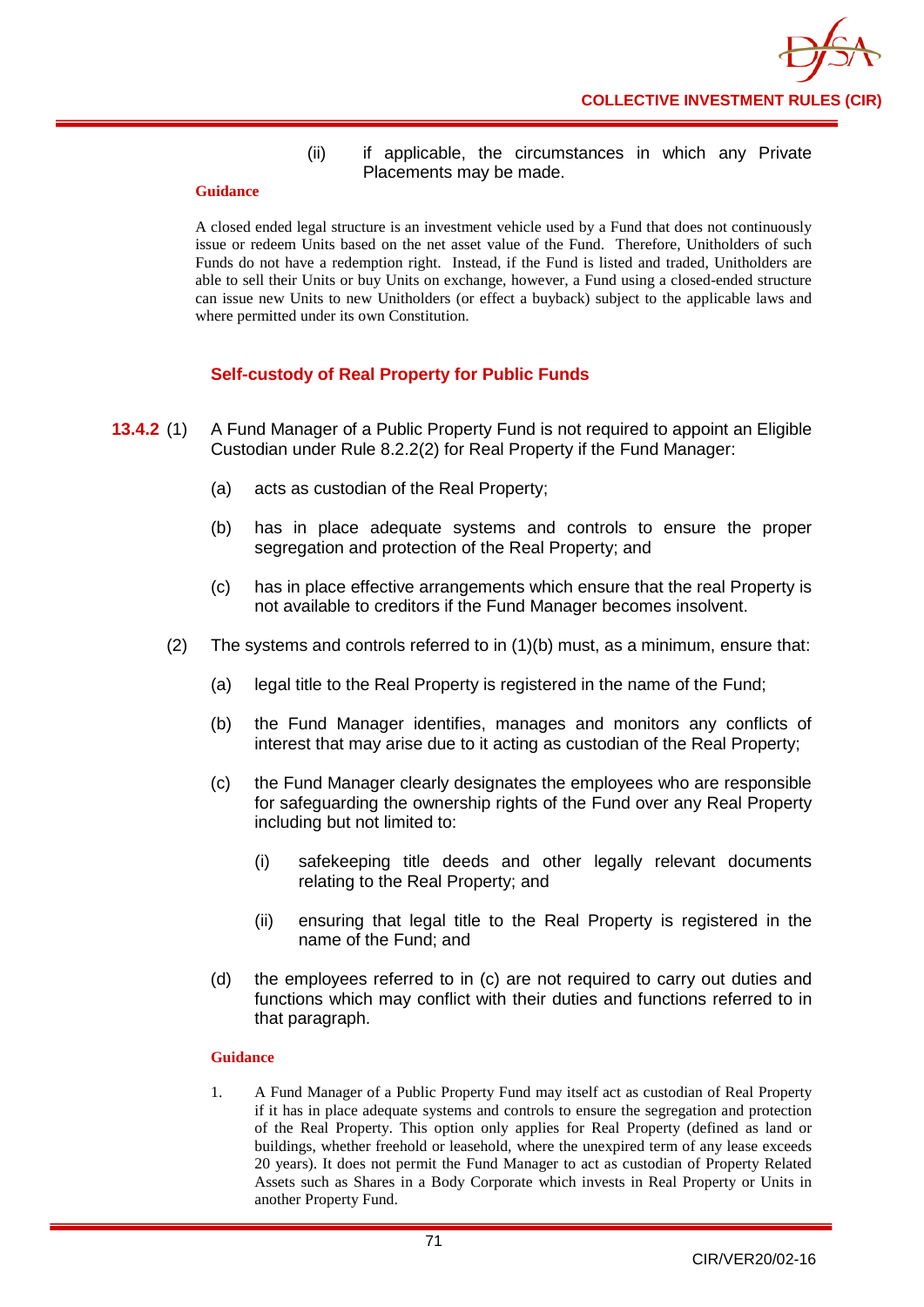(ii) if applicable, the circumstances in which any Private Placements may be made.

**Guidance**

A closed ended legal structure is an investment vehicle used by a Fund that does not continuously issue or redeem Units based on the net asset value of the Fund. Therefore, Unitholders of such Funds do not have a redemption right. Instead, if the Fund is listed and traded, Unitholders are able to sell their Units or buy Units on exchange, however, a Fund using a closed-ended structure can issue new Units to new Unitholders (or effect a buyback) subject to the applicable laws and where permitted under its own Constitution.

### Self-custody of Real Property for Public Funds

**13.4.2** (1) A Fund Manager of a Public Property Fund is not required to appoint an Eligible Custodian under Rule 8.2.2(2) for Real Property if the Fund Manager:

(a) acts as custodian of the Real Property;

(b) has in place adequate systems and controls to ensure the proper segregation and protection of the Real Property; and

(c) has in place effective arrangements which ensure that the real Property is not available to creditors if the Fund Manager becomes insolvent.

(2) The systems and controls referred to in (1)(b) must, as a minimum, ensure that:

(a) legal title to the Real Property is registered in the name of the Fund;

(b) the Fund Manager identifies, manages and monitors any conflicts of interest that may arise due to it acting as custodian of the Real Property;

(c) the Fund Manager clearly designates the employees who are responsible for safeguarding the ownership rights of the Fund over any Real Property including but not limited to:

(i) safekeeping title deeds and other legally relevant documents relating to the Real Property; and

(ii) ensuring that legal title to the Real Property is registered in the name of the Fund; and

(d) the employees referred to in (c) are not required to carry out duties and functions which may conflict with their duties and functions referred to in that paragraph.

**Guidance**

1. A Fund Manager of a Public Property Fund may itself act as custodian of Real Property if it has in place adequate systems and controls to ensure the segregation and protection of the Real Property. This option only applies for Real Property (defined as land or buildings, whether freehold or leasehold, where the unexpired term of any lease exceeds 20 years). It does not permit the Fund Manager to act as custodian of Property Related Assets such as Shares in a Body Corporate which invests in Real Property or Units in another Property Fund.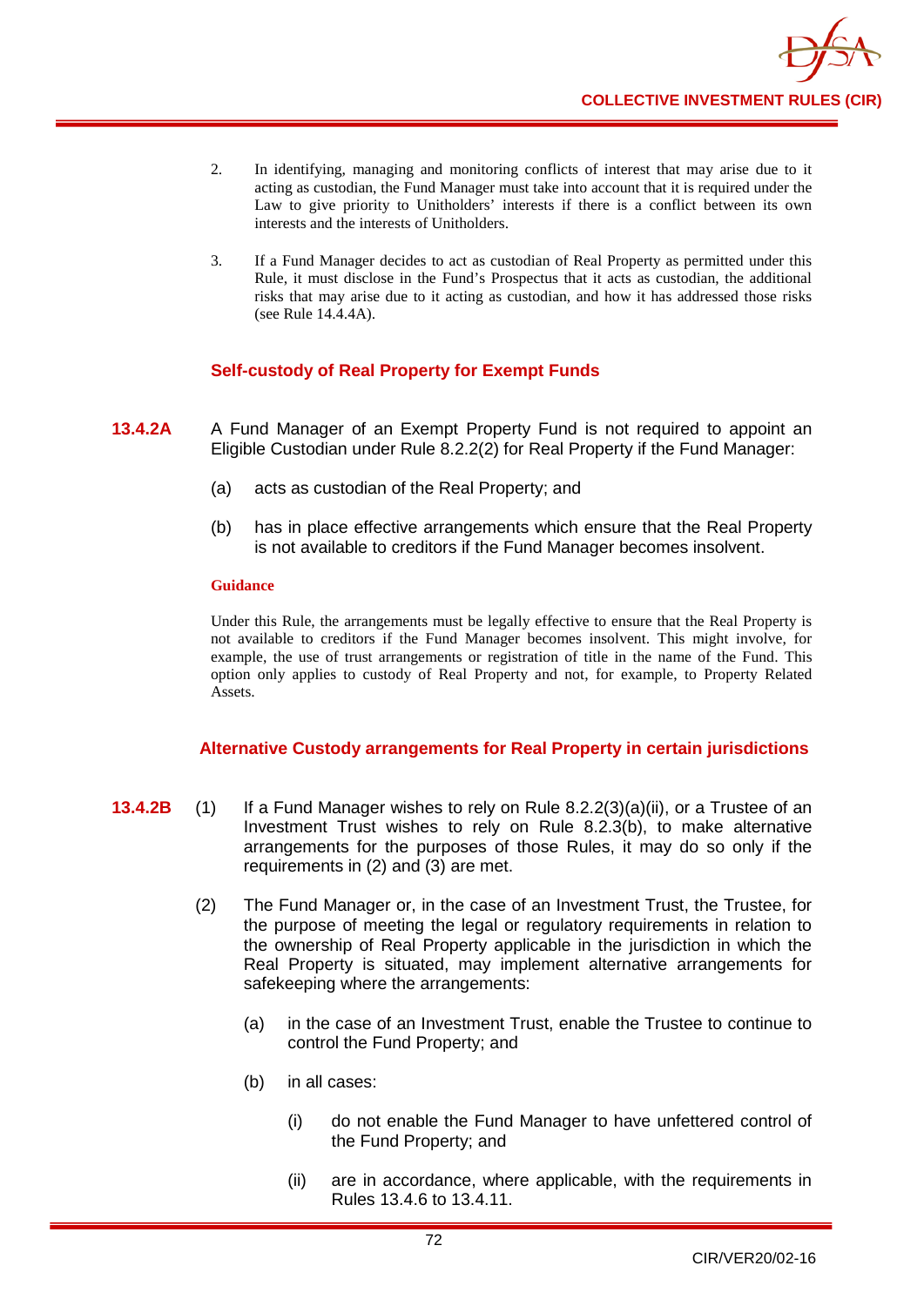2. In identifying, managing and monitoring conflicts of interest that may arise due to it acting as custodian, the Fund Manager must take into account that it is required under the Law to give priority to Unitholders' interests if there is a conflict between its own interests and the interests of Unitholders.

3. If a Fund Manager decides to act as custodian of Real Property as permitted under this Rule, it must disclose in the Fund's Prospectus that it acts as custodian, the additional risks that may arise due to it acting as custodian, and how it has addressed those risks (see Rule 14.4.4A).

### Self-custody of Real Property for Exempt Funds

**13.4.2A** A Fund Manager of an Exempt Property Fund is not required to appoint an Eligible Custodian under Rule 8.2.2(2) for Real Property if the Fund Manager:

(a) acts as custodian of the Real Property; and

(b) has in place effective arrangements which ensure that the Real Property is not available to creditors if the Fund Manager becomes insolvent.

**Guidance**

Under this Rule, the arrangements must be legally effective to ensure that the Real Property is not available to creditors if the Fund Manager becomes insolvent. This might involve, for example, the use of trust arrangements or registration of title in the name of the Fund. This option only applies to custody of Real Property and not, for example, to Property Related Assets.

### Alternative Custody arrangements for Real Property in certain jurisdictions

**13.4.2B** (1) If a Fund Manager wishes to rely on Rule 8.2.2(3)(a)(ii), or a Trustee of an Investment Trust wishes to rely on Rule 8.2.3(b), to make alternative arrangements for the purposes of those Rules, it may do so only if the requirements in (2) and (3) are met.

(2) The Fund Manager or, in the case of an Investment Trust, the Trustee, for the purpose of meeting the legal or regulatory requirements in relation to the ownership of Real Property applicable in the jurisdiction in which the Real Property is situated, may implement alternative arrangements for safekeeping where the arrangements:

(a) in the case of an Investment Trust, enable the Trustee to continue to control the Fund Property; and

(b) in all cases:

(i) do not enable the Fund Manager to have unfettered control of the Fund Property; and

(ii) are in accordance, where applicable, with the requirements in Rules 13.4.6 to 13.4.11.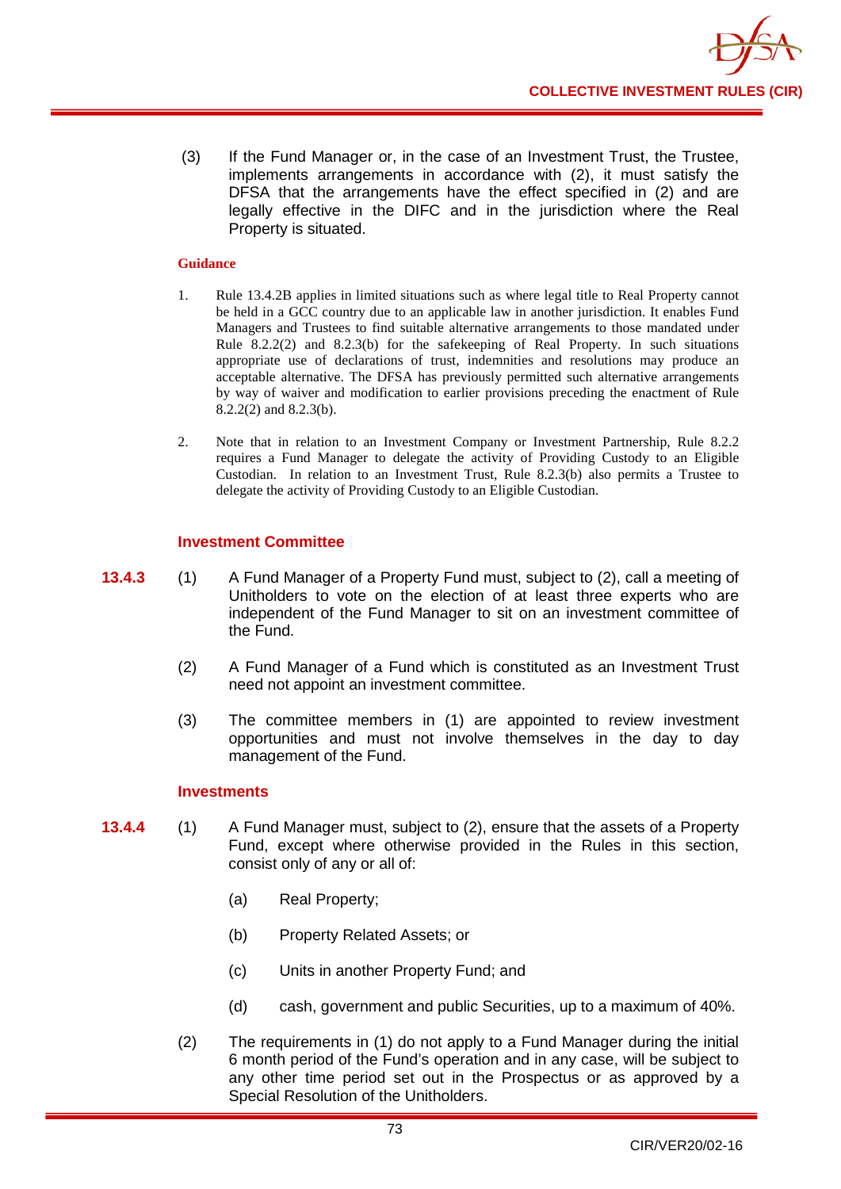(3) If the Fund Manager or, in the case of an Investment Trust, the Trustee, implements arrangements in accordance with (2), it must satisfy the DFSA that the arrangements have the effect specified in (2) and are legally effective in the DIFC and in the jurisdiction where the Real Property is situated.

**Guidance**

1. Rule 13.4.2B applies in limited situations such as where legal title to Real Property cannot be held in a GCC country due to an applicable law in another jurisdiction. It enables Fund Managers and Trustees to find suitable alternative arrangements to those mandated under Rule 8.2.2(2) and 8.2.3(b) for the safekeeping of Real Property. In such situations appropriate use of declarations of trust, indemnities and resolutions may produce an acceptable alternative. The DFSA has previously permitted such alternative arrangements by way of waiver and modification to earlier provisions preceding the enactment of Rule 8.2.2(2) and 8.2.3(b).

2. Note that in relation to an Investment Company or Investment Partnership, Rule 8.2.2 requires a Fund Manager to delegate the activity of Providing Custody to an Eligible Custodian. In relation to an Investment Trust, Rule 8.2.3(b) also permits a Trustee to delegate the activity of Providing Custody to an Eligible Custodian.

### Investment Committee

**13.4.3** (1) A Fund Manager of a Property Fund must, subject to (2), call a meeting of Unitholders to vote on the election of at least three experts who are independent of the Fund Manager to sit on an investment committee of the Fund.

(2) A Fund Manager of a Fund which is constituted as an Investment Trust need not appoint an investment committee.

(3) The committee members in (1) are appointed to review investment opportunities and must not involve themselves in the day to day management of the Fund.

### Investments

**13.4.4** (1) A Fund Manager must, subject to (2), ensure that the assets of a Property Fund, except where otherwise provided in the Rules in this section, consist only of any or all of:

(a) Real Property;

(b) Property Related Assets; or

(c) Units in another Property Fund; and

(d) cash, government and public Securities, up to a maximum of 40%.

(2) The requirements in (1) do not apply to a Fund Manager during the initial 6 month period of the Fund's operation and in any case, will be subject to any other time period set out in the Prospectus or as approved by a Special Resolution of the Unitholders.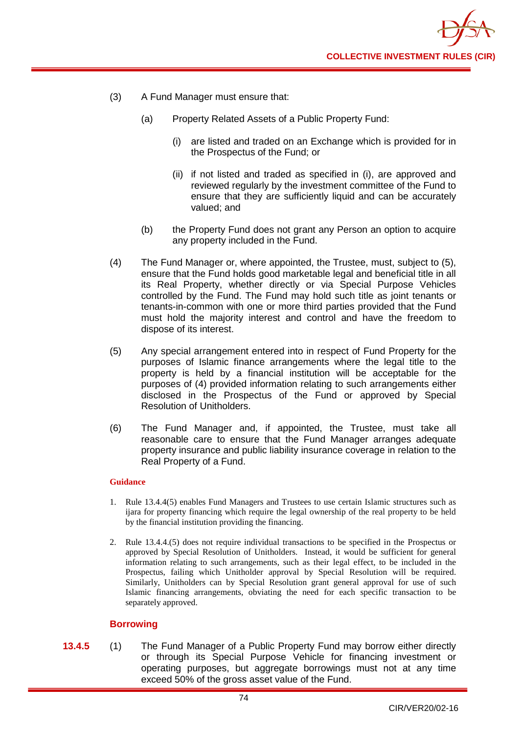(3) A Fund Manager must ensure that:

 (a) Property Related Assets of a Public Property Fund:

  (i) are listed and traded on an Exchange which is provided for in the Prospectus of the Fund; or

  (ii) if not listed and traded as specified in (i), are approved and reviewed regularly by the investment committee of the Fund to ensure that they are sufficiently liquid and can be accurately valued; and

 (b) the Property Fund does not grant any Person an option to acquire any property included in the Fund.

(4) The Fund Manager or, where appointed, the Trustee, must, subject to (5), ensure that the Fund holds good marketable legal and beneficial title in all its Real Property, whether directly or via Special Purpose Vehicles controlled by the Fund. The Fund may hold such title as joint tenants or tenants-in-common with one or more third parties provided that the Fund must hold the majority interest and control and have the freedom to dispose of its interest.

(5) Any special arrangement entered into in respect of Fund Property for the purposes of Islamic finance arrangements where the legal title to the property is held by a financial institution will be acceptable for the purposes of (4) provided information relating to such arrangements either disclosed in the Prospectus of the Fund or approved by Special Resolution of Unitholders.

(6) The Fund Manager and, if appointed, the Trustee, must take all reasonable care to ensure that the Fund Manager arranges adequate property insurance and public liability insurance coverage in relation to the Real Property of a Fund.

**Guidance**

1. Rule 13.4.4(5) enables Fund Managers and Trustees to use certain Islamic structures such as ijara for property financing which require the legal ownership of the real property to be held by the financial institution providing the financing.

2. Rule 13.4.4.(5) does not require individual transactions to be specified in the Prospectus or approved by Special Resolution of Unitholders. Instead, it would be sufficient for general information relating to such arrangements, such as their legal effect, to be included in the Prospectus, failing which Unitholder approval by Special Resolution will be required. Similarly, Unitholders can by Special Resolution grant general approval for use of such Islamic financing arrangements, obviating the need for each specific transaction to be separately approved.

## Borrowing

**13.4.5** (1) The Fund Manager of a Public Property Fund may borrow either directly or through its Special Purpose Vehicle for financing investment or operating purposes, but aggregate borrowings must not at any time exceed 50% of the gross asset value of the Fund.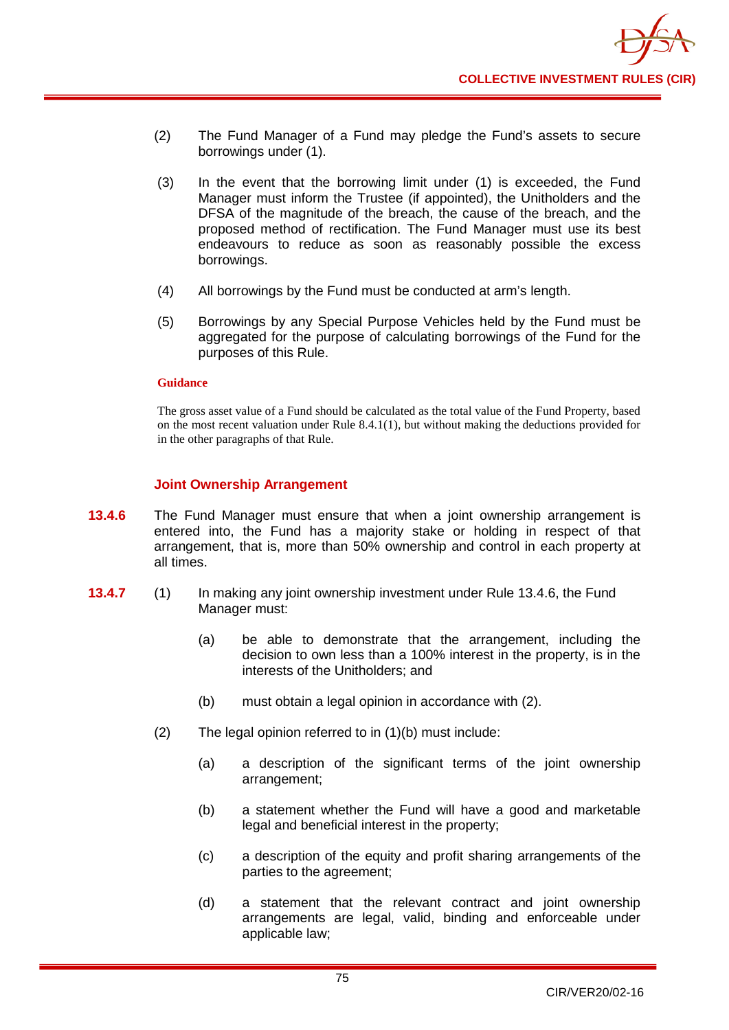(2) The Fund Manager of a Fund may pledge the Fund's assets to secure borrowings under (1).

(3) In the event that the borrowing limit under (1) is exceeded, the Fund Manager must inform the Trustee (if appointed), the Unitholders and the DFSA of the magnitude of the breach, the cause of the breach, and the proposed method of rectification. The Fund Manager must use its best endeavours to reduce as soon as reasonably possible the excess borrowings.

(4) All borrowings by the Fund must be conducted at arm's length.

(5) Borrowings by any Special Purpose Vehicles held by the Fund must be aggregated for the purpose of calculating borrowings of the Fund for the purposes of this Rule.

**Guidance**

The gross asset value of a Fund should be calculated as the total value of the Fund Property, based on the most recent valuation under Rule 8.4.1(1), but without making the deductions provided for in the other paragraphs of that Rule.

### Joint Ownership Arrangement

**13.4.6** The Fund Manager must ensure that when a joint ownership arrangement is entered into, the Fund has a majority stake or holding in respect of that arrangement, that is, more than 50% ownership and control in each property at all times.

**13.4.7** (1) In making any joint ownership investment under Rule 13.4.6, the Fund Manager must:

(a) be able to demonstrate that the arrangement, including the decision to own less than a 100% interest in the property, is in the interests of the Unitholders; and

(b) must obtain a legal opinion in accordance with (2).

(2) The legal opinion referred to in (1)(b) must include:

(a) a description of the significant terms of the joint ownership arrangement;

(b) a statement whether the Fund will have a good and marketable legal and beneficial interest in the property;

(c) a description of the equity and profit sharing arrangements of the parties to the agreement;

(d) a statement that the relevant contract and joint ownership arrangements are legal, valid, binding and enforceable under applicable law;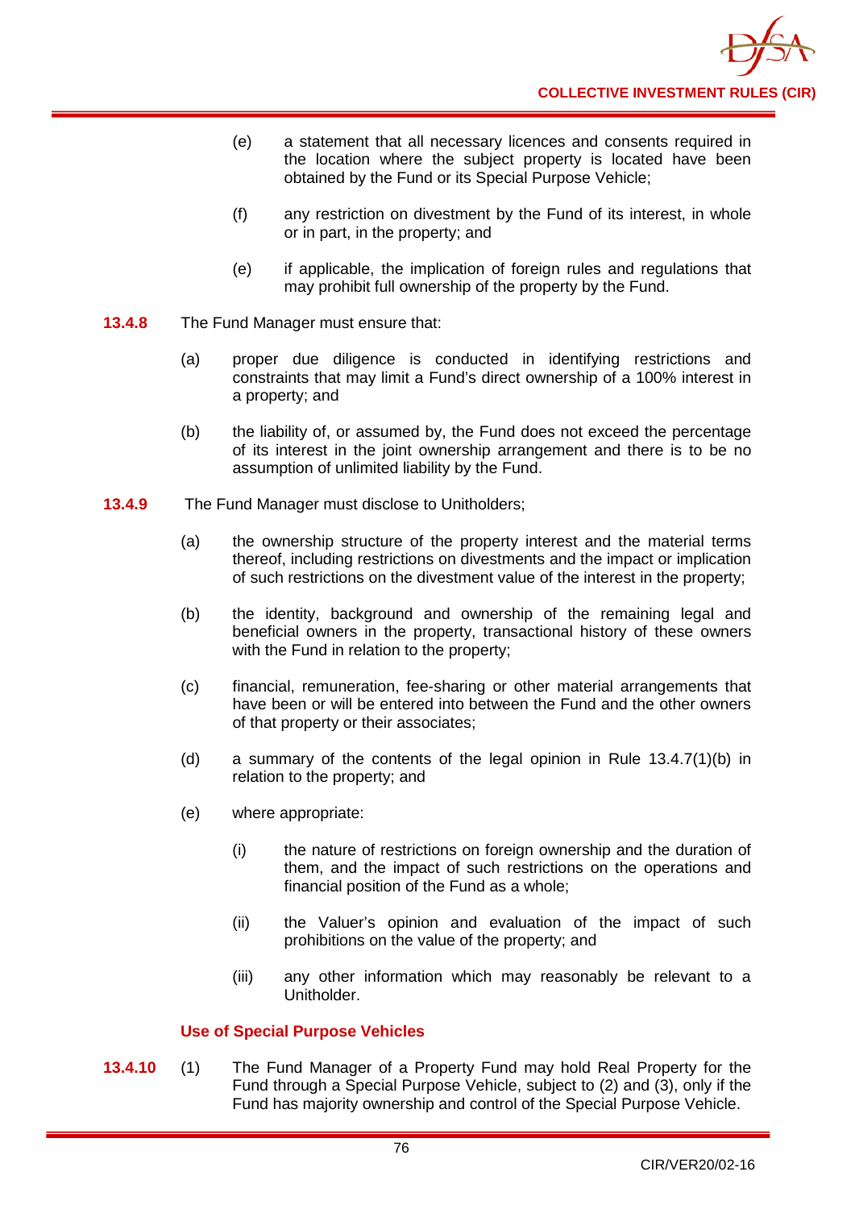(e) a statement that all necessary licences and consents required in the location where the subject property is located have been obtained by the Fund or its Special Purpose Vehicle;

(f) any restriction on divestment by the Fund of its interest, in whole or in part, in the property; and

(e) if applicable, the implication of foreign rules and regulations that may prohibit full ownership of the property by the Fund.

**13.4.8** The Fund Manager must ensure that:

(a) proper due diligence is conducted in identifying restrictions and constraints that may limit a Fund's direct ownership of a 100% interest in a property; and

(b) the liability of, or assumed by, the Fund does not exceed the percentage of its interest in the joint ownership arrangement and there is to be no assumption of unlimited liability by the Fund.

**13.4.9** The Fund Manager must disclose to Unitholders;

(a) the ownership structure of the property interest and the material terms thereof, including restrictions on divestments and the impact or implication of such restrictions on the divestment value of the interest in the property;

(b) the identity, background and ownership of the remaining legal and beneficial owners in the property, transactional history of these owners with the Fund in relation to the property;

(c) financial, remuneration, fee-sharing or other material arrangements that have been or will be entered into between the Fund and the other owners of that property or their associates;

(d) a summary of the contents of the legal opinion in Rule 13.4.7(1)(b) in relation to the property; and

(e) where appropriate:

(i) the nature of restrictions on foreign ownership and the duration of them, and the impact of such restrictions on the operations and financial position of the Fund as a whole;

(ii) the Valuer's opinion and evaluation of the impact of such prohibitions on the value of the property; and

(iii) any other information which may reasonably be relevant to a Unitholder.

### Use of Special Purpose Vehicles

**13.4.10** (1) The Fund Manager of a Property Fund may hold Real Property for the Fund through a Special Purpose Vehicle, subject to (2) and (3), only if the Fund has majority ownership and control of the Special Purpose Vehicle.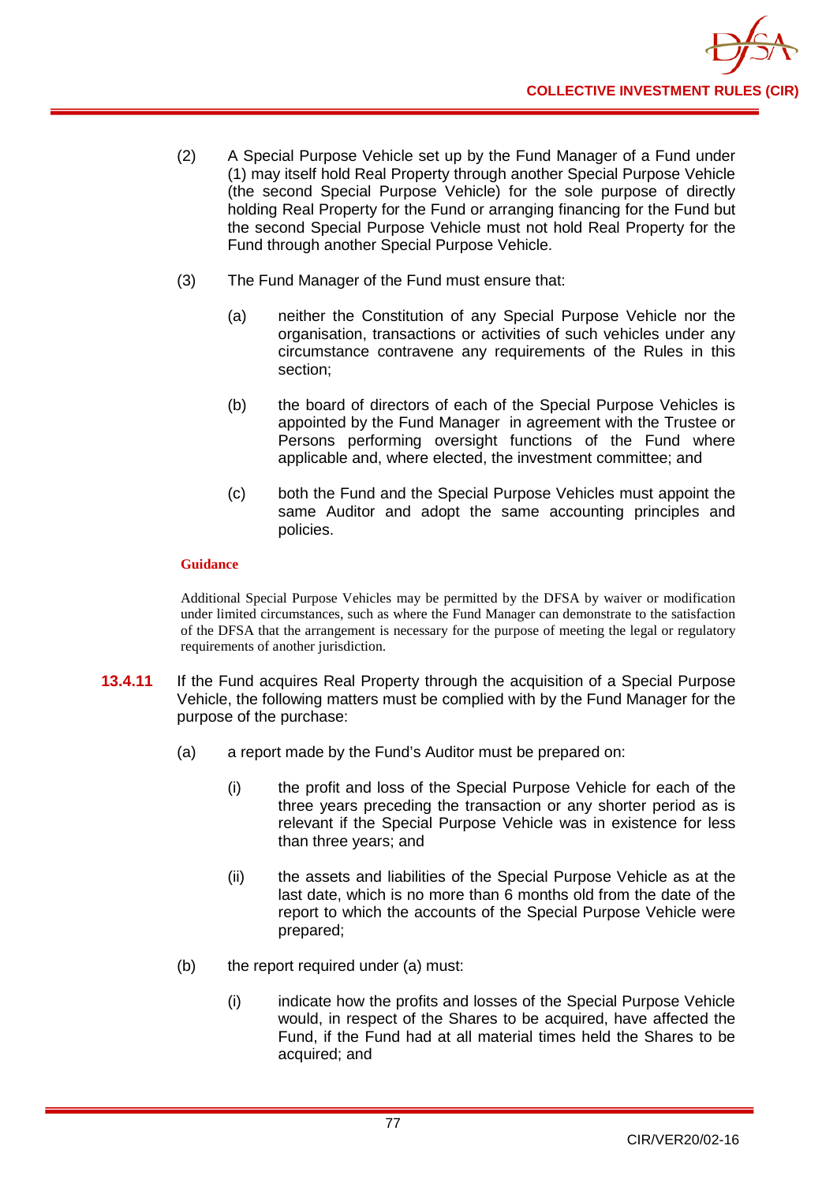(2) A Special Purpose Vehicle set up by the Fund Manager of a Fund under (1) may itself hold Real Property through another Special Purpose Vehicle (the second Special Purpose Vehicle) for the sole purpose of directly holding Real Property for the Fund or arranging financing for the Fund but the second Special Purpose Vehicle must not hold Real Property for the Fund through another Special Purpose Vehicle.

(3) The Fund Manager of the Fund must ensure that:

(a) neither the Constitution of any Special Purpose Vehicle nor the organisation, transactions or activities of such vehicles under any circumstance contravene any requirements of the Rules in this section;

(b) the board of directors of each of the Special Purpose Vehicles is appointed by the Fund Manager in agreement with the Trustee or Persons performing oversight functions of the Fund where applicable and, where elected, the investment committee; and

(c) both the Fund and the Special Purpose Vehicles must appoint the same Auditor and adopt the same accounting principles and policies.

**Guidance**

Additional Special Purpose Vehicles may be permitted by the DFSA by waiver or modification under limited circumstances, such as where the Fund Manager can demonstrate to the satisfaction of the DFSA that the arrangement is necessary for the purpose of meeting the legal or regulatory requirements of another jurisdiction.

**13.4.11** If the Fund acquires Real Property through the acquisition of a Special Purpose Vehicle, the following matters must be complied with by the Fund Manager for the purpose of the purchase:

(a) a report made by the Fund's Auditor must be prepared on:

(i) the profit and loss of the Special Purpose Vehicle for each of the three years preceding the transaction or any shorter period as is relevant if the Special Purpose Vehicle was in existence for less than three years; and

(ii) the assets and liabilities of the Special Purpose Vehicle as at the last date, which is no more than 6 months old from the date of the report to which the accounts of the Special Purpose Vehicle were prepared;

(b) the report required under (a) must:

(i) indicate how the profits and losses of the Special Purpose Vehicle would, in respect of the Shares to be acquired, have affected the Fund, if the Fund had at all material times held the Shares to be acquired; and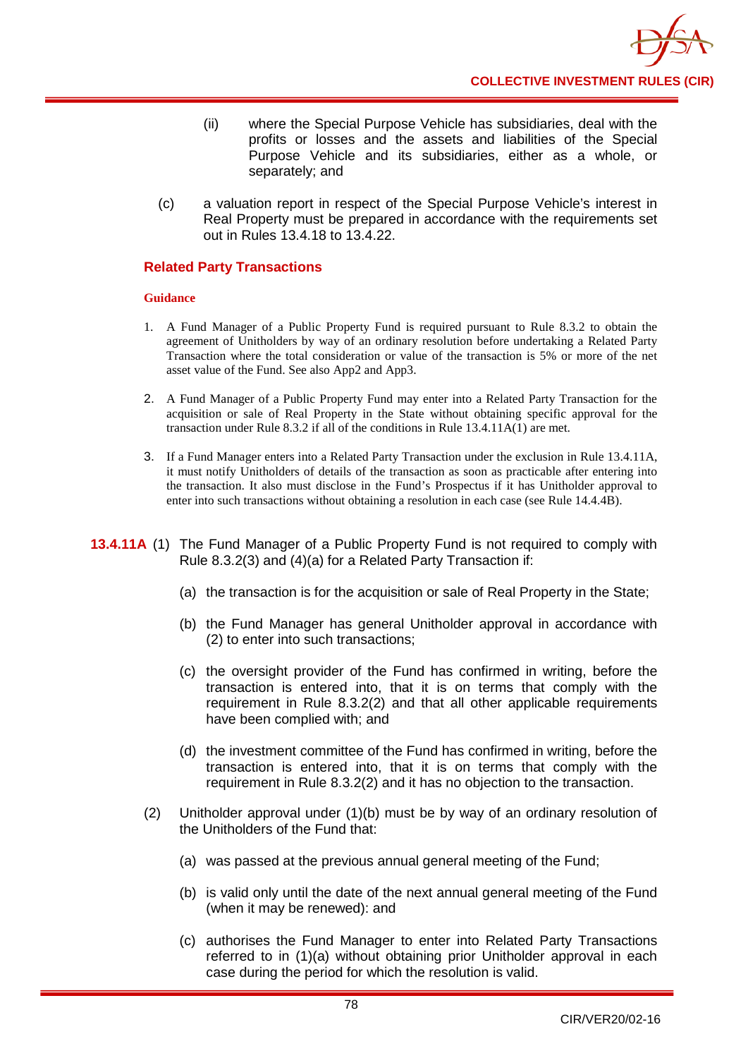(ii) where the Special Purpose Vehicle has subsidiaries, deal with the profits or losses and the assets and liabilities of the Special Purpose Vehicle and its subsidiaries, either as a whole, or separately; and

(c) a valuation report in respect of the Special Purpose Vehicle's interest in Real Property must be prepared in accordance with the requirements set out in Rules 13.4.18 to 13.4.22.

## Related Party Transactions

**Guidance**

1. A Fund Manager of a Public Property Fund is required pursuant to Rule 8.3.2 to obtain the agreement of Unitholders by way of an ordinary resolution before undertaking a Related Party Transaction where the total consideration or value of the transaction is 5% or more of the net asset value of the Fund. See also App2 and App3.

2. A Fund Manager of a Public Property Fund may enter into a Related Party Transaction for the acquisition or sale of Real Property in the State without obtaining specific approval for the transaction under Rule 8.3.2 if all of the conditions in Rule 13.4.11A(1) are met.

3. If a Fund Manager enters into a Related Party Transaction under the exclusion in Rule 13.4.11A, it must notify Unitholders of details of the transaction as soon as practicable after entering into the transaction. It also must disclose in the Fund's Prospectus if it has Unitholder approval to enter into such transactions without obtaining a resolution in each case (see Rule 14.4.4B).

**13.4.11A** (1) The Fund Manager of a Public Property Fund is not required to comply with Rule 8.3.2(3) and (4)(a) for a Related Party Transaction if:

(a) the transaction is for the acquisition or sale of Real Property in the State;

(b) the Fund Manager has general Unitholder approval in accordance with (2) to enter into such transactions;

(c) the oversight provider of the Fund has confirmed in writing, before the transaction is entered into, that it is on terms that comply with the requirement in Rule 8.3.2(2) and that all other applicable requirements have been complied with; and

(d) the investment committee of the Fund has confirmed in writing, before the transaction is entered into, that it is on terms that comply with the requirement in Rule 8.3.2(2) and it has no objection to the transaction.

(2) Unitholder approval under (1)(b) must be by way of an ordinary resolution of the Unitholders of the Fund that:

(a) was passed at the previous annual general meeting of the Fund;

(b) is valid only until the date of the next annual general meeting of the Fund (when it may be renewed): and

(c) authorises the Fund Manager to enter into Related Party Transactions referred to in (1)(a) without obtaining prior Unitholder approval in each case during the period for which the resolution is valid.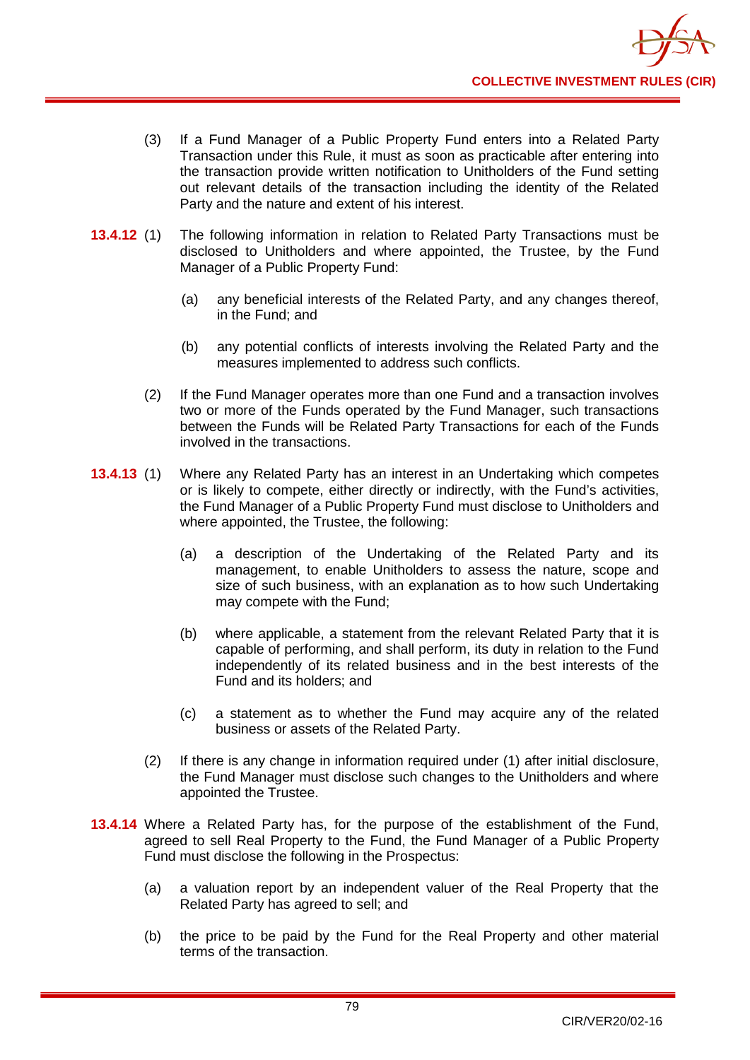(3) If a Fund Manager of a Public Property Fund enters into a Related Party Transaction under this Rule, it must as soon as practicable after entering into the transaction provide written notification to Unitholders of the Fund setting out relevant details of the transaction including the identity of the Related Party and the nature and extent of his interest.

**13.4.12** (1) The following information in relation to Related Party Transactions must be disclosed to Unitholders and where appointed, the Trustee, by the Fund Manager of a Public Property Fund:

(a) any beneficial interests of the Related Party, and any changes thereof, in the Fund; and

(b) any potential conflicts of interests involving the Related Party and the measures implemented to address such conflicts.

(2) If the Fund Manager operates more than one Fund and a transaction involves two or more of the Funds operated by the Fund Manager, such transactions between the Funds will be Related Party Transactions for each of the Funds involved in the transactions.

**13.4.13** (1) Where any Related Party has an interest in an Undertaking which competes or is likely to compete, either directly or indirectly, with the Fund's activities, the Fund Manager of a Public Property Fund must disclose to Unitholders and where appointed, the Trustee, the following:

(a) a description of the Undertaking of the Related Party and its management, to enable Unitholders to assess the nature, scope and size of such business, with an explanation as to how such Undertaking may compete with the Fund;

(b) where applicable, a statement from the relevant Related Party that it is capable of performing, and shall perform, its duty in relation to the Fund independently of its related business and in the best interests of the Fund and its holders; and

(c) a statement as to whether the Fund may acquire any of the related business or assets of the Related Party.

(2) If there is any change in information required under (1) after initial disclosure, the Fund Manager must disclose such changes to the Unitholders and where appointed the Trustee.

**13.4.14** Where a Related Party has, for the purpose of the establishment of the Fund, agreed to sell Real Property to the Fund, the Fund Manager of a Public Property Fund must disclose the following in the Prospectus:

(a) a valuation report by an independent valuer of the Real Property that the Related Party has agreed to sell; and

(b) the price to be paid by the Fund for the Real Property and other material terms of the transaction.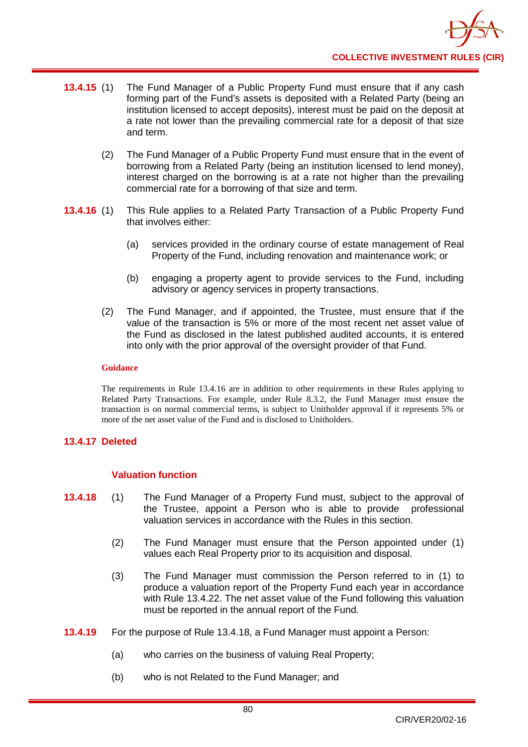**13.4.15** (1) The Fund Manager of a Public Property Fund must ensure that if any cash forming part of the Fund's assets is deposited with a Related Party (being an institution licensed to accept deposits), interest must be paid on the deposit at a rate not lower than the prevailing commercial rate for a deposit of that size and term.

(2) The Fund Manager of a Public Property Fund must ensure that in the event of borrowing from a Related Party (being an institution licensed to lend money), interest charged on the borrowing is at a rate not higher than the prevailing commercial rate for a borrowing of that size and term.

**13.4.16** (1) This Rule applies to a Related Party Transaction of a Public Property Fund that involves either:

(a) services provided in the ordinary course of estate management of Real Property of the Fund, including renovation and maintenance work; or

(b) engaging a property agent to provide services to the Fund, including advisory or agency services in property transactions.

(2) The Fund Manager, and if appointed, the Trustee, must ensure that if the value of the transaction is 5% or more of the most recent net asset value of the Fund as disclosed in the latest published audited accounts, it is entered into only with the prior approval of the oversight provider of that Fund.

**Guidance**

The requirements in Rule 13.4.16 are in addition to other requirements in these Rules applying to Related Party Transactions. For example, under Rule 8.3.2, the Fund Manager must ensure the transaction is on normal commercial terms, is subject to Unitholder approval if it represents 5% or more of the net asset value of the Fund and is disclosed to Unitholders.

**13.4.17 Deleted**

### Valuation function

**13.4.18** (1) The Fund Manager of a Property Fund must, subject to the approval of the Trustee, appoint a Person who is able to provide professional valuation services in accordance with the Rules in this section.

(2) The Fund Manager must ensure that the Person appointed under (1) values each Real Property prior to its acquisition and disposal.

(3) The Fund Manager must commission the Person referred to in (1) to produce a valuation report of the Property Fund each year in accordance with Rule 13.4.22. The net asset value of the Fund following this valuation must be reported in the annual report of the Fund.

**13.4.19** For the purpose of Rule 13.4.18, a Fund Manager must appoint a Person:

(a) who carries on the business of valuing Real Property;

(b) who is not Related to the Fund Manager; and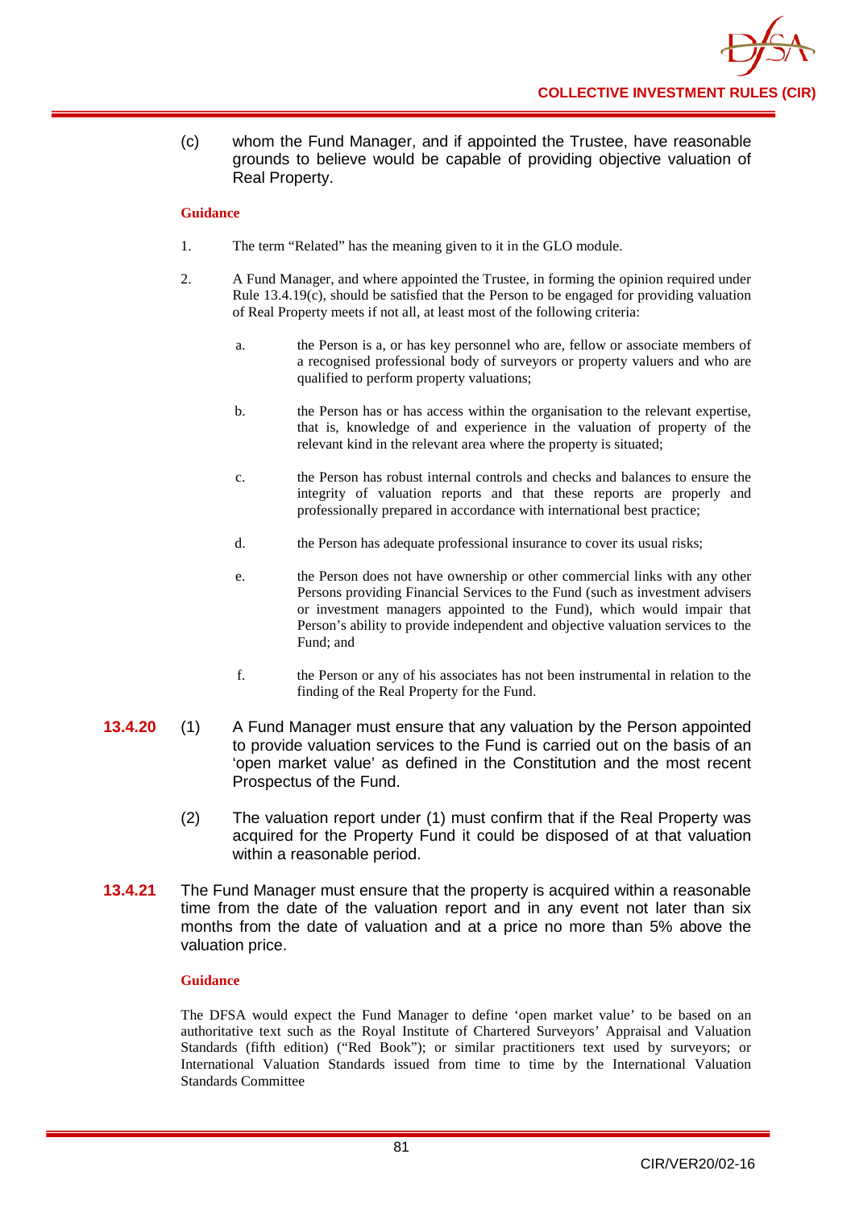(c) whom the Fund Manager, and if appointed the Trustee, have reasonable grounds to believe would be capable of providing objective valuation of Real Property.

**Guidance**

1. The term "Related" has the meaning given to it in the GLO module.

2. A Fund Manager, and where appointed the Trustee, in forming the opinion required under Rule 13.4.19(c), should be satisfied that the Person to be engaged for providing valuation of Real Property meets if not all, at least most of the following criteria:

   a. the Person is a, or has key personnel who are, fellow or associate members of a recognised professional body of surveyors or property valuers and who are qualified to perform property valuations;

   b. the Person has or has access within the organisation to the relevant expertise, that is, knowledge of and experience in the valuation of property of the relevant kind in the relevant area where the property is situated;

   c. the Person has robust internal controls and checks and balances to ensure the integrity of valuation reports and that these reports are properly and professionally prepared in accordance with international best practice;

   d. the Person has adequate professional insurance to cover its usual risks;

   e. the Person does not have ownership or other commercial links with any other Persons providing Financial Services to the Fund (such as investment advisers or investment managers appointed to the Fund), which would impair that Person's ability to provide independent and objective valuation services to the Fund; and

   f. the Person or any of his associates has not been instrumental in relation to the finding of the Real Property for the Fund.

**13.4.20** (1) A Fund Manager must ensure that any valuation by the Person appointed to provide valuation services to the Fund is carried out on the basis of an 'open market value' as defined in the Constitution and the most recent Prospectus of the Fund.

(2) The valuation report under (1) must confirm that if the Real Property was acquired for the Property Fund it could be disposed of at that valuation within a reasonable period.

**13.4.21** The Fund Manager must ensure that the property is acquired within a reasonable time from the date of the valuation report and in any event not later than six months from the date of valuation and at a price no more than 5% above the valuation price.

**Guidance**

The DFSA would expect the Fund Manager to define 'open market value' to be based on an authoritative text such as the Royal Institute of Chartered Surveyors' Appraisal and Valuation Standards (fifth edition) ("Red Book"); or similar practitioners text used by surveyors; or International Valuation Standards issued from time to time by the International Valuation Standards Committee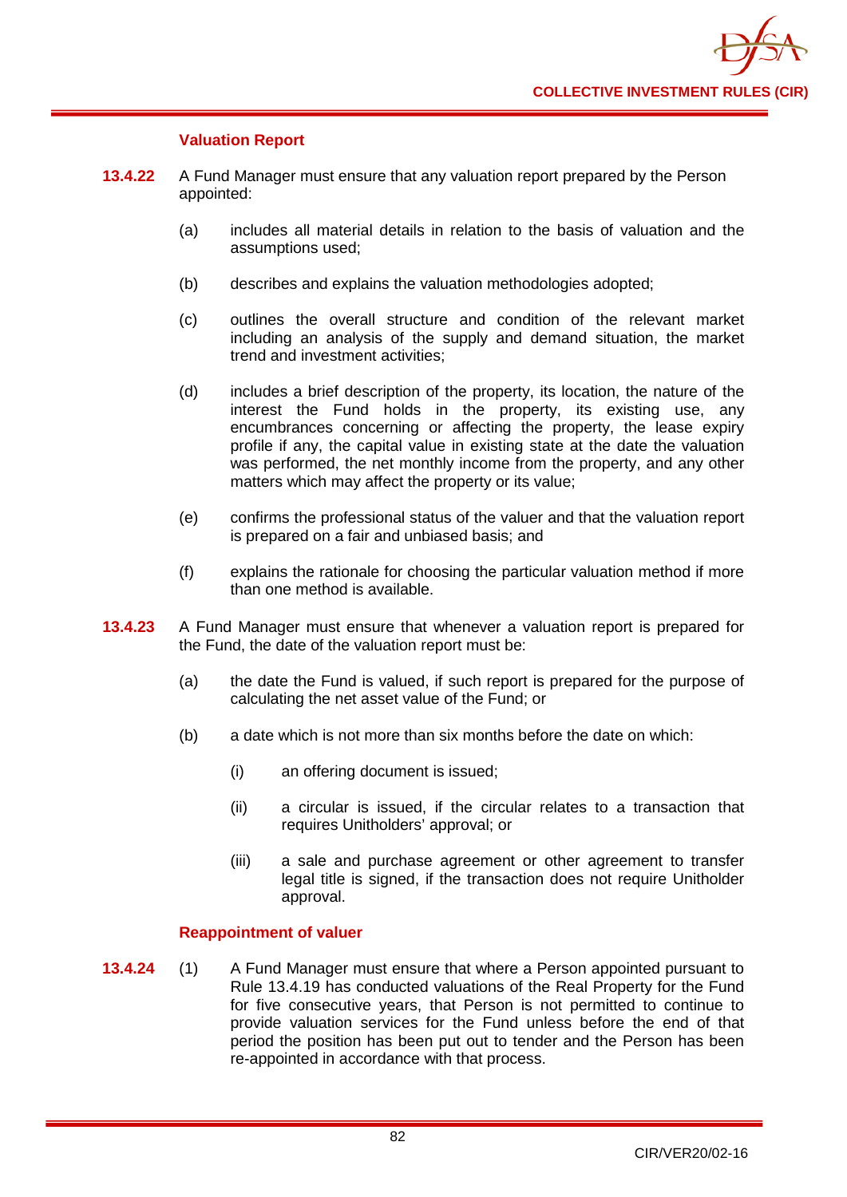### Valuation Report

**13.4.22** A Fund Manager must ensure that any valuation report prepared by the Person appointed:

(a) includes all material details in relation to the basis of valuation and the assumptions used;

(b) describes and explains the valuation methodologies adopted;

(c) outlines the overall structure and condition of the relevant market including an analysis of the supply and demand situation, the market trend and investment activities;

(d) includes a brief description of the property, its location, the nature of the interest the Fund holds in the property, its existing use, any encumbrances concerning or affecting the property, the lease expiry profile if any, the capital value in existing state at the date the valuation was performed, the net monthly income from the property, and any other matters which may affect the property or its value;

(e) confirms the professional status of the valuer and that the valuation report is prepared on a fair and unbiased basis; and

(f) explains the rationale for choosing the particular valuation method if more than one method is available.

**13.4.23** A Fund Manager must ensure that whenever a valuation report is prepared for the Fund, the date of the valuation report must be:

(a) the date the Fund is valued, if such report is prepared for the purpose of calculating the net asset value of the Fund; or

(b) a date which is not more than six months before the date on which:

(i) an offering document is issued;

(ii) a circular is issued, if the circular relates to a transaction that requires Unitholders' approval; or

(iii) a sale and purchase agreement or other agreement to transfer legal title is signed, if the transaction does not require Unitholder approval.

### Reappointment of valuer

**13.4.24** (1) A Fund Manager must ensure that where a Person appointed pursuant to Rule 13.4.19 has conducted valuations of the Real Property for the Fund for five consecutive years, that Person is not permitted to continue to provide valuation services for the Fund unless before the end of that period the position has been put out to tender and the Person has been re-appointed in accordance with that process.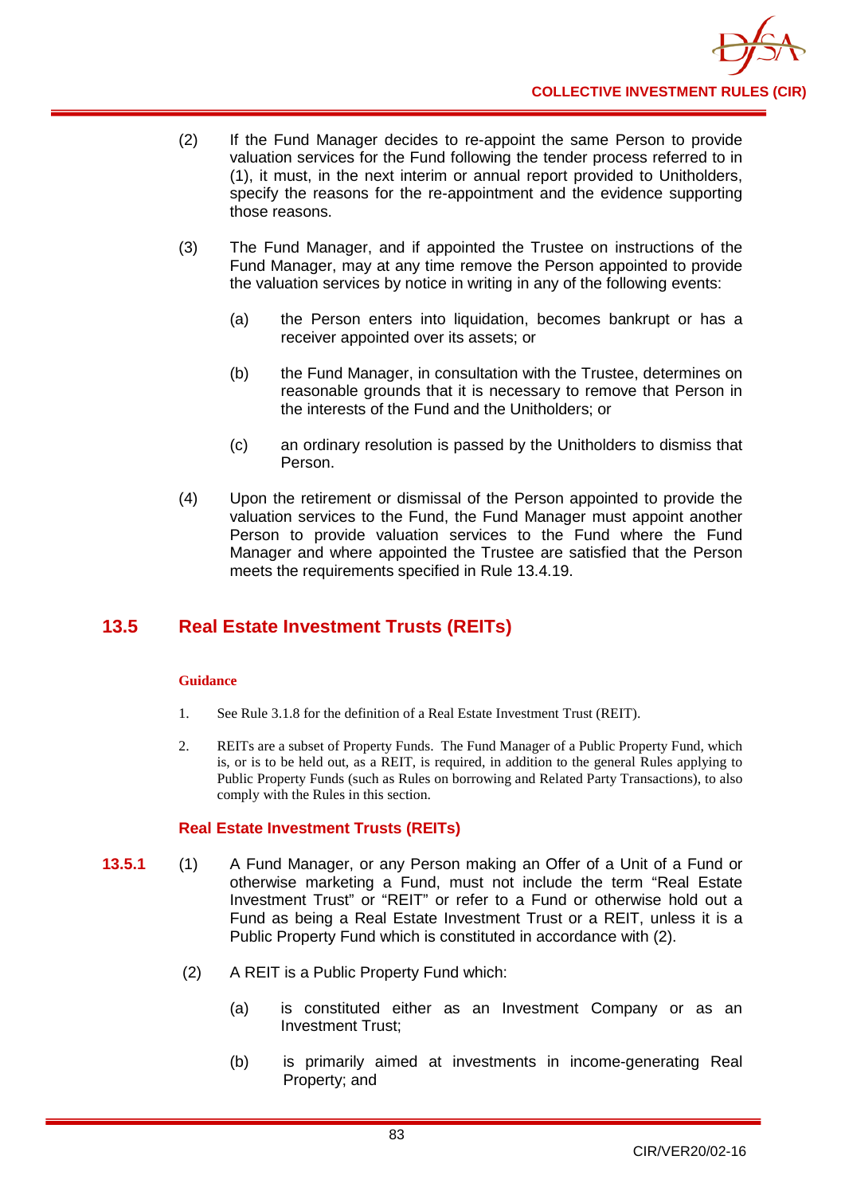(2) If the Fund Manager decides to re-appoint the same Person to provide valuation services for the Fund following the tender process referred to in (1), it must, in the next interim or annual report provided to Unitholders, specify the reasons for the re-appointment and the evidence supporting those reasons.

(3) The Fund Manager, and if appointed the Trustee on instructions of the Fund Manager, may at any time remove the Person appointed to provide the valuation services by notice in writing in any of the following events:

(a) the Person enters into liquidation, becomes bankrupt or has a receiver appointed over its assets; or

(b) the Fund Manager, in consultation with the Trustee, determines on reasonable grounds that it is necessary to remove that Person in the interests of the Fund and the Unitholders; or

(c) an ordinary resolution is passed by the Unitholders to dismiss that Person.

(4) Upon the retirement or dismissal of the Person appointed to provide the valuation services to the Fund, the Fund Manager must appoint another Person to provide valuation services to the Fund where the Fund Manager and where appointed the Trustee are satisfied that the Person meets the requirements specified in Rule 13.4.19.

## 13.5 Real Estate Investment Trusts (REITs)

**Guidance**

1. See Rule 3.1.8 for the definition of a Real Estate Investment Trust (REIT).

2. REITs are a subset of Property Funds. The Fund Manager of a Public Property Fund, which is, or is to be held out, as a REIT, is required, in addition to the general Rules applying to Public Property Funds (such as Rules on borrowing and Related Party Transactions), to also comply with the Rules in this section.

### Real Estate Investment Trusts (REITs)

**13.5.1** (1) A Fund Manager, or any Person making an Offer of a Unit of a Fund or otherwise marketing a Fund, must not include the term "Real Estate Investment Trust" or "REIT" or refer to a Fund or otherwise hold out a Fund as being a Real Estate Investment Trust or a REIT, unless it is a Public Property Fund which is constituted in accordance with (2).

(2) A REIT is a Public Property Fund which:

(a) is constituted either as an Investment Company or as an Investment Trust;

(b) is primarily aimed at investments in income-generating Real Property; and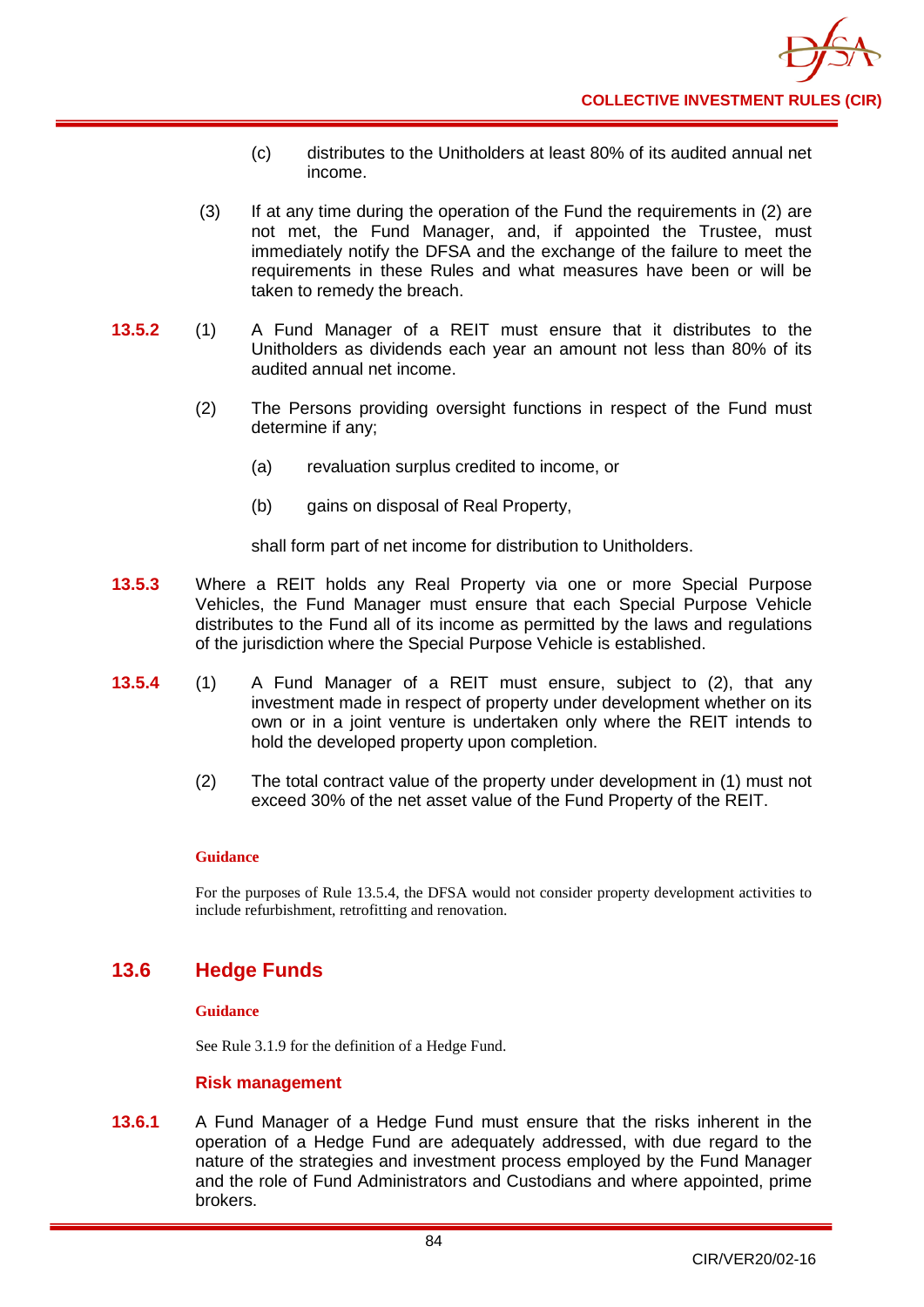(c) distributes to the Unitholders at least 80% of its audited annual net income.

(3) If at any time during the operation of the Fund the requirements in (2) are not met, the Fund Manager, and, if appointed the Trustee, must immediately notify the DFSA and the exchange of the failure to meet the requirements in these Rules and what measures have been or will be taken to remedy the breach.

**13.5.2** (1) A Fund Manager of a REIT must ensure that it distributes to the Unitholders as dividends each year an amount not less than 80% of its audited annual net income.

(2) The Persons providing oversight functions in respect of the Fund must determine if any;

(a) revaluation surplus credited to income, or

(b) gains on disposal of Real Property,

shall form part of net income for distribution to Unitholders.

**13.5.3** Where a REIT holds any Real Property via one or more Special Purpose Vehicles, the Fund Manager must ensure that each Special Purpose Vehicle distributes to the Fund all of its income as permitted by the laws and regulations of the jurisdiction where the Special Purpose Vehicle is established.

**13.5.4** (1) A Fund Manager of a REIT must ensure, subject to (2), that any investment made in respect of property under development whether on its own or in a joint venture is undertaken only where the REIT intends to hold the developed property upon completion.

(2) The total contract value of the property under development in (1) must not exceed 30% of the net asset value of the Fund Property of the REIT.

**Guidance**

For the purposes of Rule 13.5.4, the DFSA would not consider property development activities to include refurbishment, retrofitting and renovation.

## 13.6 Hedge Funds

**Guidance**

See Rule 3.1.9 for the definition of a Hedge Fund.

### Risk management

**13.6.1** A Fund Manager of a Hedge Fund must ensure that the risks inherent in the operation of a Hedge Fund are adequately addressed, with due regard to the nature of the strategies and investment process employed by the Fund Manager and the role of Fund Administrators and Custodians and where appointed, prime brokers.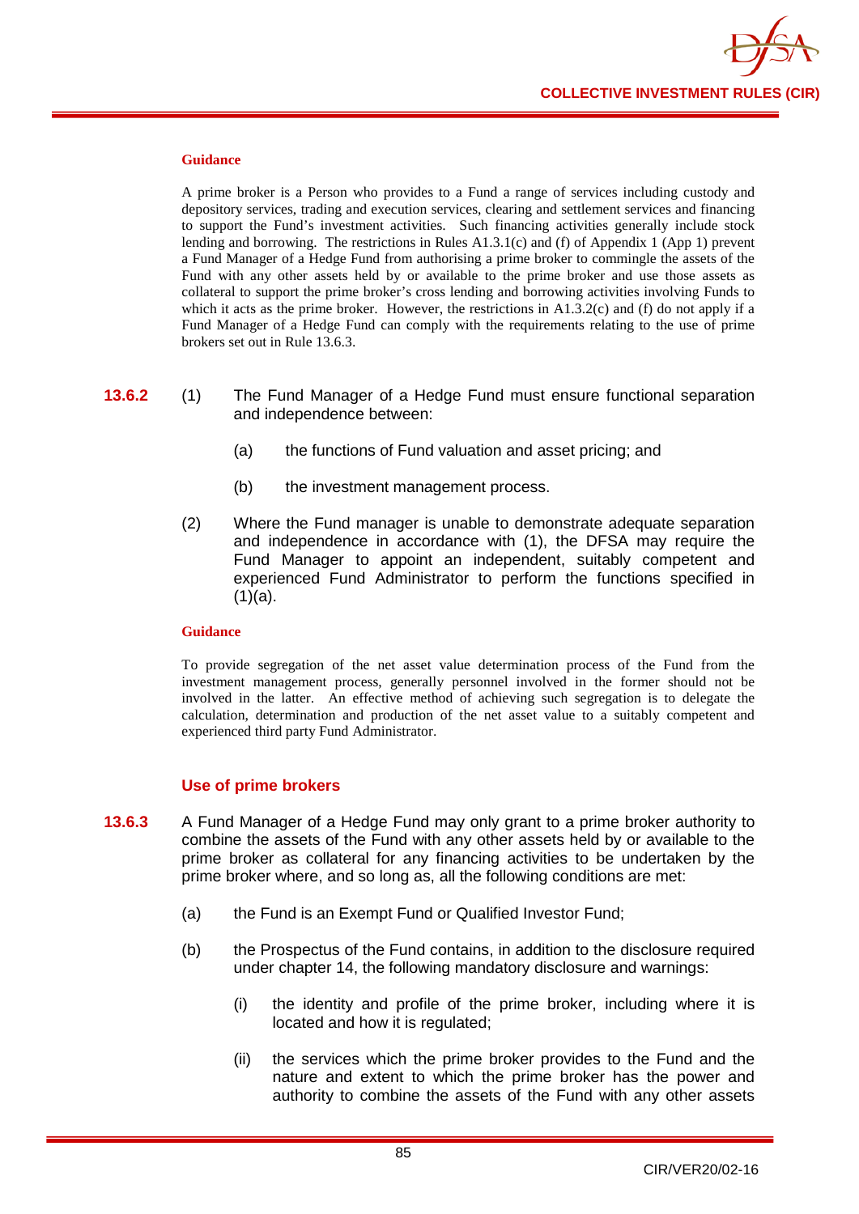**Guidance**

A prime broker is a Person who provides to a Fund a range of services including custody and depository services, trading and execution services, clearing and settlement services and financing to support the Fund's investment activities. Such financing activities generally include stock lending and borrowing. The restrictions in Rules A1.3.1(c) and (f) of Appendix 1 (App 1) prevent a Fund Manager of a Hedge Fund from authorising a prime broker to commingle the assets of the Fund with any other assets held by or available to the prime broker and use those assets as collateral to support the prime broker's cross lending and borrowing activities involving Funds to which it acts as the prime broker. However, the restrictions in A1.3.2(c) and (f) do not apply if a Fund Manager of a Hedge Fund can comply with the requirements relating to the use of prime brokers set out in Rule 13.6.3.

**13.6.2** (1) The Fund Manager of a Hedge Fund must ensure functional separation and independence between:

(a) the functions of Fund valuation and asset pricing; and

(b) the investment management process.

(2) Where the Fund manager is unable to demonstrate adequate separation and independence in accordance with (1), the DFSA may require the Fund Manager to appoint an independent, suitably competent and experienced Fund Administrator to perform the functions specified in (1)(a).

**Guidance**

To provide segregation of the net asset value determination process of the Fund from the investment management process, generally personnel involved in the former should not be involved in the latter. An effective method of achieving such segregation is to delegate the calculation, determination and production of the net asset value to a suitably competent and experienced third party Fund Administrator.

### Use of prime brokers

**13.6.3** A Fund Manager of a Hedge Fund may only grant to a prime broker authority to combine the assets of the Fund with any other assets held by or available to the prime broker as collateral for any financing activities to be undertaken by the prime broker where, and so long as, all the following conditions are met:

(a) the Fund is an Exempt Fund or Qualified Investor Fund;

(b) the Prospectus of the Fund contains, in addition to the disclosure required under chapter 14, the following mandatory disclosure and warnings:

(i) the identity and profile of the prime broker, including where it is located and how it is regulated;

(ii) the services which the prime broker provides to the Fund and the nature and extent to which the prime broker has the power and authority to combine the assets of the Fund with any other assets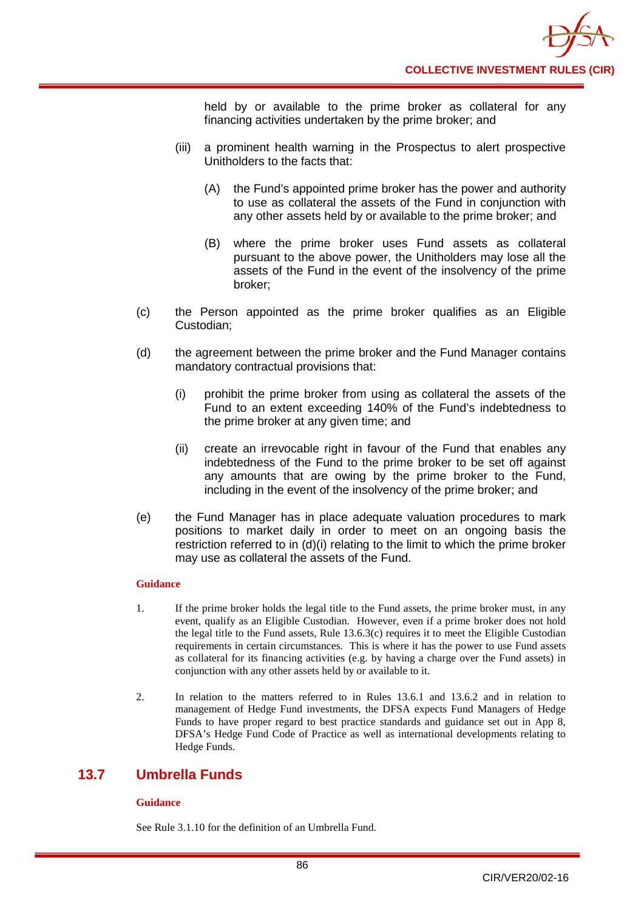held by or available to the prime broker as collateral for any financing activities undertaken by the prime broker; and

(iii) a prominent health warning in the Prospectus to alert prospective Unitholders to the facts that:

(A) the Fund's appointed prime broker has the power and authority to use as collateral the assets of the Fund in conjunction with any other assets held by or available to the prime broker; and

(B) where the prime broker uses Fund assets as collateral pursuant to the above power, the Unitholders may lose all the assets of the Fund in the event of the insolvency of the prime broker;

(c) the Person appointed as the prime broker qualifies as an Eligible Custodian;

(d) the agreement between the prime broker and the Fund Manager contains mandatory contractual provisions that:

(i) prohibit the prime broker from using as collateral the assets of the Fund to an extent exceeding 140% of the Fund's indebtedness to the prime broker at any given time; and

(ii) create an irrevocable right in favour of the Fund that enables any indebtedness of the Fund to the prime broker to be set off against any amounts that are owing by the prime broker to the Fund, including in the event of the insolvency of the prime broker; and

(e) the Fund Manager has in place adequate valuation procedures to mark positions to market daily in order to meet on an ongoing basis the restriction referred to in (d)(i) relating to the limit to which the prime broker may use as collateral the assets of the Fund.

**Guidance**

1. If the prime broker holds the legal title to the Fund assets, the prime broker must, in any event, qualify as an Eligible Custodian. However, even if a prime broker does not hold the legal title to the Fund assets, Rule 13.6.3(c) requires it to meet the Eligible Custodian requirements in certain circumstances. This is where it has the power to use Fund assets as collateral for its financing activities (e.g. by having a charge over the Fund assets) in conjunction with any other assets held by or available to it.

2. In relation to the matters referred to in Rules 13.6.1 and 13.6.2 and in relation to management of Hedge Fund investments, the DFSA expects Fund Managers of Hedge Funds to have proper regard to best practice standards and guidance set out in App 8, DFSA's Hedge Fund Code of Practice as well as international developments relating to Hedge Funds.

## 13.7 Umbrella Funds

**Guidance**

See Rule 3.1.10 for the definition of an Umbrella Fund.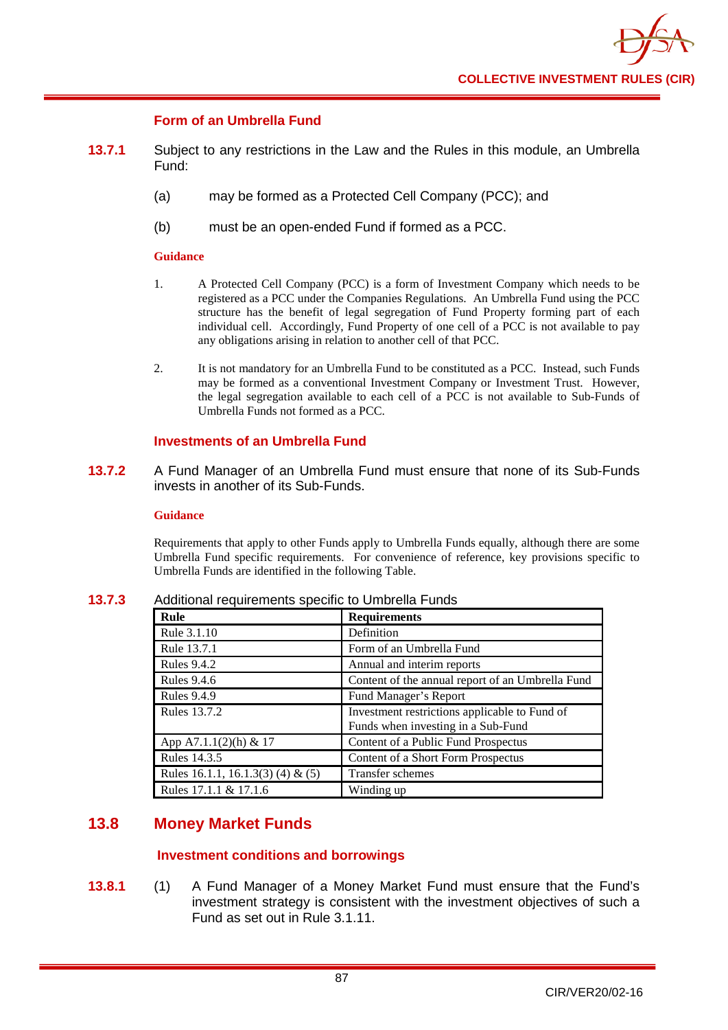### Form of an Umbrella Fund

**13.7.1** Subject to any restrictions in the Law and the Rules in this module, an Umbrella Fund:

(a) may be formed as a Protected Cell Company (PCC); and

(b) must be an open-ended Fund if formed as a PCC.

**Guidance**

1. A Protected Cell Company (PCC) is a form of Investment Company which needs to be registered as a PCC under the Companies Regulations. An Umbrella Fund using the PCC structure has the benefit of legal segregation of Fund Property forming part of each individual cell. Accordingly, Fund Property of one cell of a PCC is not available to pay any obligations arising in relation to another cell of that PCC.

2. It is not mandatory for an Umbrella Fund to be constituted as a PCC. Instead, such Funds may be formed as a conventional Investment Company or Investment Trust. However, the legal segregation available to each cell of a PCC is not available to Sub-Funds of Umbrella Funds not formed as a PCC.

### Investments of an Umbrella Fund

**13.7.2** A Fund Manager of an Umbrella Fund must ensure that none of its Sub-Funds invests in another of its Sub-Funds.

**Guidance**

Requirements that apply to other Funds apply to Umbrella Funds equally, although there are some Umbrella Fund specific requirements. For convenience of reference, key provisions specific to Umbrella Funds are identified in the following Table.

**13.7.3** Additional requirements specific to Umbrella Funds

| Rule | Requirements |
|---|---|
| Rule 3.1.10 | Definition |
| Rule 13.7.1 | Form of an Umbrella Fund |
| Rules 9.4.2 | Annual and interim reports |
| Rules 9.4.6 | Content of the annual report of an Umbrella Fund |
| Rules 9.4.9 | Fund Manager's Report |
| Rules 13.7.2 | Investment restrictions applicable to Fund of Funds when investing in a Sub-Fund |
| App A7.1.1(2)(h) & 17 | Content of a Public Fund Prospectus |
| Rules 14.3.5 | Content of a Short Form Prospectus |
| Rules 16.1.1, 16.1.3(3) (4) & (5) | Transfer schemes |
| Rules 17.1.1 & 17.1.6 | Winding up |

## 13.8 Money Market Funds

### Investment conditions and borrowings

**13.8.1** (1) A Fund Manager of a Money Market Fund must ensure that the Fund's investment strategy is consistent with the investment objectives of such a Fund as set out in Rule 3.1.11.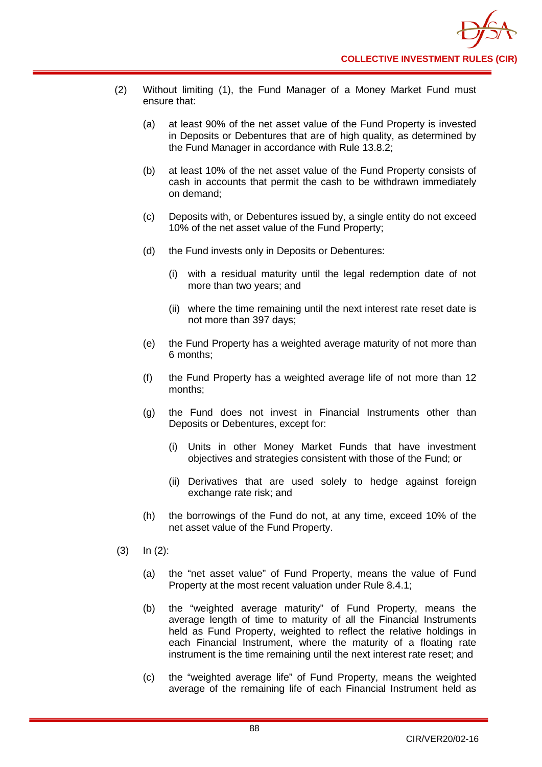(2) Without limiting (1), the Fund Manager of a Money Market Fund must ensure that:

   (a) at least 90% of the net asset value of the Fund Property is invested in Deposits or Debentures that are of high quality, as determined by the Fund Manager in accordance with Rule 13.8.2;

   (b) at least 10% of the net asset value of the Fund Property consists of cash in accounts that permit the cash to be withdrawn immediately on demand;

   (c) Deposits with, or Debentures issued by, a single entity do not exceed 10% of the net asset value of the Fund Property;

   (d) the Fund invests only in Deposits or Debentures:

      (i) with a residual maturity until the legal redemption date of not more than two years; and

      (ii) where the time remaining until the next interest rate reset date is not more than 397 days;

   (e) the Fund Property has a weighted average maturity of not more than 6 months;

   (f) the Fund Property has a weighted average life of not more than 12 months;

   (g) the Fund does not invest in Financial Instruments other than Deposits or Debentures, except for:

      (i) Units in other Money Market Funds that have investment objectives and strategies consistent with those of the Fund; or

      (ii) Derivatives that are used solely to hedge against foreign exchange rate risk; and

   (h) the borrowings of the Fund do not, at any time, exceed 10% of the net asset value of the Fund Property.

(3) In (2):

   (a) the "net asset value" of Fund Property, means the value of Fund Property at the most recent valuation under Rule 8.4.1;

   (b) the "weighted average maturity" of Fund Property, means the average length of time to maturity of all the Financial Instruments held as Fund Property, weighted to reflect the relative holdings in each Financial Instrument, where the maturity of a floating rate instrument is the time remaining until the next interest rate reset; and

   (c) the "weighted average life" of Fund Property, means the weighted average of the remaining life of each Financial Instrument held as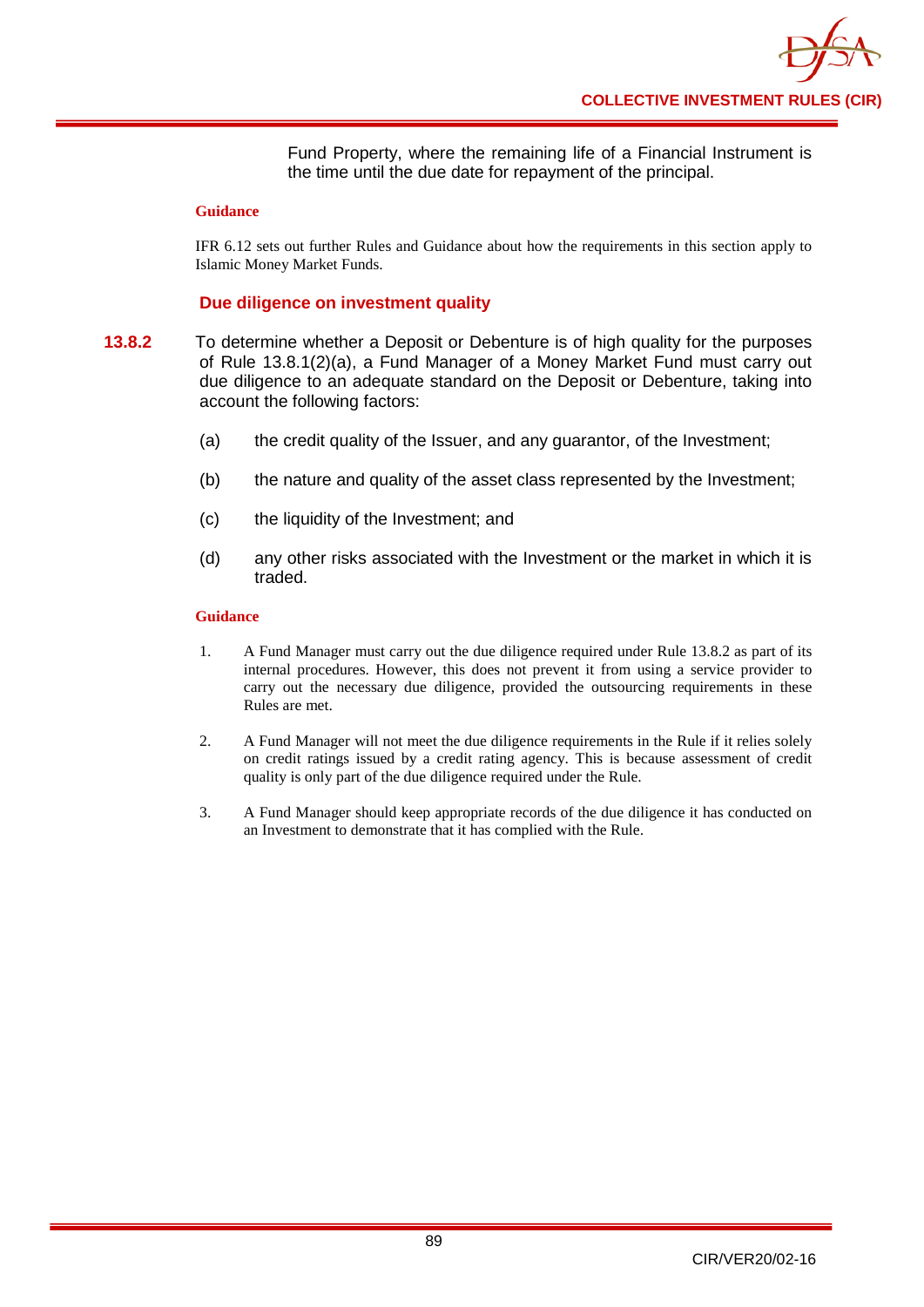Fund Property, where the remaining life of a Financial Instrument is the time until the due date for repayment of the principal.

**Guidance**

IFR 6.12 sets out further Rules and Guidance about how the requirements in this section apply to Islamic Money Market Funds.

### Due diligence on investment quality

**13.8.2** To determine whether a Deposit or Debenture is of high quality for the purposes of Rule 13.8.1(2)(a), a Fund Manager of a Money Market Fund must carry out due diligence to an adequate standard on the Deposit or Debenture, taking into account the following factors:

(a) the credit quality of the Issuer, and any guarantor, of the Investment;

(b) the nature and quality of the asset class represented by the Investment;

(c) the liquidity of the Investment; and

(d) any other risks associated with the Investment or the market in which it is traded.

**Guidance**

1. A Fund Manager must carry out the due diligence required under Rule 13.8.2 as part of its internal procedures. However, this does not prevent it from using a service provider to carry out the necessary due diligence, provided the outsourcing requirements in these Rules are met.

2. A Fund Manager will not meet the due diligence requirements in the Rule if it relies solely on credit ratings issued by a credit rating agency. This is because assessment of credit quality is only part of the due diligence required under the Rule.

3. A Fund Manager should keep appropriate records of the due diligence it has conducted on an Investment to demonstrate that it has complied with the Rule.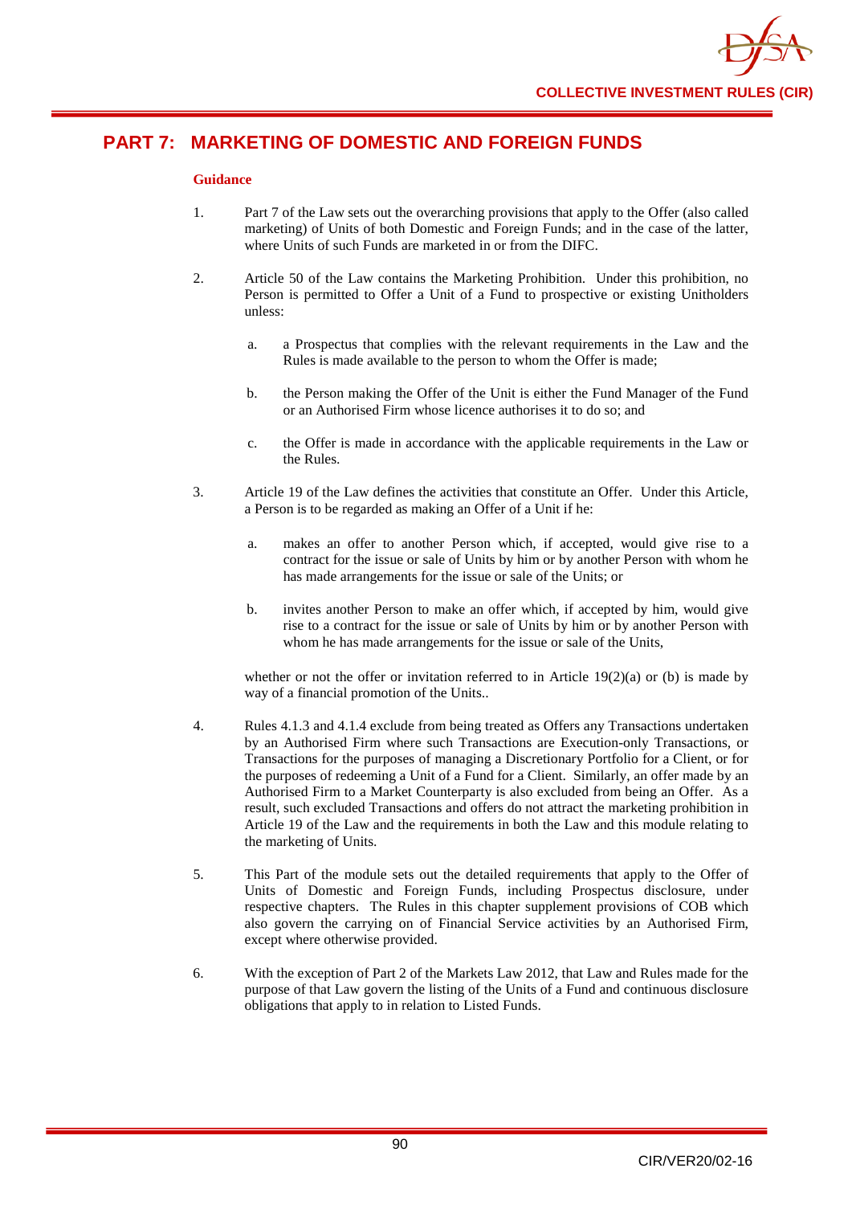# PART 7: MARKETING OF DOMESTIC AND FOREIGN FUNDS

**Guidance**

1. Part 7 of the Law sets out the overarching provisions that apply to the Offer (also called marketing) of Units of both Domestic and Foreign Funds; and in the case of the latter, where Units of such Funds are marketed in or from the DIFC.

2. Article 50 of the Law contains the Marketing Prohibition. Under this prohibition, no Person is permitted to Offer a Unit of a Fund to prospective or existing Unitholders unless:

   a. a Prospectus that complies with the relevant requirements in the Law and the Rules is made available to the person to whom the Offer is made;

   b. the Person making the Offer of the Unit is either the Fund Manager of the Fund or an Authorised Firm whose licence authorises it to do so; and

   c. the Offer is made in accordance with the applicable requirements in the Law or the Rules.

3. Article 19 of the Law defines the activities that constitute an Offer. Under this Article, a Person is to be regarded as making an Offer of a Unit if he:

   a. makes an offer to another Person which, if accepted, would give rise to a contract for the issue or sale of Units by him or by another Person with whom he has made arrangements for the issue or sale of the Units; or

   b. invites another Person to make an offer which, if accepted by him, would give rise to a contract for the issue or sale of Units by him or by another Person with whom he has made arrangements for the issue or sale of the Units,

   whether or not the offer or invitation referred to in Article 19(2)(a) or (b) is made by way of a financial promotion of the Units..

4. Rules 4.1.3 and 4.1.4 exclude from being treated as Offers any Transactions undertaken by an Authorised Firm where such Transactions are Execution-only Transactions, or Transactions for the purposes of managing a Discretionary Portfolio for a Client, or for the purposes of redeeming a Unit of a Fund for a Client. Similarly, an offer made by an Authorised Firm to a Market Counterparty is also excluded from being an Offer. As a result, such excluded Transactions and offers do not attract the marketing prohibition in Article 19 of the Law and the requirements in both the Law and this module relating to the marketing of Units.

5. This Part of the module sets out the detailed requirements that apply to the Offer of Units of Domestic and Foreign Funds, including Prospectus disclosure, under respective chapters. The Rules in this chapter supplement provisions of COB which also govern the carrying on of Financial Service activities by an Authorised Firm, except where otherwise provided.

6. With the exception of Part 2 of the Markets Law 2012, that Law and Rules made for the purpose of that Law govern the listing of the Units of a Fund and continuous disclosure obligations that apply to in relation to Listed Funds.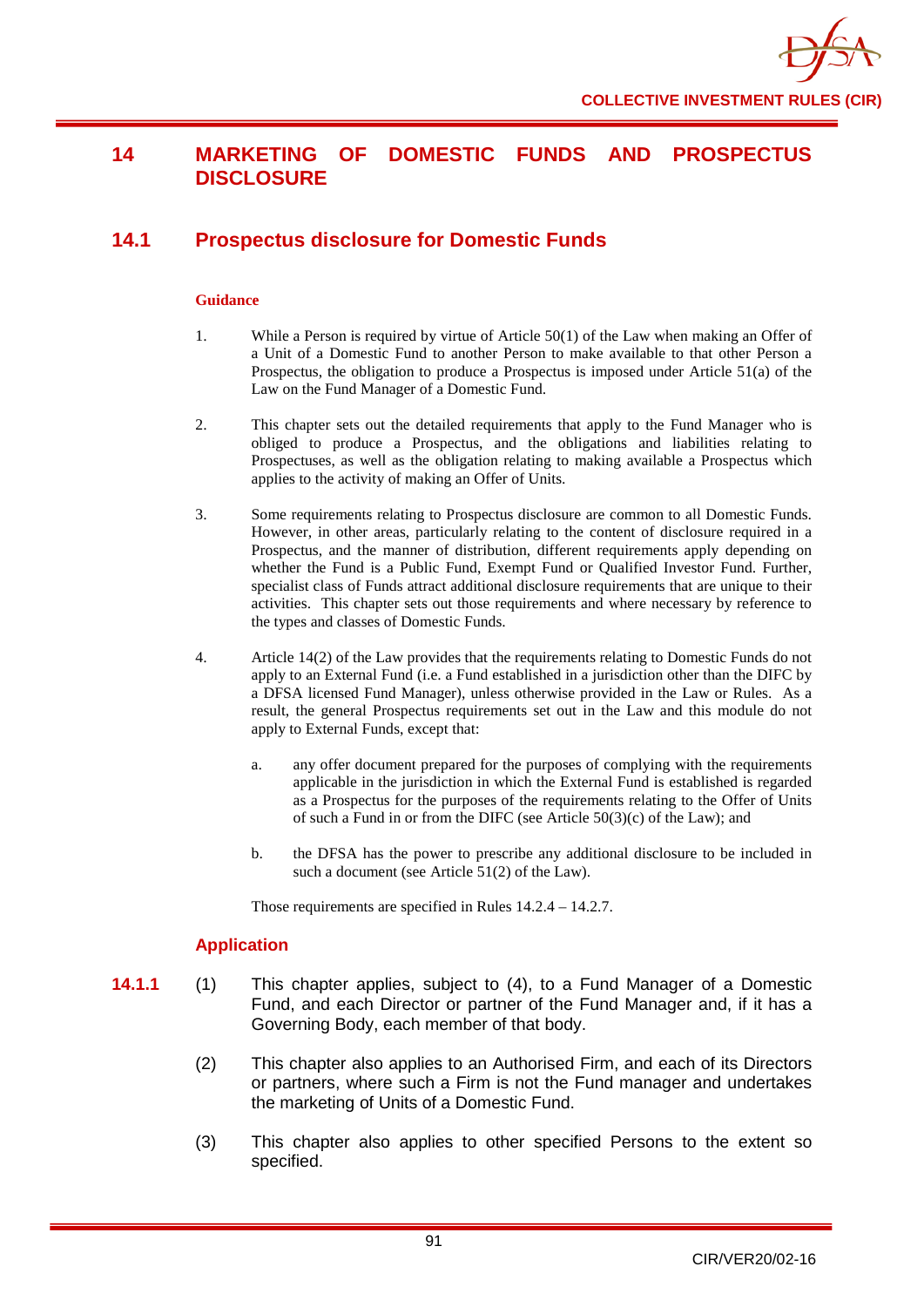# 14 MARKETING OF DOMESTIC FUNDS AND PROSPECTUS DISCLOSURE

## 14.1 Prospectus disclosure for Domestic Funds

**Guidance**

1. While a Person is required by virtue of Article 50(1) of the Law when making an Offer of a Unit of a Domestic Fund to another Person to make available to that other Person a Prospectus, the obligation to produce a Prospectus is imposed under Article 51(a) of the Law on the Fund Manager of a Domestic Fund.

2. This chapter sets out the detailed requirements that apply to the Fund Manager who is obliged to produce a Prospectus, and the obligations and liabilities relating to Prospectuses, as well as the obligation relating to making available a Prospectus which applies to the activity of making an Offer of Units.

3. Some requirements relating to Prospectus disclosure are common to all Domestic Funds. However, in other areas, particularly relating to the content of disclosure required in a Prospectus, and the manner of distribution, different requirements apply depending on whether the Fund is a Public Fund, Exempt Fund or Qualified Investor Fund. Further, specialist class of Funds attract additional disclosure requirements that are unique to their activities. This chapter sets out those requirements and where necessary by reference to the types and classes of Domestic Funds.

4. Article 14(2) of the Law provides that the requirements relating to Domestic Funds do not apply to an External Fund (i.e. a Fund established in a jurisdiction other than the DIFC by a DFSA licensed Fund Manager), unless otherwise provided in the Law or Rules. As a result, the general Prospectus requirements set out in the Law and this module do not apply to External Funds, except that:

   a. any offer document prepared for the purposes of complying with the requirements applicable in the jurisdiction in which the External Fund is established is regarded as a Prospectus for the purposes of the requirements relating to the Offer of Units of such a Fund in or from the DIFC (see Article 50(3)(c) of the Law); and

   b. the DFSA has the power to prescribe any additional disclosure to be included in such a document (see Article 51(2) of the Law).

   Those requirements are specified in Rules 14.2.4 – 14.2.7.

### Application

**14.1.1** (1) This chapter applies, subject to (4), to a Fund Manager of a Domestic Fund, and each Director or partner of the Fund Manager and, if it has a Governing Body, each member of that body.

(2) This chapter also applies to an Authorised Firm, and each of its Directors or partners, where such a Firm is not the Fund manager and undertakes the marketing of Units of a Domestic Fund.

(3) This chapter also applies to other specified Persons to the extent so specified.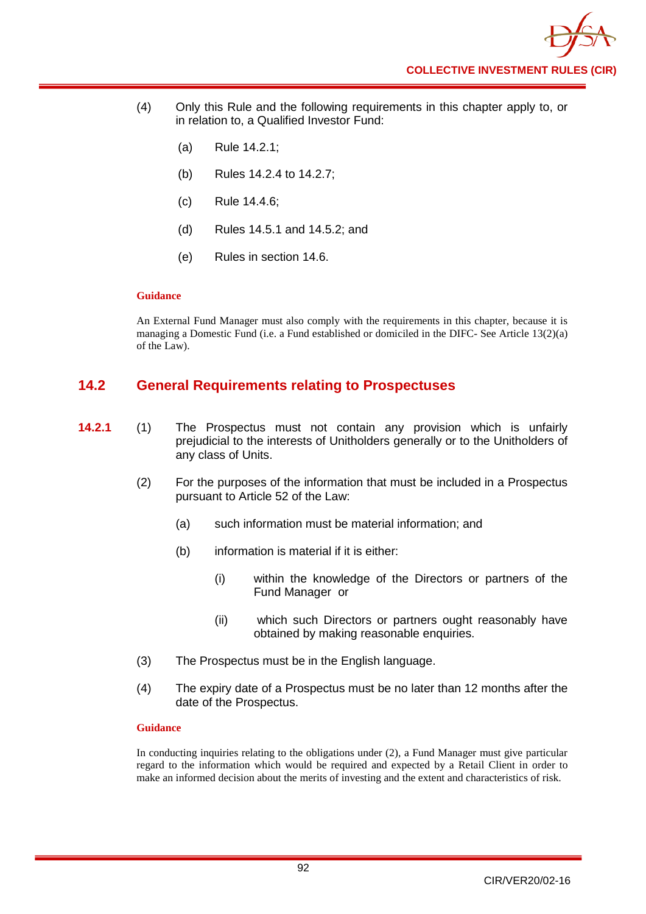(4) Only this Rule and the following requirements in this chapter apply to, or in relation to, a Qualified Investor Fund:

(a) Rule 14.2.1;

(b) Rules 14.2.4 to 14.2.7;

(c) Rule 14.4.6;

(d) Rules 14.5.1 and 14.5.2; and

(e) Rules in section 14.6.

**Guidance**

An External Fund Manager must also comply with the requirements in this chapter, because it is managing a Domestic Fund (i.e. a Fund established or domiciled in the DIFC- See Article 13(2)(a) of the Law).

## 14.2 General Requirements relating to Prospectuses

**14.2.1** (1) The Prospectus must not contain any provision which is unfairly prejudicial to the interests of Unitholders generally or to the Unitholders of any class of Units.

(2) For the purposes of the information that must be included in a Prospectus pursuant to Article 52 of the Law:

(a) such information must be material information; and

(b) information is material if it is either:

(i) within the knowledge of the Directors or partners of the Fund Manager or

(ii) which such Directors or partners ought reasonably have obtained by making reasonable enquiries.

(3) The Prospectus must be in the English language.

(4) The expiry date of a Prospectus must be no later than 12 months after the date of the Prospectus.

**Guidance**

In conducting inquiries relating to the obligations under (2), a Fund Manager must give particular regard to the information which would be required and expected by a Retail Client in order to make an informed decision about the merits of investing and the extent and characteristics of risk.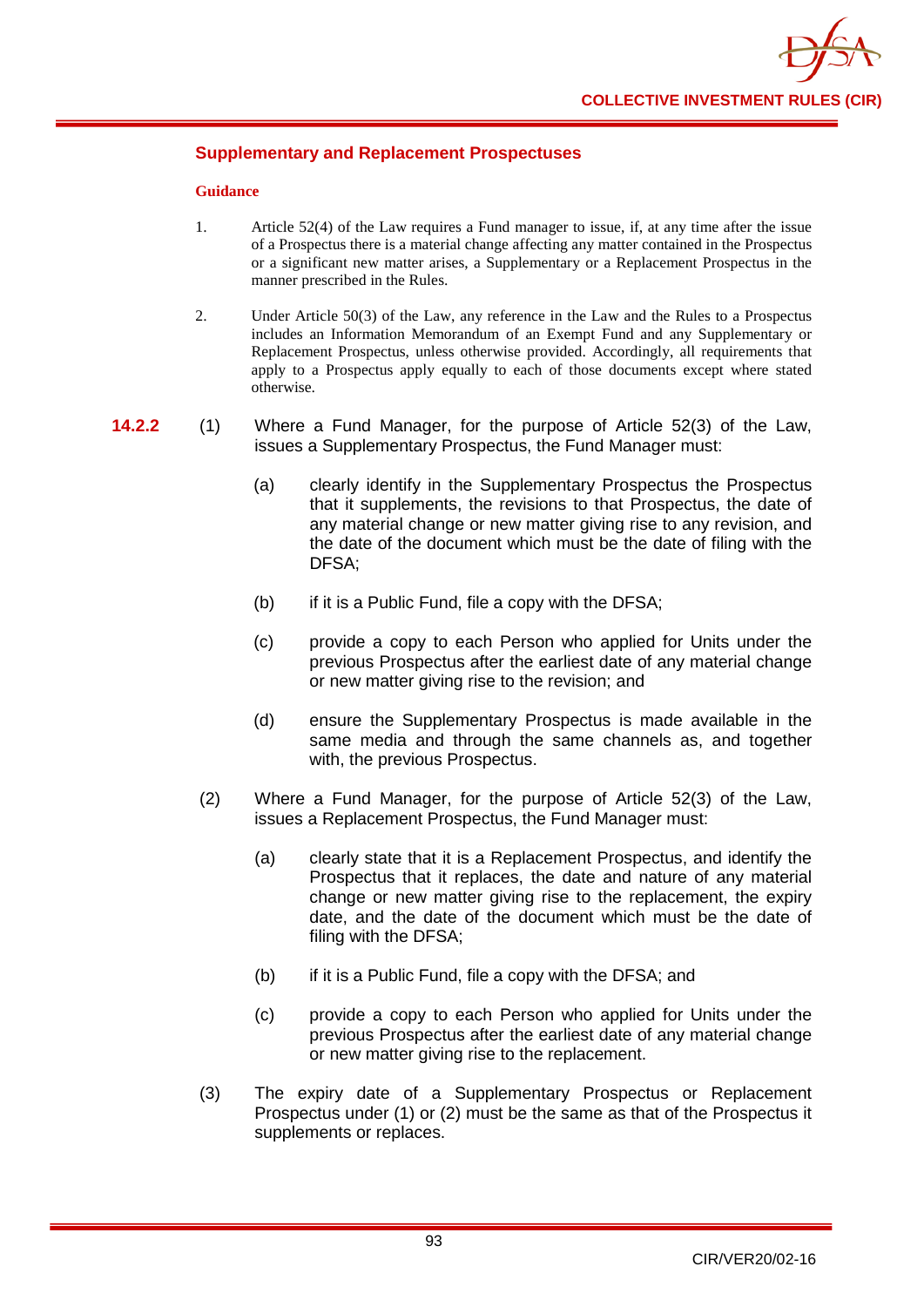### Supplementary and Replacement Prospectuses

#### Guidance

1. Article 52(4) of the Law requires a Fund manager to issue, if, at any time after the issue of a Prospectus there is a material change affecting any matter contained in the Prospectus or a significant new matter arises, a Supplementary or a Replacement Prospectus in the manner prescribed in the Rules.

2. Under Article 50(3) of the Law, any reference in the Law and the Rules to a Prospectus includes an Information Memorandum of an Exempt Fund and any Supplementary or Replacement Prospectus, unless otherwise provided. Accordingly, all requirements that apply to a Prospectus apply equally to each of those documents except where stated otherwise.

**14.2.2** (1) Where a Fund Manager, for the purpose of Article 52(3) of the Law, issues a Supplementary Prospectus, the Fund Manager must:

(a) clearly identify in the Supplementary Prospectus the Prospectus that it supplements, the revisions to that Prospectus, the date of any material change or new matter giving rise to any revision, and the date of the document which must be the date of filing with the DFSA;

(b) if it is a Public Fund, file a copy with the DFSA;

(c) provide a copy to each Person who applied for Units under the previous Prospectus after the earliest date of any material change or new matter giving rise to the revision; and

(d) ensure the Supplementary Prospectus is made available in the same media and through the same channels as, and together with, the previous Prospectus.

(2) Where a Fund Manager, for the purpose of Article 52(3) of the Law, issues a Replacement Prospectus, the Fund Manager must:

(a) clearly state that it is a Replacement Prospectus, and identify the Prospectus that it replaces, the date and nature of any material change or new matter giving rise to the replacement, the expiry date, and the date of the document which must be the date of filing with the DFSA;

(b) if it is a Public Fund, file a copy with the DFSA; and

(c) provide a copy to each Person who applied for Units under the previous Prospectus after the earliest date of any material change or new matter giving rise to the replacement.

(3) The expiry date of a Supplementary Prospectus or Replacement Prospectus under (1) or (2) must be the same as that of the Prospectus it supplements or replaces.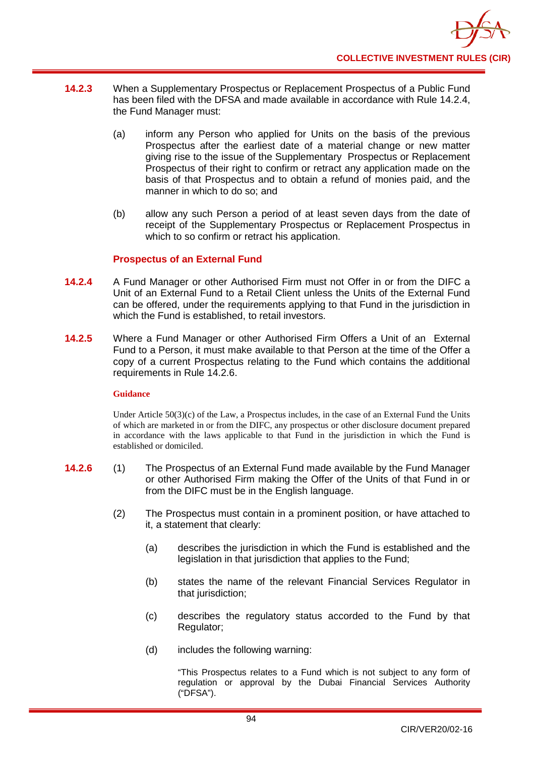**14.2.3** When a Supplementary Prospectus or Replacement Prospectus of a Public Fund has been filed with the DFSA and made available in accordance with Rule 14.2.4, the Fund Manager must:

(a) inform any Person who applied for Units on the basis of the previous Prospectus after the earliest date of a material change or new matter giving rise to the issue of the Supplementary Prospectus or Replacement Prospectus of their right to confirm or retract any application made on the basis of that Prospectus and to obtain a refund of monies paid, and the manner in which to do so; and

(b) allow any such Person a period of at least seven days from the date of receipt of the Supplementary Prospectus or Replacement Prospectus in which to so confirm or retract his application.

### Prospectus of an External Fund

**14.2.4** A Fund Manager or other Authorised Firm must not Offer in or from the DIFC a Unit of an External Fund to a Retail Client unless the Units of the External Fund can be offered, under the requirements applying to that Fund in the jurisdiction in which the Fund is established, to retail investors.

**14.2.5** Where a Fund Manager or other Authorised Firm Offers a Unit of an External Fund to a Person, it must make available to that Person at the time of the Offer a copy of a current Prospectus relating to the Fund which contains the additional requirements in Rule 14.2.6.

**Guidance**

Under Article 50(3)(c) of the Law, a Prospectus includes, in the case of an External Fund the Units of which are marketed in or from the DIFC, any prospectus or other disclosure document prepared in accordance with the laws applicable to that Fund in the jurisdiction in which the Fund is established or domiciled.

**14.2.6** (1) The Prospectus of an External Fund made available by the Fund Manager or other Authorised Firm making the Offer of the Units of that Fund in or from the DIFC must be in the English language.

(2) The Prospectus must contain in a prominent position, or have attached to it, a statement that clearly:

(a) describes the jurisdiction in which the Fund is established and the legislation in that jurisdiction that applies to the Fund;

(b) states the name of the relevant Financial Services Regulator in that jurisdiction;

(c) describes the regulatory status accorded to the Fund by that Regulator;

(d) includes the following warning:

"This Prospectus relates to a Fund which is not subject to any form of regulation or approval by the Dubai Financial Services Authority ("DFSA").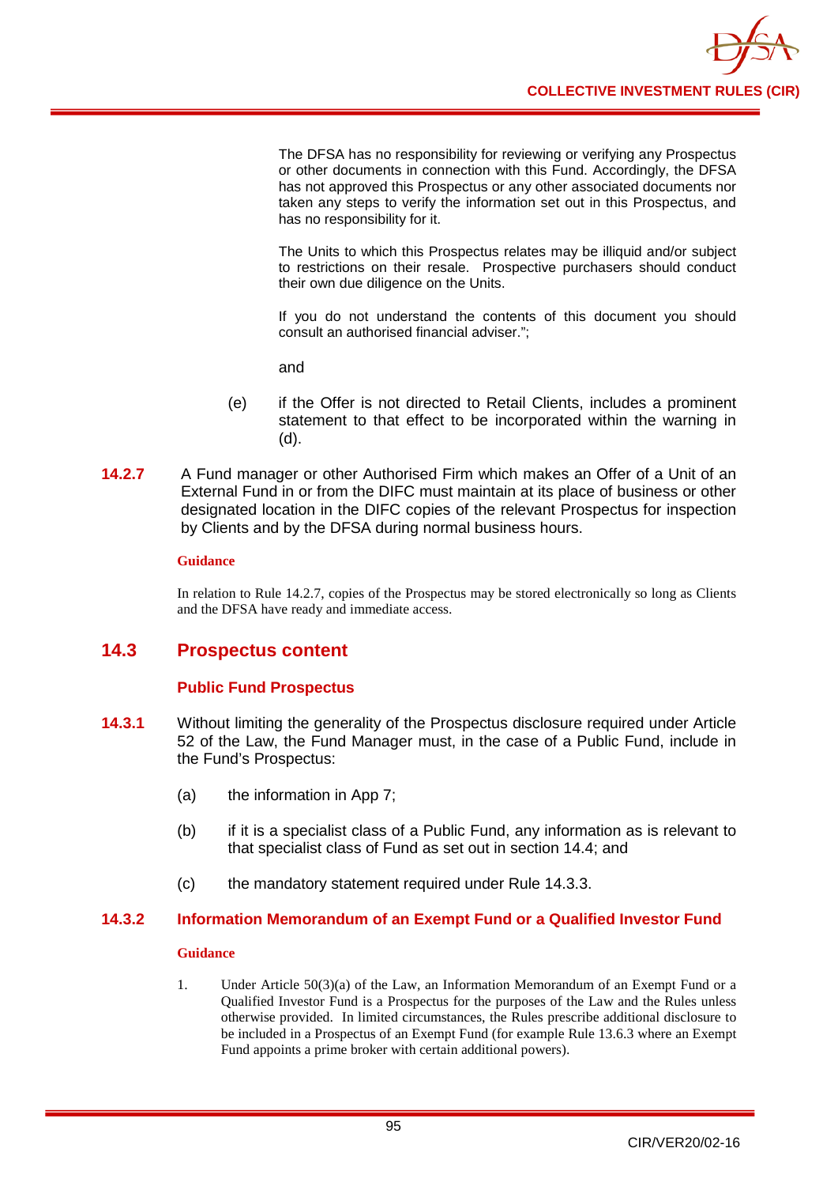The DFSA has no responsibility for reviewing or verifying any Prospectus or other documents in connection with this Fund. Accordingly, the DFSA has not approved this Prospectus or any other associated documents nor taken any steps to verify the information set out in this Prospectus, and has no responsibility for it.

The Units to which this Prospectus relates may be illiquid and/or subject to restrictions on their resale. Prospective purchasers should conduct their own due diligence on the Units.

If you do not understand the contents of this document you should consult an authorised financial adviser.";

and

(e) if the Offer is not directed to Retail Clients, includes a prominent statement to that effect to be incorporated within the warning in (d).

**14.2.7** A Fund manager or other Authorised Firm which makes an Offer of a Unit of an External Fund in or from the DIFC must maintain at its place of business or other designated location in the DIFC copies of the relevant Prospectus for inspection by Clients and by the DFSA during normal business hours.

**Guidance**

In relation to Rule 14.2.7, copies of the Prospectus may be stored electronically so long as Clients and the DFSA have ready and immediate access.

## 14.3 Prospectus content

### Public Fund Prospectus

**14.3.1** Without limiting the generality of the Prospectus disclosure required under Article 52 of the Law, the Fund Manager must, in the case of a Public Fund, include in the Fund's Prospectus:

(a) the information in App 7;

(b) if it is a specialist class of a Public Fund, any information as is relevant to that specialist class of Fund as set out in section 14.4; and

(c) the mandatory statement required under Rule 14.3.3.

### 14.3.2 Information Memorandum of an Exempt Fund or a Qualified Investor Fund

**Guidance**

1. Under Article 50(3)(a) of the Law, an Information Memorandum of an Exempt Fund or a Qualified Investor Fund is a Prospectus for the purposes of the Law and the Rules unless otherwise provided. In limited circumstances, the Rules prescribe additional disclosure to be included in a Prospectus of an Exempt Fund (for example Rule 13.6.3 where an Exempt Fund appoints a prime broker with certain additional powers).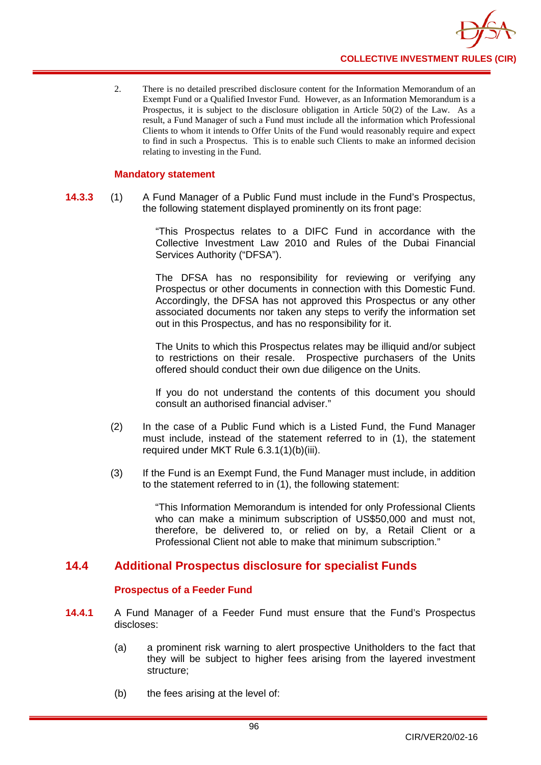2. There is no detailed prescribed disclosure content for the Information Memorandum of an Exempt Fund or a Qualified Investor Fund. However, as an Information Memorandum is a Prospectus, it is subject to the disclosure obligation in Article 50(2) of the Law. As a result, a Fund Manager of such a Fund must include all the information which Professional Clients to whom it intends to Offer Units of the Fund would reasonably require and expect to find in such a Prospectus. This is to enable such Clients to make an informed decision relating to investing in the Fund.

### Mandatory statement

**14.3.3** (1) A Fund Manager of a Public Fund must include in the Fund's Prospectus, the following statement displayed prominently on its front page:

> "This Prospectus relates to a DIFC Fund in accordance with the Collective Investment Law 2010 and Rules of the Dubai Financial Services Authority ("DFSA").
>
> The DFSA has no responsibility for reviewing or verifying any Prospectus or other documents in connection with this Domestic Fund. Accordingly, the DFSA has not approved this Prospectus or any other associated documents nor taken any steps to verify the information set out in this Prospectus, and has no responsibility for it.
>
> The Units to which this Prospectus relates may be illiquid and/or subject to restrictions on their resale. Prospective purchasers of the Units offered should conduct their own due diligence on the Units.
>
> If you do not understand the contents of this document you should consult an authorised financial adviser."

(2) In the case of a Public Fund which is a Listed Fund, the Fund Manager must include, instead of the statement referred to in (1), the statement required under MKT Rule 6.3.1(1)(b)(iii).

(3) If the Fund is an Exempt Fund, the Fund Manager must include, in addition to the statement referred to in (1), the following statement:

> "This Information Memorandum is intended for only Professional Clients who can make a minimum subscription of US$50,000 and must not, therefore, be delivered to, or relied on by, a Retail Client or a Professional Client not able to make that minimum subscription."

## 14.4 Additional Prospectus disclosure for specialist Funds

### Prospectus of a Feeder Fund

**14.4.1** A Fund Manager of a Feeder Fund must ensure that the Fund's Prospectus discloses:

(a) a prominent risk warning to alert prospective Unitholders to the fact that they will be subject to higher fees arising from the layered investment structure;

(b) the fees arising at the level of: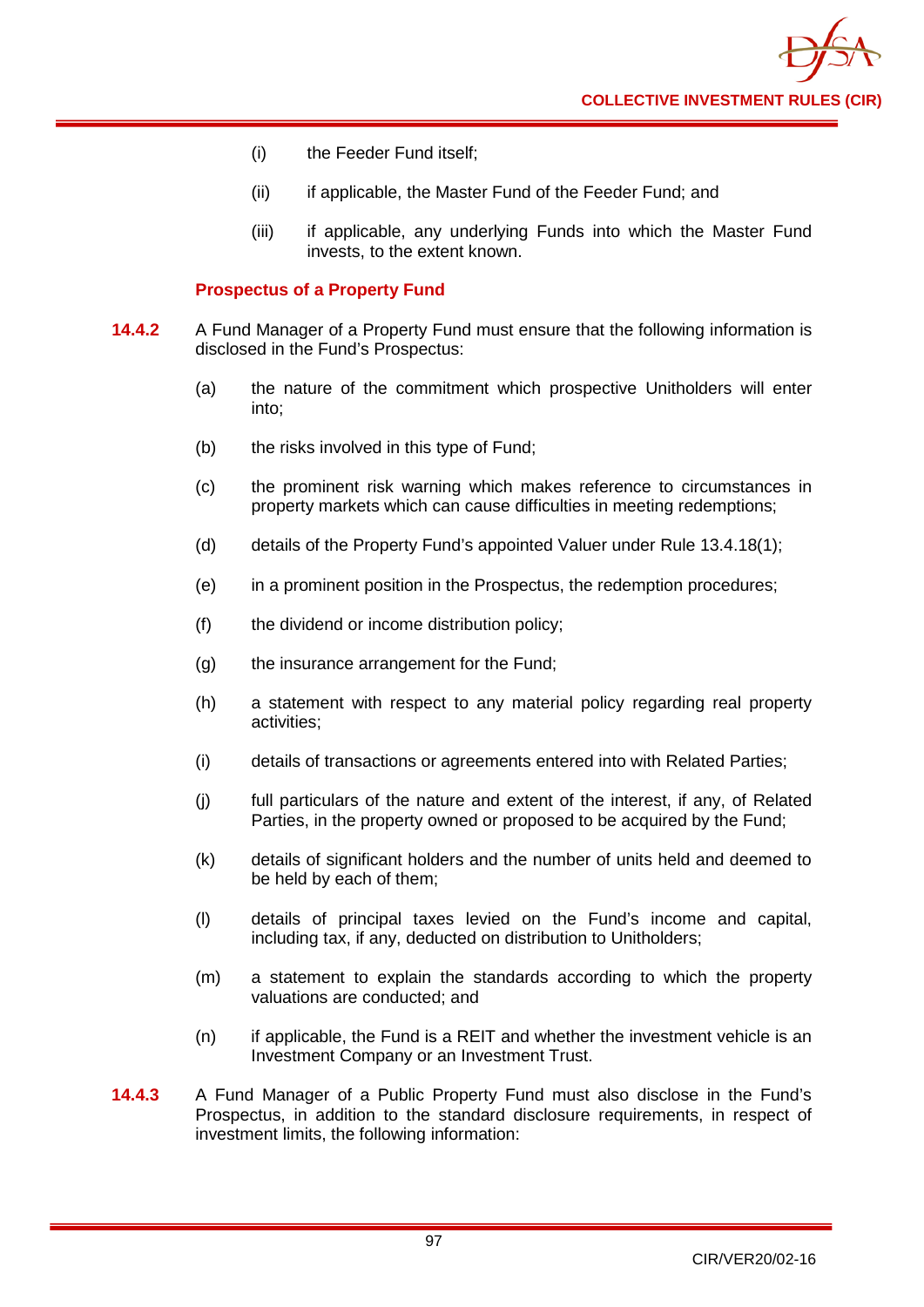(i) the Feeder Fund itself;

(ii) if applicable, the Master Fund of the Feeder Fund; and

(iii) if applicable, any underlying Funds into which the Master Fund invests, to the extent known.

### Prospectus of a Property Fund

**14.4.2** A Fund Manager of a Property Fund must ensure that the following information is disclosed in the Fund's Prospectus:

(a) the nature of the commitment which prospective Unitholders will enter into;

(b) the risks involved in this type of Fund;

(c) the prominent risk warning which makes reference to circumstances in property markets which can cause difficulties in meeting redemptions;

(d) details of the Property Fund's appointed Valuer under Rule 13.4.18(1);

(e) in a prominent position in the Prospectus, the redemption procedures;

(f) the dividend or income distribution policy;

(g) the insurance arrangement for the Fund;

(h) a statement with respect to any material policy regarding real property activities;

(i) details of transactions or agreements entered into with Related Parties;

(j) full particulars of the nature and extent of the interest, if any, of Related Parties, in the property owned or proposed to be acquired by the Fund;

(k) details of significant holders and the number of units held and deemed to be held by each of them;

(l) details of principal taxes levied on the Fund's income and capital, including tax, if any, deducted on distribution to Unitholders;

(m) a statement to explain the standards according to which the property valuations are conducted; and

(n) if applicable, the Fund is a REIT and whether the investment vehicle is an Investment Company or an Investment Trust.

**14.4.3** A Fund Manager of a Public Property Fund must also disclose in the Fund's Prospectus, in addition to the standard disclosure requirements, in respect of investment limits, the following information: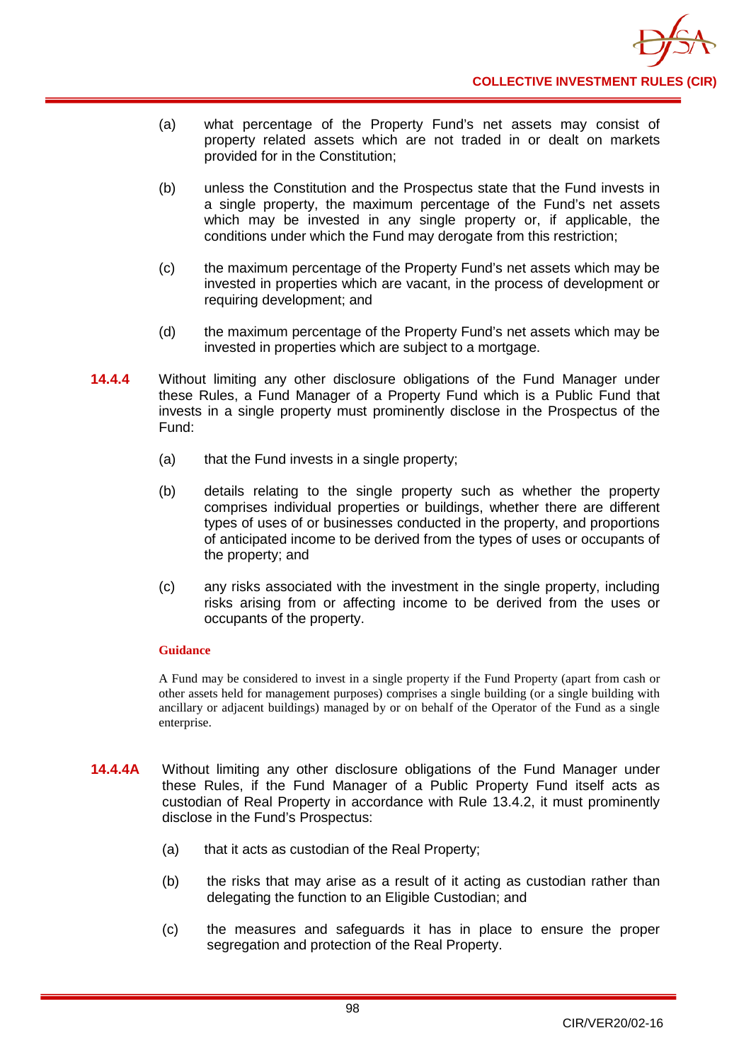(a) what percentage of the Property Fund's net assets may consist of property related assets which are not traded in or dealt on markets provided for in the Constitution;

(b) unless the Constitution and the Prospectus state that the Fund invests in a single property, the maximum percentage of the Fund's net assets which may be invested in any single property or, if applicable, the conditions under which the Fund may derogate from this restriction;

(c) the maximum percentage of the Property Fund's net assets which may be invested in properties which are vacant, in the process of development or requiring development; and

(d) the maximum percentage of the Property Fund's net assets which may be invested in properties which are subject to a mortgage.

**14.4.4** Without limiting any other disclosure obligations of the Fund Manager under these Rules, a Fund Manager of a Property Fund which is a Public Fund that invests in a single property must prominently disclose in the Prospectus of the Fund:

(a) that the Fund invests in a single property;

(b) details relating to the single property such as whether the property comprises individual properties or buildings, whether there are different types of uses of or businesses conducted in the property, and proportions of anticipated income to be derived from the types of uses or occupants of the property; and

(c) any risks associated with the investment in the single property, including risks arising from or affecting income to be derived from the uses or occupants of the property.

**Guidance**

A Fund may be considered to invest in a single property if the Fund Property (apart from cash or other assets held for management purposes) comprises a single building (or a single building with ancillary or adjacent buildings) managed by or on behalf of the Operator of the Fund as a single enterprise.

**14.4.4A** Without limiting any other disclosure obligations of the Fund Manager under these Rules, if the Fund Manager of a Public Property Fund itself acts as custodian of Real Property in accordance with Rule 13.4.2, it must prominently disclose in the Fund's Prospectus:

(a) that it acts as custodian of the Real Property;

(b) the risks that may arise as a result of it acting as custodian rather than delegating the function to an Eligible Custodian; and

(c) the measures and safeguards it has in place to ensure the proper segregation and protection of the Real Property.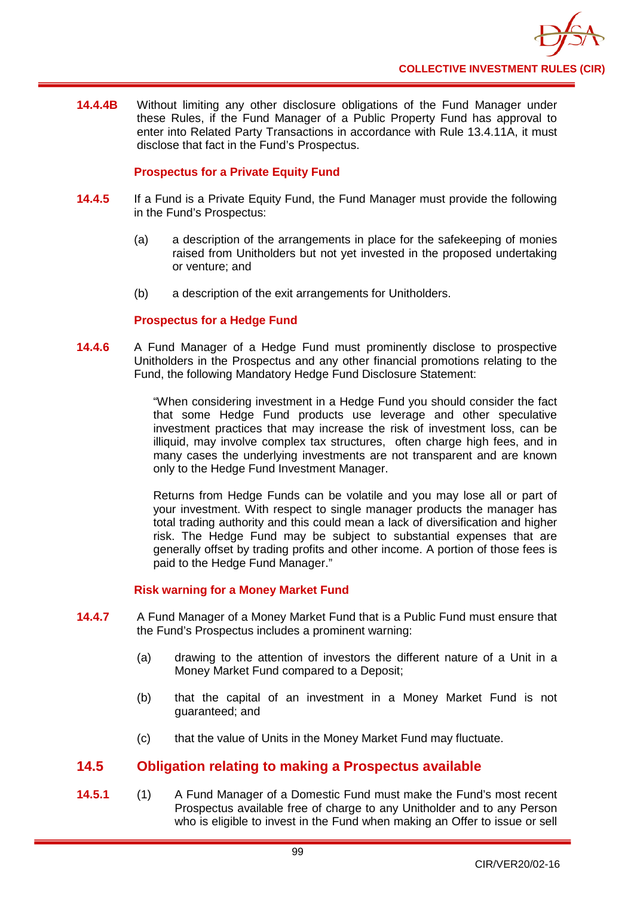**14.4.4B** Without limiting any other disclosure obligations of the Fund Manager under these Rules, if the Fund Manager of a Public Property Fund has approval to enter into Related Party Transactions in accordance with Rule 13.4.11A, it must disclose that fact in the Fund's Prospectus.

### Prospectus for a Private Equity Fund

**14.4.5** If a Fund is a Private Equity Fund, the Fund Manager must provide the following in the Fund's Prospectus:

(a) a description of the arrangements in place for the safekeeping of monies raised from Unitholders but not yet invested in the proposed undertaking or venture; and

(b) a description of the exit arrangements for Unitholders.

### Prospectus for a Hedge Fund

**14.4.6** A Fund Manager of a Hedge Fund must prominently disclose to prospective Unitholders in the Prospectus and any other financial promotions relating to the Fund, the following Mandatory Hedge Fund Disclosure Statement:

> "When considering investment in a Hedge Fund you should consider the fact that some Hedge Fund products use leverage and other speculative investment practices that may increase the risk of investment loss, can be illiquid, may involve complex tax structures, often charge high fees, and in many cases the underlying investments are not transparent and are known only to the Hedge Fund Investment Manager.
>
> Returns from Hedge Funds can be volatile and you may lose all or part of your investment. With respect to single manager products the manager has total trading authority and this could mean a lack of diversification and higher risk. The Hedge Fund may be subject to substantial expenses that are generally offset by trading profits and other income. A portion of those fees is paid to the Hedge Fund Manager."

### Risk warning for a Money Market Fund

**14.4.7** A Fund Manager of a Money Market Fund that is a Public Fund must ensure that the Fund's Prospectus includes a prominent warning:

(a) drawing to the attention of investors the different nature of a Unit in a Money Market Fund compared to a Deposit;

(b) that the capital of an investment in a Money Market Fund is not guaranteed; and

(c) that the value of Units in the Money Market Fund may fluctuate.

## 14.5 Obligation relating to making a Prospectus available

**14.5.1** (1) A Fund Manager of a Domestic Fund must make the Fund's most recent Prospectus available free of charge to any Unitholder and to any Person who is eligible to invest in the Fund when making an Offer to issue or sell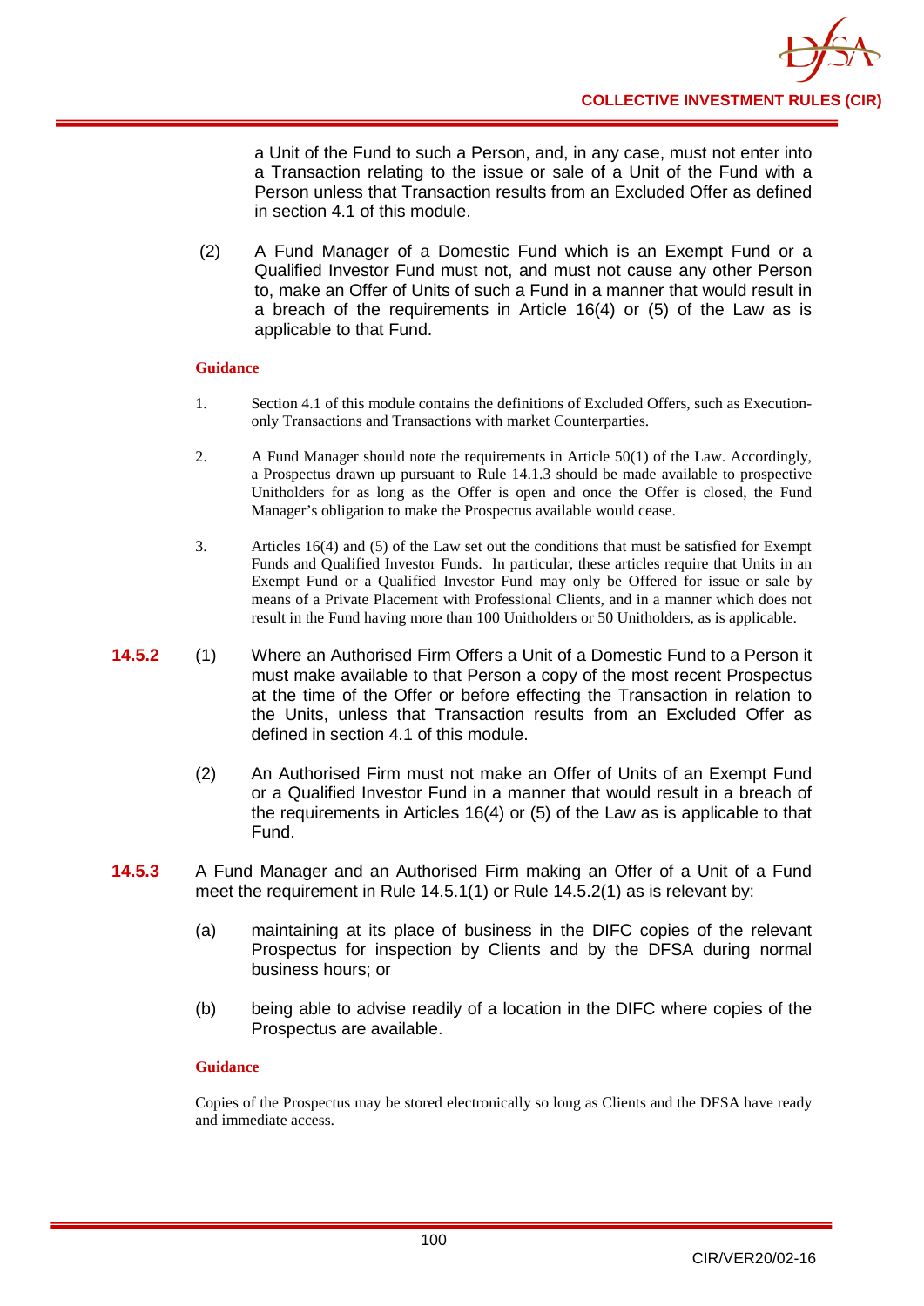a Unit of the Fund to such a Person, and, in any case, must not enter into a Transaction relating to the issue or sale of a Unit of the Fund with a Person unless that Transaction results from an Excluded Offer as defined in section 4.1 of this module.

(2) A Fund Manager of a Domestic Fund which is an Exempt Fund or a Qualified Investor Fund must not, and must not cause any other Person to, make an Offer of Units of such a Fund in a manner that would result in a breach of the requirements in Article 16(4) or (5) of the Law as is applicable to that Fund.

**Guidance**

1. Section 4.1 of this module contains the definitions of Excluded Offers, such as Execution-only Transactions and Transactions with market Counterparties.

2. A Fund Manager should note the requirements in Article 50(1) of the Law. Accordingly, a Prospectus drawn up pursuant to Rule 14.1.3 should be made available to prospective Unitholders for as long as the Offer is open and once the Offer is closed, the Fund Manager's obligation to make the Prospectus available would cease.

3. Articles 16(4) and (5) of the Law set out the conditions that must be satisfied for Exempt Funds and Qualified Investor Funds. In particular, these articles require that Units in an Exempt Fund or a Qualified Investor Fund may only be Offered for issue or sale by means of a Private Placement with Professional Clients, and in a manner which does not result in the Fund having more than 100 Unitholders or 50 Unitholders, as is applicable.

**14.5.2** (1) Where an Authorised Firm Offers a Unit of a Domestic Fund to a Person it must make available to that Person a copy of the most recent Prospectus at the time of the Offer or before effecting the Transaction in relation to the Units, unless that Transaction results from an Excluded Offer as defined in section 4.1 of this module.

(2) An Authorised Firm must not make an Offer of Units of an Exempt Fund or a Qualified Investor Fund in a manner that would result in a breach of the requirements in Articles 16(4) or (5) of the Law as is applicable to that Fund.

**14.5.3** A Fund Manager and an Authorised Firm making an Offer of a Unit of a Fund meet the requirement in Rule 14.5.1(1) or Rule 14.5.2(1) as is relevant by:

(a) maintaining at its place of business in the DIFC copies of the relevant Prospectus for inspection by Clients and by the DFSA during normal business hours; or

(b) being able to advise readily of a location in the DIFC where copies of the Prospectus are available.

**Guidance**

Copies of the Prospectus may be stored electronically so long as Clients and the DFSA have ready and immediate access.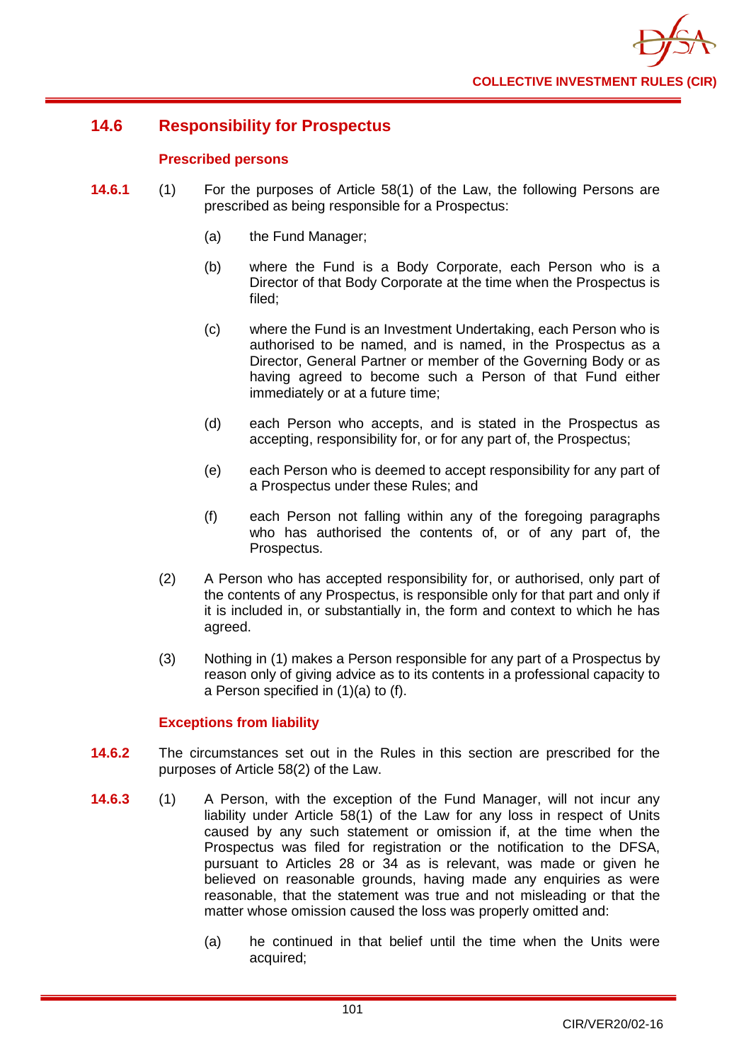## 14.6 Responsibility for Prospectus

### Prescribed persons

**14.6.1** (1) For the purposes of Article 58(1) of the Law, the following Persons are prescribed as being responsible for a Prospectus:

(a) the Fund Manager;

(b) where the Fund is a Body Corporate, each Person who is a Director of that Body Corporate at the time when the Prospectus is filed;

(c) where the Fund is an Investment Undertaking, each Person who is authorised to be named, and is named, in the Prospectus as a Director, General Partner or member of the Governing Body or as having agreed to become such a Person of that Fund either immediately or at a future time;

(d) each Person who accepts, and is stated in the Prospectus as accepting, responsibility for, or for any part of, the Prospectus;

(e) each Person who is deemed to accept responsibility for any part of a Prospectus under these Rules; and

(f) each Person not falling within any of the foregoing paragraphs who has authorised the contents of, or of any part of, the Prospectus.

(2) A Person who has accepted responsibility for, or authorised, only part of the contents of any Prospectus, is responsible only for that part and only if it is included in, or substantially in, the form and context to which he has agreed.

(3) Nothing in (1) makes a Person responsible for any part of a Prospectus by reason only of giving advice as to its contents in a professional capacity to a Person specified in (1)(a) to (f).

### Exceptions from liability

**14.6.2** The circumstances set out in the Rules in this section are prescribed for the purposes of Article 58(2) of the Law.

**14.6.3** (1) A Person, with the exception of the Fund Manager, will not incur any liability under Article 58(1) of the Law for any loss in respect of Units caused by any such statement or omission if, at the time when the Prospectus was filed for registration or the notification to the DFSA, pursuant to Articles 28 or 34 as is relevant, was made or given he believed on reasonable grounds, having made any enquiries as were reasonable, that the statement was true and not misleading or that the matter whose omission caused the loss was properly omitted and:

(a) he continued in that belief until the time when the Units were acquired;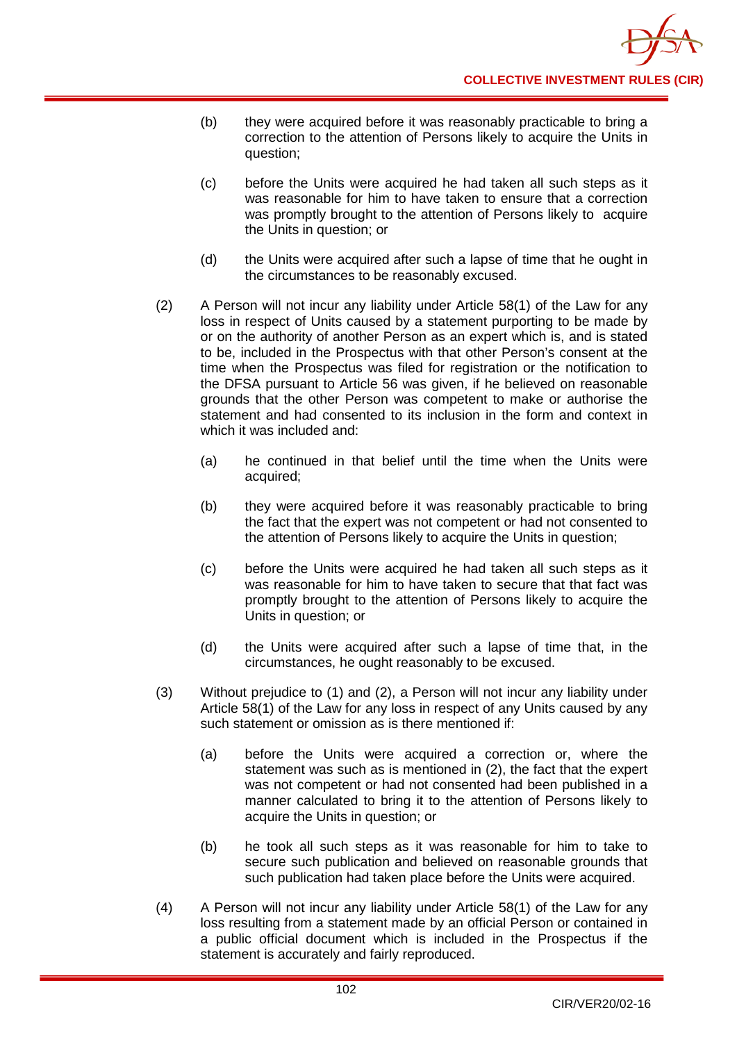(b) they were acquired before it was reasonably practicable to bring a correction to the attention of Persons likely to acquire the Units in question;

(c) before the Units were acquired he had taken all such steps as it was reasonable for him to have taken to ensure that a correction was promptly brought to the attention of Persons likely to acquire the Units in question; or

(d) the Units were acquired after such a lapse of time that he ought in the circumstances to be reasonably excused.

(2) A Person will not incur any liability under Article 58(1) of the Law for any loss in respect of Units caused by a statement purporting to be made by or on the authority of another Person as an expert which is, and is stated to be, included in the Prospectus with that other Person's consent at the time when the Prospectus was filed for registration or the notification to the DFSA pursuant to Article 56 was given, if he believed on reasonable grounds that the other Person was competent to make or authorise the statement and had consented to its inclusion in the form and context in which it was included and:

(a) he continued in that belief until the time when the Units were acquired;

(b) they were acquired before it was reasonably practicable to bring the fact that the expert was not competent or had not consented to the attention of Persons likely to acquire the Units in question;

(c) before the Units were acquired he had taken all such steps as it was reasonable for him to have taken to secure that that fact was promptly brought to the attention of Persons likely to acquire the Units in question; or

(d) the Units were acquired after such a lapse of time that, in the circumstances, he ought reasonably to be excused.

(3) Without prejudice to (1) and (2), a Person will not incur any liability under Article 58(1) of the Law for any loss in respect of any Units caused by any such statement or omission as is there mentioned if:

(a) before the Units were acquired a correction or, where the statement was such as is mentioned in (2), the fact that the expert was not competent or had not consented had been published in a manner calculated to bring it to the attention of Persons likely to acquire the Units in question; or

(b) he took all such steps as it was reasonable for him to take to secure such publication and believed on reasonable grounds that such publication had taken place before the Units were acquired.

(4) A Person will not incur any liability under Article 58(1) of the Law for any loss resulting from a statement made by an official Person or contained in a public official document which is included in the Prospectus if the statement is accurately and fairly reproduced.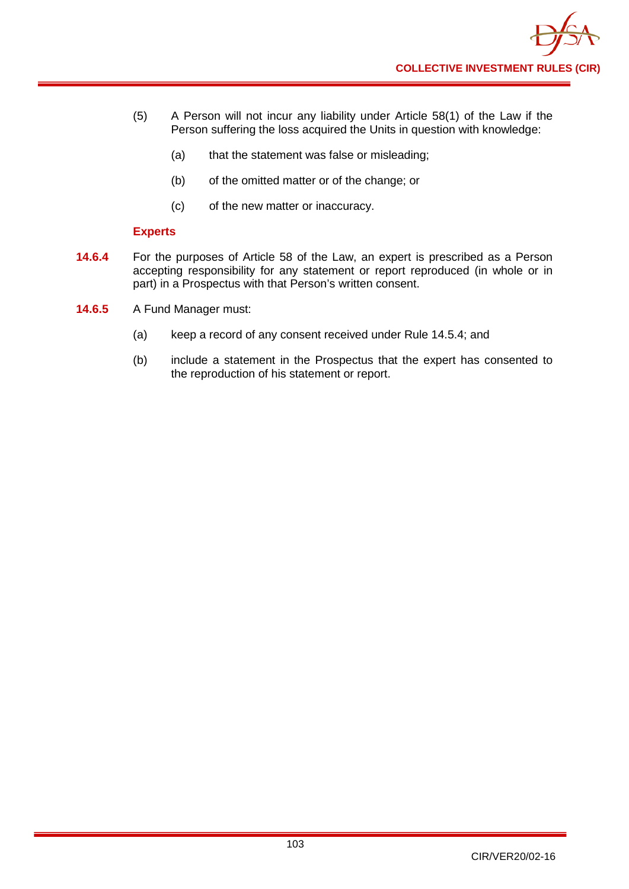(5) A Person will not incur any liability under Article 58(1) of the Law if the Person suffering the loss acquired the Units in question with knowledge:

(a) that the statement was false or misleading;

(b) of the omitted matter or of the change; or

(c) of the new matter or inaccuracy.

### Experts

**14.6.4** For the purposes of Article 58 of the Law, an expert is prescribed as a Person accepting responsibility for any statement or report reproduced (in whole or in part) in a Prospectus with that Person's written consent.

**14.6.5** A Fund Manager must:

(a) keep a record of any consent received under Rule 14.5.4; and

(b) include a statement in the Prospectus that the expert has consented to the reproduction of his statement or report.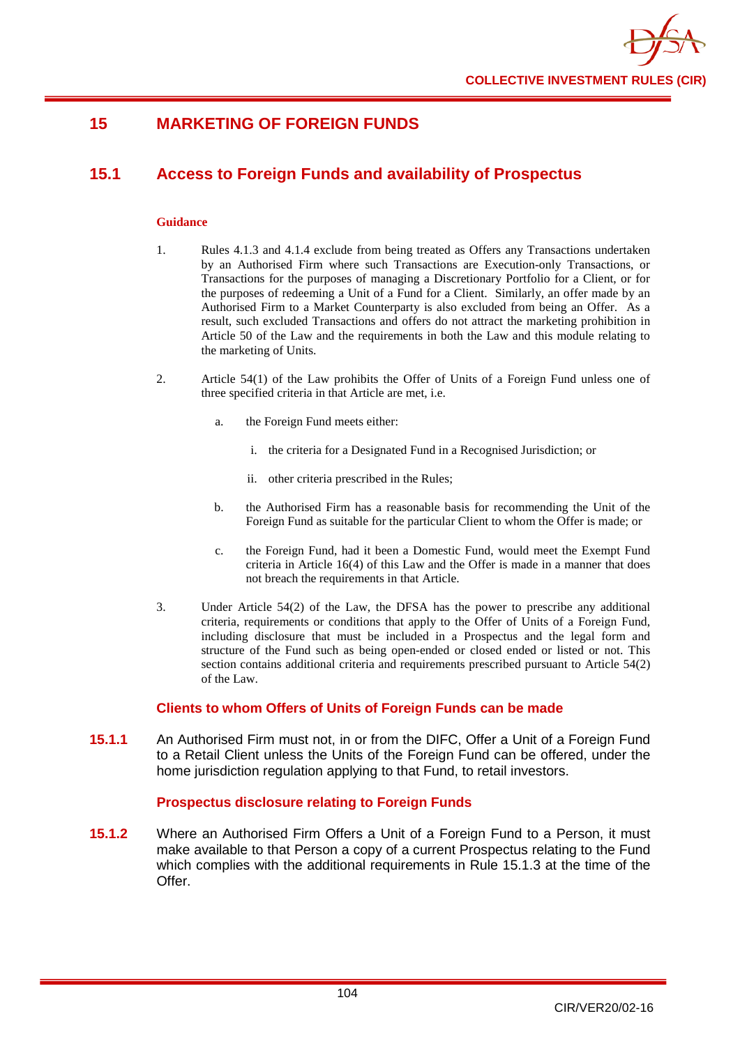# 15 MARKETING OF FOREIGN FUNDS

## 15.1 Access to Foreign Funds and availability of Prospectus

**Guidance**

1. Rules 4.1.3 and 4.1.4 exclude from being treated as Offers any Transactions undertaken by an Authorised Firm where such Transactions are Execution-only Transactions, or Transactions for the purposes of managing a Discretionary Portfolio for a Client, or for the purposes of redeeming a Unit of a Fund for a Client. Similarly, an offer made by an Authorised Firm to a Market Counterparty is also excluded from being an Offer. As a result, such excluded Transactions and offers do not attract the marketing prohibition in Article 50 of the Law and the requirements in both the Law and this module relating to the marketing of Units.

2. Article 54(1) of the Law prohibits the Offer of Units of a Foreign Fund unless one of three specified criteria in that Article are met, i.e.

   a. the Foreign Fund meets either:

      i. the criteria for a Designated Fund in a Recognised Jurisdiction; or

      ii. other criteria prescribed in the Rules;

   b. the Authorised Firm has a reasonable basis for recommending the Unit of the Foreign Fund as suitable for the particular Client to whom the Offer is made; or

   c. the Foreign Fund, had it been a Domestic Fund, would meet the Exempt Fund criteria in Article 16(4) of this Law and the Offer is made in a manner that does not breach the requirements in that Article.

3. Under Article 54(2) of the Law, the DFSA has the power to prescribe any additional criteria, requirements or conditions that apply to the Offer of Units of a Foreign Fund, including disclosure that must be included in a Prospectus and the legal form and structure of the Fund such as being open-ended or closed ended or listed or not. This section contains additional criteria and requirements prescribed pursuant to Article 54(2) of the Law.

### Clients to whom Offers of Units of Foreign Funds can be made

**15.1.1** An Authorised Firm must not, in or from the DIFC, Offer a Unit of a Foreign Fund to a Retail Client unless the Units of the Foreign Fund can be offered, under the home jurisdiction regulation applying to that Fund, to retail investors.

### Prospectus disclosure relating to Foreign Funds

**15.1.2** Where an Authorised Firm Offers a Unit of a Foreign Fund to a Person, it must make available to that Person a copy of a current Prospectus relating to the Fund which complies with the additional requirements in Rule 15.1.3 at the time of the Offer.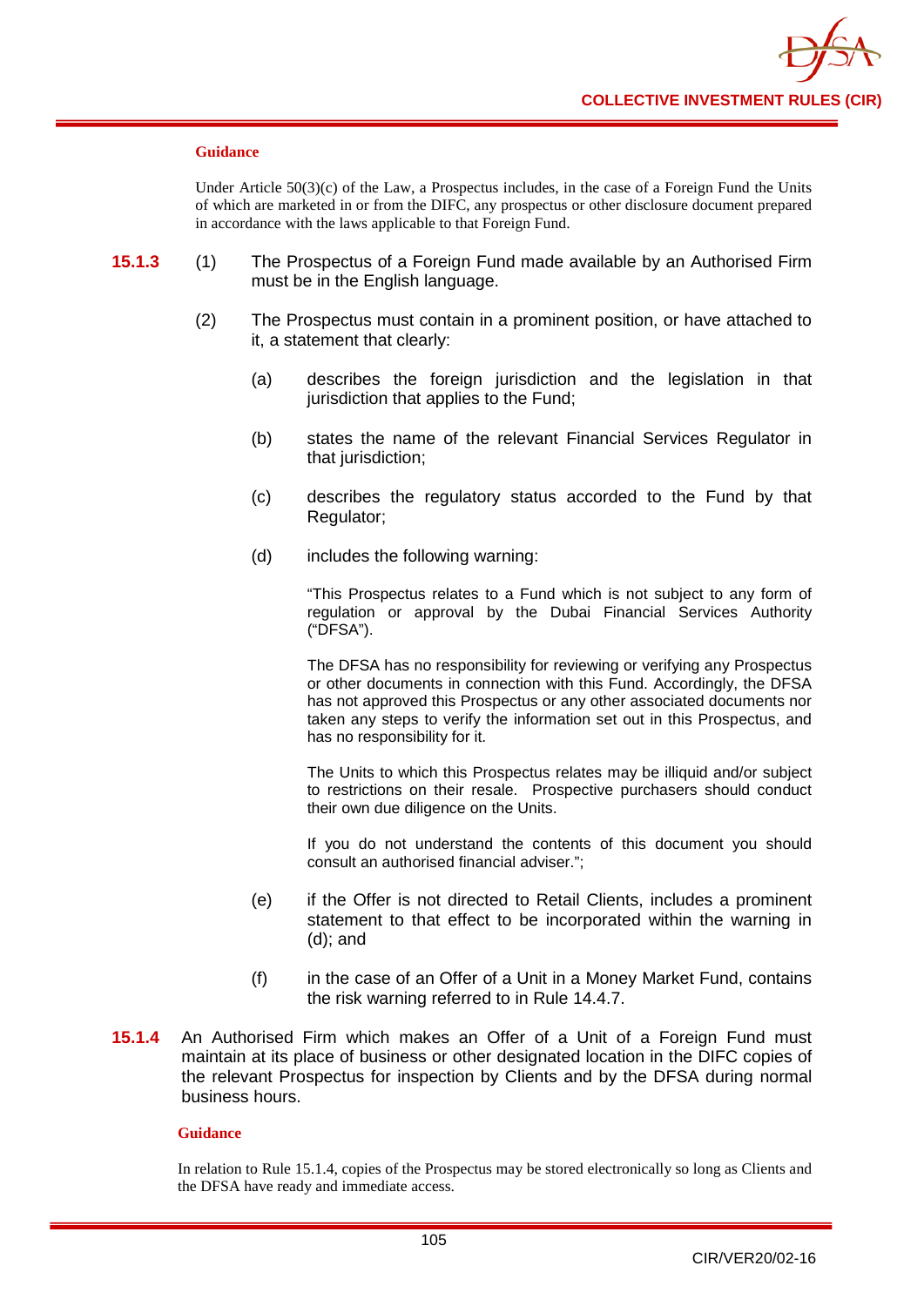**Guidance**

Under Article 50(3)(c) of the Law, a Prospectus includes, in the case of a Foreign Fund the Units of which are marketed in or from the DIFC, any prospectus or other disclosure document prepared in accordance with the laws applicable to that Foreign Fund.

**15.1.3** (1) The Prospectus of a Foreign Fund made available by an Authorised Firm must be in the English language.

(2) The Prospectus must contain in a prominent position, or have attached to it, a statement that clearly:

(a) describes the foreign jurisdiction and the legislation in that jurisdiction that applies to the Fund;

(b) states the name of the relevant Financial Services Regulator in that jurisdiction;

(c) describes the regulatory status accorded to the Fund by that Regulator;

(d) includes the following warning:

"This Prospectus relates to a Fund which is not subject to any form of regulation or approval by the Dubai Financial Services Authority ("DFSA").

The DFSA has no responsibility for reviewing or verifying any Prospectus or other documents in connection with this Fund. Accordingly, the DFSA has not approved this Prospectus or any other associated documents nor taken any steps to verify the information set out in this Prospectus, and has no responsibility for it.

The Units to which this Prospectus relates may be illiquid and/or subject to restrictions on their resale. Prospective purchasers should conduct their own due diligence on the Units.

If you do not understand the contents of this document you should consult an authorised financial adviser.";

(e) if the Offer is not directed to Retail Clients, includes a prominent statement to that effect to be incorporated within the warning in (d); and

(f) in the case of an Offer of a Unit in a Money Market Fund, contains the risk warning referred to in Rule 14.4.7.

**15.1.4** An Authorised Firm which makes an Offer of a Unit of a Foreign Fund must maintain at its place of business or other designated location in the DIFC copies of the relevant Prospectus for inspection by Clients and by the DFSA during normal business hours.

**Guidance**

In relation to Rule 15.1.4, copies of the Prospectus may be stored electronically so long as Clients and the DFSA have ready and immediate access.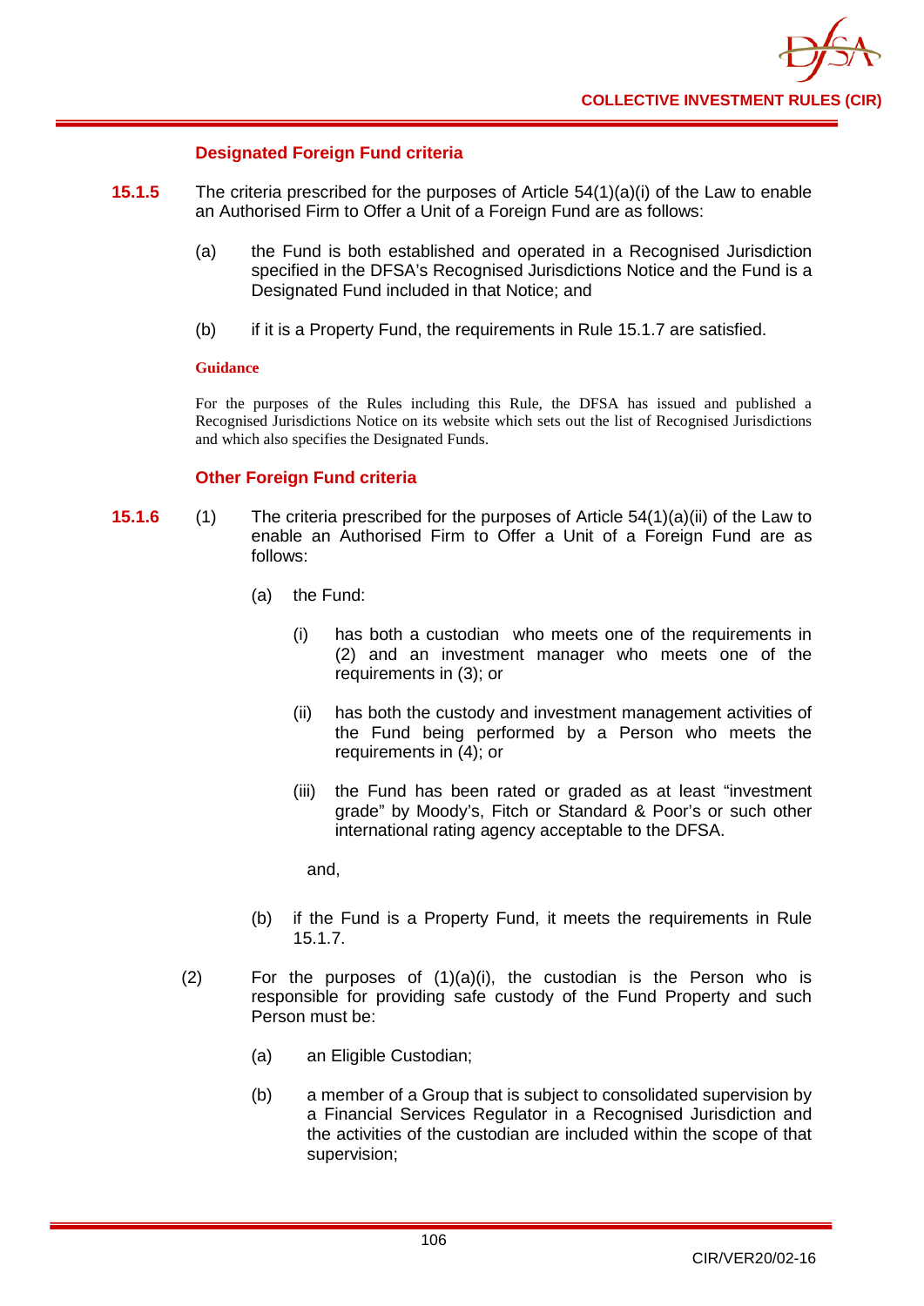### Designated Foreign Fund criteria

**15.1.5** The criteria prescribed for the purposes of Article 54(1)(a)(i) of the Law to enable an Authorised Firm to Offer a Unit of a Foreign Fund are as follows:

(a) the Fund is both established and operated in a Recognised Jurisdiction specified in the DFSA's Recognised Jurisdictions Notice and the Fund is a Designated Fund included in that Notice; and

(b) if it is a Property Fund, the requirements in Rule 15.1.7 are satisfied.

**Guidance**

For the purposes of the Rules including this Rule, the DFSA has issued and published a Recognised Jurisdictions Notice on its website which sets out the list of Recognised Jurisdictions and which also specifies the Designated Funds.

### Other Foreign Fund criteria

**15.1.6** (1) The criteria prescribed for the purposes of Article 54(1)(a)(ii) of the Law to enable an Authorised Firm to Offer a Unit of a Foreign Fund are as follows:

(a) the Fund:

(i) has both a custodian who meets one of the requirements in (2) and an investment manager who meets one of the requirements in (3); or

(ii) has both the custody and investment management activities of the Fund being performed by a Person who meets the requirements in (4); or

(iii) the Fund has been rated or graded as at least "investment grade" by Moody's, Fitch or Standard & Poor's or such other international rating agency acceptable to the DFSA.

and,

(b) if the Fund is a Property Fund, it meets the requirements in Rule 15.1.7.

(2) For the purposes of (1)(a)(i), the custodian is the Person who is responsible for providing safe custody of the Fund Property and such Person must be:

(a) an Eligible Custodian;

(b) a member of a Group that is subject to consolidated supervision by a Financial Services Regulator in a Recognised Jurisdiction and the activities of the custodian are included within the scope of that supervision;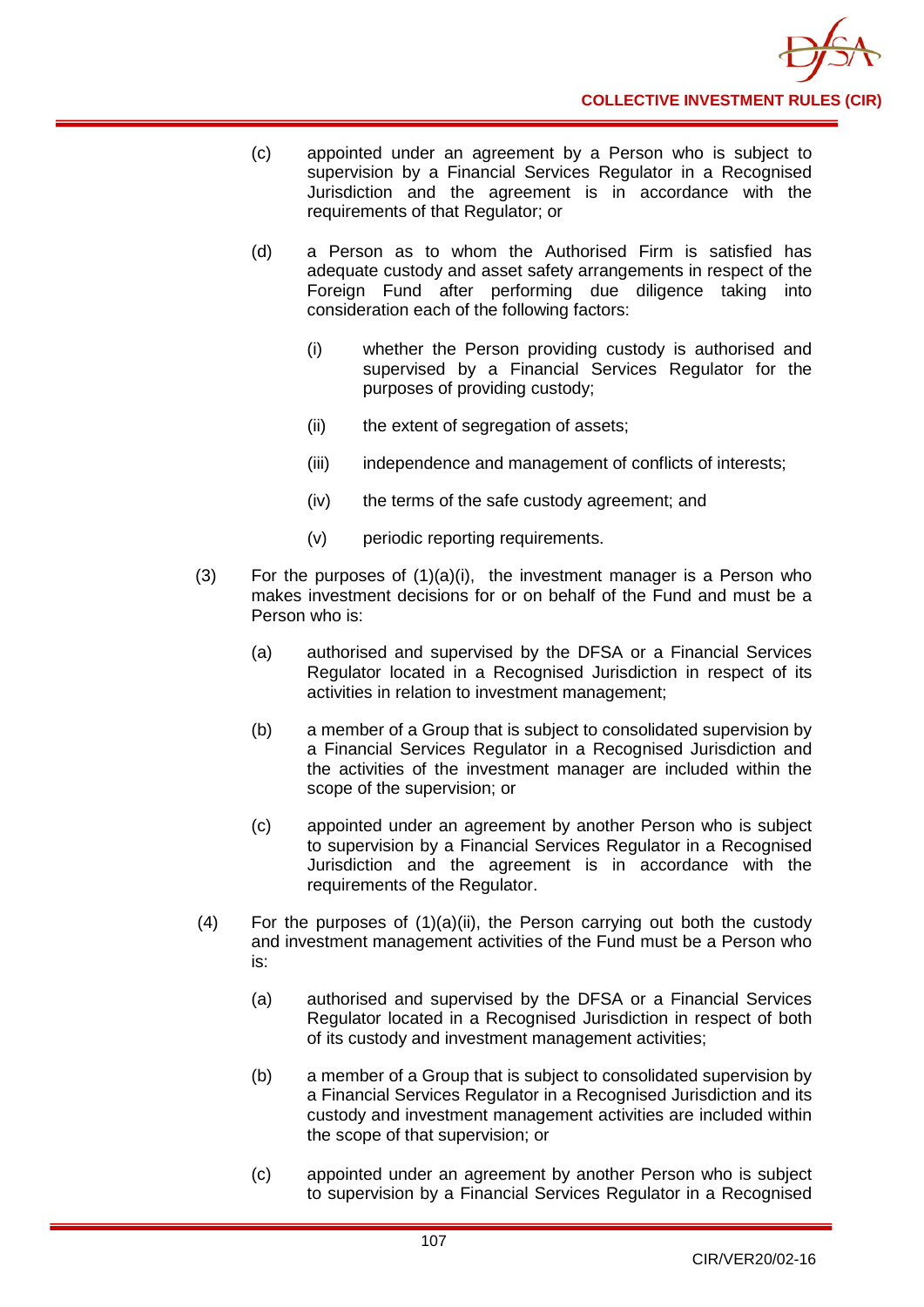(c) appointed under an agreement by a Person who is subject to supervision by a Financial Services Regulator in a Recognised Jurisdiction and the agreement is in accordance with the requirements of that Regulator; or

(d) a Person as to whom the Authorised Firm is satisfied has adequate custody and asset safety arrangements in respect of the Foreign Fund after performing due diligence taking into consideration each of the following factors:

   (i) whether the Person providing custody is authorised and supervised by a Financial Services Regulator for the purposes of providing custody;

   (ii) the extent of segregation of assets;

   (iii) independence and management of conflicts of interests;

   (iv) the terms of the safe custody agreement; and

   (v) periodic reporting requirements.

(3) For the purposes of (1)(a)(i), the investment manager is a Person who makes investment decisions for or on behalf of the Fund and must be a Person who is:

(a) authorised and supervised by the DFSA or a Financial Services Regulator located in a Recognised Jurisdiction in respect of its activities in relation to investment management;

(b) a member of a Group that is subject to consolidated supervision by a Financial Services Regulator in a Recognised Jurisdiction and the activities of the investment manager are included within the scope of the supervision; or

(c) appointed under an agreement by another Person who is subject to supervision by a Financial Services Regulator in a Recognised Jurisdiction and the agreement is in accordance with the requirements of the Regulator.

(4) For the purposes of (1)(a)(ii), the Person carrying out both the custody and investment management activities of the Fund must be a Person who is:

(a) authorised and supervised by the DFSA or a Financial Services Regulator located in a Recognised Jurisdiction in respect of both of its custody and investment management activities;

(b) a member of a Group that is subject to consolidated supervision by a Financial Services Regulator in a Recognised Jurisdiction and its custody and investment management activities are included within the scope of that supervision; or

(c) appointed under an agreement by another Person who is subject to supervision by a Financial Services Regulator in a Recognised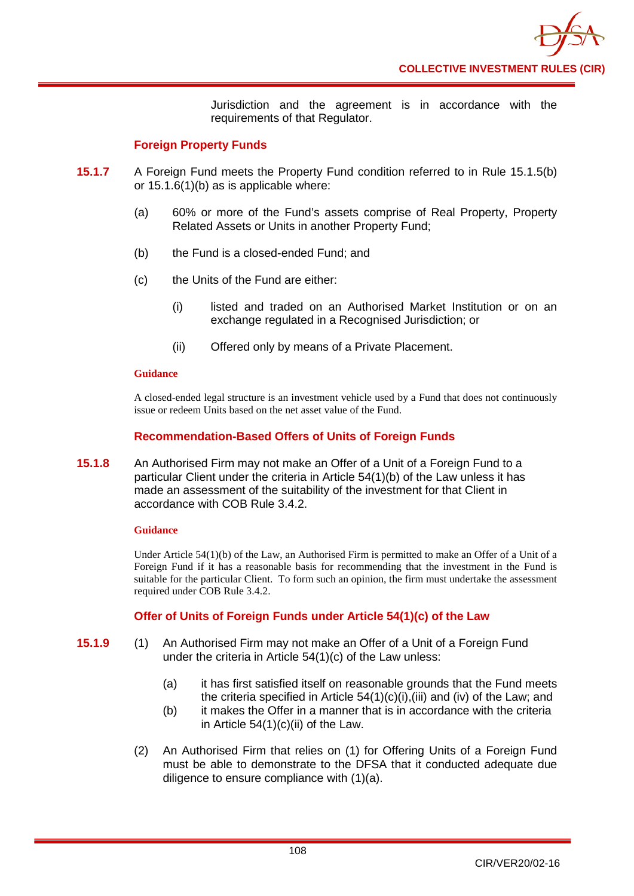Jurisdiction and the agreement is in accordance with the requirements of that Regulator.

### Foreign Property Funds

**15.1.7** A Foreign Fund meets the Property Fund condition referred to in Rule 15.1.5(b) or 15.1.6(1)(b) as is applicable where:

(a) 60% or more of the Fund's assets comprise of Real Property, Property Related Assets or Units in another Property Fund;

(b) the Fund is a closed-ended Fund; and

(c) the Units of the Fund are either:

(i) listed and traded on an Authorised Market Institution or on an exchange regulated in a Recognised Jurisdiction; or

(ii) Offered only by means of a Private Placement.

**Guidance**

A closed-ended legal structure is an investment vehicle used by a Fund that does not continuously issue or redeem Units based on the net asset value of the Fund.

### Recommendation-Based Offers of Units of Foreign Funds

**15.1.8** An Authorised Firm may not make an Offer of a Unit of a Foreign Fund to a particular Client under the criteria in Article 54(1)(b) of the Law unless it has made an assessment of the suitability of the investment for that Client in accordance with COB Rule 3.4.2.

**Guidance**

Under Article 54(1)(b) of the Law, an Authorised Firm is permitted to make an Offer of a Unit of a Foreign Fund if it has a reasonable basis for recommending that the investment in the Fund is suitable for the particular Client. To form such an opinion, the firm must undertake the assessment required under COB Rule 3.4.2.

### Offer of Units of Foreign Funds under Article 54(1)(c) of the Law

**15.1.9** (1) An Authorised Firm may not make an Offer of a Unit of a Foreign Fund under the criteria in Article 54(1)(c) of the Law unless:

(a) it has first satisfied itself on reasonable grounds that the Fund meets the criteria specified in Article 54(1)(c)(i),(iii) and (iv) of the Law; and

(b) it makes the Offer in a manner that is in accordance with the criteria in Article 54(1)(c)(ii) of the Law.

(2) An Authorised Firm that relies on (1) for Offering Units of a Foreign Fund must be able to demonstrate to the DFSA that it conducted adequate due diligence to ensure compliance with (1)(a).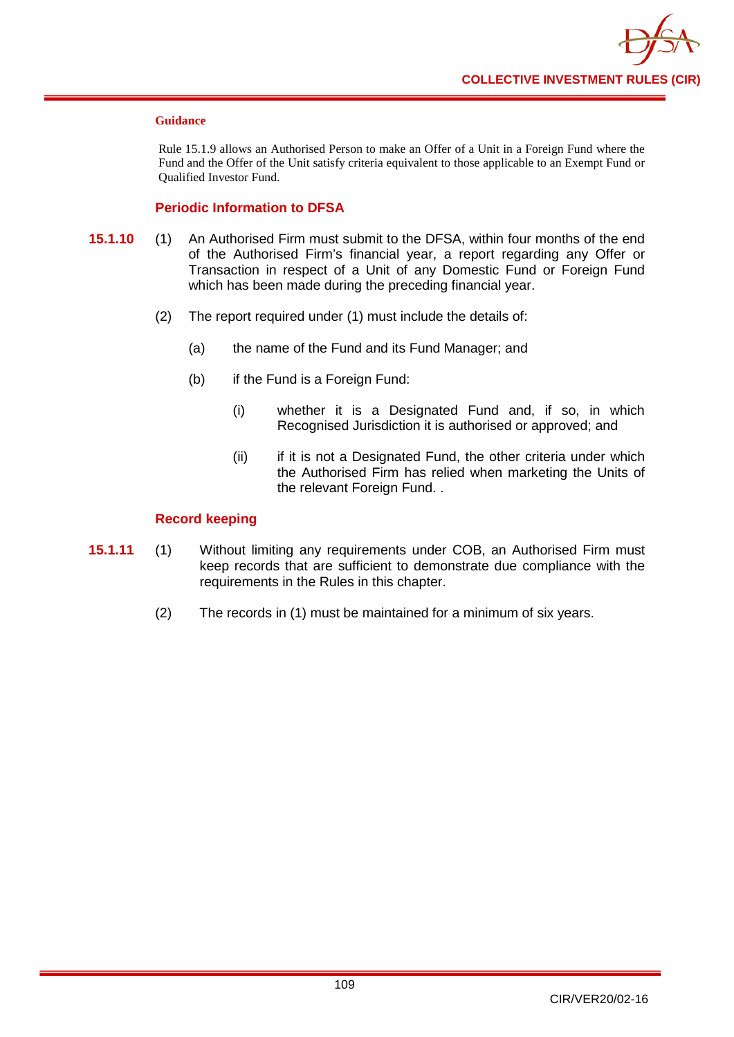**Guidance**

Rule 15.1.9 allows an Authorised Person to make an Offer of a Unit in a Foreign Fund where the Fund and the Offer of the Unit satisfy criteria equivalent to those applicable to an Exempt Fund or Qualified Investor Fund.

### Periodic Information to DFSA

**15.1.10** (1) An Authorised Firm must submit to the DFSA, within four months of the end of the Authorised Firm's financial year, a report regarding any Offer or Transaction in respect of a Unit of any Domestic Fund or Foreign Fund which has been made during the preceding financial year.

(2) The report required under (1) must include the details of:

(a) the name of the Fund and its Fund Manager; and

(b) if the Fund is a Foreign Fund:

(i) whether it is a Designated Fund and, if so, in which Recognised Jurisdiction it is authorised or approved; and

(ii) if it is not a Designated Fund, the other criteria under which the Authorised Firm has relied when marketing the Units of the relevant Foreign Fund. .

### Record keeping

**15.1.11** (1) Without limiting any requirements under COB, an Authorised Firm must keep records that are sufficient to demonstrate due compliance with the requirements in the Rules in this chapter.

(2) The records in (1) must be maintained for a minimum of six years.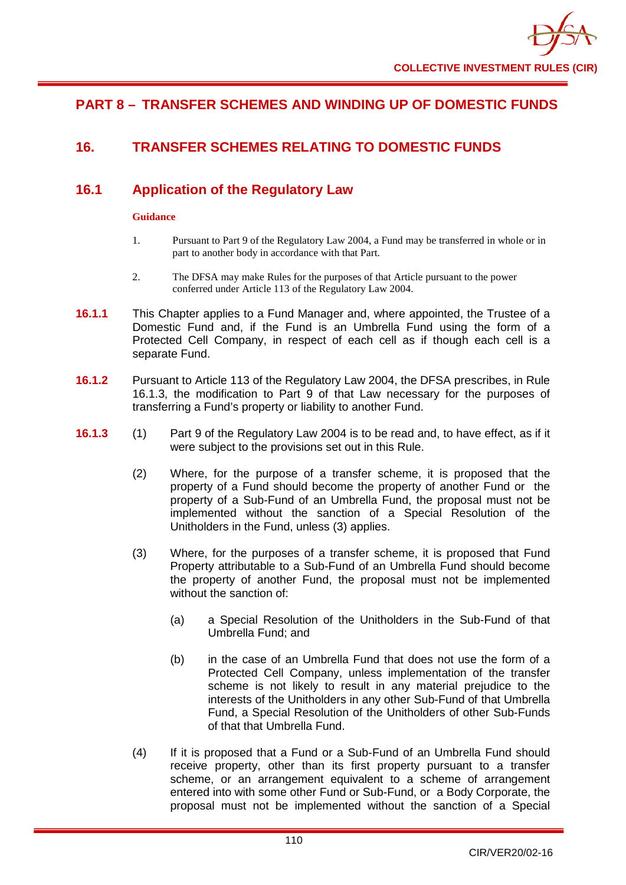## PART 8 – TRANSFER SCHEMES AND WINDING UP OF DOMESTIC FUNDS

## 16. TRANSFER SCHEMES RELATING TO DOMESTIC FUNDS

### 16.1 Application of the Regulatory Law

**Guidance**

1. Pursuant to Part 9 of the Regulatory Law 2004, a Fund may be transferred in whole or in part to another body in accordance with that Part.

2. The DFSA may make Rules for the purposes of that Article pursuant to the power conferred under Article 113 of the Regulatory Law 2004.

**16.1.1** This Chapter applies to a Fund Manager and, where appointed, the Trustee of a Domestic Fund and, if the Fund is an Umbrella Fund using the form of a Protected Cell Company, in respect of each cell as if though each cell is a separate Fund.

**16.1.2** Pursuant to Article 113 of the Regulatory Law 2004, the DFSA prescribes, in Rule 16.1.3, the modification to Part 9 of that Law necessary for the purposes of transferring a Fund's property or liability to another Fund.

**16.1.3**

(1) Part 9 of the Regulatory Law 2004 is to be read and, to have effect, as if it were subject to the provisions set out in this Rule.

(2) Where, for the purpose of a transfer scheme, it is proposed that the property of a Fund should become the property of another Fund or the property of a Sub-Fund of an Umbrella Fund, the proposal must not be implemented without the sanction of a Special Resolution of the Unitholders in the Fund, unless (3) applies.

(3) Where, for the purposes of a transfer scheme, it is proposed that Fund Property attributable to a Sub-Fund of an Umbrella Fund should become the property of another Fund, the proposal must not be implemented without the sanction of:

(a) a Special Resolution of the Unitholders in the Sub-Fund of that Umbrella Fund; and

(b) in the case of an Umbrella Fund that does not use the form of a Protected Cell Company, unless implementation of the transfer scheme is not likely to result in any material prejudice to the interests of the Unitholders in any other Sub-Fund of that Umbrella Fund, a Special Resolution of the Unitholders of other Sub-Funds of that that Umbrella Fund.

(4) If it is proposed that a Fund or a Sub-Fund of an Umbrella Fund should receive property, other than its first property pursuant to a transfer scheme, or an arrangement equivalent to a scheme of arrangement entered into with some other Fund or Sub-Fund, or a Body Corporate, the proposal must not be implemented without the sanction of a Special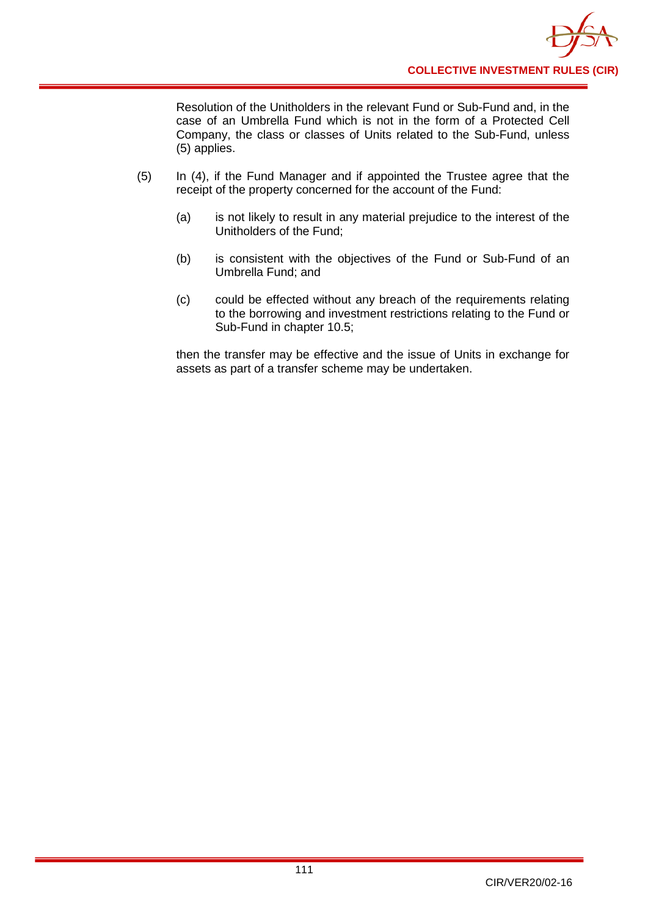Resolution of the Unitholders in the relevant Fund or Sub-Fund and, in the case of an Umbrella Fund which is not in the form of a Protected Cell Company, the class or classes of Units related to the Sub-Fund, unless (5) applies.

(5) In (4), if the Fund Manager and if appointed the Trustee agree that the receipt of the property concerned for the account of the Fund:

(a) is not likely to result in any material prejudice to the interest of the Unitholders of the Fund;

(b) is consistent with the objectives of the Fund or Sub-Fund of an Umbrella Fund; and

(c) could be effected without any breach of the requirements relating to the borrowing and investment restrictions relating to the Fund or Sub-Fund in chapter 10.5;

then the transfer may be effective and the issue of Units in exchange for assets as part of a transfer scheme may be undertaken.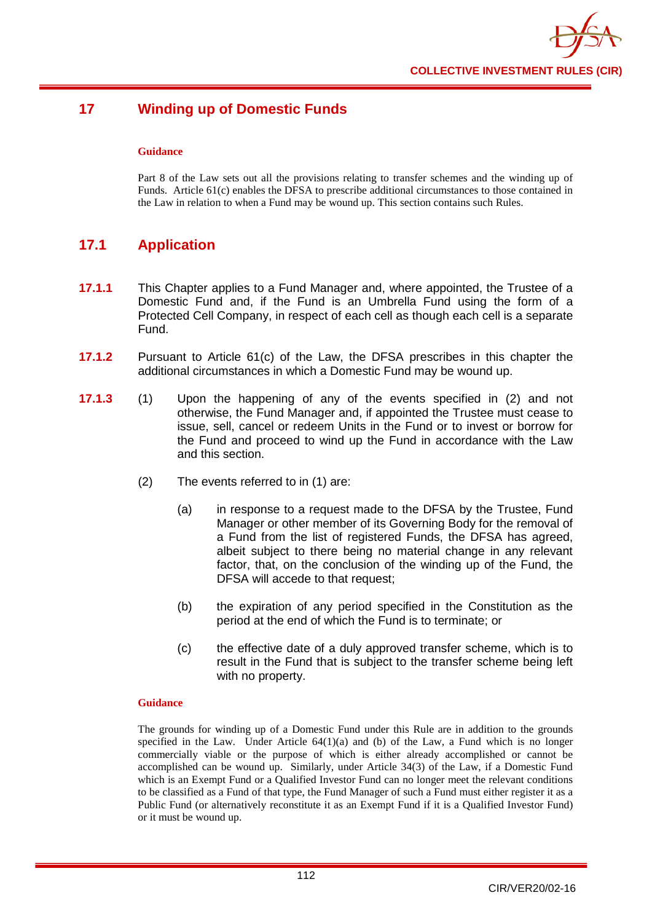# 17 Winding up of Domestic Funds

**Guidance**

Part 8 of the Law sets out all the provisions relating to transfer schemes and the winding up of Funds. Article 61(c) enables the DFSA to prescribe additional circumstances to those contained in the Law in relation to when a Fund may be wound up. This section contains such Rules.

## 17.1 Application

**17.1.1** This Chapter applies to a Fund Manager and, where appointed, the Trustee of a Domestic Fund and, if the Fund is an Umbrella Fund using the form of a Protected Cell Company, in respect of each cell as though each cell is a separate Fund.

**17.1.2** Pursuant to Article 61(c) of the Law, the DFSA prescribes in this chapter the additional circumstances in which a Domestic Fund may be wound up.

**17.1.3** (1) Upon the happening of any of the events specified in (2) and not otherwise, the Fund Manager and, if appointed the Trustee must cease to issue, sell, cancel or redeem Units in the Fund or to invest or borrow for the Fund and proceed to wind up the Fund in accordance with the Law and this section.

(2) The events referred to in (1) are:

(a) in response to a request made to the DFSA by the Trustee, Fund Manager or other member of its Governing Body for the removal of a Fund from the list of registered Funds, the DFSA has agreed, albeit subject to there being no material change in any relevant factor, that, on the conclusion of the winding up of the Fund, the DFSA will accede to that request;

(b) the expiration of any period specified in the Constitution as the period at the end of which the Fund is to terminate; or

(c) the effective date of a duly approved transfer scheme, which is to result in the Fund that is subject to the transfer scheme being left with no property.

**Guidance**

The grounds for winding up of a Domestic Fund under this Rule are in addition to the grounds specified in the Law. Under Article 64(1)(a) and (b) of the Law, a Fund which is no longer commercially viable or the purpose of which is either already accomplished or cannot be accomplished can be wound up. Similarly, under Article 34(3) of the Law, if a Domestic Fund which is an Exempt Fund or a Qualified Investor Fund can no longer meet the relevant conditions to be classified as a Fund of that type, the Fund Manager of such a Fund must either register it as a Public Fund (or alternatively reconstitute it as an Exempt Fund if it is a Qualified Investor Fund) or it must be wound up.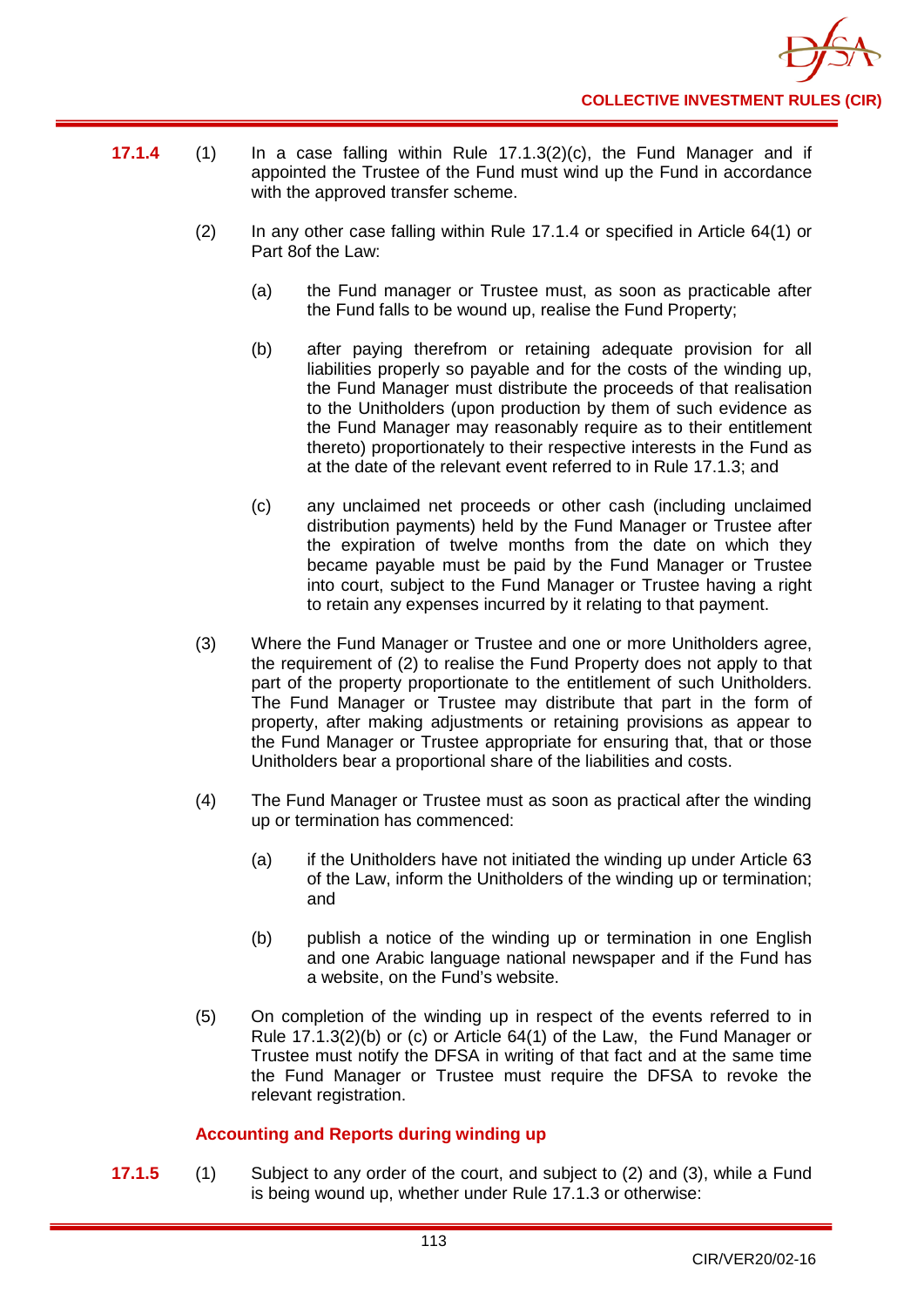**17.1.4** (1) In a case falling within Rule 17.1.3(2)(c), the Fund Manager and if appointed the Trustee of the Fund must wind up the Fund in accordance with the approved transfer scheme.

(2) In any other case falling within Rule 17.1.4 or specified in Article 64(1) or Part 8of the Law:

(a) the Fund manager or Trustee must, as soon as practicable after the Fund falls to be wound up, realise the Fund Property;

(b) after paying therefrom or retaining adequate provision for all liabilities properly so payable and for the costs of the winding up, the Fund Manager must distribute the proceeds of that realisation to the Unitholders (upon production by them of such evidence as the Fund Manager may reasonably require as to their entitlement thereto) proportionately to their respective interests in the Fund as at the date of the relevant event referred to in Rule 17.1.3; and

(c) any unclaimed net proceeds or other cash (including unclaimed distribution payments) held by the Fund Manager or Trustee after the expiration of twelve months from the date on which they became payable must be paid by the Fund Manager or Trustee into court, subject to the Fund Manager or Trustee having a right to retain any expenses incurred by it relating to that payment.

(3) Where the Fund Manager or Trustee and one or more Unitholders agree, the requirement of (2) to realise the Fund Property does not apply to that part of the property proportionate to the entitlement of such Unitholders. The Fund Manager or Trustee may distribute that part in the form of property, after making adjustments or retaining provisions as appear to the Fund Manager or Trustee appropriate for ensuring that, that or those Unitholders bear a proportional share of the liabilities and costs.

(4) The Fund Manager or Trustee must as soon as practical after the winding up or termination has commenced:

(a) if the Unitholders have not initiated the winding up under Article 63 of the Law, inform the Unitholders of the winding up or termination; and

(b) publish a notice of the winding up or termination in one English and one Arabic language national newspaper and if the Fund has a website, on the Fund's website.

(5) On completion of the winding up in respect of the events referred to in Rule 17.1.3(2)(b) or (c) or Article 64(1) of the Law, the Fund Manager or Trustee must notify the DFSA in writing of that fact and at the same time the Fund Manager or Trustee must require the DFSA to revoke the relevant registration.

### Accounting and Reports during winding up

**17.1.5** (1) Subject to any order of the court, and subject to (2) and (3), while a Fund is being wound up, whether under Rule 17.1.3 or otherwise: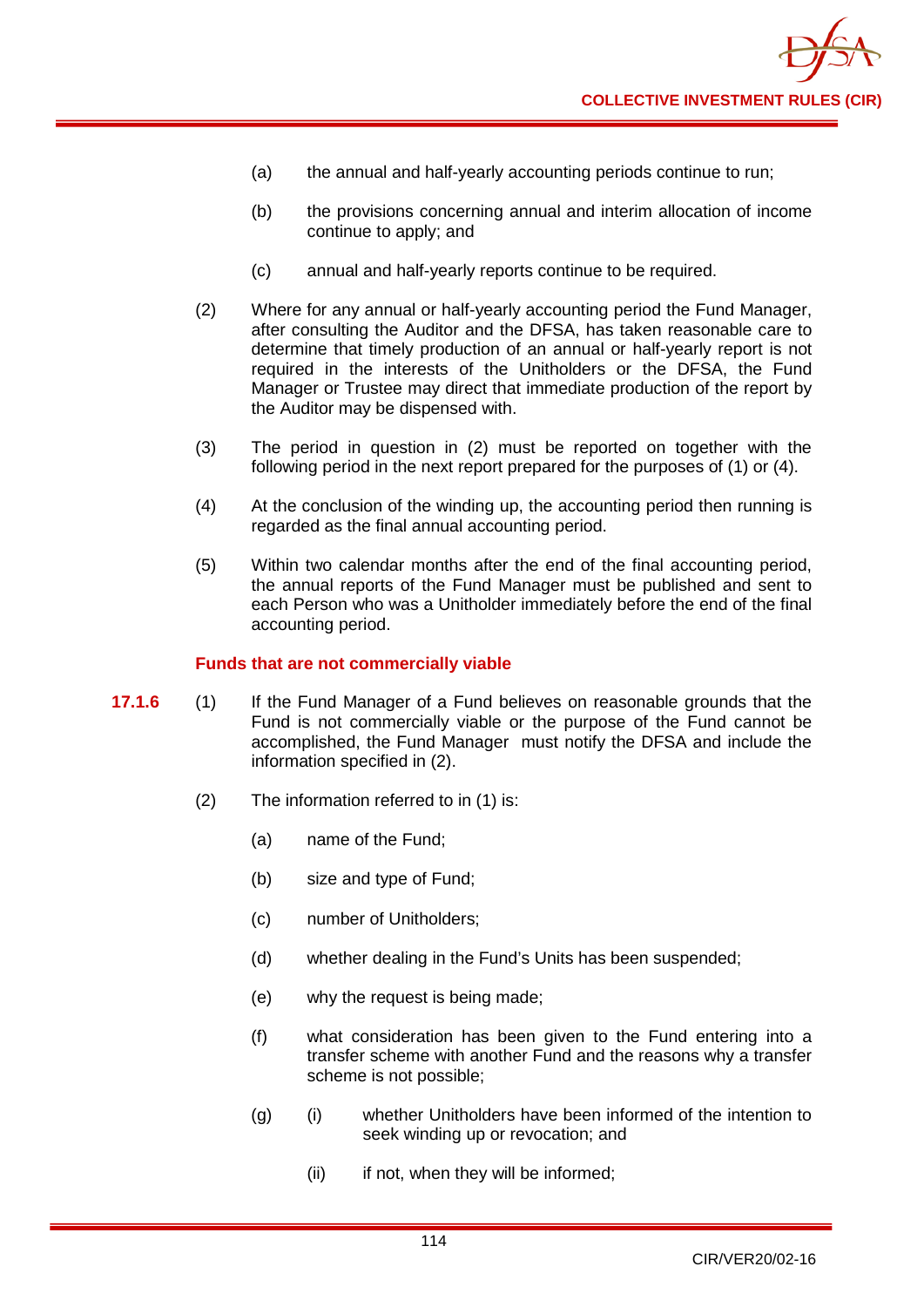(a) the annual and half-yearly accounting periods continue to run;

(b) the provisions concerning annual and interim allocation of income continue to apply; and

(c) annual and half-yearly reports continue to be required.

(2) Where for any annual or half-yearly accounting period the Fund Manager, after consulting the Auditor and the DFSA, has taken reasonable care to determine that timely production of an annual or half-yearly report is not required in the interests of the Unitholders or the DFSA, the Fund Manager or Trustee may direct that immediate production of the report by the Auditor may be dispensed with.

(3) The period in question in (2) must be reported on together with the following period in the next report prepared for the purposes of (1) or (4).

(4) At the conclusion of the winding up, the accounting period then running is regarded as the final annual accounting period.

(5) Within two calendar months after the end of the final accounting period, the annual reports of the Fund Manager must be published and sent to each Person who was a Unitholder immediately before the end of the final accounting period.

### Funds that are not commercially viable

**17.1.6** (1) If the Fund Manager of a Fund believes on reasonable grounds that the Fund is not commercially viable or the purpose of the Fund cannot be accomplished, the Fund Manager must notify the DFSA and include the information specified in (2).

(2) The information referred to in (1) is:

(a) name of the Fund;

(b) size and type of Fund;

(c) number of Unitholders;

(d) whether dealing in the Fund's Units has been suspended;

(e) why the request is being made;

(f) what consideration has been given to the Fund entering into a transfer scheme with another Fund and the reasons why a transfer scheme is not possible;

(g) (i) whether Unitholders have been informed of the intention to seek winding up or revocation; and

(ii) if not, when they will be informed;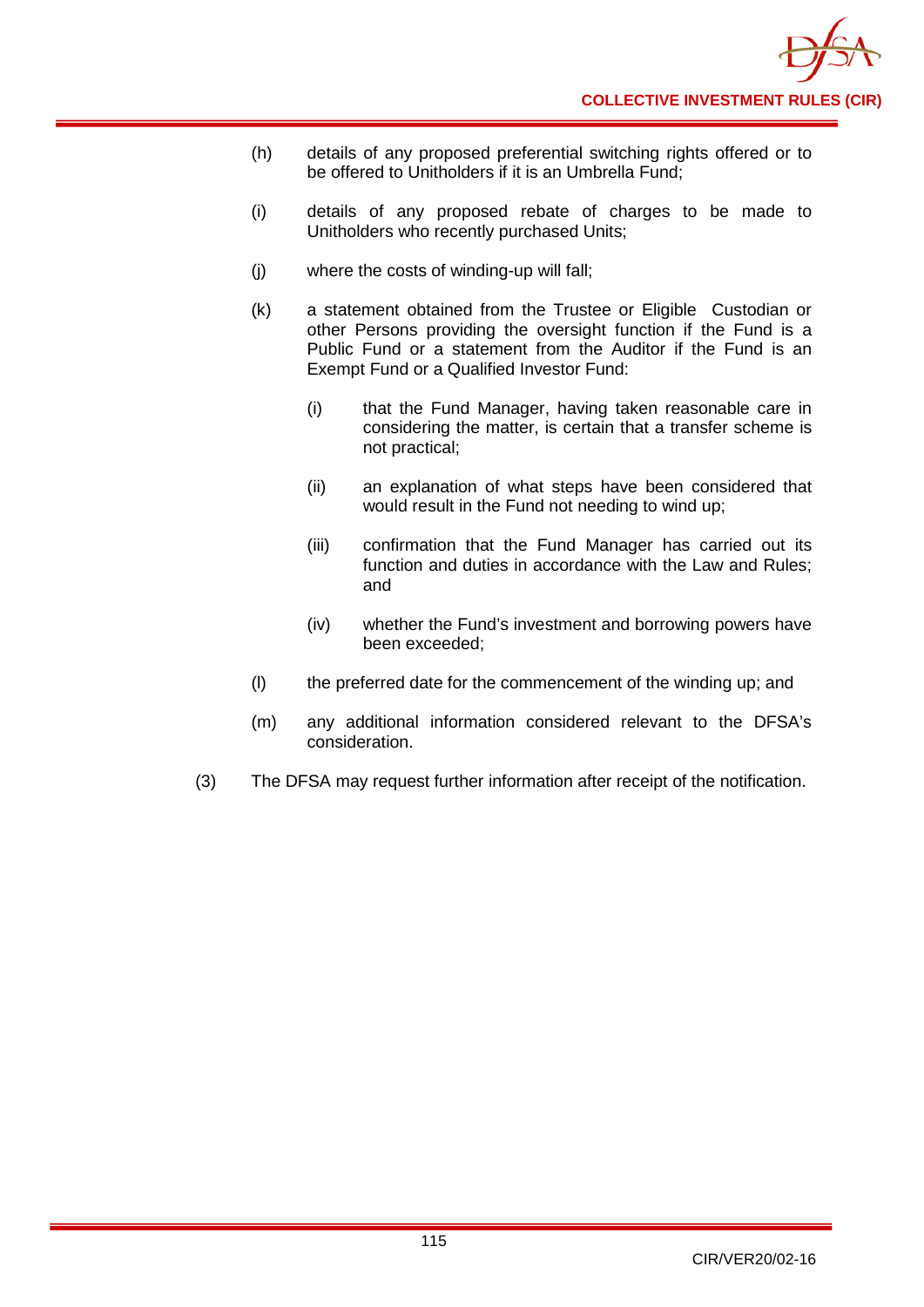(h) details of any proposed preferential switching rights offered or to be offered to Unitholders if it is an Umbrella Fund;

(i) details of any proposed rebate of charges to be made to Unitholders who recently purchased Units;

(j) where the costs of winding-up will fall;

(k) a statement obtained from the Trustee or Eligible Custodian or other Persons providing the oversight function if the Fund is a Public Fund or a statement from the Auditor if the Fund is an Exempt Fund or a Qualified Investor Fund:

   (i) that the Fund Manager, having taken reasonable care in considering the matter, is certain that a transfer scheme is not practical;

   (ii) an explanation of what steps have been considered that would result in the Fund not needing to wind up;

   (iii) confirmation that the Fund Manager has carried out its function and duties in accordance with the Law and Rules; and

   (iv) whether the Fund's investment and borrowing powers have been exceeded;

(l) the preferred date for the commencement of the winding up; and

(m) any additional information considered relevant to the DFSA's consideration.

(3) The DFSA may request further information after receipt of the notification.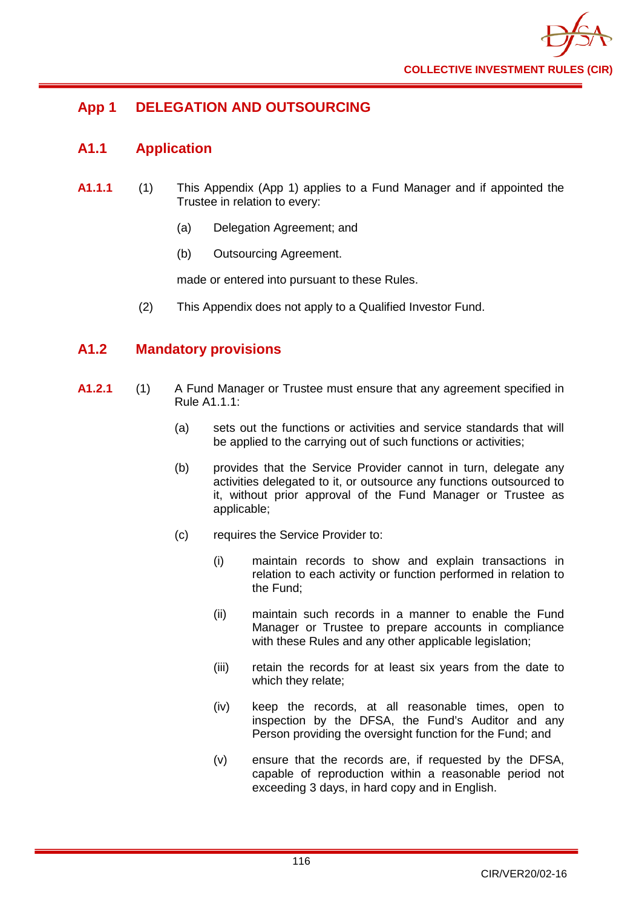## App 1 DELEGATION AND OUTSOURCING

### A1.1 Application

**A1.1.1** (1) This Appendix (App 1) applies to a Fund Manager and if appointed the Trustee in relation to every:

(a) Delegation Agreement; and

(b) Outsourcing Agreement.

made or entered into pursuant to these Rules.

(2) This Appendix does not apply to a Qualified Investor Fund.

### A1.2 Mandatory provisions

**A1.2.1** (1) A Fund Manager or Trustee must ensure that any agreement specified in Rule A1.1.1:

(a) sets out the functions or activities and service standards that will be applied to the carrying out of such functions or activities;

(b) provides that the Service Provider cannot in turn, delegate any activities delegated to it, or outsource any functions outsourced to it, without prior approval of the Fund Manager or Trustee as applicable;

(c) requires the Service Provider to:

(i) maintain records to show and explain transactions in relation to each activity or function performed in relation to the Fund;

(ii) maintain such records in a manner to enable the Fund Manager or Trustee to prepare accounts in compliance with these Rules and any other applicable legislation;

(iii) retain the records for at least six years from the date to which they relate;

(iv) keep the records, at all reasonable times, open to inspection by the DFSA, the Fund's Auditor and any Person providing the oversight function for the Fund; and

(v) ensure that the records are, if requested by the DFSA, capable of reproduction within a reasonable period not exceeding 3 days, in hard copy and in English.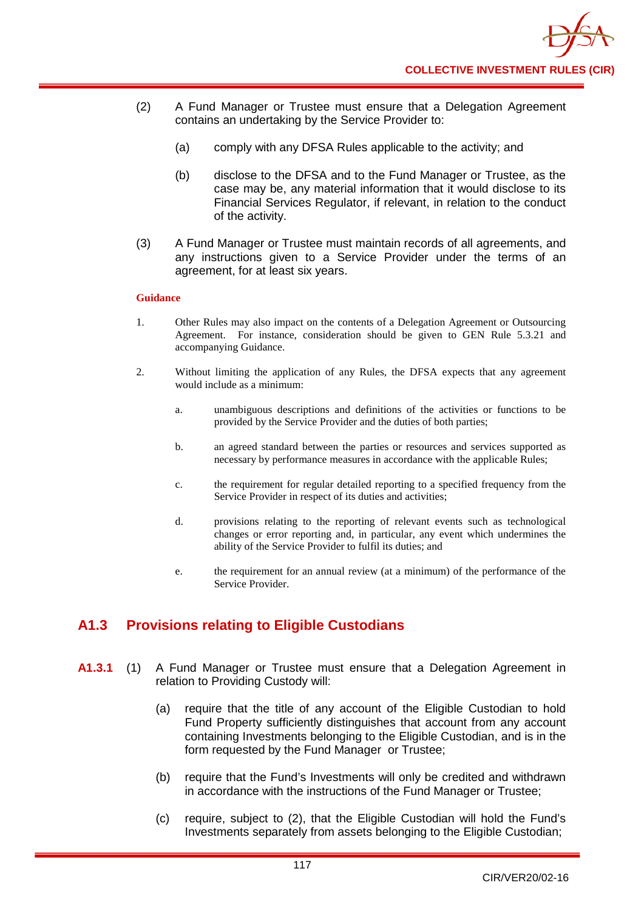(2) A Fund Manager or Trustee must ensure that a Delegation Agreement contains an undertaking by the Service Provider to:

  (a) comply with any DFSA Rules applicable to the activity; and

  (b) disclose to the DFSA and to the Fund Manager or Trustee, as the case may be, any material information that it would disclose to its Financial Services Regulator, if relevant, in relation to the conduct of the activity.

(3) A Fund Manager or Trustee must maintain records of all agreements, and any instructions given to a Service Provider under the terms of an agreement, for at least six years.

**Guidance**

1. Other Rules may also impact on the contents of a Delegation Agreement or Outsourcing Agreement. For instance, consideration should be given to GEN Rule 5.3.21 and accompanying Guidance.

2. Without limiting the application of any Rules, the DFSA expects that any agreement would include as a minimum:

   a. unambiguous descriptions and definitions of the activities or functions to be provided by the Service Provider and the duties of both parties;

   b. an agreed standard between the parties or resources and services supported as necessary by performance measures in accordance with the applicable Rules;

   c. the requirement for regular detailed reporting to a specified frequency from the Service Provider in respect of its duties and activities;

   d. provisions relating to the reporting of relevant events such as technological changes or error reporting and, in particular, any event which undermines the ability of the Service Provider to fulfil its duties; and

   e. the requirement for an annual review (at a minimum) of the performance of the Service Provider.

## A1.3 Provisions relating to Eligible Custodians

**A1.3.1** (1) A Fund Manager or Trustee must ensure that a Delegation Agreement in relation to Providing Custody will:

  (a) require that the title of any account of the Eligible Custodian to hold Fund Property sufficiently distinguishes that account from any account containing Investments belonging to the Eligible Custodian, and is in the form requested by the Fund Manager or Trustee;

  (b) require that the Fund's Investments will only be credited and withdrawn in accordance with the instructions of the Fund Manager or Trustee;

  (c) require, subject to (2), that the Eligible Custodian will hold the Fund's Investments separately from assets belonging to the Eligible Custodian;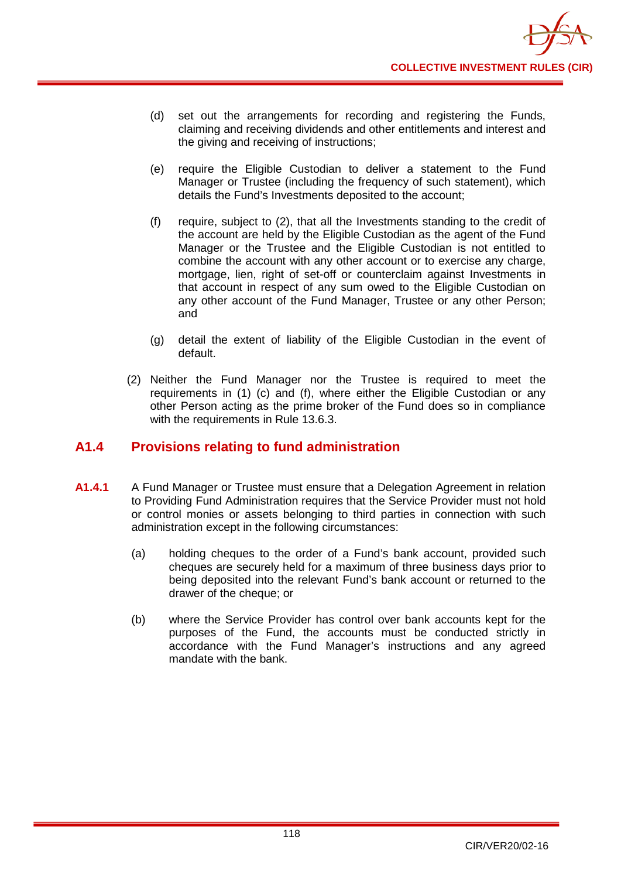(d) set out the arrangements for recording and registering the Funds, claiming and receiving dividends and other entitlements and interest and the giving and receiving of instructions;

(e) require the Eligible Custodian to deliver a statement to the Fund Manager or Trustee (including the frequency of such statement), which details the Fund's Investments deposited to the account;

(f) require, subject to (2), that all the Investments standing to the credit of the account are held by the Eligible Custodian as the agent of the Fund Manager or the Trustee and the Eligible Custodian is not entitled to combine the account with any other account or to exercise any charge, mortgage, lien, right of set-off or counterclaim against Investments in that account in respect of any sum owed to the Eligible Custodian on any other account of the Fund Manager, Trustee or any other Person; and

(g) detail the extent of liability of the Eligible Custodian in the event of default.

(2) Neither the Fund Manager nor the Trustee is required to meet the requirements in (1) (c) and (f), where either the Eligible Custodian or any other Person acting as the prime broker of the Fund does so in compliance with the requirements in Rule 13.6.3.

## A1.4 Provisions relating to fund administration

**A1.4.1** A Fund Manager or Trustee must ensure that a Delegation Agreement in relation to Providing Fund Administration requires that the Service Provider must not hold or control monies or assets belonging to third parties in connection with such administration except in the following circumstances:

(a) holding cheques to the order of a Fund's bank account, provided such cheques are securely held for a maximum of three business days prior to being deposited into the relevant Fund's bank account or returned to the drawer of the cheque; or

(b) where the Service Provider has control over bank accounts kept for the purposes of the Fund, the accounts must be conducted strictly in accordance with the Fund Manager's instructions and any agreed mandate with the bank.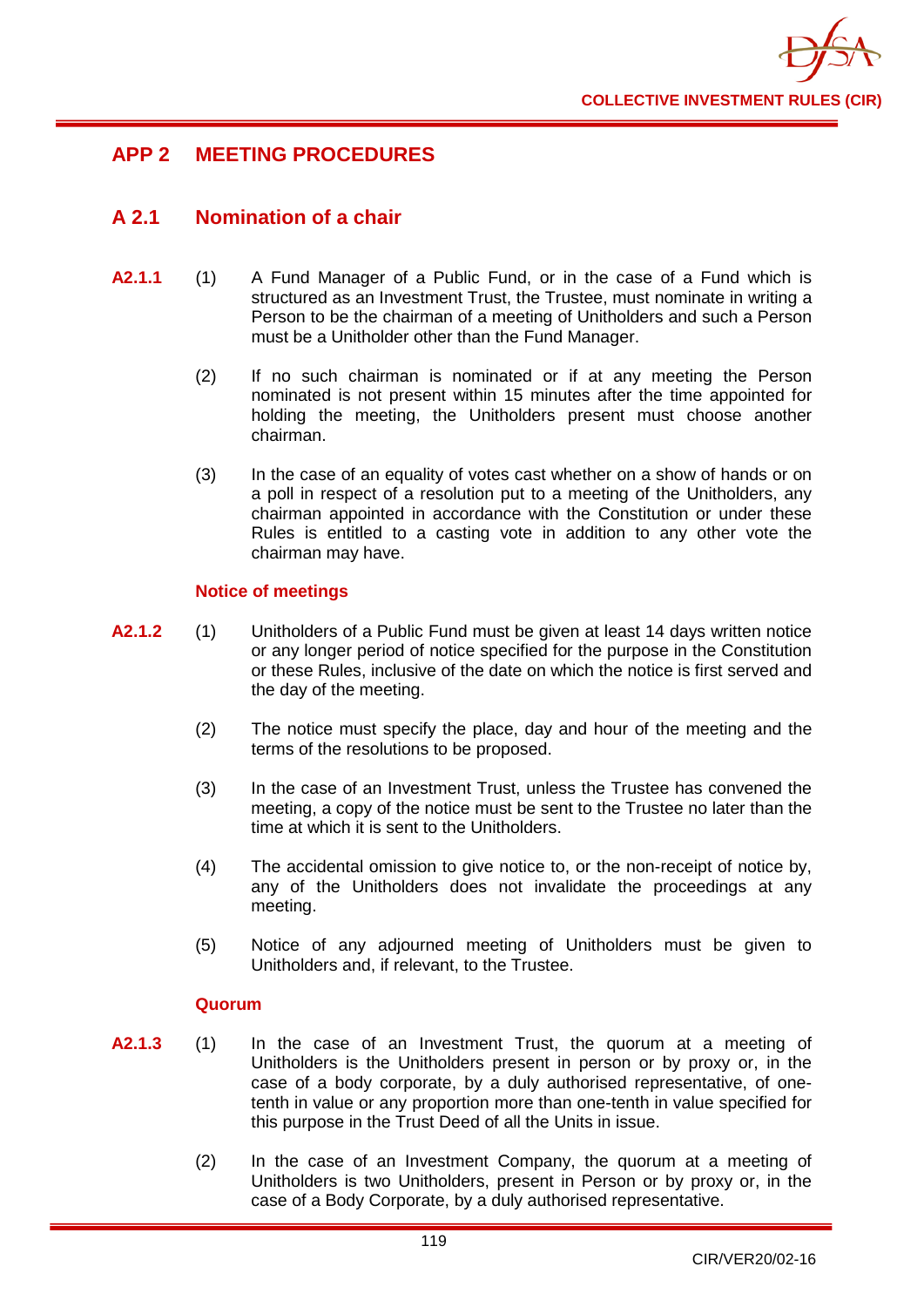## APP 2 MEETING PROCEDURES

### A 2.1 Nomination of a chair

**A2.1.1** (1) A Fund Manager of a Public Fund, or in the case of a Fund which is structured as an Investment Trust, the Trustee, must nominate in writing a Person to be the chairman of a meeting of Unitholders and such a Person must be a Unitholder other than the Fund Manager.

(2) If no such chairman is nominated or if at any meeting the Person nominated is not present within 15 minutes after the time appointed for holding the meeting, the Unitholders present must choose another chairman.

(3) In the case of an equality of votes cast whether on a show of hands or on a poll in respect of a resolution put to a meeting of the Unitholders, any chairman appointed in accordance with the Constitution or under these Rules is entitled to a casting vote in addition to any other vote the chairman may have.

#### Notice of meetings

**A2.1.2** (1) Unitholders of a Public Fund must be given at least 14 days written notice or any longer period of notice specified for the purpose in the Constitution or these Rules, inclusive of the date on which the notice is first served and the day of the meeting.

(2) The notice must specify the place, day and hour of the meeting and the terms of the resolutions to be proposed.

(3) In the case of an Investment Trust, unless the Trustee has convened the meeting, a copy of the notice must be sent to the Trustee no later than the time at which it is sent to the Unitholders.

(4) The accidental omission to give notice to, or the non-receipt of notice by, any of the Unitholders does not invalidate the proceedings at any meeting.

(5) Notice of any adjourned meeting of Unitholders must be given to Unitholders and, if relevant, to the Trustee.

#### Quorum

**A2.1.3** (1) In the case of an Investment Trust, the quorum at a meeting of Unitholders is the Unitholders present in person or by proxy or, in the case of a body corporate, by a duly authorised representative, of one-tenth in value or any proportion more than one-tenth in value specified for this purpose in the Trust Deed of all the Units in issue.

(2) In the case of an Investment Company, the quorum at a meeting of Unitholders is two Unitholders, present in Person or by proxy or, in the case of a Body Corporate, by a duly authorised representative.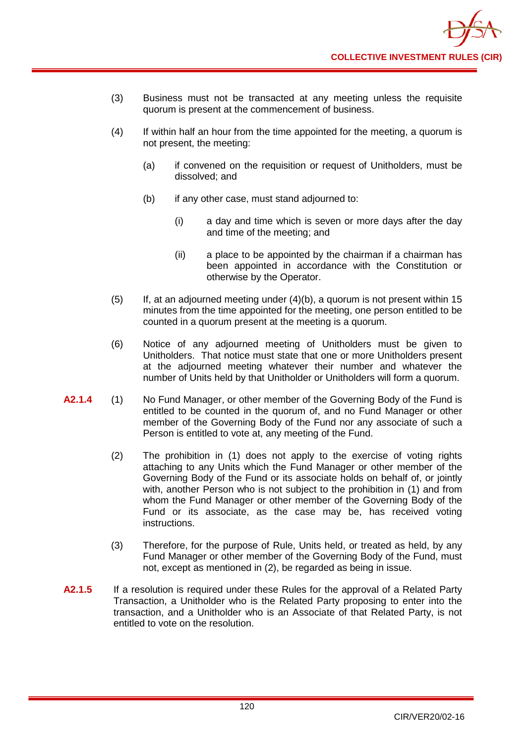(3) Business must not be transacted at any meeting unless the requisite quorum is present at the commencement of business.

(4) If within half an hour from the time appointed for the meeting, a quorum is not present, the meeting:

   (a) if convened on the requisition or request of Unitholders, must be dissolved; and

   (b) if any other case, must stand adjourned to:

      (i) a day and time which is seven or more days after the day and time of the meeting; and

      (ii) a place to be appointed by the chairman if a chairman has been appointed in accordance with the Constitution or otherwise by the Operator.

(5) If, at an adjourned meeting under (4)(b), a quorum is not present within 15 minutes from the time appointed for the meeting, one person entitled to be counted in a quorum present at the meeting is a quorum.

(6) Notice of any adjourned meeting of Unitholders must be given to Unitholders. That notice must state that one or more Unitholders present at the adjourned meeting whatever their number and whatever the number of Units held by that Unitholder or Unitholders will form a quorum.

**A2.1.4** (1) No Fund Manager, or other member of the Governing Body of the Fund is entitled to be counted in the quorum of, and no Fund Manager or other member of the Governing Body of the Fund nor any associate of such a Person is entitled to vote at, any meeting of the Fund.

(2) The prohibition in (1) does not apply to the exercise of voting rights attaching to any Units which the Fund Manager or other member of the Governing Body of the Fund or its associate holds on behalf of, or jointly with, another Person who is not subject to the prohibition in (1) and from whom the Fund Manager or other member of the Governing Body of the Fund or its associate, as the case may be, has received voting instructions.

(3) Therefore, for the purpose of Rule, Units held, or treated as held, by any Fund Manager or other member of the Governing Body of the Fund, must not, except as mentioned in (2), be regarded as being in issue.

**A2.1.5** If a resolution is required under these Rules for the approval of a Related Party Transaction, a Unitholder who is the Related Party proposing to enter into the transaction, and a Unitholder who is an Associate of that Related Party, is not entitled to vote on the resolution.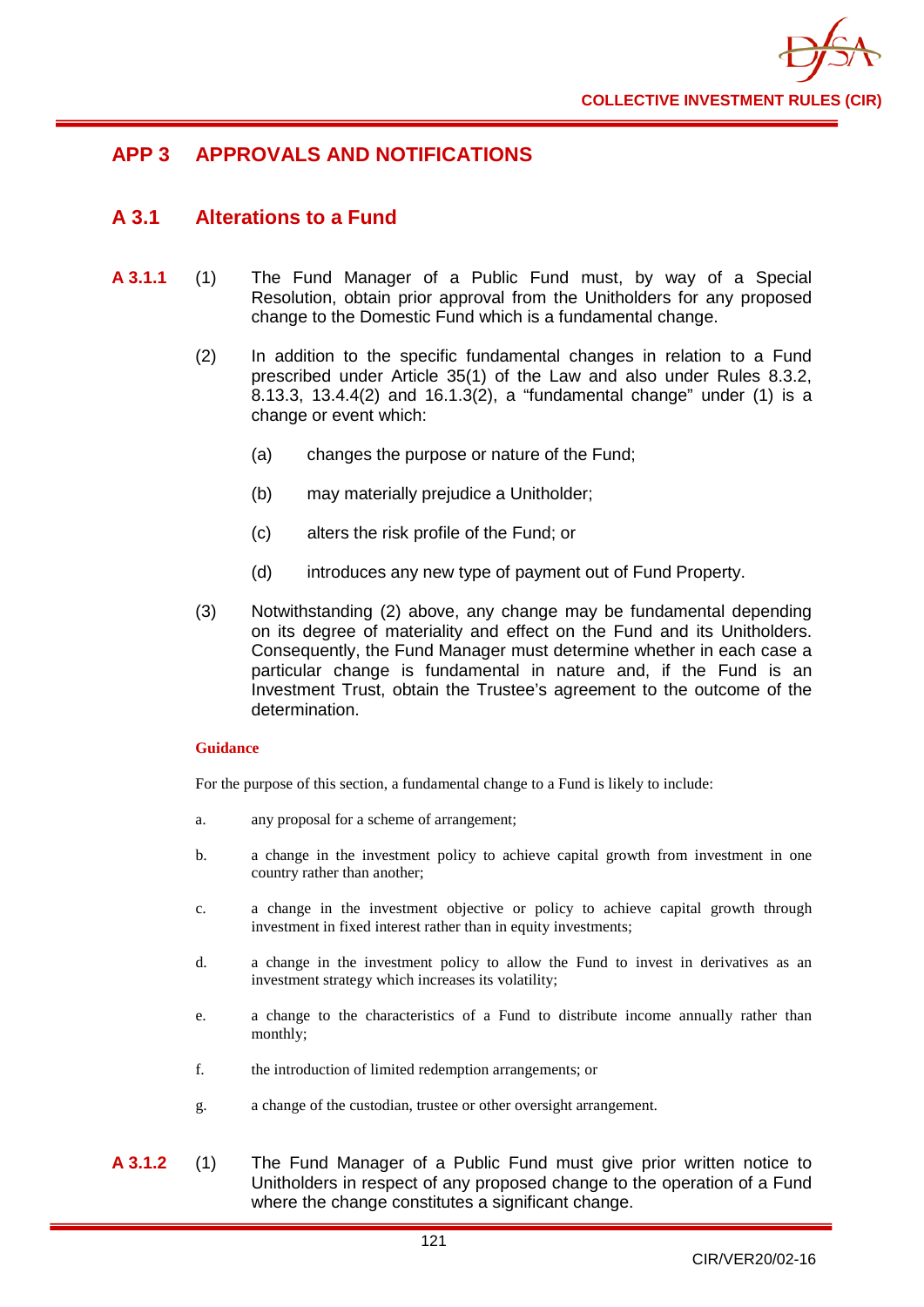## APP 3 APPROVALS AND NOTIFICATIONS

### A 3.1 Alterations to a Fund

**A 3.1.1** (1) The Fund Manager of a Public Fund must, by way of a Special Resolution, obtain prior approval from the Unitholders for any proposed change to the Domestic Fund which is a fundamental change.

(2) In addition to the specific fundamental changes in relation to a Fund prescribed under Article 35(1) of the Law and also under Rules 8.3.2, 8.13.3, 13.4.4(2) and 16.1.3(2), a "fundamental change" under (1) is a change or event which:

(a) changes the purpose or nature of the Fund;

(b) may materially prejudice a Unitholder;

(c) alters the risk profile of the Fund; or

(d) introduces any new type of payment out of Fund Property.

(3) Notwithstanding (2) above, any change may be fundamental depending on its degree of materiality and effect on the Fund and its Unitholders. Consequently, the Fund Manager must determine whether in each case a particular change is fundamental in nature and, if the Fund is an Investment Trust, obtain the Trustee's agreement to the outcome of the determination.

**Guidance**

For the purpose of this section, a fundamental change to a Fund is likely to include:

a. any proposal for a scheme of arrangement;

b. a change in the investment policy to achieve capital growth from investment in one country rather than another;

c. a change in the investment objective or policy to achieve capital growth through investment in fixed interest rather than in equity investments;

d. a change in the investment policy to allow the Fund to invest in derivatives as an investment strategy which increases its volatility;

e. a change to the characteristics of a Fund to distribute income annually rather than monthly;

f. the introduction of limited redemption arrangements; or

g. a change of the custodian, trustee or other oversight arrangement.

**A 3.1.2** (1) The Fund Manager of a Public Fund must give prior written notice to Unitholders in respect of any proposed change to the operation of a Fund where the change constitutes a significant change.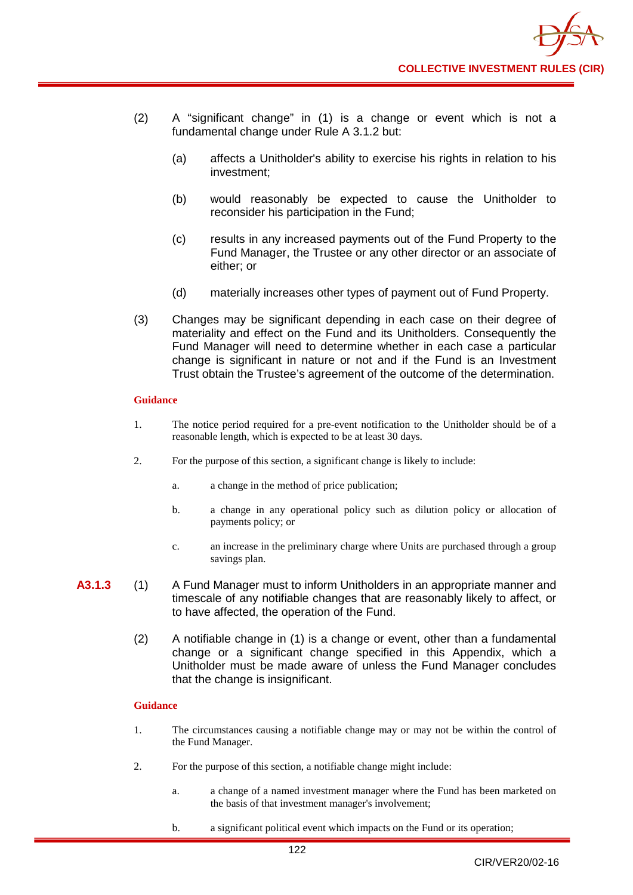(2) A "significant change" in (1) is a change or event which is not a fundamental change under Rule A 3.1.2 but:

(a) affects a Unitholder's ability to exercise his rights in relation to his investment;

(b) would reasonably be expected to cause the Unitholder to reconsider his participation in the Fund;

(c) results in any increased payments out of the Fund Property to the Fund Manager, the Trustee or any other director or an associate of either; or

(d) materially increases other types of payment out of Fund Property.

(3) Changes may be significant depending in each case on their degree of materiality and effect on the Fund and its Unitholders. Consequently the Fund Manager will need to determine whether in each case a particular change is significant in nature or not and if the Fund is an Investment Trust obtain the Trustee's agreement of the outcome of the determination.

**Guidance**

1. The notice period required for a pre-event notification to the Unitholder should be of a reasonable length, which is expected to be at least 30 days.

2. For the purpose of this section, a significant change is likely to include:

   a. a change in the method of price publication;

   b. a change in any operational policy such as dilution policy or allocation of payments policy; or

   c. an increase in the preliminary charge where Units are purchased through a group savings plan.

**A3.1.3** (1) A Fund Manager must to inform Unitholders in an appropriate manner and timescale of any notifiable changes that are reasonably likely to affect, or to have affected, the operation of the Fund.

(2) A notifiable change in (1) is a change or event, other than a fundamental change or a significant change specified in this Appendix, which a Unitholder must be made aware of unless the Fund Manager concludes that the change is insignificant.

**Guidance**

1. The circumstances causing a notifiable change may or may not be within the control of the Fund Manager.

2. For the purpose of this section, a notifiable change might include:

   a. a change of a named investment manager where the Fund has been marketed on the basis of that investment manager's involvement;

   b. a significant political event which impacts on the Fund or its operation;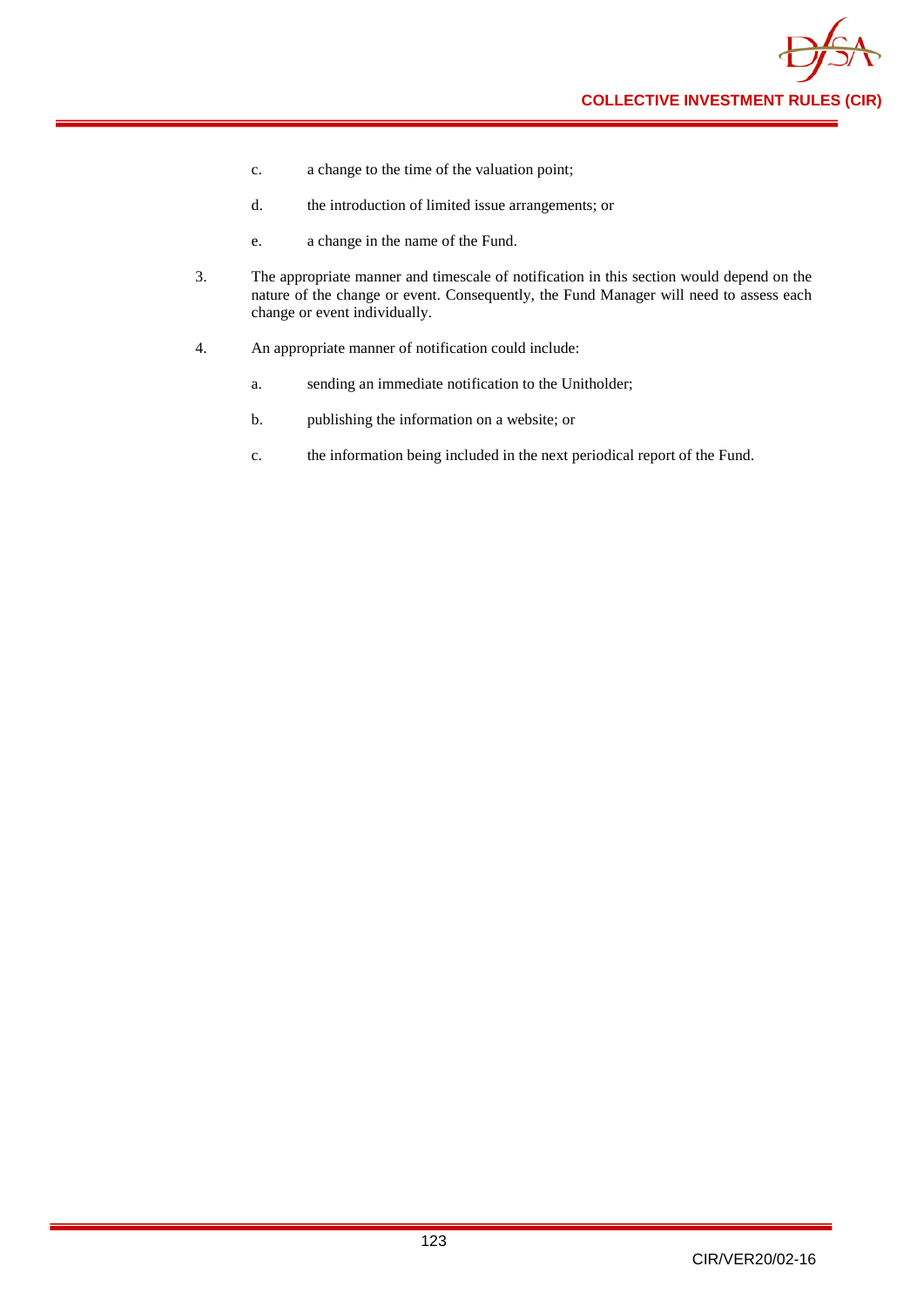c. a change to the time of the valuation point;

   d. the introduction of limited issue arrangements; or

   e. a change in the name of the Fund.

3. The appropriate manner and timescale of notification in this section would depend on the nature of the change or event. Consequently, the Fund Manager will need to assess each change or event individually.

4. An appropriate manner of notification could include:

   a. sending an immediate notification to the Unitholder;

   b. publishing the information on a website; or

   c. the information being included in the next periodical report of the Fund.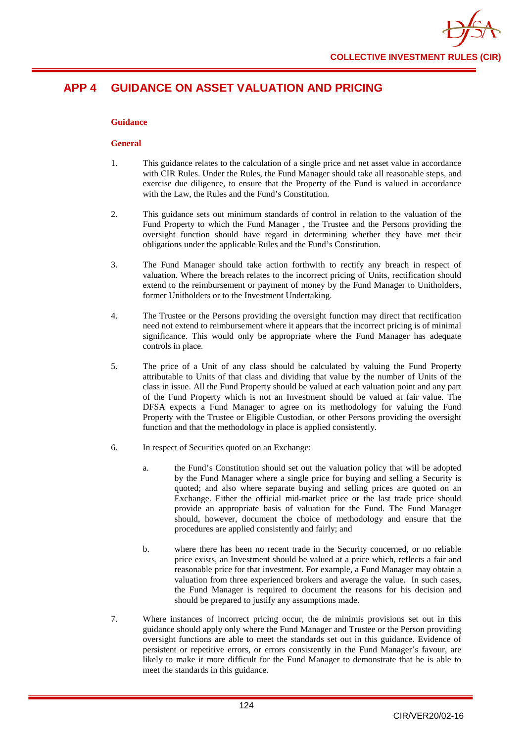# APP 4 GUIDANCE ON ASSET VALUATION AND PRICING

**Guidance**

**General**

1. This guidance relates to the calculation of a single price and net asset value in accordance with CIR Rules. Under the Rules, the Fund Manager should take all reasonable steps, and exercise due diligence, to ensure that the Property of the Fund is valued in accordance with the Law, the Rules and the Fund's Constitution.

2. This guidance sets out minimum standards of control in relation to the valuation of the Fund Property to which the Fund Manager , the Trustee and the Persons providing the oversight function should have regard in determining whether they have met their obligations under the applicable Rules and the Fund's Constitution.

3. The Fund Manager should take action forthwith to rectify any breach in respect of valuation. Where the breach relates to the incorrect pricing of Units, rectification should extend to the reimbursement or payment of money by the Fund Manager to Unitholders, former Unitholders or to the Investment Undertaking.

4. The Trustee or the Persons providing the oversight function may direct that rectification need not extend to reimbursement where it appears that the incorrect pricing is of minimal significance. This would only be appropriate where the Fund Manager has adequate controls in place.

5. The price of a Unit of any class should be calculated by valuing the Fund Property attributable to Units of that class and dividing that value by the number of Units of the class in issue. All the Fund Property should be valued at each valuation point and any part of the Fund Property which is not an Investment should be valued at fair value. The DFSA expects a Fund Manager to agree on its methodology for valuing the Fund Property with the Trustee or Eligible Custodian, or other Persons providing the oversight function and that the methodology in place is applied consistently.

6. In respect of Securities quoted on an Exchange:

   a. the Fund's Constitution should set out the valuation policy that will be adopted by the Fund Manager where a single price for buying and selling a Security is quoted; and also where separate buying and selling prices are quoted on an Exchange. Either the official mid-market price or the last trade price should provide an appropriate basis of valuation for the Fund. The Fund Manager should, however, document the choice of methodology and ensure that the procedures are applied consistently and fairly; and

   b. where there has been no recent trade in the Security concerned, or no reliable price exists, an Investment should be valued at a price which, reflects a fair and reasonable price for that investment. For example, a Fund Manager may obtain a valuation from three experienced brokers and average the value. In such cases, the Fund Manager is required to document the reasons for his decision and should be prepared to justify any assumptions made.

7. Where instances of incorrect pricing occur, the de minimis provisions set out in this guidance should apply only where the Fund Manager and Trustee or the Person providing oversight functions are able to meet the standards set out in this guidance. Evidence of persistent or repetitive errors, or errors consistently in the Fund Manager's favour, are likely to make it more difficult for the Fund Manager to demonstrate that he is able to meet the standards in this guidance.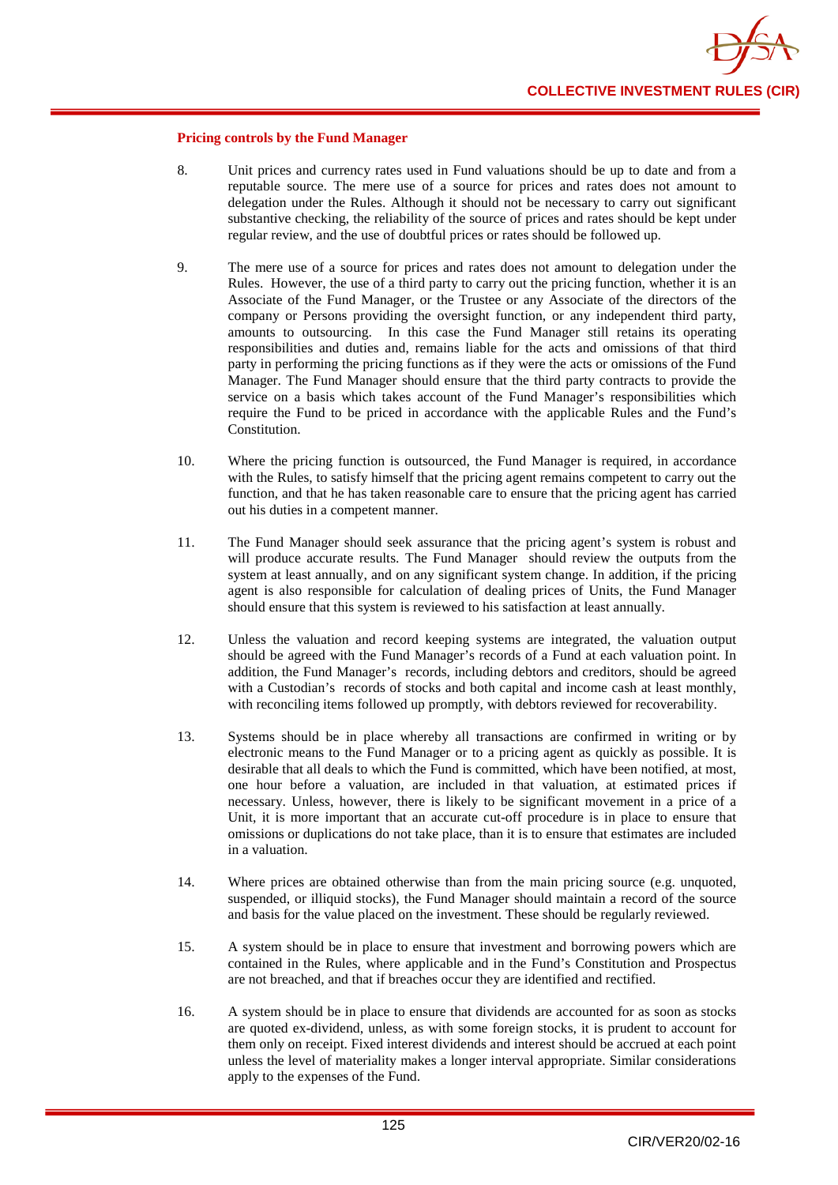**Pricing controls by the Fund Manager**

8. Unit prices and currency rates used in Fund valuations should be up to date and from a reputable source. The mere use of a source for prices and rates does not amount to delegation under the Rules. Although it should not be necessary to carry out significant substantive checking, the reliability of the source of prices and rates should be kept under regular review, and the use of doubtful prices or rates should be followed up.

9. The mere use of a source for prices and rates does not amount to delegation under the Rules. However, the use of a third party to carry out the pricing function, whether it is an Associate of the Fund Manager, or the Trustee or any Associate of the directors of the company or Persons providing the oversight function, or any independent third party, amounts to outsourcing. In this case the Fund Manager still retains its operating responsibilities and duties and, remains liable for the acts and omissions of that third party in performing the pricing functions as if they were the acts or omissions of the Fund Manager. The Fund Manager should ensure that the third party contracts to provide the service on a basis which takes account of the Fund Manager's responsibilities which require the Fund to be priced in accordance with the applicable Rules and the Fund's Constitution.

10. Where the pricing function is outsourced, the Fund Manager is required, in accordance with the Rules, to satisfy himself that the pricing agent remains competent to carry out the function, and that he has taken reasonable care to ensure that the pricing agent has carried out his duties in a competent manner.

11. The Fund Manager should seek assurance that the pricing agent's system is robust and will produce accurate results. The Fund Manager should review the outputs from the system at least annually, and on any significant system change. In addition, if the pricing agent is also responsible for calculation of dealing prices of Units, the Fund Manager should ensure that this system is reviewed to his satisfaction at least annually.

12. Unless the valuation and record keeping systems are integrated, the valuation output should be agreed with the Fund Manager's records of a Fund at each valuation point. In addition, the Fund Manager's records, including debtors and creditors, should be agreed with a Custodian's records of stocks and both capital and income cash at least monthly, with reconciling items followed up promptly, with debtors reviewed for recoverability.

13. Systems should be in place whereby all transactions are confirmed in writing or by electronic means to the Fund Manager or to a pricing agent as quickly as possible. It is desirable that all deals to which the Fund is committed, which have been notified, at most, one hour before a valuation, are included in that valuation, at estimated prices if necessary. Unless, however, there is likely to be significant movement in a price of a Unit, it is more important that an accurate cut-off procedure is in place to ensure that omissions or duplications do not take place, than it is to ensure that estimates are included in a valuation.

14. Where prices are obtained otherwise than from the main pricing source (e.g. unquoted, suspended, or illiquid stocks), the Fund Manager should maintain a record of the source and basis for the value placed on the investment. These should be regularly reviewed.

15. A system should be in place to ensure that investment and borrowing powers which are contained in the Rules, where applicable and in the Fund's Constitution and Prospectus are not breached, and that if breaches occur they are identified and rectified.

16. A system should be in place to ensure that dividends are accounted for as soon as stocks are quoted ex-dividend, unless, as with some foreign stocks, it is prudent to account for them only on receipt. Fixed interest dividends and interest should be accrued at each point unless the level of materiality makes a longer interval appropriate. Similar considerations apply to the expenses of the Fund.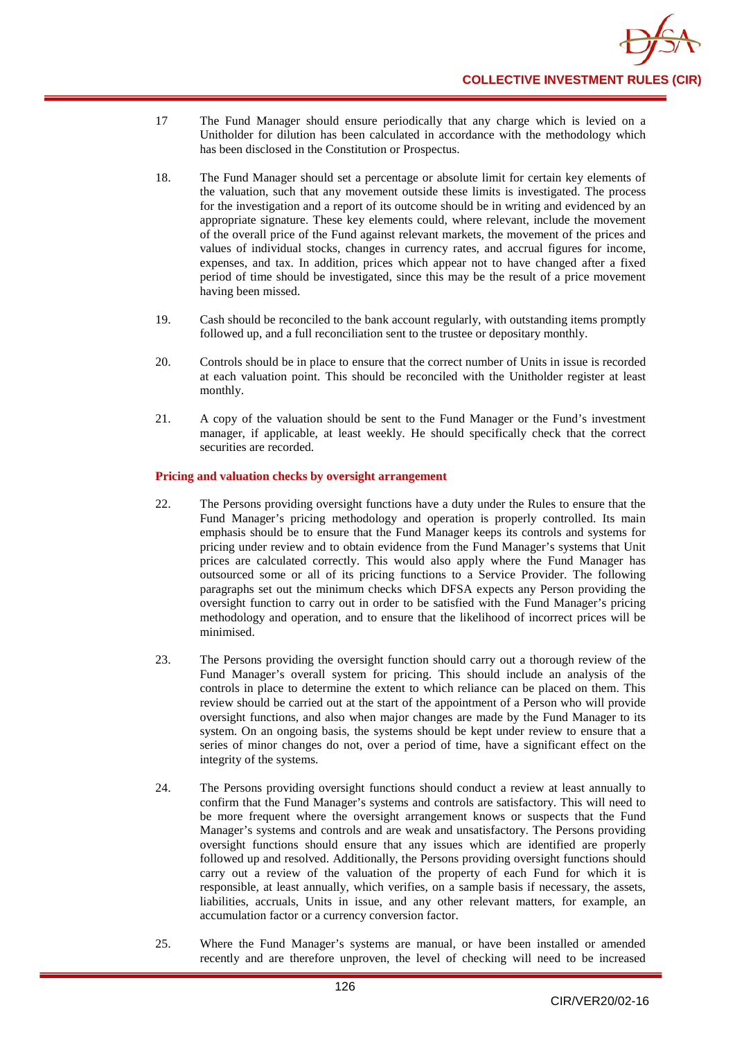17 The Fund Manager should ensure periodically that any charge which is levied on a Unitholder for dilution has been calculated in accordance with the methodology which has been disclosed in the Constitution or Prospectus.

18. The Fund Manager should set a percentage or absolute limit for certain key elements of the valuation, such that any movement outside these limits is investigated. The process for the investigation and a report of its outcome should be in writing and evidenced by an appropriate signature. These key elements could, where relevant, include the movement of the overall price of the Fund against relevant markets, the movement of the prices and values of individual stocks, changes in currency rates, and accrual figures for income, expenses, and tax. In addition, prices which appear not to have changed after a fixed period of time should be investigated, since this may be the result of a price movement having been missed.

19. Cash should be reconciled to the bank account regularly, with outstanding items promptly followed up, and a full reconciliation sent to the trustee or depositary monthly.

20. Controls should be in place to ensure that the correct number of Units in issue is recorded at each valuation point. This should be reconciled with the Unitholder register at least monthly.

21. A copy of the valuation should be sent to the Fund Manager or the Fund's investment manager, if applicable, at least weekly. He should specifically check that the correct securities are recorded.

**Pricing and valuation checks by oversight arrangement**

22. The Persons providing oversight functions have a duty under the Rules to ensure that the Fund Manager's pricing methodology and operation is properly controlled. Its main emphasis should be to ensure that the Fund Manager keeps its controls and systems for pricing under review and to obtain evidence from the Fund Manager's systems that Unit prices are calculated correctly. This would also apply where the Fund Manager has outsourced some or all of its pricing functions to a Service Provider. The following paragraphs set out the minimum checks which DFSA expects any Person providing the oversight function to carry out in order to be satisfied with the Fund Manager's pricing methodology and operation, and to ensure that the likelihood of incorrect prices will be minimised.

23. The Persons providing the oversight function should carry out a thorough review of the Fund Manager's overall system for pricing. This should include an analysis of the controls in place to determine the extent to which reliance can be placed on them. This review should be carried out at the start of the appointment of a Person who will provide oversight functions, and also when major changes are made by the Fund Manager to its system. On an ongoing basis, the systems should be kept under review to ensure that a series of minor changes do not, over a period of time, have a significant effect on the integrity of the systems.

24. The Persons providing oversight functions should conduct a review at least annually to confirm that the Fund Manager's systems and controls are satisfactory. This will need to be more frequent where the oversight arrangement knows or suspects that the Fund Manager's systems and controls and are weak and unsatisfactory. The Persons providing oversight functions should ensure that any issues which are identified are properly followed up and resolved. Additionally, the Persons providing oversight functions should carry out a review of the valuation of the property of each Fund for which it is responsible, at least annually, which verifies, on a sample basis if necessary, the assets, liabilities, accruals, Units in issue, and any other relevant matters, for example, an accumulation factor or a currency conversion factor.

25. Where the Fund Manager's systems are manual, or have been installed or amended recently and are therefore unproven, the level of checking will need to be increased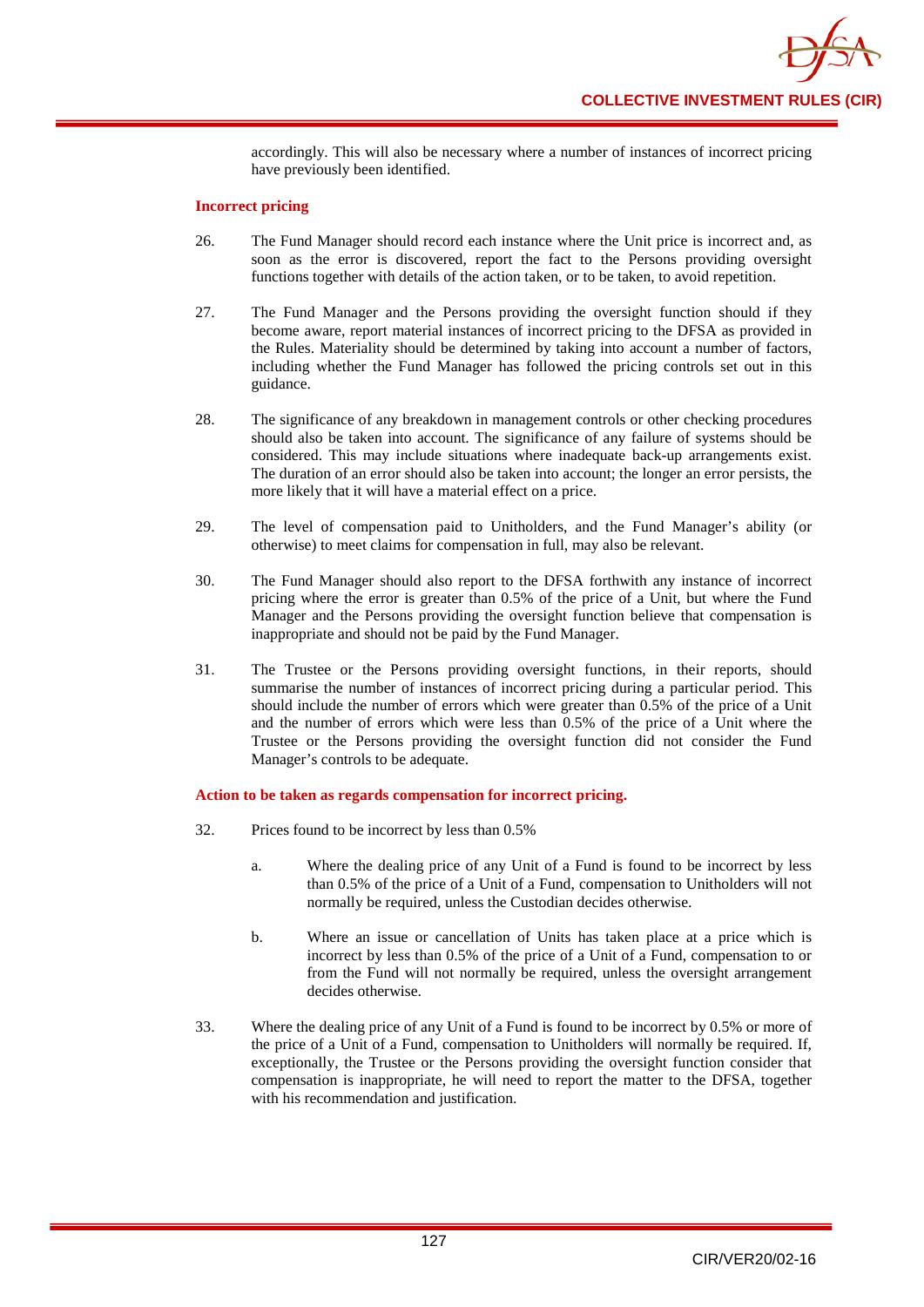accordingly. This will also be necessary where a number of instances of incorrect pricing have previously been identified.

**Incorrect pricing**

26. The Fund Manager should record each instance where the Unit price is incorrect and, as soon as the error is discovered, report the fact to the Persons providing oversight functions together with details of the action taken, or to be taken, to avoid repetition.

27. The Fund Manager and the Persons providing the oversight function should if they become aware, report material instances of incorrect pricing to the DFSA as provided in the Rules. Materiality should be determined by taking into account a number of factors, including whether the Fund Manager has followed the pricing controls set out in this guidance.

28. The significance of any breakdown in management controls or other checking procedures should also be taken into account. The significance of any failure of systems should be considered. This may include situations where inadequate back-up arrangements exist. The duration of an error should also be taken into account; the longer an error persists, the more likely that it will have a material effect on a price.

29. The level of compensation paid to Unitholders, and the Fund Manager's ability (or otherwise) to meet claims for compensation in full, may also be relevant.

30. The Fund Manager should also report to the DFSA forthwith any instance of incorrect pricing where the error is greater than 0.5% of the price of a Unit, but where the Fund Manager and the Persons providing the oversight function believe that compensation is inappropriate and should not be paid by the Fund Manager.

31. The Trustee or the Persons providing oversight functions, in their reports, should summarise the number of instances of incorrect pricing during a particular period. This should include the number of errors which were greater than 0.5% of the price of a Unit and the number of errors which were less than 0.5% of the price of a Unit where the Trustee or the Persons providing the oversight function did not consider the Fund Manager's controls to be adequate.

**Action to be taken as regards compensation for incorrect pricing.**

32. Prices found to be incorrect by less than 0.5%

    a. Where the dealing price of any Unit of a Fund is found to be incorrect by less than 0.5% of the price of a Unit of a Fund, compensation to Unitholders will not normally be required, unless the Custodian decides otherwise.

    b. Where an issue or cancellation of Units has taken place at a price which is incorrect by less than 0.5% of the price of a Unit of a Fund, compensation to or from the Fund will not normally be required, unless the oversight arrangement decides otherwise.

33. Where the dealing price of any Unit of a Fund is found to be incorrect by 0.5% or more of the price of a Unit of a Fund, compensation to Unitholders will normally be required. If, exceptionally, the Trustee or the Persons providing the oversight function consider that compensation is inappropriate, he will need to report the matter to the DFSA, together with his recommendation and justification.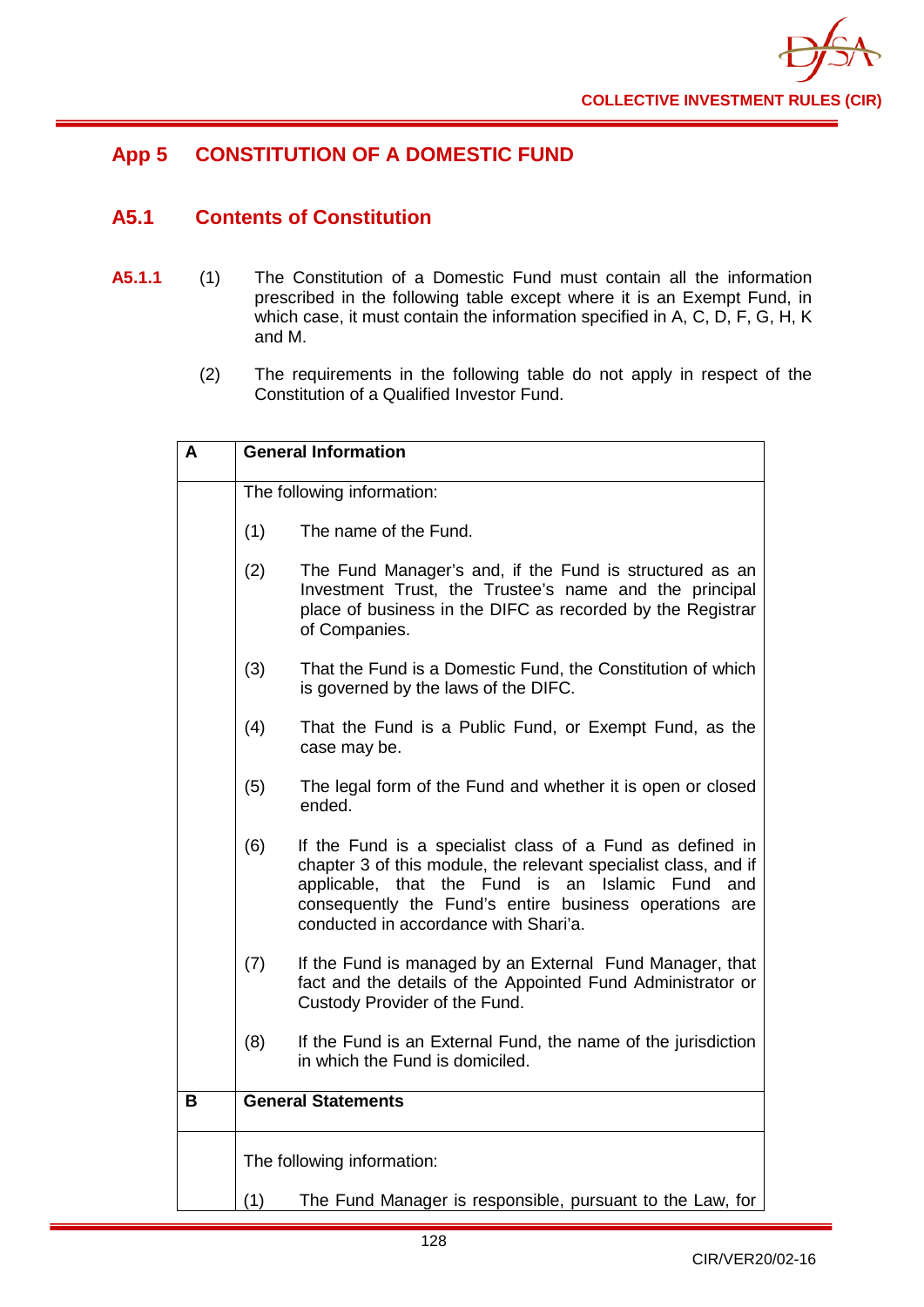# App 5 CONSTITUTION OF A DOMESTIC FUND

## A5.1 Contents of Constitution

**A5.1.1** (1) The Constitution of a Domestic Fund must contain all the information prescribed in the following table except where it is an Exempt Fund, in which case, it must contain the information specified in A, C, D, F, G, H, K and M.

(2) The requirements in the following table do not apply in respect of the Constitution of a Qualified Investor Fund.

| A | General Information |
|---|---|
| | The following information:<br><br>(1) The name of the Fund.<br><br>(2) The Fund Manager's and, if the Fund is structured as an Investment Trust, the Trustee's name and the principal place of business in the DIFC as recorded by the Registrar of Companies.<br><br>(3) That the Fund is a Domestic Fund, the Constitution of which is governed by the laws of the DIFC.<br><br>(4) That the Fund is a Public Fund, or Exempt Fund, as the case may be.<br><br>(5) The legal form of the Fund and whether it is open or closed ended.<br><br>(6) If the Fund is a specialist class of a Fund as defined in chapter 3 of this module, the relevant specialist class, and if applicable, that the Fund is an Islamic Fund and consequently the Fund's entire business operations are conducted in accordance with Shari'a.<br><br>(7) If the Fund is managed by an External Fund Manager, that fact and the details of the Appointed Fund Administrator or Custody Provider of the Fund.<br><br>(8) If the Fund is an External Fund, the name of the jurisdiction in which the Fund is domiciled. |
| **B** | **General Statements** |
| | The following information:<br><br>(1) The Fund Manager is responsible, pursuant to the Law, for |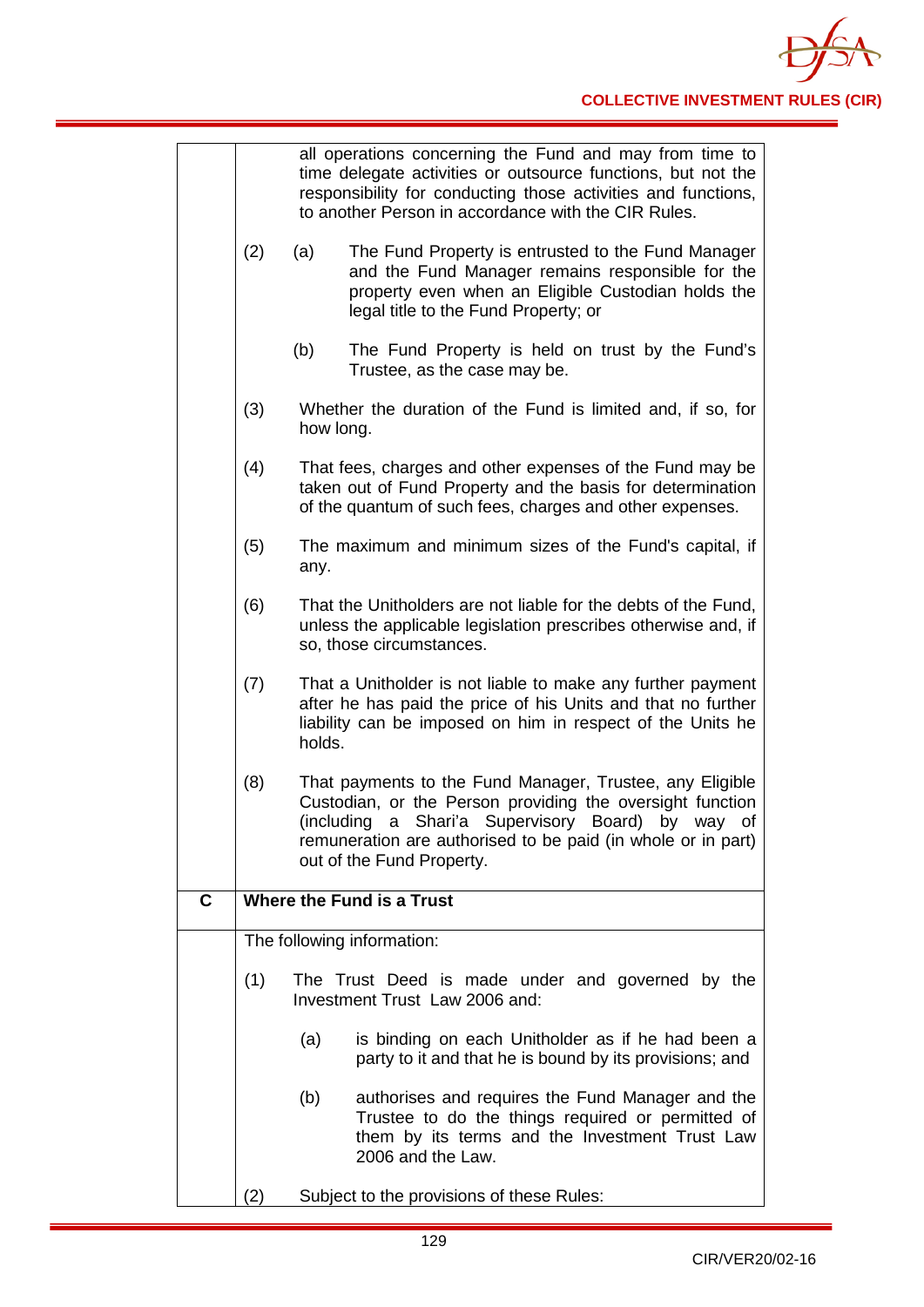| | |
|---|---|
| | all operations concerning the Fund and may from time to time delegate activities or outsource functions, but not the responsibility for conducting those activities and functions, to another Person in accordance with the CIR Rules.<br><br>(2) (a) The Fund Property is entrusted to the Fund Manager and the Fund Manager remains responsible for the property even when an Eligible Custodian holds the legal title to the Fund Property; or<br><br>(b) The Fund Property is held on trust by the Fund's Trustee, as the case may be.<br><br>(3) Whether the duration of the Fund is limited and, if so, for how long.<br><br>(4) That fees, charges and other expenses of the Fund may be taken out of Fund Property and the basis for determination of the quantum of such fees, charges and other expenses.<br><br>(5) The maximum and minimum sizes of the Fund's capital, if any.<br><br>(6) That the Unitholders are not liable for the debts of the Fund, unless the applicable legislation prescribes otherwise and, if so, those circumstances.<br><br>(7) That a Unitholder is not liable to make any further payment after he has paid the price of his Units and that no further liability can be imposed on him in respect of the Units he holds.<br><br>(8) That payments to the Fund Manager, Trustee, any Eligible Custodian, or the Person providing the oversight function (including a Shari'a Supervisory Board) by way of remuneration are authorised to be paid (in whole or in part) out of the Fund Property. |
| **C** | **Where the Fund is a Trust** |
| | The following information:<br><br>(1) The Trust Deed is made under and governed by the Investment Trust Law 2006 and:<br><br>(a) is binding on each Unitholder as if he had been a party to it and that he is bound by its provisions; and<br><br>(b) authorises and requires the Fund Manager and the Trustee to do the things required or permitted of them by its terms and the Investment Trust Law 2006 and the Law.<br><br>(2) Subject to the provisions of these Rules: |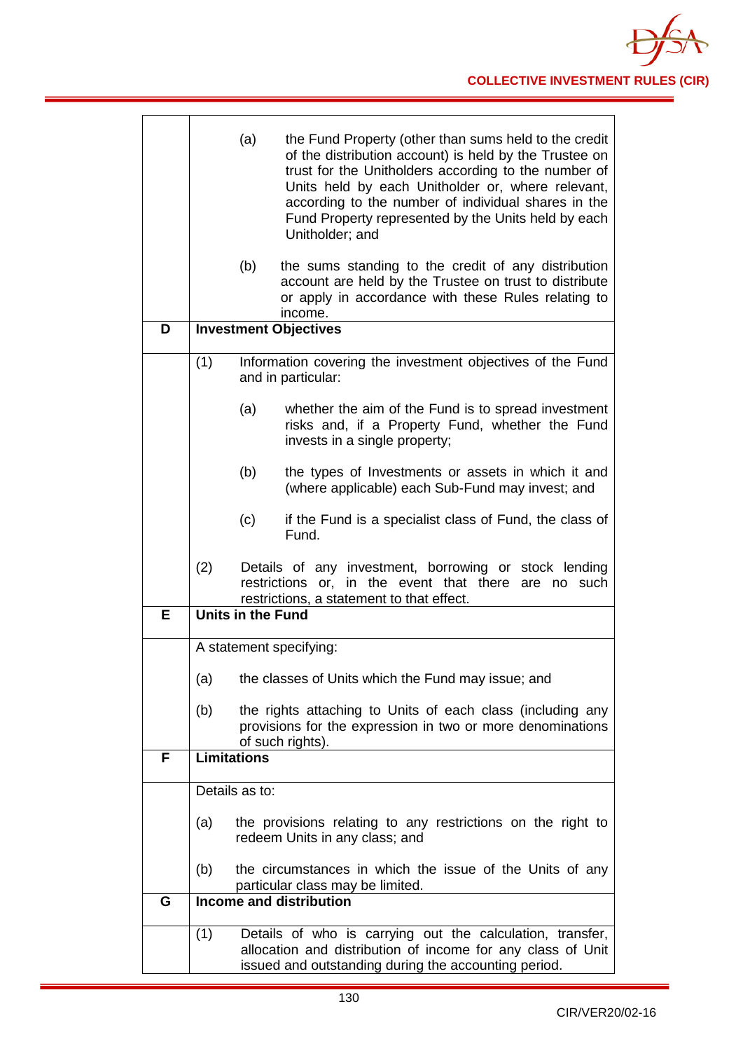| | |
|---|---|
| | (a) the Fund Property (other than sums held to the credit of the distribution account) is held by the Trustee on trust for the Unitholders according to the number of Units held by each Unitholder or, where relevant, according to the number of individual shares in the Fund Property represented by the Units held by each Unitholder; and<br><br>(b) the sums standing to the credit of any distribution account are held by the Trustee on trust to distribute or apply in accordance with these Rules relating to income. |
| **D** | **Investment Objectives** |
| | (1) Information covering the investment objectives of the Fund and in particular:<br><br>(a) whether the aim of the Fund is to spread investment risks and, if a Property Fund, whether the Fund invests in a single property;<br><br>(b) the types of Investments or assets in which it and (where applicable) each Sub-Fund may invest; and<br><br>(c) if the Fund is a specialist class of Fund, the class of Fund.<br><br>(2) Details of any investment, borrowing or stock lending restrictions or, in the event that there are no such restrictions, a statement to that effect. |
| **E** | **Units in the Fund** |
| | A statement specifying:<br><br>(a) the classes of Units which the Fund may issue; and<br><br>(b) the rights attaching to Units of each class (including any provisions for the expression in two or more denominations of such rights). |
| **F** | **Limitations** |
| | Details as to:<br><br>(a) the provisions relating to any restrictions on the right to redeem Units in any class; and<br><br>(b) the circumstances in which the issue of the Units of any particular class may be limited. |
| **G** | **Income and distribution** |
| | (1) Details of who is carrying out the calculation, transfer, allocation and distribution of income for any class of Unit issued and outstanding during the accounting period. |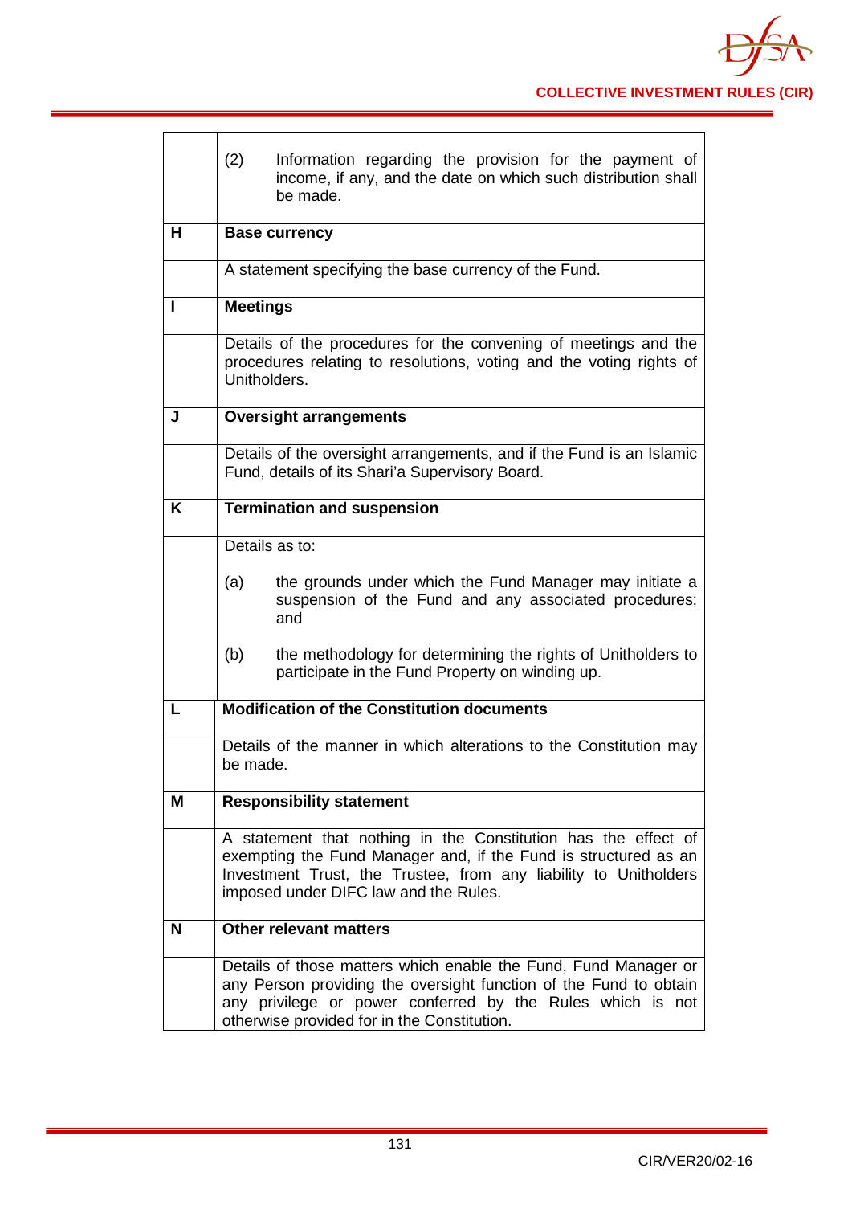| | |
|---|---|
| | (2) Information regarding the provision for the payment of income, if any, and the date on which such distribution shall be made. |
| **H** | **Base currency** |
| | A statement specifying the base currency of the Fund. |
| **I** | **Meetings** |
| | Details of the procedures for the convening of meetings and the procedures relating to resolutions, voting and the voting rights of Unitholders. |
| **J** | **Oversight arrangements** |
| | Details of the oversight arrangements, and if the Fund is an Islamic Fund, details of its Shari'a Supervisory Board. |
| **K** | **Termination and suspension** |
| | Details as to:<br><br>(a) the grounds under which the Fund Manager may initiate a suspension of the Fund and any associated procedures; and<br><br>(b) the methodology for determining the rights of Unitholders to participate in the Fund Property on winding up. |
| **L** | **Modification of the Constitution documents** |
| | Details of the manner in which alterations to the Constitution may be made. |
| **M** | **Responsibility statement** |
| | A statement that nothing in the Constitution has the effect of exempting the Fund Manager and, if the Fund is structured as an Investment Trust, the Trustee, from any liability to Unitholders imposed under DIFC law and the Rules. |
| **N** | **Other relevant matters** |
| | Details of those matters which enable the Fund, Fund Manager or any Person providing the oversight function of the Fund to obtain any privilege or power conferred by the Rules which is not otherwise provided for in the Constitution. |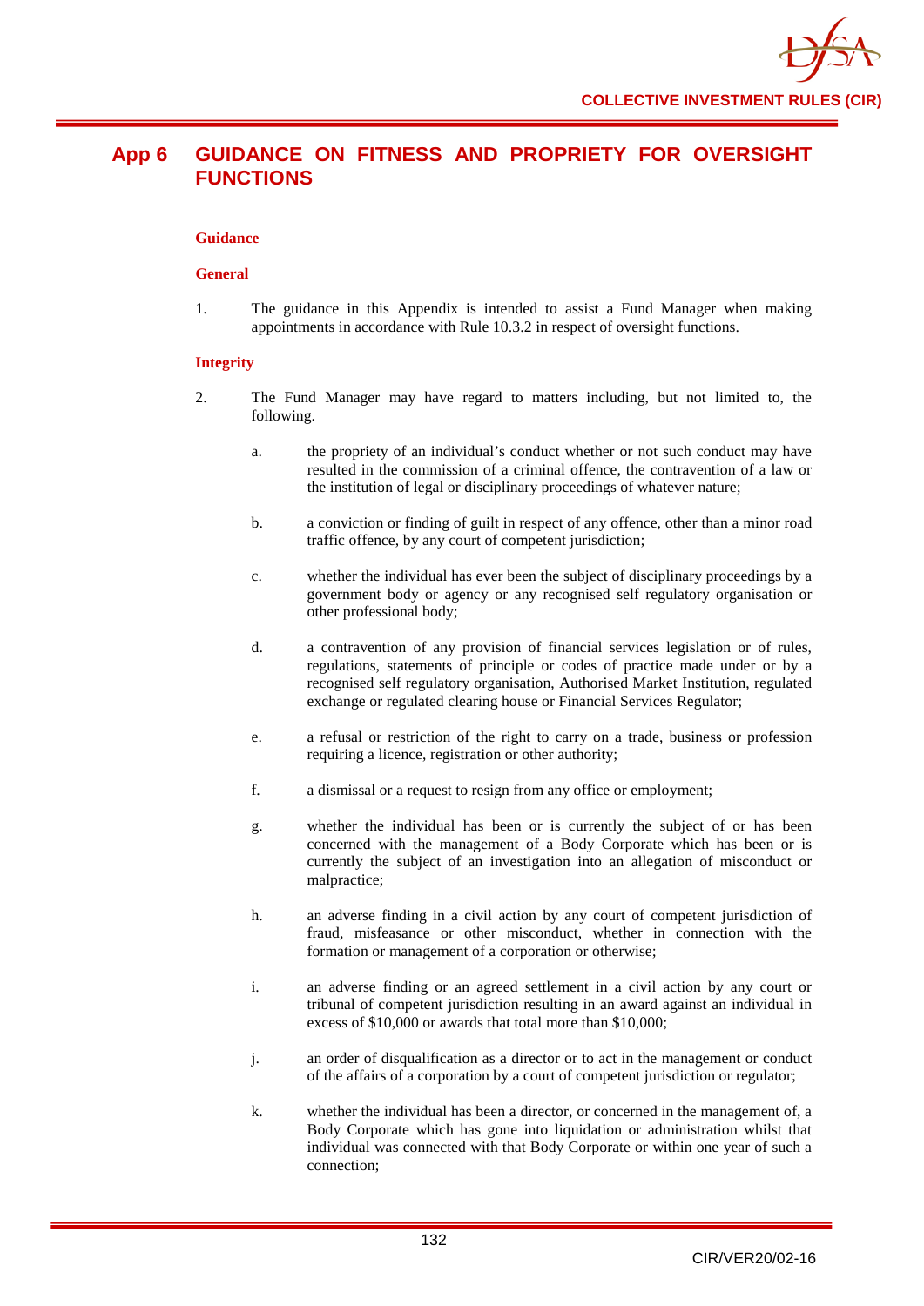# App 6 GUIDANCE ON FITNESS AND PROPRIETY FOR OVERSIGHT FUNCTIONS

**Guidance**

**General**

1. The guidance in this Appendix is intended to assist a Fund Manager when making appointments in accordance with Rule 10.3.2 in respect of oversight functions.

**Integrity**

2. The Fund Manager may have regard to matters including, but not limited to, the following.

   a. the propriety of an individual's conduct whether or not such conduct may have resulted in the commission of a criminal offence, the contravention of a law or the institution of legal or disciplinary proceedings of whatever nature;

   b. a conviction or finding of guilt in respect of any offence, other than a minor road traffic offence, by any court of competent jurisdiction;

   c. whether the individual has ever been the subject of disciplinary proceedings by a government body or agency or any recognised self regulatory organisation or other professional body;

   d. a contravention of any provision of financial services legislation or of rules, regulations, statements of principle or codes of practice made under or by a recognised self regulatory organisation, Authorised Market Institution, regulated exchange or regulated clearing house or Financial Services Regulator;

   e. a refusal or restriction of the right to carry on a trade, business or profession requiring a licence, registration or other authority;

   f. a dismissal or a request to resign from any office or employment;

   g. whether the individual has been or is currently the subject of or has been concerned with the management of a Body Corporate which has been or is currently the subject of an investigation into an allegation of misconduct or malpractice;

   h. an adverse finding in a civil action by any court of competent jurisdiction of fraud, misfeasance or other misconduct, whether in connection with the formation or management of a corporation or otherwise;

   i. an adverse finding or an agreed settlement in a civil action by any court or tribunal of competent jurisdiction resulting in an award against an individual in excess of $10,000 or awards that total more than $10,000;

   j. an order of disqualification as a director or to act in the management or conduct of the affairs of a corporation by a court of competent jurisdiction or regulator;

   k. whether the individual has been a director, or concerned in the management of, a Body Corporate which has gone into liquidation or administration whilst that individual was connected with that Body Corporate or within one year of such a connection;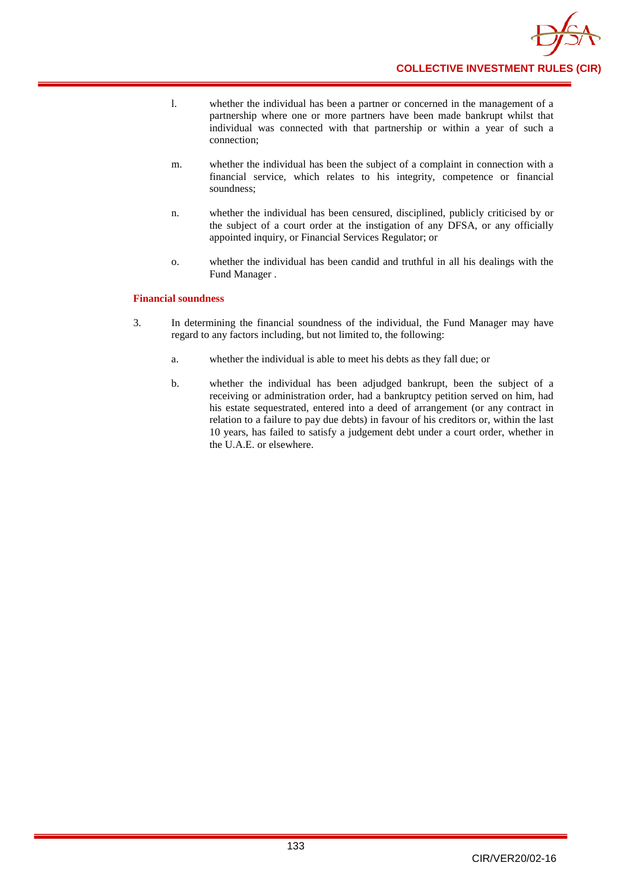l. whether the individual has been a partner or concerned in the management of a partnership where one or more partners have been made bankrupt whilst that individual was connected with that partnership or within a year of such a connection;

m. whether the individual has been the subject of a complaint in connection with a financial service, which relates to his integrity, competence or financial soundness;

n. whether the individual has been censured, disciplined, publicly criticised by or the subject of a court order at the instigation of any DFSA, or any officially appointed inquiry, or Financial Services Regulator; or

o. whether the individual has been candid and truthful in all his dealings with the Fund Manager .

**Financial soundness**

3. In determining the financial soundness of the individual, the Fund Manager may have regard to any factors including, but not limited to, the following:

   a. whether the individual is able to meet his debts as they fall due; or

   b. whether the individual has been adjudged bankrupt, been the subject of a receiving or administration order, had a bankruptcy petition served on him, had his estate sequestrated, entered into a deed of arrangement (or any contract in relation to a failure to pay due debts) in favour of his creditors or, within the last 10 years, has failed to satisfy a judgement debt under a court order, whether in the U.A.E. or elsewhere.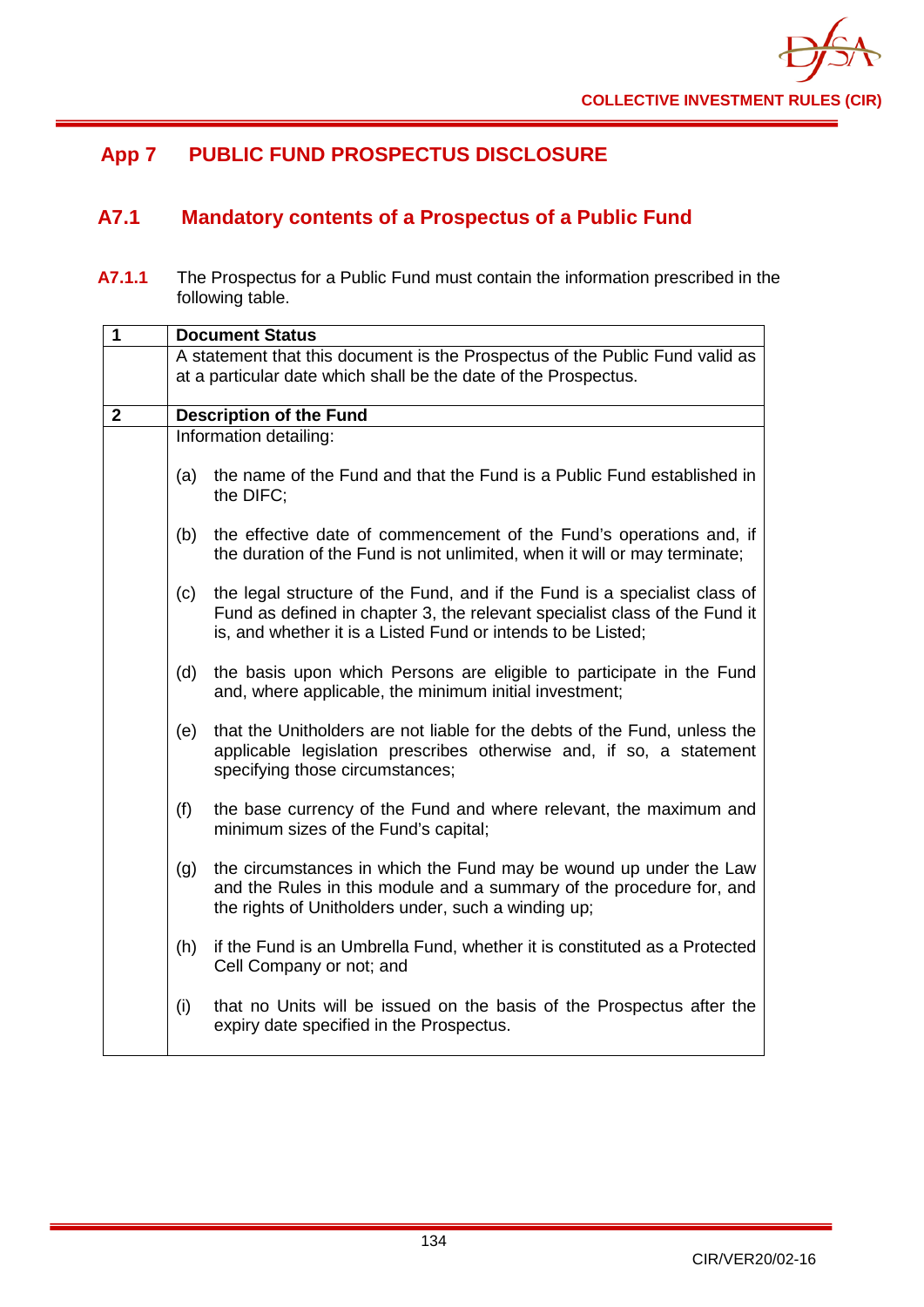# App 7 PUBLIC FUND PROSPECTUS DISCLOSURE

## A7.1 Mandatory contents of a Prospectus of a Public Fund

**A7.1.1** The Prospectus for a Public Fund must contain the information prescribed in the following table.

| 1 | **Document Status** |
|---|---|
| | A statement that this document is the Prospectus of the Public Fund valid as at a particular date which shall be the date of the Prospectus. |
| **2** | **Description of the Fund** |
| | Information detailing:<br><br>(a) the name of the Fund and that the Fund is a Public Fund established in the DIFC;<br><br>(b) the effective date of commencement of the Fund's operations and, if the duration of the Fund is not unlimited, when it will or may terminate;<br><br>(c) the legal structure of the Fund, and if the Fund is a specialist class of Fund as defined in chapter 3, the relevant specialist class of the Fund it is, and whether it is a Listed Fund or intends to be Listed;<br><br>(d) the basis upon which Persons are eligible to participate in the Fund and, where applicable, the minimum initial investment;<br><br>(e) that the Unitholders are not liable for the debts of the Fund, unless the applicable legislation prescribes otherwise and, if so, a statement specifying those circumstances;<br><br>(f) the base currency of the Fund and where relevant, the maximum and minimum sizes of the Fund's capital;<br><br>(g) the circumstances in which the Fund may be wound up under the Law and the Rules in this module and a summary of the procedure for, and the rights of Unitholders under, such a winding up;<br><br>(h) if the Fund is an Umbrella Fund, whether it is constituted as a Protected Cell Company or not; and<br><br>(i) that no Units will be issued on the basis of the Prospectus after the expiry date specified in the Prospectus. |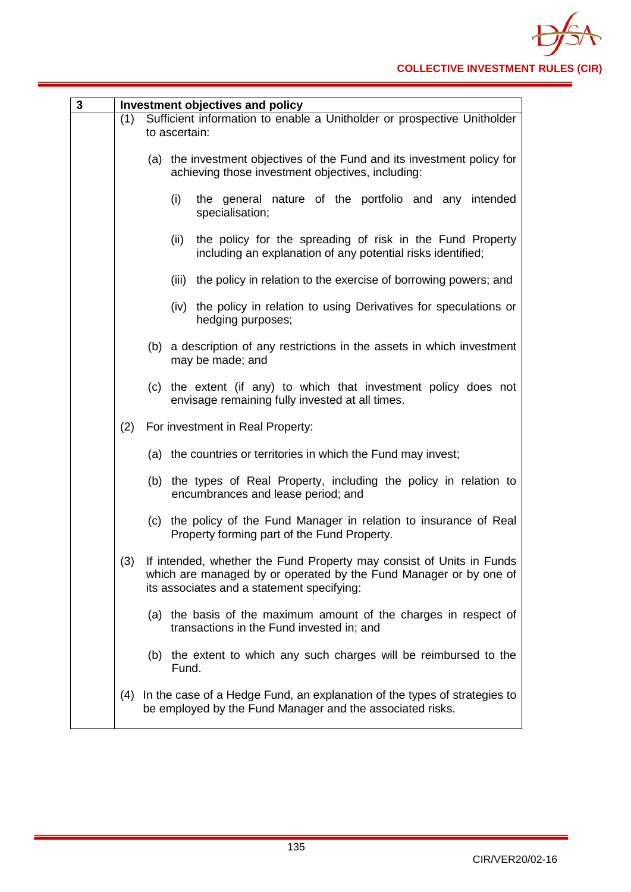| 3 | Investment objectives and policy |
|---|---|
| | (1) Sufficient information to enable a Unitholder or prospective Unitholder to ascertain:<br><br>(a) the investment objectives of the Fund and its investment policy for achieving those investment objectives, including:<br><br>(i) the general nature of the portfolio and any intended specialisation;<br><br>(ii) the policy for the spreading of risk in the Fund Property including an explanation of any potential risks identified;<br><br>(iii) the policy in relation to the exercise of borrowing powers; and<br><br>(iv) the policy in relation to using Derivatives for speculations or hedging purposes;<br><br>(b) a description of any restrictions in the assets in which investment may be made; and<br><br>(c) the extent (if any) to which that investment policy does not envisage remaining fully invested at all times.<br><br>(2) For investment in Real Property:<br><br>(a) the countries or territories in which the Fund may invest;<br><br>(b) the types of Real Property, including the policy in relation to encumbrances and lease period; and<br><br>(c) the policy of the Fund Manager in relation to insurance of Real Property forming part of the Fund Property.<br><br>(3) If intended, whether the Fund Property may consist of Units in Funds which are managed by or operated by the Fund Manager or by one of its associates and a statement specifying:<br><br>(a) the basis of the maximum amount of the charges in respect of transactions in the Fund invested in; and<br><br>(b) the extent to which any such charges will be reimbursed to the Fund.<br><br>(4) In the case of a Hedge Fund, an explanation of the types of strategies to be employed by the Fund Manager and the associated risks. |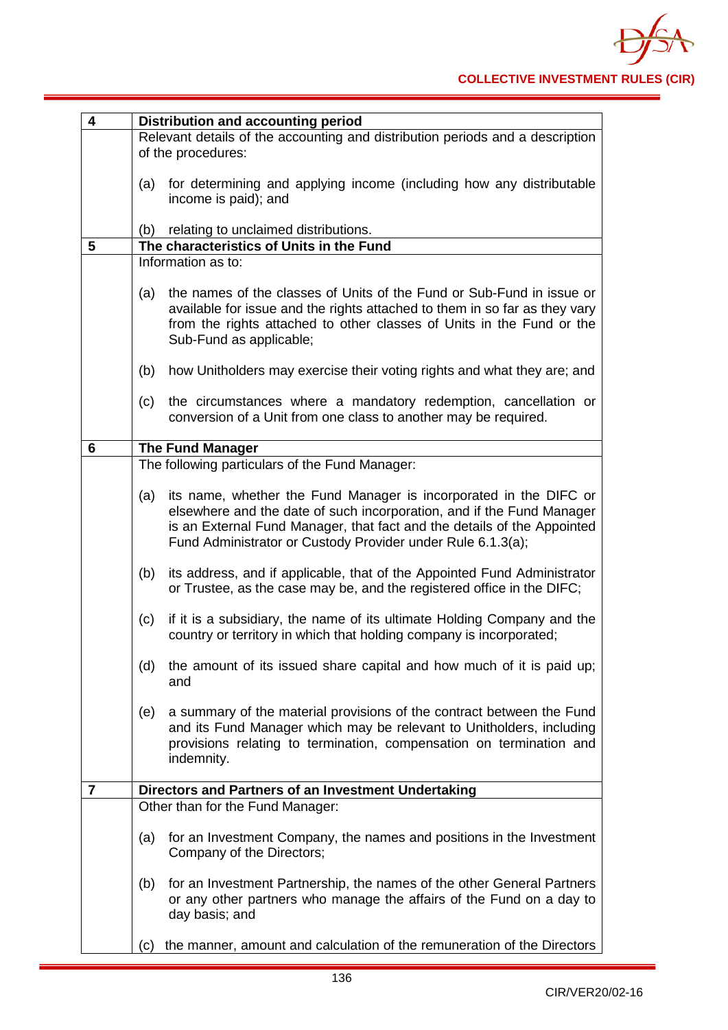| | |
|---|---|
| **4** | **Distribution and accounting period** |
| | Relevant details of the accounting and distribution periods and a description of the procedures:<br><br>(a) for determining and applying income (including how any distributable income is paid); and<br><br>(b) relating to unclaimed distributions. |
| **5** | **The characteristics of Units in the Fund** |
| | Information as to:<br><br>(a) the names of the classes of Units of the Fund or Sub-Fund in issue or available for issue and the rights attached to them in so far as they vary from the rights attached to other classes of Units in the Fund or the Sub-Fund as applicable;<br><br>(b) how Unitholders may exercise their voting rights and what they are; and<br><br>(c) the circumstances where a mandatory redemption, cancellation or conversion of a Unit from one class to another may be required. |
| **6** | **The Fund Manager** |
| | The following particulars of the Fund Manager:<br><br>(a) its name, whether the Fund Manager is incorporated in the DIFC or elsewhere and the date of such incorporation, and if the Fund Manager is an External Fund Manager, that fact and the details of the Appointed Fund Administrator or Custody Provider under Rule 6.1.3(a);<br><br>(b) its address, and if applicable, that of the Appointed Fund Administrator or Trustee, as the case may be, and the registered office in the DIFC;<br><br>(c) if it is a subsidiary, the name of its ultimate Holding Company and the country or territory in which that holding company is incorporated;<br><br>(d) the amount of its issued share capital and how much of it is paid up; and<br><br>(e) a summary of the material provisions of the contract between the Fund and its Fund Manager which may be relevant to Unitholders, including provisions relating to termination, compensation on termination and indemnity. |
| **7** | **Directors and Partners of an Investment Undertaking** |
| | Other than for the Fund Manager:<br><br>(a) for an Investment Company, the names and positions in the Investment Company of the Directors;<br><br>(b) for an Investment Partnership, the names of the other General Partners or any other partners who manage the affairs of the Fund on a day to day basis; and<br><br>(c) the manner, amount and calculation of the remuneration of the Directors |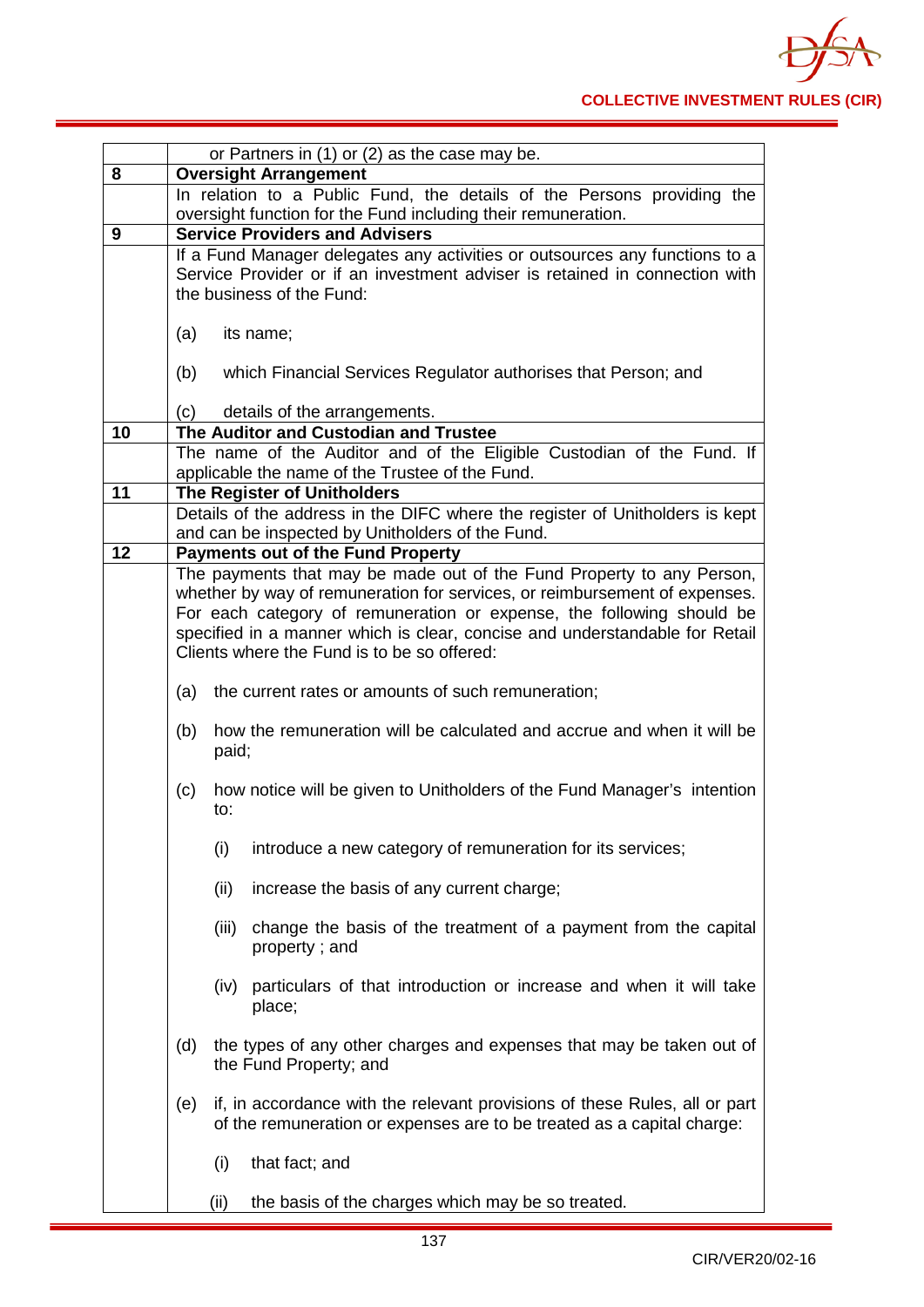| | |
|---|---|
| | or Partners in (1) or (2) as the case may be. |
| **8** | **Oversight Arrangement** |
| | In relation to a Public Fund, the details of the Persons providing the oversight function for the Fund including their remuneration. |
| **9** | **Service Providers and Advisers** |
| | If a Fund Manager delegates any activities or outsources any functions to a Service Provider or if an investment adviser is retained in connection with the business of the Fund:<br><br>(a) its name;<br><br>(b) which Financial Services Regulator authorises that Person; and<br><br>(c) details of the arrangements. |
| **10** | **The Auditor and Custodian and Trustee** |
| | The name of the Auditor and of the Eligible Custodian of the Fund. If applicable the name of the Trustee of the Fund. |
| **11** | **The Register of Unitholders** |
| | Details of the address in the DIFC where the register of Unitholders is kept and can be inspected by Unitholders of the Fund. |
| **12** | **Payments out of the Fund Property** |
| | The payments that may be made out of the Fund Property to any Person, whether by way of remuneration for services, or reimbursement of expenses. For each category of remuneration or expense, the following should be specified in a manner which is clear, concise and understandable for Retail Clients where the Fund is to be so offered:<br><br>(a) the current rates or amounts of such remuneration;<br><br>(b) how the remuneration will be calculated and accrue and when it will be paid;<br><br>(c) how notice will be given to Unitholders of the Fund Manager's intention to:<br><br>(i) introduce a new category of remuneration for its services;<br><br>(ii) increase the basis of any current charge;<br><br>(iii) change the basis of the treatment of a payment from the capital property ; and<br><br>(iv) particulars of that introduction or increase and when it will take place;<br><br>(d) the types of any other charges and expenses that may be taken out of the Fund Property; and<br><br>(e) if, in accordance with the relevant provisions of these Rules, all or part of the remuneration or expenses are to be treated as a capital charge:<br><br>(i) that fact; and<br><br>(ii) the basis of the charges which may be so treated. |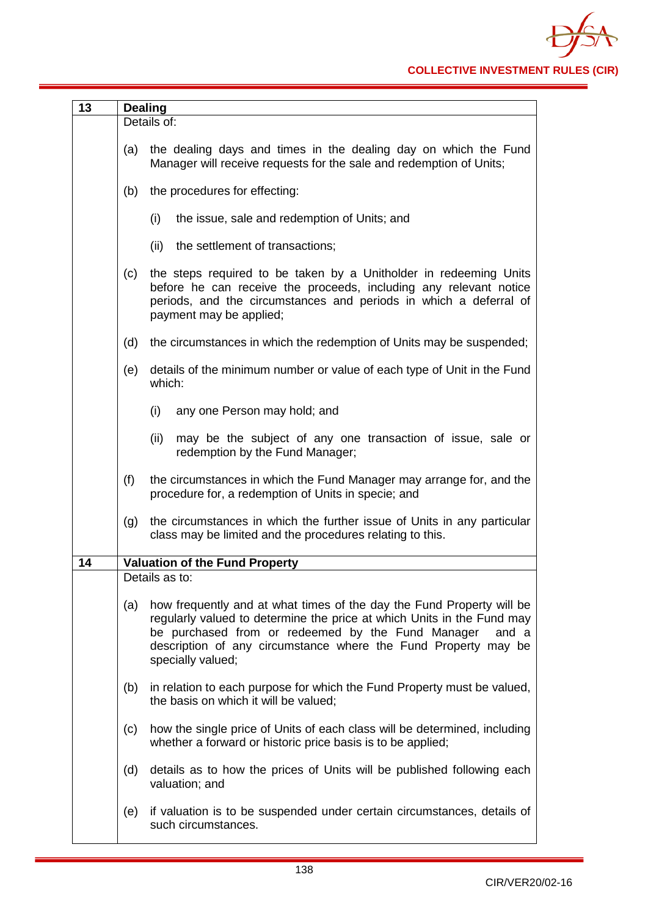| 13 | **Dealing** |
|---|---|
| | Details of:<br><br>(a) the dealing days and times in the dealing day on which the Fund Manager will receive requests for the sale and redemption of Units;<br><br>(b) the procedures for effecting:<br><br>(i) the issue, sale and redemption of Units; and<br><br>(ii) the settlement of transactions;<br><br>(c) the steps required to be taken by a Unitholder in redeeming Units before he can receive the proceeds, including any relevant notice periods, and the circumstances and periods in which a deferral of payment may be applied;<br><br>(d) the circumstances in which the redemption of Units may be suspended;<br><br>(e) details of the minimum number or value of each type of Unit in the Fund which:<br><br>(i) any one Person may hold; and<br><br>(ii) may be the subject of any one transaction of issue, sale or redemption by the Fund Manager;<br><br>(f) the circumstances in which the Fund Manager may arrange for, and the procedure for, a redemption of Units in specie; and<br><br>(g) the circumstances in which the further issue of Units in any particular class may be limited and the procedures relating to this. |
| **14** | **Valuation of the Fund Property** |
| | Details as to:<br><br>(a) how frequently and at what times of the day the Fund Property will be regularly valued to determine the price at which Units in the Fund may be purchased from or redeemed by the Fund Manager and a description of any circumstance where the Fund Property may be specially valued;<br><br>(b) in relation to each purpose for which the Fund Property must be valued, the basis on which it will be valued;<br><br>(c) how the single price of Units of each class will be determined, including whether a forward or historic price basis is to be applied;<br><br>(d) details as to how the prices of Units will be published following each valuation; and<br><br>(e) if valuation is to be suspended under certain circumstances, details of such circumstances. |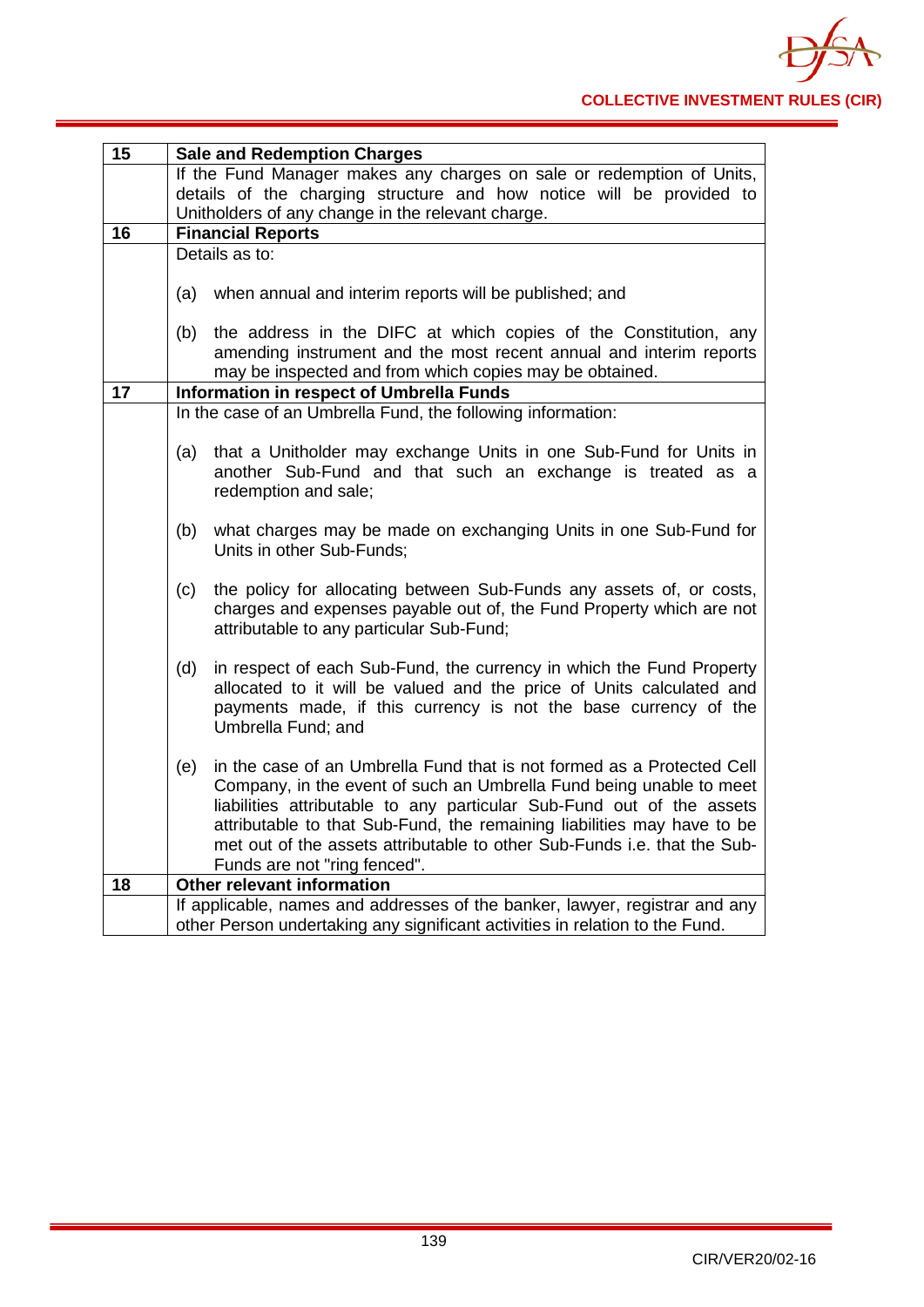| 15 | **Sale and Redemption Charges** |
|---|---|
| | If the Fund Manager makes any charges on sale or redemption of Units, details of the charging structure and how notice will be provided to Unitholders of any change in the relevant charge. |
| 16 | **Financial Reports** |
| | Details as to:<br><br>(a) when annual and interim reports will be published; and<br><br>(b) the address in the DIFC at which copies of the Constitution, any amending instrument and the most recent annual and interim reports may be inspected and from which copies may be obtained. |
| 17 | **Information in respect of Umbrella Funds** |
| | In the case of an Umbrella Fund, the following information:<br><br>(a) that a Unitholder may exchange Units in one Sub-Fund for Units in another Sub-Fund and that such an exchange is treated as a redemption and sale;<br><br>(b) what charges may be made on exchanging Units in one Sub-Fund for Units in other Sub-Funds;<br><br>(c) the policy for allocating between Sub-Funds any assets of, or costs, charges and expenses payable out of, the Fund Property which are not attributable to any particular Sub-Fund;<br><br>(d) in respect of each Sub-Fund, the currency in which the Fund Property allocated to it will be valued and the price of Units calculated and payments made, if this currency is not the base currency of the Umbrella Fund; and<br><br>(e) in the case of an Umbrella Fund that is not formed as a Protected Cell Company, in the event of such an Umbrella Fund being unable to meet liabilities attributable to any particular Sub-Fund out of the assets attributable to that Sub-Fund, the remaining liabilities may have to be met out of the assets attributable to other Sub-Funds i.e. that the Sub-Funds are not "ring fenced". |
| 18 | **Other relevant information** |
| | If applicable, names and addresses of the banker, lawyer, registrar and any other Person undertaking any significant activities in relation to the Fund. |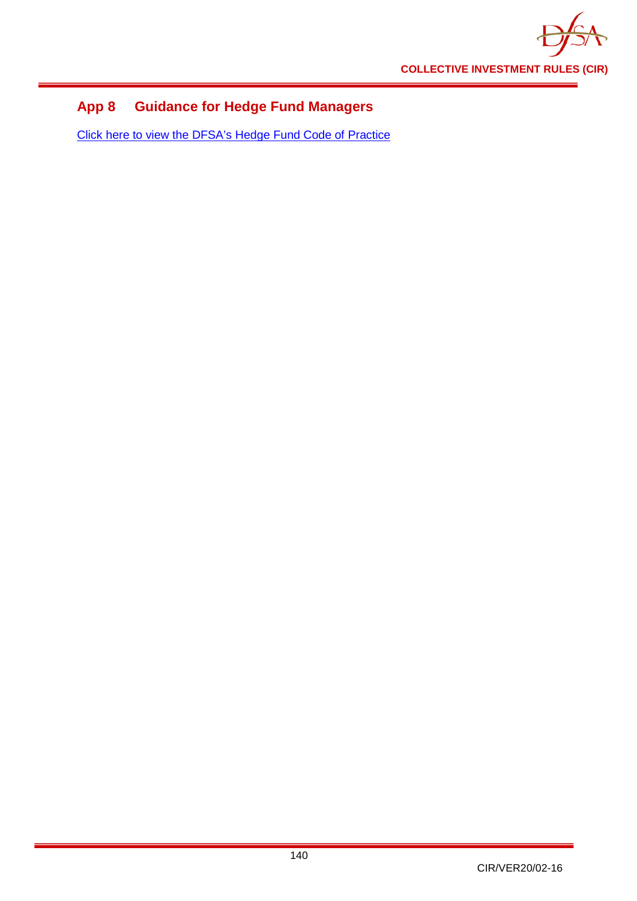## App 8 Guidance for Hedge Fund Managers

Click here to view the DFSA's Hedge Fund Code of Practice